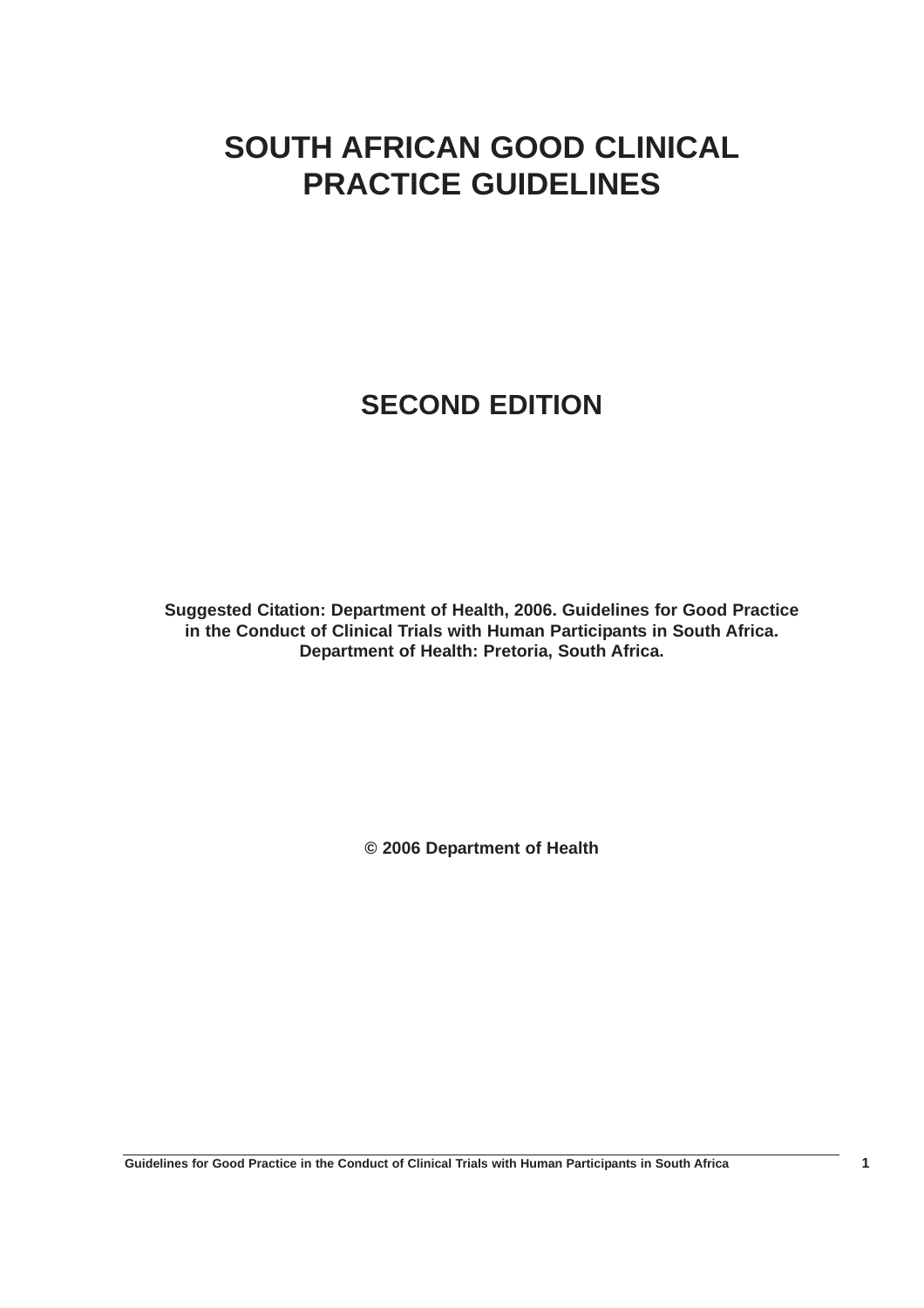# SOUTH AFRICAN GOOD CLINICAL PRACTICE GUIDELINES

## SECOND EDITION

**Suggested Citation: Department of Health, 2006. Guidelines for Good Practice in the Conduct of Clinical Trials with Human Participants in South Africa. Department of Health: Pretoria, South Africa.**

**© 2006 Department of Health**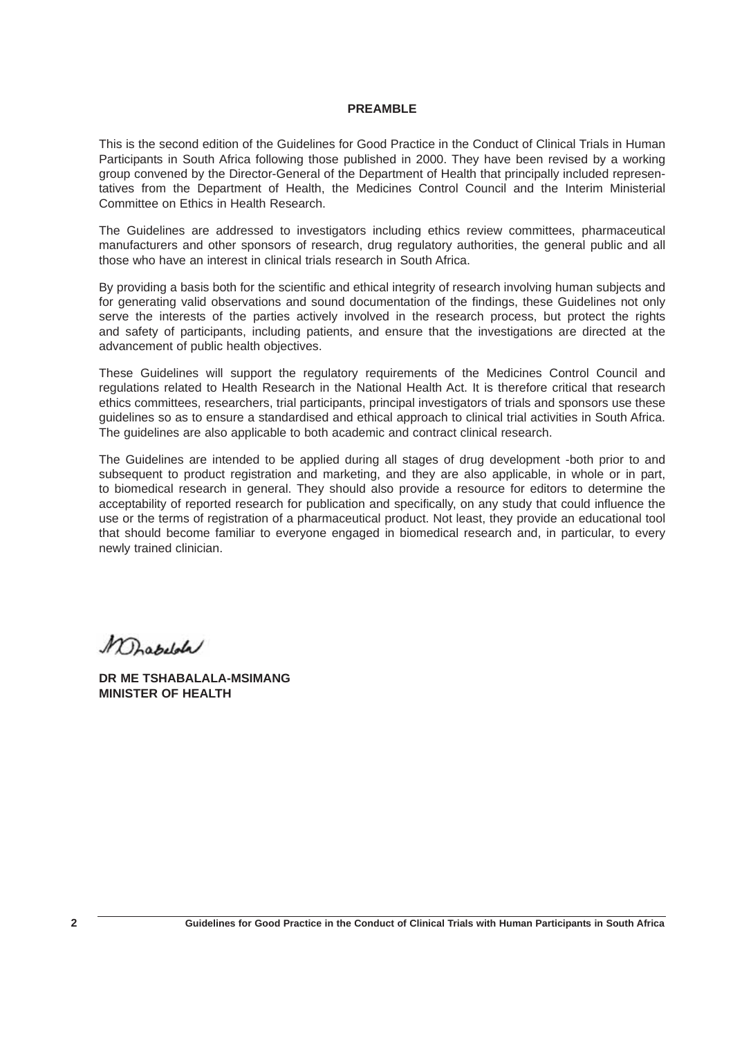**PREAMBLE**

This is the second edition of the Guidelines for Good Practice in the Conduct of Clinical Trials in Human Participants in South Africa following those published in 2000. They have been revised by a working group convened by the Director-General of the Department of Health that principally included representatives from the Department of Health, the Medicines Control Council and the Interim Ministerial Committee on Ethics in Health Research.

The Guidelines are addressed to investigators including ethics review committees, pharmaceutical manufacturers and other sponsors of research, drug regulatory authorities, the general public and all those who have an interest in clinical trials research in South Africa.

By providing a basis both for the scientific and ethical integrity of research involving human subjects and for generating valid observations and sound documentation of the findings, these Guidelines not only serve the interests of the parties actively involved in the research process, but protect the rights and safety of participants, including patients, and ensure that the investigations are directed at the advancement of public health objectives.

These Guidelines will support the regulatory requirements of the Medicines Control Council and regulations related to Health Research in the National Health Act. It is therefore critical that research ethics committees, researchers, trial participants, principal investigators of trials and sponsors use these guidelines so as to ensure a standardised and ethical approach to clinical trial activities in South Africa. The guidelines are also applicable to both academic and contract clinical research.

The Guidelines are intended to be applied during all stages of drug development -both prior to and subsequent to product registration and marketing, and they are also applicable, in whole or in part, to biomedical research in general. They should also provide a resource for editors to determine the acceptability of reported research for publication and specifically, on any study that could influence the use or the terms of registration of a pharmaceutical product. Not least, they provide an educational tool that should become familiar to everyone engaged in biomedical research and, in particular, to every newly trained clinician.

**DR ME TSHABALALA-MSIMANG**
**MINISTER OF HEALTH**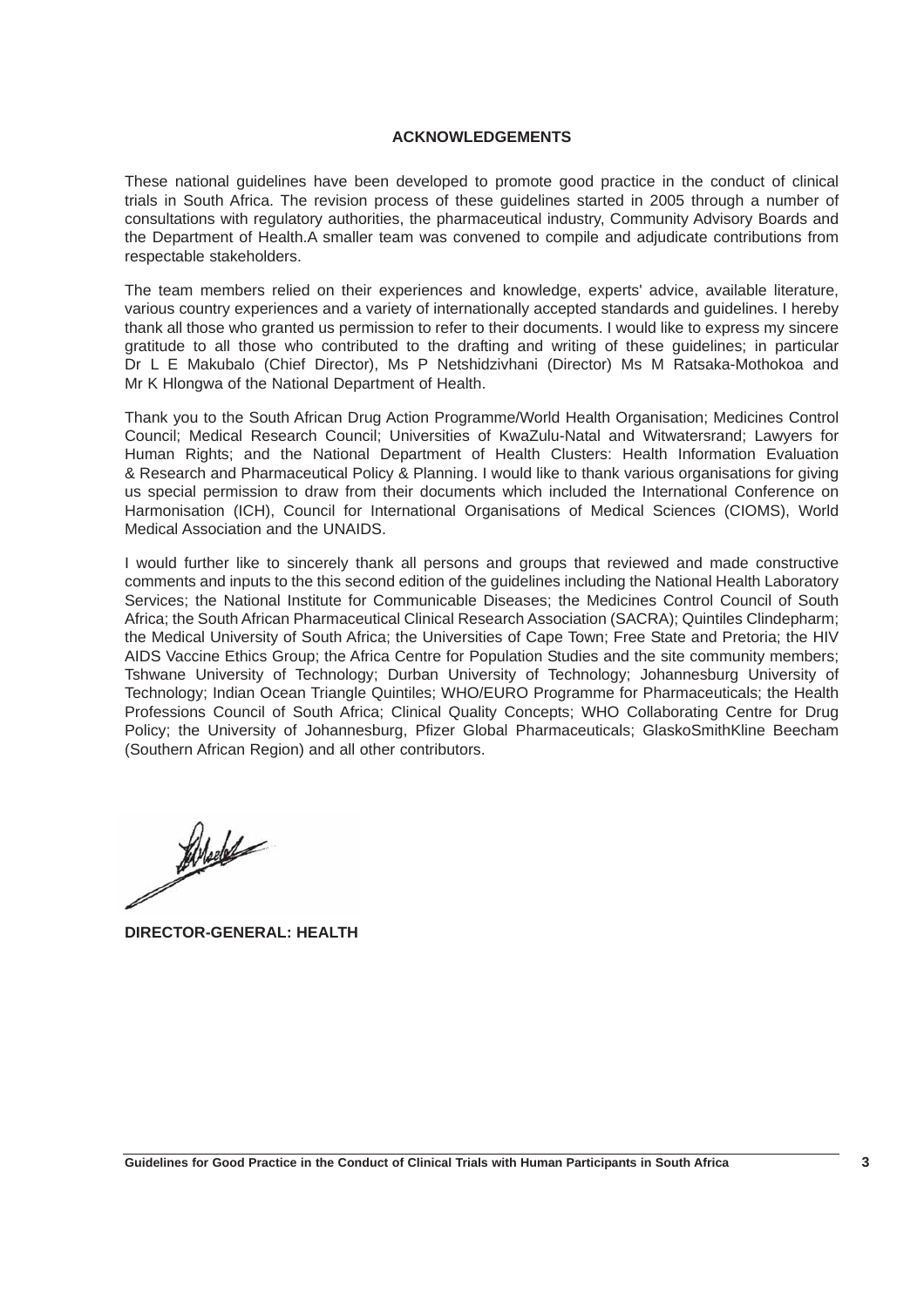## ACKNOWLEDGEMENTS

These national guidelines have been developed to promote good practice in the conduct of clinical trials in South Africa. The revision process of these guidelines started in 2005 through a number of consultations with regulatory authorities, the pharmaceutical industry, Community Advisory Boards and the Department of Health.A smaller team was convened to compile and adjudicate contributions from respectable stakeholders.

The team members relied on their experiences and knowledge, experts' advice, available literature, various country experiences and a variety of internationally accepted standards and guidelines. I hereby thank all those who granted us permission to refer to their documents. I would like to express my sincere gratitude to all those who contributed to the drafting and writing of these guidelines; in particular Dr L E Makubalo (Chief Director), Ms P Netshidzivhani (Director) Ms M Ratsaka-Mothokoa and Mr K Hlongwa of the National Department of Health.

Thank you to the South African Drug Action Programme/World Health Organisation; Medicines Control Council; Medical Research Council; Universities of KwaZulu-Natal and Witwatersrand; Lawyers for Human Rights; and the National Department of Health Clusters: Health Information Evaluation & Research and Pharmaceutical Policy & Planning. I would like to thank various organisations for giving us special permission to draw from their documents which included the International Conference on Harmonisation (ICH), Council for International Organisations of Medical Sciences (CIOMS), World Medical Association and the UNAIDS.

I would further like to sincerely thank all persons and groups that reviewed and made constructive comments and inputs to the this second edition of the guidelines including the National Health Laboratory Services; the National Institute for Communicable Diseases; the Medicines Control Council of South Africa; the South African Pharmaceutical Clinical Research Association (SACRA); Quintiles Clindepharm; the Medical University of South Africa; the Universities of Cape Town; Free State and Pretoria; the HIV AIDS Vaccine Ethics Group; the Africa Centre for Population Studies and the site community members; Tshwane University of Technology; Durban University of Technology; Johannesburg University of Technology; Indian Ocean Triangle Quintiles; WHO/EURO Programme for Pharmaceuticals; the Health Professions Council of South Africa; Clinical Quality Concepts; WHO Collaborating Centre for Drug Policy; the University of Johannesburg, Pfizer Global Pharmaceuticals; GlaskoSmithKline Beecham (Southern African Region) and all other contributors.

**DIRECTOR-GENERAL: HEALTH**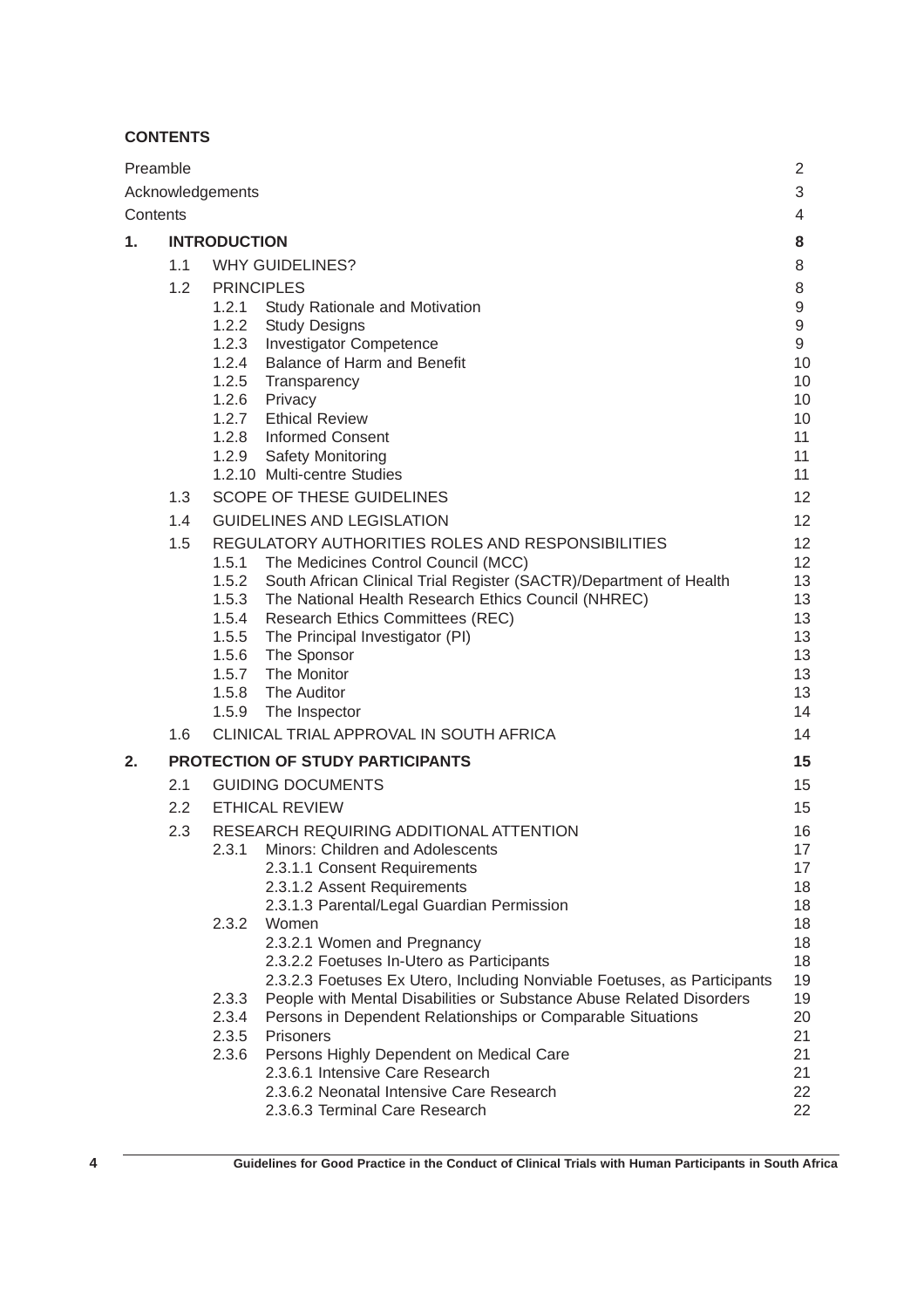**CONTENTS**

| | | | | |
|---|---|---|---|---|
| Preamble | | | | 2 |
| Acknowledgements | | | | 3 |
| Contents | | | | 4 |
| **1.** | **INTRODUCTION** | | | **8** |
| | 1.1 | WHY GUIDELINES? | | 8 |
| | 1.2 | PRINCIPLES | | 8 |
| | | 1.2.1 | Study Rationale and Motivation | 9 |
| | | 1.2.2 | Study Designs | 9 |
| | | 1.2.3 | Investigator Competence | 9 |
| | | 1.2.4 | Balance of Harm and Benefit | 10 |
| | | 1.2.5 | Transparency | 10 |
| | | 1.2.6 | Privacy | 10 |
| | | 1.2.7 | Ethical Review | 10 |
| | | 1.2.8 | Informed Consent | 11 |
| | | 1.2.9 | Safety Monitoring | 11 |
| | | 1.2.10 | Multi-centre Studies | 11 |
| | 1.3 | SCOPE OF THESE GUIDELINES | | 12 |
| | 1.4 | GUIDELINES AND LEGISLATION | | 12 |
| | 1.5 | REGULATORY AUTHORITIES ROLES AND RESPONSIBILITIES | | 12 |
| | | 1.5.1 | The Medicines Control Council (MCC) | 12 |
| | | 1.5.2 | South African Clinical Trial Register (SACTR)/Department of Health | 13 |
| | | 1.5.3 | The National Health Research Ethics Council (NHREC) | 13 |
| | | 1.5.4 | Research Ethics Committees (REC) | 13 |
| | | 1.5.5 | The Principal Investigator (PI) | 13 |
| | | 1.5.6 | The Sponsor | 13 |
| | | 1.5.7 | The Monitor | 13 |
| | | 1.5.8 | The Auditor | 13 |
| | | 1.5.9 | The Inspector | 14 |
| | 1.6 | CLINICAL TRIAL APPROVAL IN SOUTH AFRICA | | 14 |
| **2.** | **PROTECTION OF STUDY PARTICIPANTS** | | | **15** |
| | 2.1 | GUIDING DOCUMENTS | | 15 |
| | 2.2 | ETHICAL REVIEW | | 15 |
| | 2.3 | RESEARCH REQUIRING ADDITIONAL ATTENTION | | 16 |
| | | 2.3.1 | Minors: Children and Adolescents | 17 |
| | | | 2.3.1.1 Consent Requirements | 17 |
| | | | 2.3.1.2 Assent Requirements | 18 |
| | | | 2.3.1.3 Parental/Legal Guardian Permission | 18 |
| | | 2.3.2 | Women | 18 |
| | | | 2.3.2.1 Women and Pregnancy | 18 |
| | | | 2.3.2.2 Foetuses In-Utero as Participants | 18 |
| | | | 2.3.2.3 Foetuses Ex Utero, Including Nonviable Foetuses, as Participants | 19 |
| | | 2.3.3 | People with Mental Disabilities or Substance Abuse Related Disorders | 19 |
| | | 2.3.4 | Persons in Dependent Relationships or Comparable Situations | 20 |
| | | 2.3.5 | Prisoners | 21 |
| | | 2.3.6 | Persons Highly Dependent on Medical Care | 21 |
| | | | 2.3.6.1 Intensive Care Research | 21 |
| | | | 2.3.6.2 Neonatal Intensive Care Research | 22 |
| | | | 2.3.6.3 Terminal Care Research | 22 |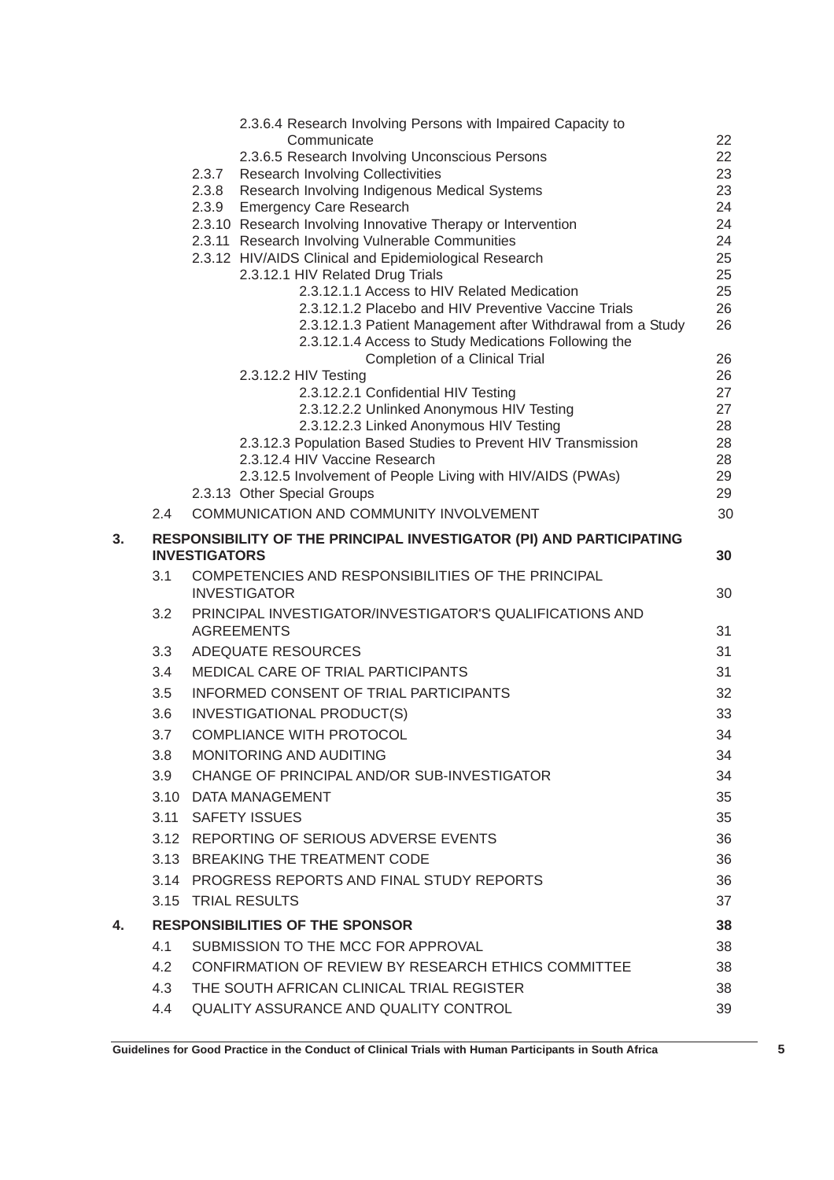| | | | |
|---|---|---|---|
| | | 2.3.6.4 Research Involving Persons with Impaired Capacity to Communicate | 22 |
| | | 2.3.6.5 Research Involving Unconscious Persons | 22 |
| | | 2.3.7 Research Involving Collectivities | 23 |
| | | 2.3.8 Research Involving Indigenous Medical Systems | 23 |
| | | 2.3.9 Emergency Care Research | 24 |
| | | 2.3.10 Research Involving Innovative Therapy or Intervention | 24 |
| | | 2.3.11 Research Involving Vulnerable Communities | 24 |
| | | 2.3.12 HIV/AIDS Clinical and Epidemiological Research | 25 |
| | | 2.3.12.1 HIV Related Drug Trials | 25 |
| | | 2.3.12.1.1 Access to HIV Related Medication | 25 |
| | | 2.3.12.1.2 Placebo and HIV Preventive Vaccine Trials | 26 |
| | | 2.3.12.1.3 Patient Management after Withdrawal from a Study | 26 |
| | | 2.3.12.1.4 Access to Study Medications Following the Completion of a Clinical Trial | 26 |
| | | 2.3.12.2 HIV Testing | 26 |
| | | 2.3.12.2.1 Confidential HIV Testing | 27 |
| | | 2.3.12.2.2 Unlinked Anonymous HIV Testing | 27 |
| | | 2.3.12.2.3 Linked Anonymous HIV Testing | 28 |
| | | 2.3.12.3 Population Based Studies to Prevent HIV Transmission | 28 |
| | | 2.3.12.4 HIV Vaccine Research | 28 |
| | | 2.3.12.5 Involvement of People Living with HIV/AIDS (PWAs) | 29 |
| | | 2.3.13 Other Special Groups | 29 |
| | 2.4 | COMMUNICATION AND COMMUNITY INVOLVEMENT | 30 |
| **3.** | **RESPONSIBILITY OF THE PRINCIPAL INVESTIGATOR (PI) AND PARTICIPATING INVESTIGATORS** | | **30** |
| | 3.1 | COMPETENCIES AND RESPONSIBILITIES OF THE PRINCIPAL INVESTIGATOR | 30 |
| | 3.2 | PRINCIPAL INVESTIGATOR/INVESTIGATOR'S QUALIFICATIONS AND AGREEMENTS | 31 |
| | 3.3 | ADEQUATE RESOURCES | 31 |
| | 3.4 | MEDICAL CARE OF TRIAL PARTICIPANTS | 31 |
| | 3.5 | INFORMED CONSENT OF TRIAL PARTICIPANTS | 32 |
| | 3.6 | INVESTIGATIONAL PRODUCT(S) | 33 |
| | 3.7 | COMPLIANCE WITH PROTOCOL | 34 |
| | 3.8 | MONITORING AND AUDITING | 34 |
| | 3.9 | CHANGE OF PRINCIPAL AND/OR SUB-INVESTIGATOR | 34 |
| | 3.10 | DATA MANAGEMENT | 35 |
| | 3.11 | SAFETY ISSUES | 35 |
| | 3.12 | REPORTING OF SERIOUS ADVERSE EVENTS | 36 |
| | 3.13 | BREAKING THE TREATMENT CODE | 36 |
| | 3.14 | PROGRESS REPORTS AND FINAL STUDY REPORTS | 36 |
| | 3.15 | TRIAL RESULTS | 37 |
| **4.** | **RESPONSIBILITIES OF THE SPONSOR** | | **38** |
| | 4.1 | SUBMISSION TO THE MCC FOR APPROVAL | 38 |
| | 4.2 | CONFIRMATION OF REVIEW BY RESEARCH ETHICS COMMITTEE | 38 |
| | 4.3 | THE SOUTH AFRICAN CLINICAL TRIAL REGISTER | 38 |
| | 4.4 | QUALITY ASSURANCE AND QUALITY CONTROL | 39 |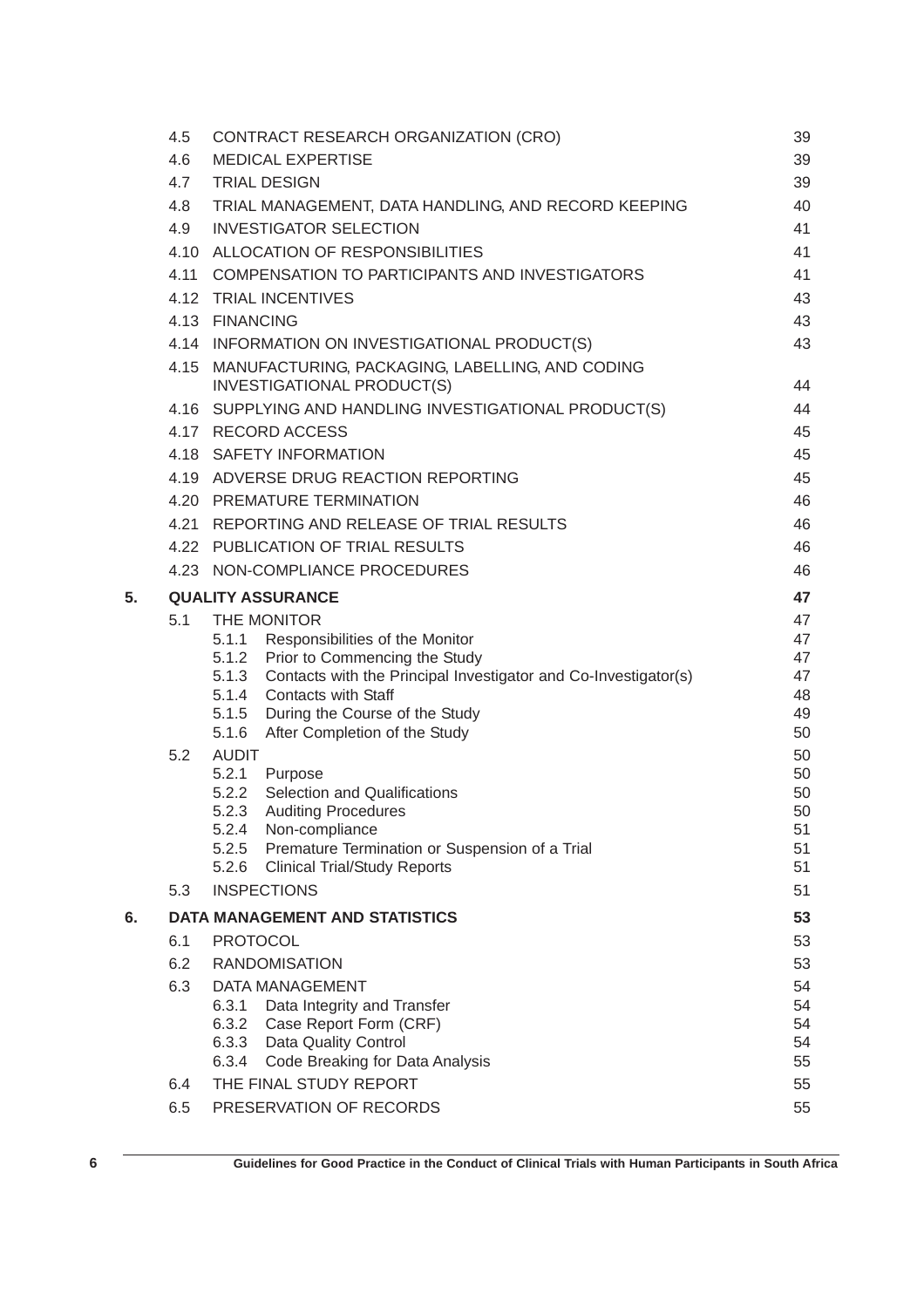| | | |
|---|---|---|
| 4.5 | CONTRACT RESEARCH ORGANIZATION (CRO) | 39 |
| 4.6 | MEDICAL EXPERTISE | 39 |
| 4.7 | TRIAL DESIGN | 39 |
| 4.8 | TRIAL MANAGEMENT, DATA HANDLING, AND RECORD KEEPING | 40 |
| 4.9 | INVESTIGATOR SELECTION | 41 |
| 4.10 | ALLOCATION OF RESPONSIBILITIES | 41 |
| 4.11 | COMPENSATION TO PARTICIPANTS AND INVESTIGATORS | 41 |
| 4.12 | TRIAL INCENTIVES | 43 |
| 4.13 | FINANCING | 43 |
| 4.14 | INFORMATION ON INVESTIGATIONAL PRODUCT(S) | 43 |
| 4.15 | MANUFACTURING, PACKAGING, LABELLING, AND CODING INVESTIGATIONAL PRODUCT(S) | 44 |
| 4.16 | SUPPLYING AND HANDLING INVESTIGATIONAL PRODUCT(S) | 44 |
| 4.17 | RECORD ACCESS | 45 |
| 4.18 | SAFETY INFORMATION | 45 |
| 4.19 | ADVERSE DRUG REACTION REPORTING | 45 |
| 4.20 | PREMATURE TERMINATION | 46 |
| 4.21 | REPORTING AND RELEASE OF TRIAL RESULTS | 46 |
| 4.22 | PUBLICATION OF TRIAL RESULTS | 46 |
| 4.23 | NON-COMPLIANCE PROCEDURES | 46 |
| **5.** | **QUALITY ASSURANCE** | **47** |
| 5.1 | THE MONITOR | 47 |
| 5.1.1 | Responsibilities of the Monitor | 47 |
| 5.1.2 | Prior to Commencing the Study | 47 |
| 5.1.3 | Contacts with the Principal Investigator and Co-Investigator(s) | 47 |
| 5.1.4 | Contacts with Staff | 48 |
| 5.1.5 | During the Course of the Study | 49 |
| 5.1.6 | After Completion of the Study | 50 |
| 5.2 | AUDIT | 50 |
| 5.2.1 | Purpose | 50 |
| 5.2.2 | Selection and Qualifications | 50 |
| 5.2.3 | Auditing Procedures | 50 |
| 5.2.4 | Non-compliance | 51 |
| 5.2.5 | Premature Termination or Suspension of a Trial | 51 |
| 5.2.6 | Clinical Trial/Study Reports | 51 |
| 5.3 | INSPECTIONS | 51 |
| **6.** | **DATA MANAGEMENT AND STATISTICS** | **53** |
| 6.1 | PROTOCOL | 53 |
| 6.2 | RANDOMISATION | 53 |
| 6.3 | DATA MANAGEMENT | 54 |
| 6.3.1 | Data Integrity and Transfer | 54 |
| 6.3.2 | Case Report Form (CRF) | 54 |
| 6.3.3 | Data Quality Control | 54 |
| 6.3.4 | Code Breaking for Data Analysis | 55 |
| 6.4 | THE FINAL STUDY REPORT | 55 |
| 6.5 | PRESERVATION OF RECORDS | 55 |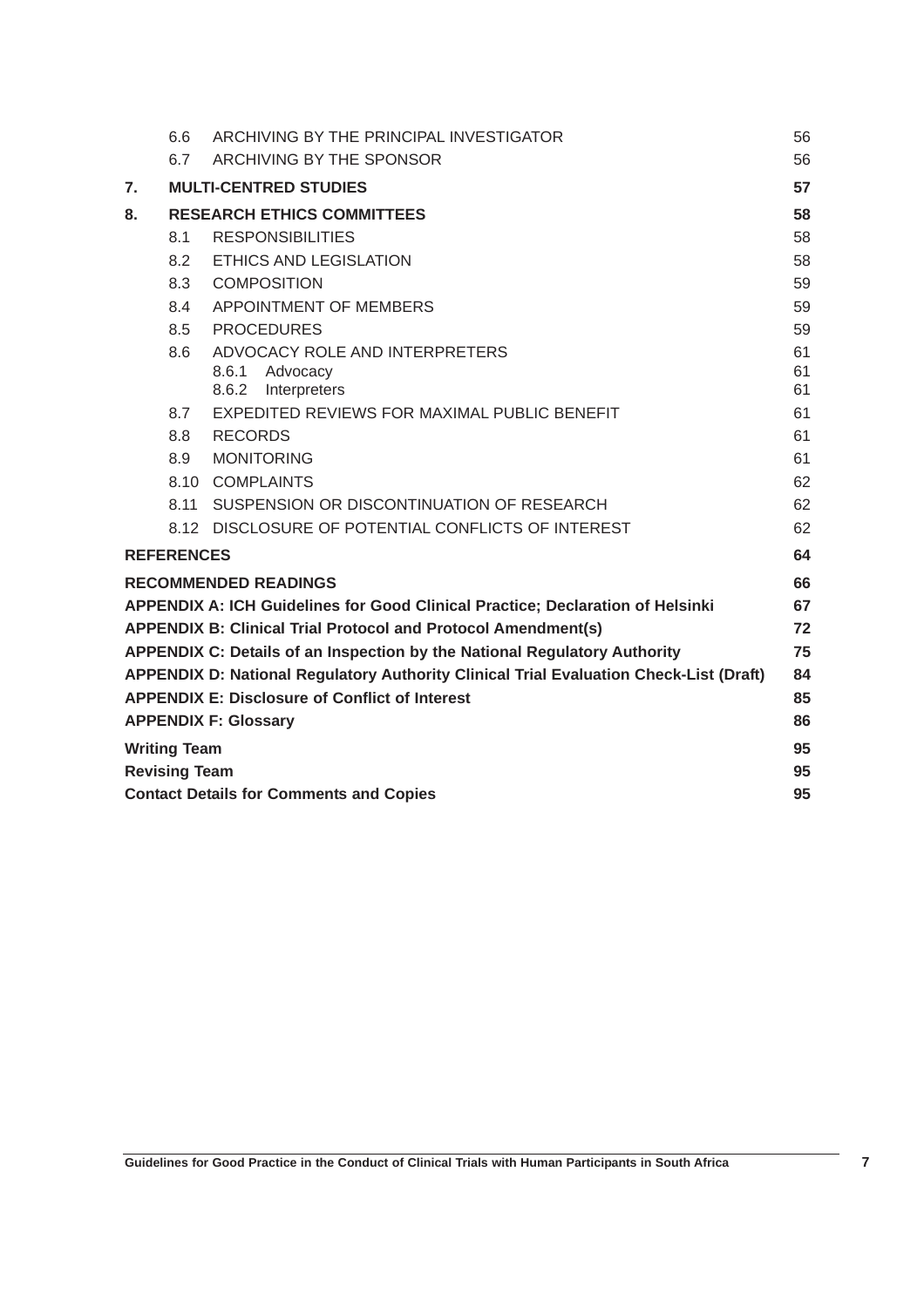| | | | |
|---|---|---|---|
| | 6.6 | ARCHIVING BY THE PRINCIPAL INVESTIGATOR | 56 |
| | 6.7 | ARCHIVING BY THE SPONSOR | 56 |
| **7.** | **MULTI-CENTRED STUDIES** | | **57** |
| **8.** | **RESEARCH ETHICS COMMITTEES** | | **58** |
| | 8.1 | RESPONSIBILITIES | 58 |
| | 8.2 | ETHICS AND LEGISLATION | 58 |
| | 8.3 | COMPOSITION | 59 |
| | 8.4 | APPOINTMENT OF MEMBERS | 59 |
| | 8.5 | PROCEDURES | 59 |
| | 8.6 | ADVOCACY ROLE AND INTERPRETERS | 61 |
| | | 8.6.1 Advocacy | 61 |
| | | 8.6.2 Interpreters | 61 |
| | 8.7 | EXPEDITED REVIEWS FOR MAXIMAL PUBLIC BENEFIT | 61 |
| | 8.8 | RECORDS | 61 |
| | 8.9 | MONITORING | 61 |
| | 8.10 | COMPLAINTS | 62 |
| | 8.11 | SUSPENSION OR DISCONTINUATION OF RESEARCH | 62 |
| | 8.12 | DISCLOSURE OF POTENTIAL CONFLICTS OF INTEREST | 62 |
| **REFERENCES** | | | **64** |
| **RECOMMENDED READINGS** | | | **66** |
| **APPENDIX A: ICH Guidelines for Good Clinical Practice; Declaration of Helsinki** | | | **67** |
| **APPENDIX B: Clinical Trial Protocol and Protocol Amendment(s)** | | | **72** |
| **APPENDIX C: Details of an Inspection by the National Regulatory Authority** | | | **75** |
| **APPENDIX D: National Regulatory Authority Clinical Trial Evaluation Check-List (Draft)** | | | **84** |
| **APPENDIX E: Disclosure of Conflict of Interest** | | | **85** |
| **APPENDIX F: Glossary** | | | **86** |
| **Writing Team** | | | **95** |
| **Revising Team** | | | **95** |
| **Contact Details for Comments and Copies** | | | **95** |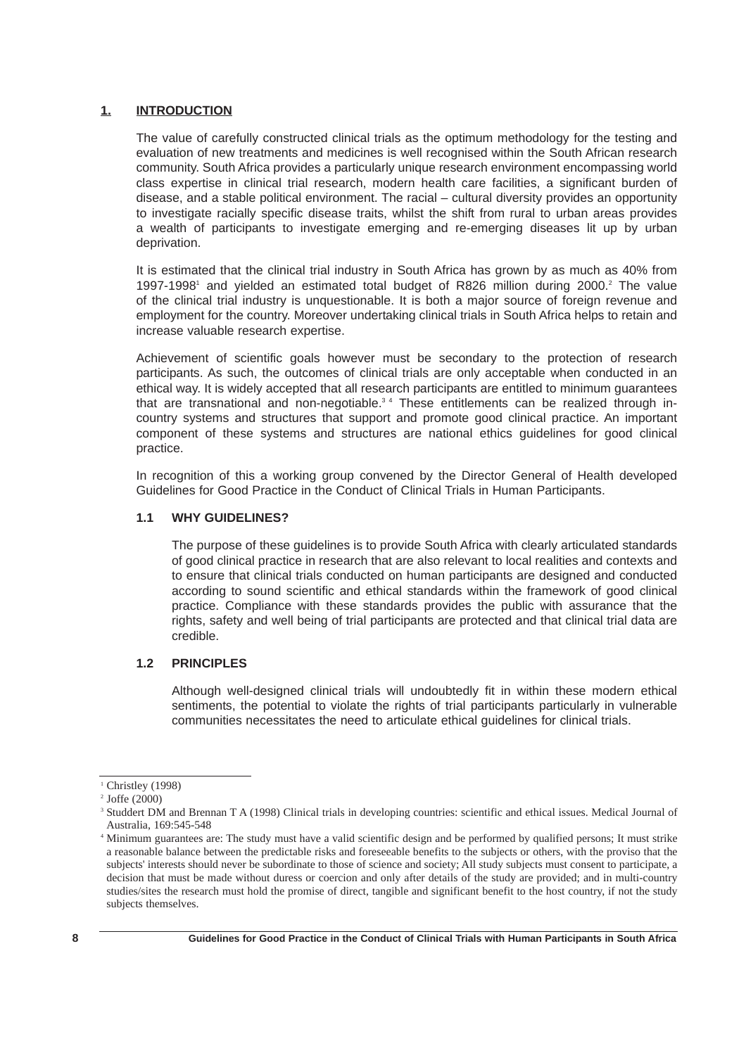## 1. INTRODUCTION

The value of carefully constructed clinical trials as the optimum methodology for the testing and evaluation of new treatments and medicines is well recognised within the South African research community. South Africa provides a particularly unique research environment encompassing world class expertise in clinical trial research, modern health care facilities, a significant burden of disease, and a stable political environment. The racial – cultural diversity provides an opportunity to investigate racially specific disease traits, whilst the shift from rural to urban areas provides a wealth of participants to investigate emerging and re-emerging diseases lit up by urban deprivation.

It is estimated that the clinical trial industry in South Africa has grown by as much as 40% from 1997-1998[1] and yielded an estimated total budget of R826 million during 2000.[2] The value of the clinical trial industry is unquestionable. It is both a major source of foreign revenue and employment for the country. Moreover undertaking clinical trials in South Africa helps to retain and increase valuable research expertise.

Achievement of scientific goals however must be secondary to the protection of research participants. As such, the outcomes of clinical trials are only acceptable when conducted in an ethical way. It is widely accepted that all research participants are entitled to minimum guarantees that are transnational and non-negotiable.[3 4] These entitlements can be realized through in-country systems and structures that support and promote good clinical practice. An important component of these systems and structures are national ethics guidelines for good clinical practice.

In recognition of this a working group convened by the Director General of Health developed Guidelines for Good Practice in the Conduct of Clinical Trials in Human Participants.

### 1.1 WHY GUIDELINES?

The purpose of these guidelines is to provide South Africa with clearly articulated standards of good clinical practice in research that are also relevant to local realities and contexts and to ensure that clinical trials conducted on human participants are designed and conducted according to sound scientific and ethical standards within the framework of good clinical practice. Compliance with these standards provides the public with assurance that the rights, safety and well being of trial participants are protected and that clinical trial data are credible.

### 1.2 PRINCIPLES

Although well-designed clinical trials will undoubtedly fit in within these modern ethical sentiments, the potential to violate the rights of trial participants particularly in vulnerable communities necessitates the need to articulate ethical guidelines for clinical trials.

---

[1] Christley (1998)

[2] Joffe (2000)

[3] Studdert DM and Brennan T A (1998) Clinical trials in developing countries: scientific and ethical issues. Medical Journal of Australia, 169:545-548

[4] Minimum guarantees are: The study must have a valid scientific design and be performed by qualified persons; It must strike a reasonable balance between the predictable risks and foreseeable benefits to the subjects or others, with the proviso that the subjects' interests should never be subordinate to those of science and society; All study subjects must consent to participate, a decision that must be made without duress or coercion and only after details of the study are provided; and in multi-country studies/sites the research must hold the promise of direct, tangible and significant benefit to the host country, if not the study subjects themselves.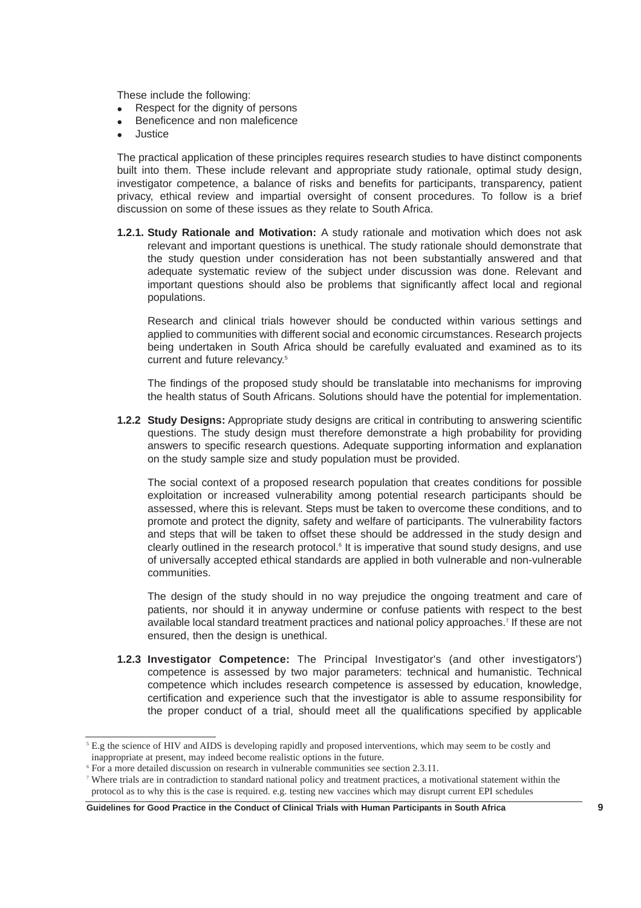These include the following:

- Respect for the dignity of persons
- Beneficence and non maleficence
- Justice

The practical application of these principles requires research studies to have distinct components built into them. These include relevant and appropriate study rationale, optimal study design, investigator competence, a balance of risks and benefits for participants, transparency, patient privacy, ethical review and impartial oversight of consent procedures. To follow is a brief discussion on some of these issues as they relate to South Africa.

**1.2.1. Study Rationale and Motivation:** A study rationale and motivation which does not ask relevant and important questions is unethical. The study rationale should demonstrate that the study question under consideration has not been substantially answered and that adequate systematic review of the subject under discussion was done. Relevant and important questions should also be problems that significantly affect local and regional populations.

Research and clinical trials however should be conducted within various settings and applied to communities with different social and economic circumstances. Research projects being undertaken in South Africa should be carefully evaluated and examined as to its current and future relevancy.[5]

The findings of the proposed study should be translatable into mechanisms for improving the health status of South Africans. Solutions should have the potential for implementation.

**1.2.2 Study Designs:** Appropriate study designs are critical in contributing to answering scientific questions. The study design must therefore demonstrate a high probability for providing answers to specific research questions. Adequate supporting information and explanation on the study sample size and study population must be provided.

The social context of a proposed research population that creates conditions for possible exploitation or increased vulnerability among potential research participants should be assessed, where this is relevant. Steps must be taken to overcome these conditions, and to promote and protect the dignity, safety and welfare of participants. The vulnerability factors and steps that will be taken to offset these should be addressed in the study design and clearly outlined in the research protocol.[6] It is imperative that sound study designs, and use of universally accepted ethical standards are applied in both vulnerable and non-vulnerable communities.

The design of the study should in no way prejudice the ongoing treatment and care of patients, nor should it in anyway undermine or confuse patients with respect to the best available local standard treatment practices and national policy approaches.[7] If these are not ensured, then the design is unethical.

**1.2.3 Investigator Competence:** The Principal Investigator's (and other investigators') competence is assessed by two major parameters: technical and humanistic. Technical competence which includes research competence is assessed by education, knowledge, certification and experience such that the investigator is able to assume responsibility for the proper conduct of a trial, should meet all the qualifications specified by applicable

---

[5] E.g the science of HIV and AIDS is developing rapidly and proposed interventions, which may seem to be costly and inappropriate at present, may indeed become realistic options in the future.

[6] For a more detailed discussion on research in vulnerable communities see section 2.3.11.

[7] Where trials are in contradiction to standard national policy and treatment practices, a motivational statement within the protocol as to why this is the case is required. e.g. testing new vaccines which may disrupt current EPI schedules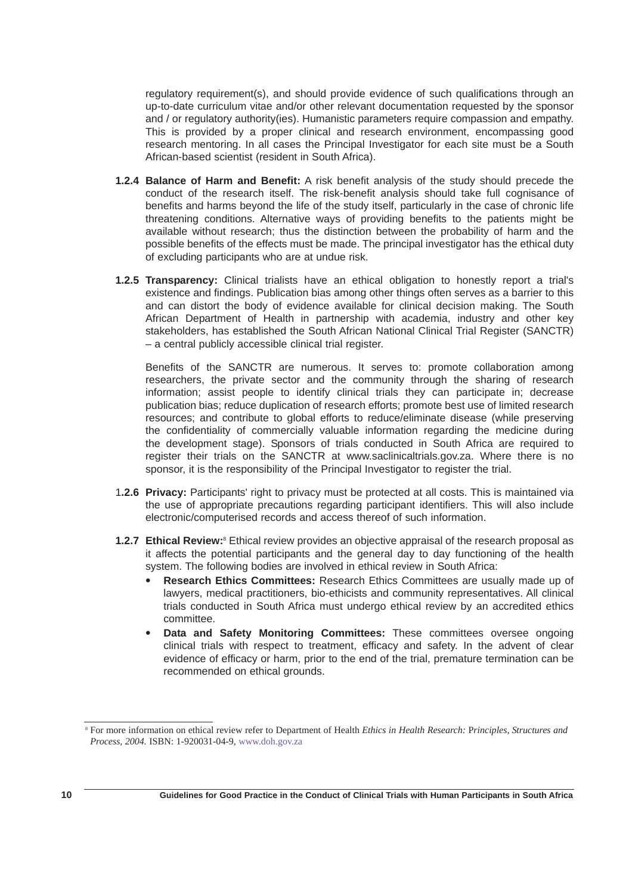regulatory requirement(s), and should provide evidence of such qualifications through an up-to-date curriculum vitae and/or other relevant documentation requested by the sponsor and / or regulatory authority(ies). Humanistic parameters require compassion and empathy. This is provided by a proper clinical and research environment, encompassing good research mentoring. In all cases the Principal Investigator for each site must be a South African-based scientist (resident in South Africa).

**1.2.4 Balance of Harm and Benefit:** A risk benefit analysis of the study should precede the conduct of the research itself. The risk-benefit analysis should take full cognisance of benefits and harms beyond the life of the study itself, particularly in the case of chronic life threatening conditions. Alternative ways of providing benefits to the patients might be available without research; thus the distinction between the probability of harm and the possible benefits of the effects must be made. The principal investigator has the ethical duty of excluding participants who are at undue risk.

**1.2.5 Transparency:** Clinical trialists have an ethical obligation to honestly report a trial's existence and findings. Publication bias among other things often serves as a barrier to this and can distort the body of evidence available for clinical decision making. The South African Department of Health in partnership with academia, industry and other key stakeholders, has established the South African National Clinical Trial Register (SANCTR) – a central publicly accessible clinical trial register.

Benefits of the SANCTR are numerous. It serves to: promote collaboration among researchers, the private sector and the community through the sharing of research information; assist people to identify clinical trials they can participate in; decrease publication bias; reduce duplication of research efforts; promote best use of limited research resources; and contribute to global efforts to reduce/eliminate disease (while preserving the confidentiality of commercially valuable information regarding the medicine during the development stage). Sponsors of trials conducted in South Africa are required to register their trials on the SANCTR at www.saclinicaltrials.gov.za. Where there is no sponsor, it is the responsibility of the Principal Investigator to register the trial.

**1.2.6 Privacy:** Participants' right to privacy must be protected at all costs. This is maintained via the use of appropriate precautions regarding participant identifiers. This will also include electronic/computerised records and access thereof of such information.

**1.2.7 Ethical Review:**[8] Ethical review provides an objective appraisal of the research proposal as it affects the potential participants and the general day to day functioning of the health system. The following bodies are involved in ethical review in South Africa:

- **Research Ethics Committees:** Research Ethics Committees are usually made up of lawyers, medical practitioners, bio-ethicists and community representatives. All clinical trials conducted in South Africa must undergo ethical review by an accredited ethics committee.
- **Data and Safety Monitoring Committees:** These committees oversee ongoing clinical trials with respect to treatment, efficacy and safety. In the advent of clear evidence of efficacy or harm, prior to the end of the trial, premature termination can be recommended on ethical grounds.

---

[8] For more information on ethical review refer to Department of Health *Ethics in Health Research: Principles, Structures and Process, 2004.* ISBN: 1-920031-04-9, www.doh.gov.za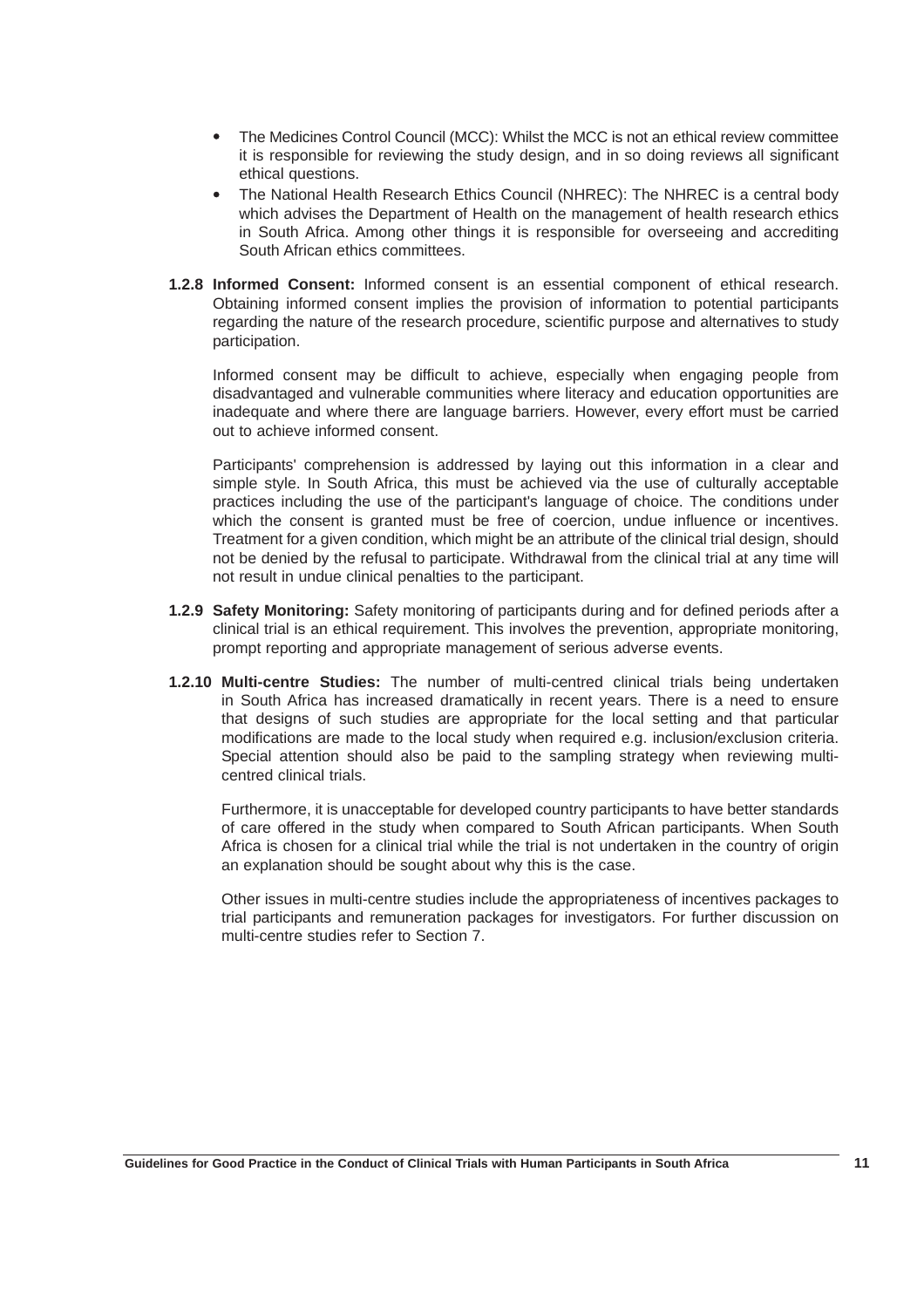- The Medicines Control Council (MCC): Whilst the MCC is not an ethical review committee it is responsible for reviewing the study design, and in so doing reviews all significant ethical questions.
- The National Health Research Ethics Council (NHREC): The NHREC is a central body which advises the Department of Health on the management of health research ethics in South Africa. Among other things it is responsible for overseeing and accrediting South African ethics committees.

**1.2.8 Informed Consent:** Informed consent is an essential component of ethical research. Obtaining informed consent implies the provision of information to potential participants regarding the nature of the research procedure, scientific purpose and alternatives to study participation.

Informed consent may be difficult to achieve, especially when engaging people from disadvantaged and vulnerable communities where literacy and education opportunities are inadequate and where there are language barriers. However, every effort must be carried out to achieve informed consent.

Participants' comprehension is addressed by laying out this information in a clear and simple style. In South Africa, this must be achieved via the use of culturally acceptable practices including the use of the participant's language of choice. The conditions under which the consent is granted must be free of coercion, undue influence or incentives. Treatment for a given condition, which might be an attribute of the clinical trial design, should not be denied by the refusal to participate. Withdrawal from the clinical trial at any time will not result in undue clinical penalties to the participant.

**1.2.9 Safety Monitoring:** Safety monitoring of participants during and for defined periods after a clinical trial is an ethical requirement. This involves the prevention, appropriate monitoring, prompt reporting and appropriate management of serious adverse events.

**1.2.10 Multi-centre Studies:** The number of multi-centred clinical trials being undertaken in South Africa has increased dramatically in recent years. There is a need to ensure that designs of such studies are appropriate for the local setting and that particular modifications are made to the local study when required e.g. inclusion/exclusion criteria. Special attention should also be paid to the sampling strategy when reviewing multi-centred clinical trials.

Furthermore, it is unacceptable for developed country participants to have better standards of care offered in the study when compared to South African participants. When South Africa is chosen for a clinical trial while the trial is not undertaken in the country of origin an explanation should be sought about why this is the case.

Other issues in multi-centre studies include the appropriateness of incentives packages to trial participants and remuneration packages for investigators. For further discussion on multi-centre studies refer to Section 7.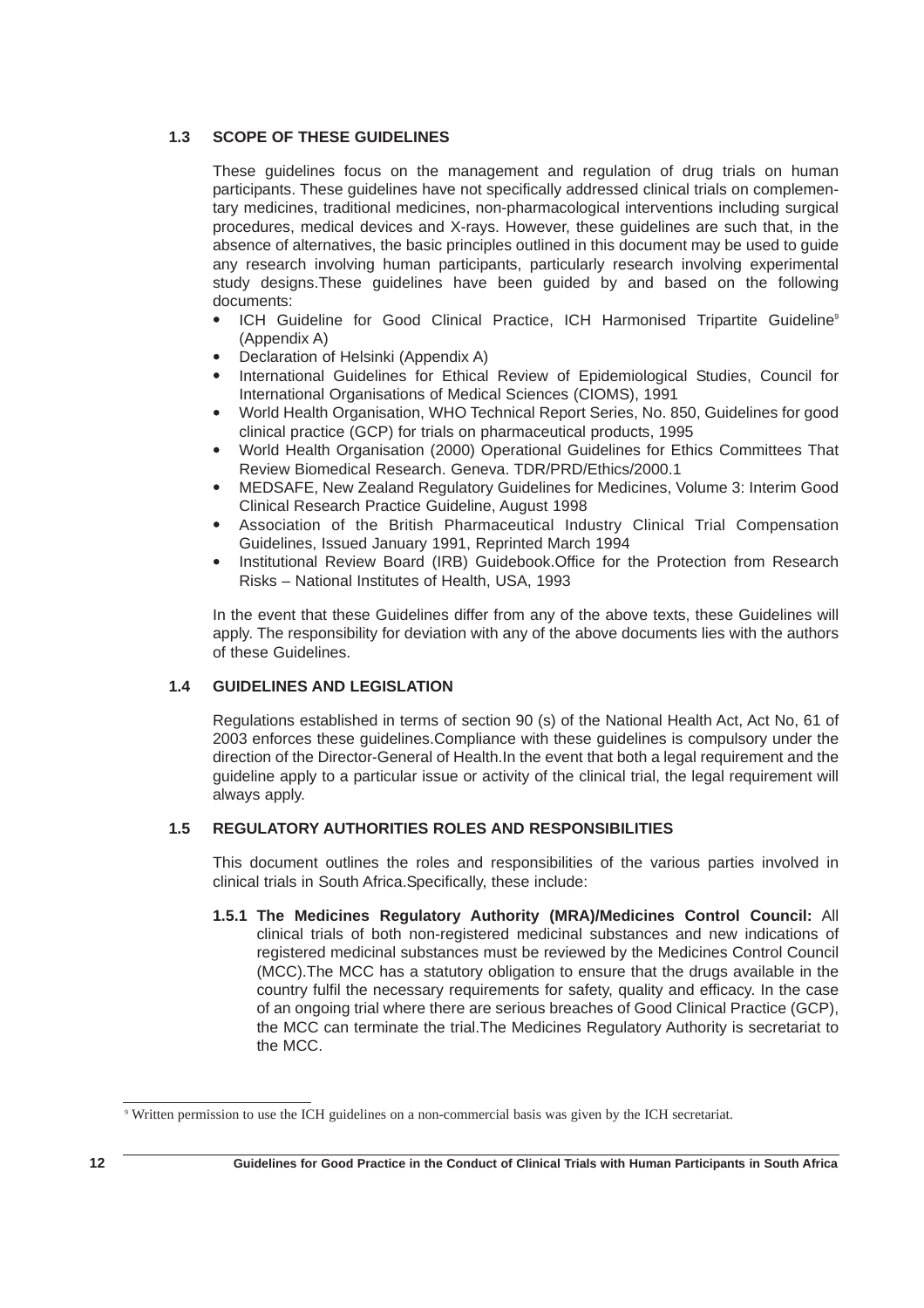### 1.3 SCOPE OF THESE GUIDELINES

These guidelines focus on the management and regulation of drug trials on human participants. These guidelines have not specifically addressed clinical trials on complementary medicines, traditional medicines, non-pharmacological interventions including surgical procedures, medical devices and X-rays. However, these guidelines are such that, in the absence of alternatives, the basic principles outlined in this document may be used to guide any research involving human participants, particularly research involving experimental study designs.These guidelines have been guided by and based on the following documents:

- ICH Guideline for Good Clinical Practice, ICH Harmonised Tripartite Guideline[9] (Appendix A)
- Declaration of Helsinki (Appendix A)
- International Guidelines for Ethical Review of Epidemiological Studies, Council for International Organisations of Medical Sciences (CIOMS), 1991
- World Health Organisation, WHO Technical Report Series, No. 850, Guidelines for good clinical practice (GCP) for trials on pharmaceutical products, 1995
- World Health Organisation (2000) Operational Guidelines for Ethics Committees That Review Biomedical Research. Geneva. TDR/PRD/Ethics/2000.1
- MEDSAFE, New Zealand Regulatory Guidelines for Medicines, Volume 3: Interim Good Clinical Research Practice Guideline, August 1998
- Association of the British Pharmaceutical Industry Clinical Trial Compensation Guidelines, Issued January 1991, Reprinted March 1994
- Institutional Review Board (IRB) Guidebook.Office for the Protection from Research Risks – National Institutes of Health, USA, 1993

In the event that these Guidelines differ from any of the above texts, these Guidelines will apply. The responsibility for deviation with any of the above documents lies with the authors of these Guidelines.

### 1.4 GUIDELINES AND LEGISLATION

Regulations established in terms of section 90 (s) of the National Health Act, Act No, 61 of 2003 enforces these guidelines.Compliance with these guidelines is compulsory under the direction of the Director-General of Health.In the event that both a legal requirement and the guideline apply to a particular issue or activity of the clinical trial, the legal requirement will always apply.

### 1.5 REGULATORY AUTHORITIES ROLES AND RESPONSIBILITIES

This document outlines the roles and responsibilities of the various parties involved in clinical trials in South Africa.Specifically, these include:

**1.5.1 The Medicines Regulatory Authority (MRA)/Medicines Control Council:** All clinical trials of both non-registered medicinal substances and new indications of registered medicinal substances must be reviewed by the Medicines Control Council (MCC).The MCC has a statutory obligation to ensure that the drugs available in the country fulfil the necessary requirements for safety, quality and efficacy. In the case of an ongoing trial where there are serious breaches of Good Clinical Practice (GCP), the MCC can terminate the trial.The Medicines Regulatory Authority is secretariat to the MCC.

---

[9] Written permission to use the ICH guidelines on a non-commercial basis was given by the ICH secretariat.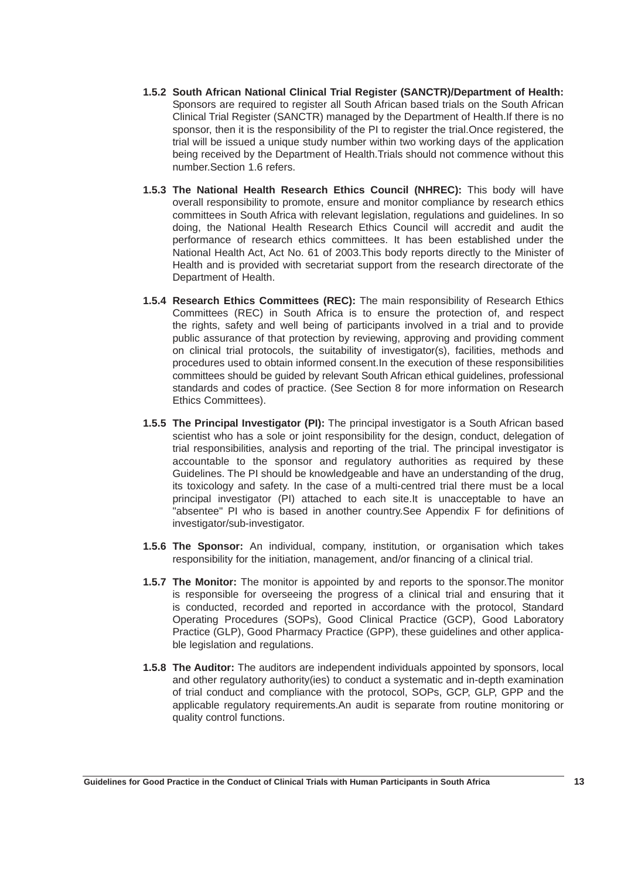**1.5.2 South African National Clinical Trial Register (SANCTR)/Department of Health:** Sponsors are required to register all South African based trials on the South African Clinical Trial Register (SANCTR) managed by the Department of Health.If there is no sponsor, then it is the responsibility of the PI to register the trial.Once registered, the trial will be issued a unique study number within two working days of the application being received by the Department of Health.Trials should not commence without this number.Section 1.6 refers.

**1.5.3 The National Health Research Ethics Council (NHREC):** This body will have overall responsibility to promote, ensure and monitor compliance by research ethics committees in South Africa with relevant legislation, regulations and guidelines. In so doing, the National Health Research Ethics Council will accredit and audit the performance of research ethics committees. It has been established under the National Health Act, Act No. 61 of 2003.This body reports directly to the Minister of Health and is provided with secretariat support from the research directorate of the Department of Health.

**1.5.4 Research Ethics Committees (REC):** The main responsibility of Research Ethics Committees (REC) in South Africa is to ensure the protection of, and respect the rights, safety and well being of participants involved in a trial and to provide public assurance of that protection by reviewing, approving and providing comment on clinical trial protocols, the suitability of investigator(s), facilities, methods and procedures used to obtain informed consent.In the execution of these responsibilities committees should be guided by relevant South African ethical guidelines, professional standards and codes of practice. (See Section 8 for more information on Research Ethics Committees).

**1.5.5 The Principal Investigator (PI):** The principal investigator is a South African based scientist who has a sole or joint responsibility for the design, conduct, delegation of trial responsibilities, analysis and reporting of the trial. The principal investigator is accountable to the sponsor and regulatory authorities as required by these Guidelines. The PI should be knowledgeable and have an understanding of the drug, its toxicology and safety. In the case of a multi-centred trial there must be a local principal investigator (PI) attached to each site.It is unacceptable to have an "absentee" PI who is based in another country.See Appendix F for definitions of investigator/sub-investigator.

**1.5.6 The Sponsor:** An individual, company, institution, or organisation which takes responsibility for the initiation, management, and/or financing of a clinical trial.

**1.5.7 The Monitor:** The monitor is appointed by and reports to the sponsor.The monitor is responsible for overseeing the progress of a clinical trial and ensuring that it is conducted, recorded and reported in accordance with the protocol, Standard Operating Procedures (SOPs), Good Clinical Practice (GCP), Good Laboratory Practice (GLP), Good Pharmacy Practice (GPP), these guidelines and other applicable legislation and regulations.

**1.5.8 The Auditor:** The auditors are independent individuals appointed by sponsors, local and other regulatory authority(ies) to conduct a systematic and in-depth examination of trial conduct and compliance with the protocol, SOPs, GCP, GLP, GPP and the applicable regulatory requirements.An audit is separate from routine monitoring or quality control functions.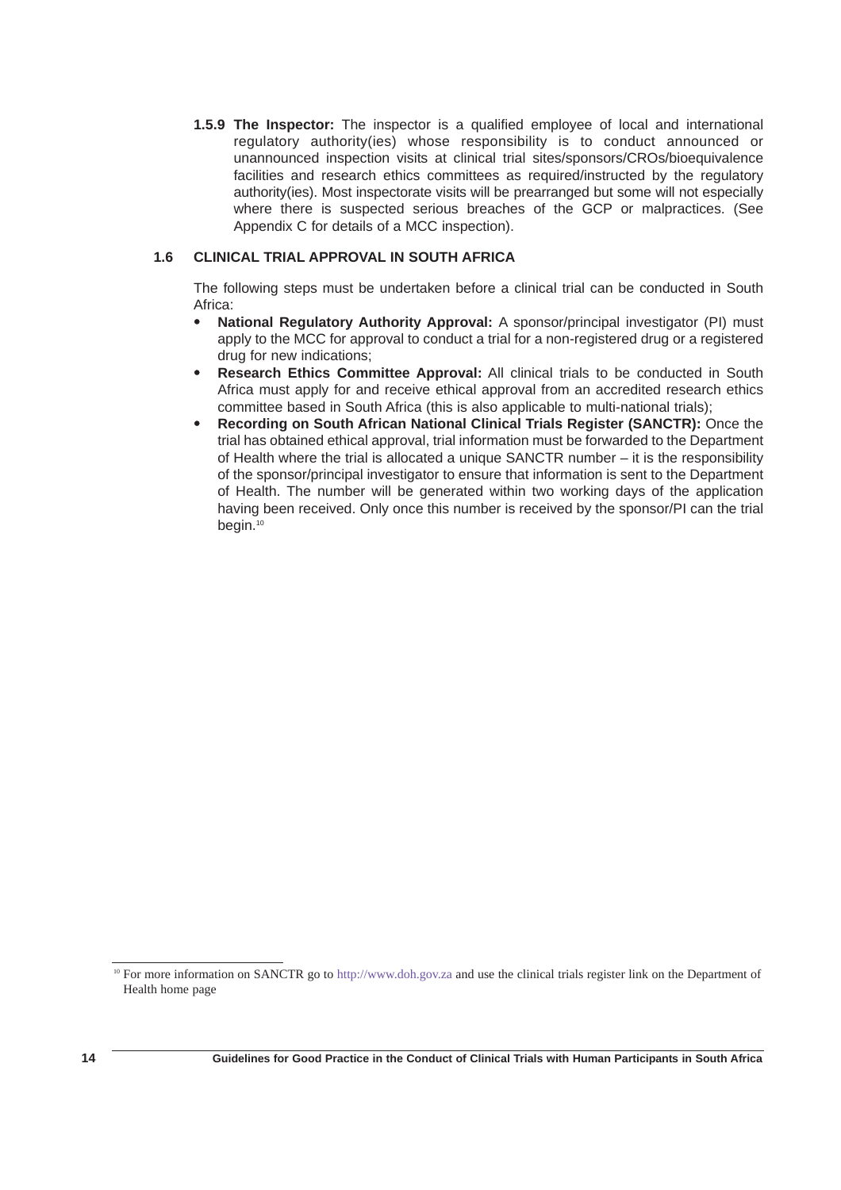**1.5.9 The Inspector:** The inspector is a qualified employee of local and international regulatory authority(ies) whose responsibility is to conduct announced or unannounced inspection visits at clinical trial sites/sponsors/CROs/bioequivalence facilities and research ethics committees as required/instructed by the regulatory authority(ies). Most inspectorate visits will be prearranged but some will not especially where there is suspected serious breaches of the GCP or malpractices. (See Appendix C for details of a MCC inspection).

## 1.6 CLINICAL TRIAL APPROVAL IN SOUTH AFRICA

The following steps must be undertaken before a clinical trial can be conducted in South Africa:

- **National Regulatory Authority Approval:** A sponsor/principal investigator (PI) must apply to the MCC for approval to conduct a trial for a non-registered drug or a registered drug for new indications;
- **Research Ethics Committee Approval:** All clinical trials to be conducted in South Africa must apply for and receive ethical approval from an accredited research ethics committee based in South Africa (this is also applicable to multi-national trials);
- **Recording on South African National Clinical Trials Register (SANCTR):** Once the trial has obtained ethical approval, trial information must be forwarded to the Department of Health where the trial is allocated a unique SANCTR number – it is the responsibility of the sponsor/principal investigator to ensure that information is sent to the Department of Health. The number will be generated within two working days of the application having been received. Only once this number is received by the sponsor/PI can the trial begin.[10]

---

[10] For more information on SANCTR go to http://www.doh.gov.za and use the clinical trials register link on the Department of Health home page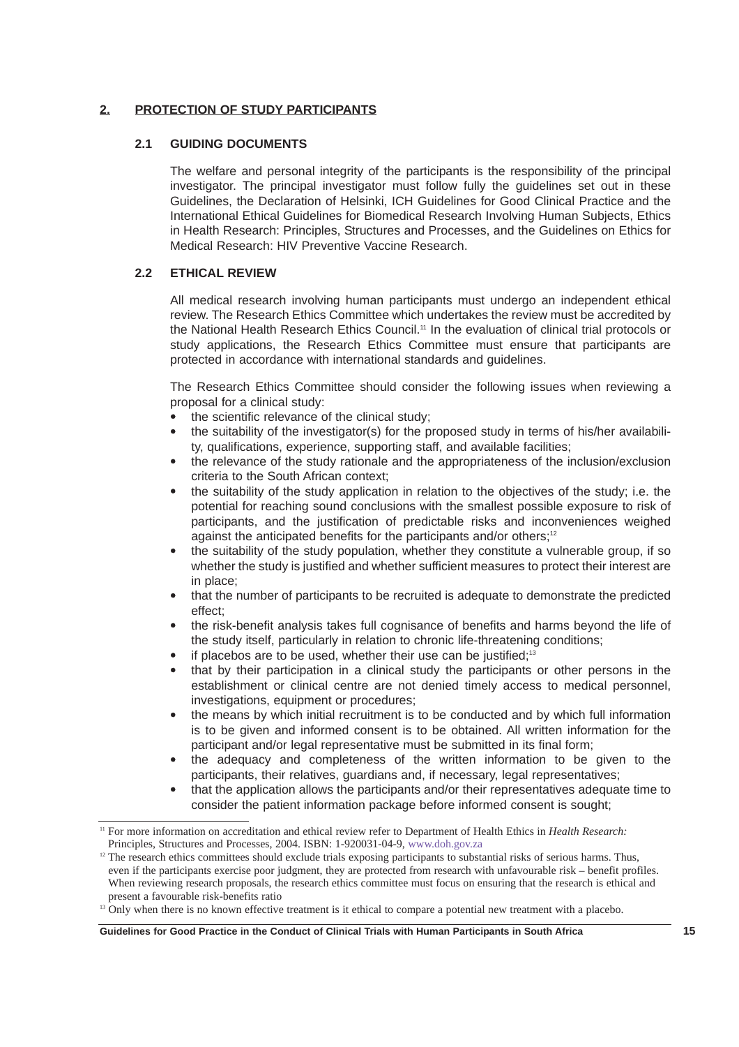## 2. PROTECTION OF STUDY PARTICIPANTS

### 2.1 GUIDING DOCUMENTS

The welfare and personal integrity of the participants is the responsibility of the principal investigator. The principal investigator must follow fully the guidelines set out in these Guidelines, the Declaration of Helsinki, ICH Guidelines for Good Clinical Practice and the International Ethical Guidelines for Biomedical Research Involving Human Subjects, Ethics in Health Research: Principles, Structures and Processes, and the Guidelines on Ethics for Medical Research: HIV Preventive Vaccine Research.

### 2.2 ETHICAL REVIEW

All medical research involving human participants must undergo an independent ethical review. The Research Ethics Committee which undertakes the review must be accredited by the National Health Research Ethics Council.[11] In the evaluation of clinical trial protocols or study applications, the Research Ethics Committee must ensure that participants are protected in accordance with international standards and guidelines.

The Research Ethics Committee should consider the following issues when reviewing a proposal for a clinical study:

- the scientific relevance of the clinical study;
- the suitability of the investigator(s) for the proposed study in terms of his/her availability, qualifications, experience, supporting staff, and available facilities;
- the relevance of the study rationale and the appropriateness of the inclusion/exclusion criteria to the South African context;
- the suitability of the study application in relation to the objectives of the study; i.e. the potential for reaching sound conclusions with the smallest possible exposure to risk of participants, and the justification of predictable risks and inconveniences weighed against the anticipated benefits for the participants and/or others;[12]
- the suitability of the study population, whether they constitute a vulnerable group, if so whether the study is justified and whether sufficient measures to protect their interest are in place;
- that the number of participants to be recruited is adequate to demonstrate the predicted effect;
- the risk-benefit analysis takes full cognisance of benefits and harms beyond the life of the study itself, particularly in relation to chronic life-threatening conditions;
- if placebos are to be used, whether their use can be justified;[13]
- that by their participation in a clinical study the participants or other persons in the establishment or clinical centre are not denied timely access to medical personnel, investigations, equipment or procedures;
- the means by which initial recruitment is to be conducted and by which full information is to be given and informed consent is to be obtained. All written information for the participant and/or legal representative must be submitted in its final form;
- the adequacy and completeness of the written information to be given to the participants, their relatives, guardians and, if necessary, legal representatives;
- that the application allows the participants and/or their representatives adequate time to consider the patient information package before informed consent is sought;

---

[11] For more information on accreditation and ethical review refer to Department of Health Ethics in *Health Research:* Principles, Structures and Processes, 2004. ISBN: 1-920031-04-9, www.doh.gov.za

[12] The research ethics committees should exclude trials exposing participants to substantial risks of serious harms. Thus, even if the participants exercise poor judgment, they are protected from research with unfavourable risk – benefit profiles. When reviewing research proposals, the research ethics committee must focus on ensuring that the research is ethical and present a favourable risk-benefits ratio

[13] Only when there is no known effective treatment is it ethical to compare a potential new treatment with a placebo.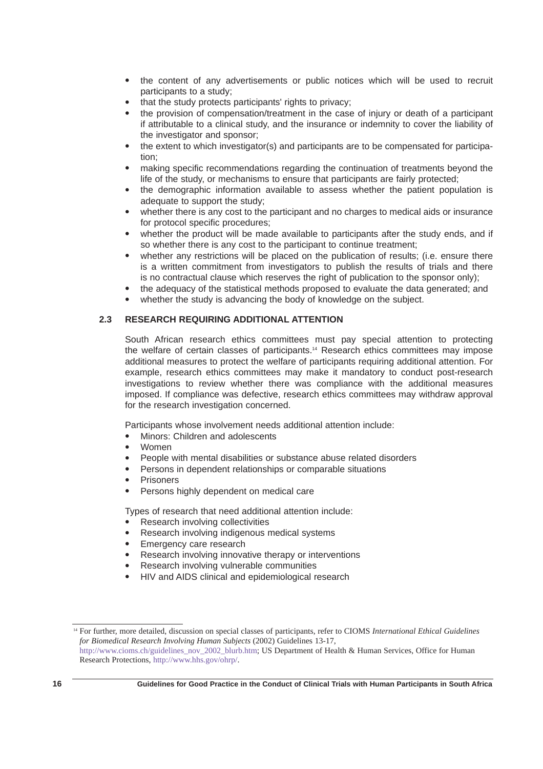- the content of any advertisements or public notices which will be used to recruit participants to a study;
- that the study protects participants' rights to privacy;
- the provision of compensation/treatment in the case of injury or death of a participant if attributable to a clinical study, and the insurance or indemnity to cover the liability of the investigator and sponsor;
- the extent to which investigator(s) and participants are to be compensated for participation;
- making specific recommendations regarding the continuation of treatments beyond the life of the study, or mechanisms to ensure that participants are fairly protected;
- the demographic information available to assess whether the patient population is adequate to support the study;
- whether there is any cost to the participant and no charges to medical aids or insurance for protocol specific procedures;
- whether the product will be made available to participants after the study ends, and if so whether there is any cost to the participant to continue treatment;
- whether any restrictions will be placed on the publication of results; (i.e. ensure there is a written commitment from investigators to publish the results of trials and there is no contractual clause which reserves the right of publication to the sponsor only);
- the adequacy of the statistical methods proposed to evaluate the data generated; and
- whether the study is advancing the body of knowledge on the subject.

### 2.3 RESEARCH REQUIRING ADDITIONAL ATTENTION

South African research ethics committees must pay special attention to protecting the welfare of certain classes of participants.[14] Research ethics committees may impose additional measures to protect the welfare of participants requiring additional attention. For example, research ethics committees may make it mandatory to conduct post-research investigations to review whether there was compliance with the additional measures imposed. If compliance was defective, research ethics committees may withdraw approval for the research investigation concerned.

Participants whose involvement needs additional attention include:

- Minors: Children and adolescents
- Women
- People with mental disabilities or substance abuse related disorders
- Persons in dependent relationships or comparable situations
- Prisoners
- Persons highly dependent on medical care

Types of research that need additional attention include:

- Research involving collectivities
- Research involving indigenous medical systems
- Emergency care research
- Research involving innovative therapy or interventions
- Research involving vulnerable communities
- HIV and AIDS clinical and epidemiological research

---

[14] For further, more detailed, discussion on special classes of participants, refer to CIOMS *International Ethical Guidelines for Biomedical Research Involving Human Subjects* (2002) Guidelines 13-17, http://www.cioms.ch/guidelines_nov_2002_blurb.htm; US Department of Health & Human Services, Office for Human Research Protections, http://www.hhs.gov/ohrp/.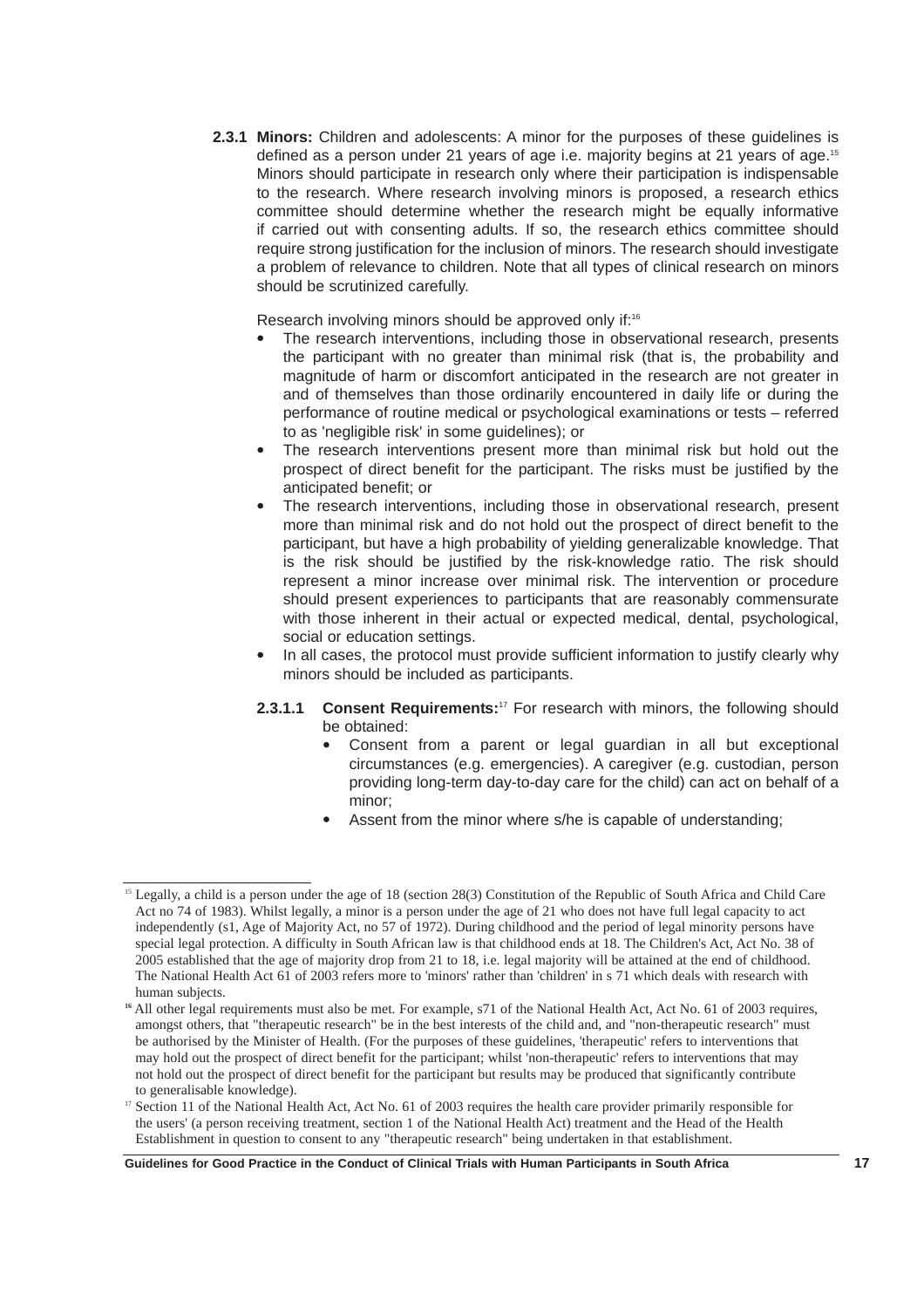**2.3.1 Minors:** Children and adolescents: A minor for the purposes of these guidelines is defined as a person under 21 years of age i.e. majority begins at 21 years of age.[15] Minors should participate in research only where their participation is indispensable to the research. Where research involving minors is proposed, a research ethics committee should determine whether the research might be equally informative if carried out with consenting adults. If so, the research ethics committee should require strong justification for the inclusion of minors. The research should investigate a problem of relevance to children. Note that all types of clinical research on minors should be scrutinized carefully.

Research involving minors should be approved only if:[16]

- The research interventions, including those in observational research, presents the participant with no greater than minimal risk (that is, the probability and magnitude of harm or discomfort anticipated in the research are not greater in and of themselves than those ordinarily encountered in daily life or during the performance of routine medical or psychological examinations or tests – referred to as 'negligible risk' in some guidelines); or
- The research interventions present more than minimal risk but hold out the prospect of direct benefit for the participant. The risks must be justified by the anticipated benefit; or
- The research interventions, including those in observational research, present more than minimal risk and do not hold out the prospect of direct benefit to the participant, but have a high probability of yielding generalizable knowledge. That is the risk should be justified by the risk-knowledge ratio. The risk should represent a minor increase over minimal risk. The intervention or procedure should present experiences to participants that are reasonably commensurate with those inherent in their actual or expected medical, dental, psychological, social or education settings.
- In all cases, the protocol must provide sufficient information to justify clearly why minors should be included as participants.

**2.3.1.1 Consent Requirements:**[17] For research with minors, the following should be obtained:

- Consent from a parent or legal guardian in all but exceptional circumstances (e.g. emergencies). A caregiver (e.g. custodian, person providing long-term day-to-day care for the child) can act on behalf of a minor;
- Assent from the minor where s/he is capable of understanding;

---

[15] Legally, a child is a person under the age of 18 (section 28(3) Constitution of the Republic of South Africa and Child Care Act no 74 of 1983). Whilst legally, a minor is a person under the age of 21 who does not have full legal capacity to act independently (s1, Age of Majority Act, no 57 of 1972). During childhood and the period of legal minority persons have special legal protection. A difficulty in South African law is that childhood ends at 18. The Children's Act, Act No. 38 of 2005 established that the age of majority drop from 21 to 18, i.e. legal majority will be attained at the end of childhood. The National Health Act 61 of 2003 refers more to 'minors' rather than 'children' in s 71 which deals with research with human subjects.

[16] All other legal requirements must also be met. For example, s71 of the National Health Act, Act No. 61 of 2003 requires, amongst others, that "therapeutic research" be in the best interests of the child and, and "non-therapeutic research" must be authorised by the Minister of Health. (For the purposes of these guidelines, 'therapeutic' refers to interventions that may hold out the prospect of direct benefit for the participant; whilst 'non-therapeutic' refers to interventions that may not hold out the prospect of direct benefit for the participant but results may be produced that significantly contribute to generalisable knowledge).

[17] Section 11 of the National Health Act, Act No. 61 of 2003 requires the health care provider primarily responsible for the users' (a person receiving treatment, section 1 of the National Health Act) treatment and the Head of the Health Establishment in question to consent to any "therapeutic research" being undertaken in that establishment.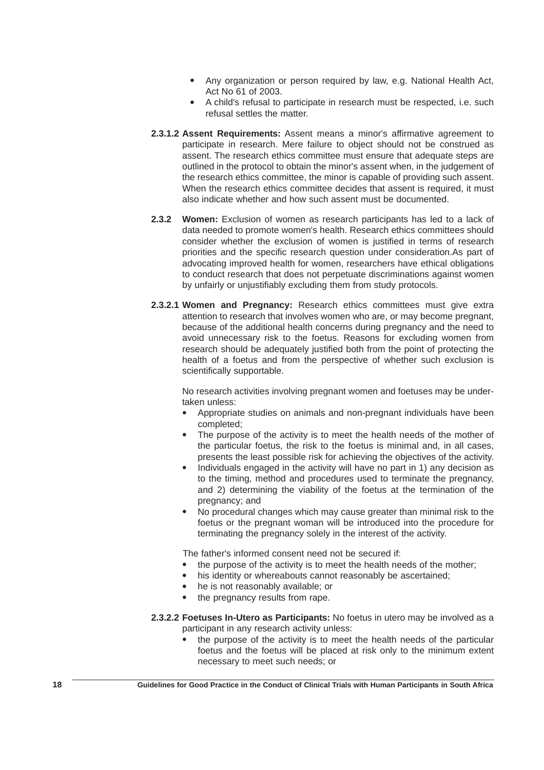- Any organization or person required by law, e.g. National Health Act, Act No 61 of 2003.
- A child's refusal to participate in research must be respected, i.e. such refusal settles the matter.

**2.3.1.2 Assent Requirements:** Assent means a minor's affirmative agreement to participate in research. Mere failure to object should not be construed as assent. The research ethics committee must ensure that adequate steps are outlined in the protocol to obtain the minor's assent when, in the judgement of the research ethics committee, the minor is capable of providing such assent. When the research ethics committee decides that assent is required, it must also indicate whether and how such assent must be documented.

**2.3.2 Women:** Exclusion of women as research participants has led to a lack of data needed to promote women's health. Research ethics committees should consider whether the exclusion of women is justified in terms of research priorities and the specific research question under consideration.As part of advocating improved health for women, researchers have ethical obligations to conduct research that does not perpetuate discriminations against women by unfairly or unjustifiably excluding them from study protocols.

**2.3.2.1 Women and Pregnancy:** Research ethics committees must give extra attention to research that involves women who are, or may become pregnant, because of the additional health concerns during pregnancy and the need to avoid unnecessary risk to the foetus. Reasons for excluding women from research should be adequately justified both from the point of protecting the health of a foetus and from the perspective of whether such exclusion is scientifically supportable.

No research activities involving pregnant women and foetuses may be undertaken unless:

- Appropriate studies on animals and non-pregnant individuals have been completed;
- The purpose of the activity is to meet the health needs of the mother of the particular foetus, the risk to the foetus is minimal and, in all cases, presents the least possible risk for achieving the objectives of the activity.
- Individuals engaged in the activity will have no part in 1) any decision as to the timing, method and procedures used to terminate the pregnancy, and 2) determining the viability of the foetus at the termination of the pregnancy; and
- No procedural changes which may cause greater than minimal risk to the foetus or the pregnant woman will be introduced into the procedure for terminating the pregnancy solely in the interest of the activity.

The father's informed consent need not be secured if:

- the purpose of the activity is to meet the health needs of the mother;
- his identity or whereabouts cannot reasonably be ascertained;
- he is not reasonably available; or
- the pregnancy results from rape.

**2.3.2.2 Foetuses In-Utero as Participants:** No foetus in utero may be involved as a participant in any research activity unless:

- the purpose of the activity is to meet the health needs of the particular foetus and the foetus will be placed at risk only to the minimum extent necessary to meet such needs; or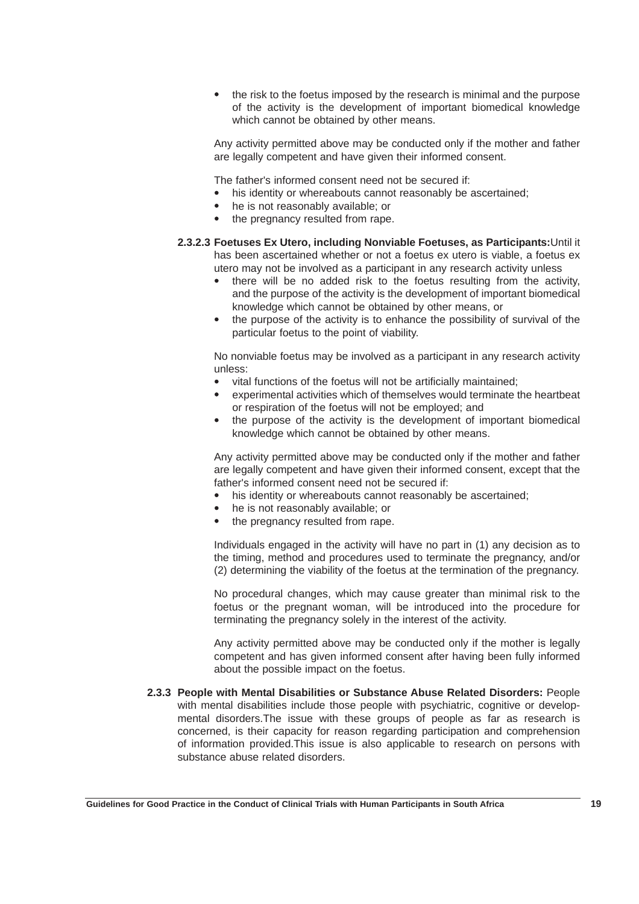- the risk to the foetus imposed by the research is minimal and the purpose of the activity is the development of important biomedical knowledge which cannot be obtained by other means.

Any activity permitted above may be conducted only if the mother and father are legally competent and have given their informed consent.

The father's informed consent need not be secured if:

- his identity or whereabouts cannot reasonably be ascertained;
- he is not reasonably available; or
- the pregnancy resulted from rape.

**2.3.2.3 Foetuses Ex Utero, including Nonviable Foetuses, as Participants:** Until it has been ascertained whether or not a foetus ex utero is viable, a foetus ex utero may not be involved as a participant in any research activity unless

- there will be no added risk to the foetus resulting from the activity, and the purpose of the activity is the development of important biomedical knowledge which cannot be obtained by other means, or
- the purpose of the activity is to enhance the possibility of survival of the particular foetus to the point of viability.

No nonviable foetus may be involved as a participant in any research activity unless:

- vital functions of the foetus will not be artificially maintained;
- experimental activities which of themselves would terminate the heartbeat or respiration of the foetus will not be employed; and
- the purpose of the activity is the development of important biomedical knowledge which cannot be obtained by other means.

Any activity permitted above may be conducted only if the mother and father are legally competent and have given their informed consent, except that the father's informed consent need not be secured if:

- his identity or whereabouts cannot reasonably be ascertained;
- he is not reasonably available; or
- the pregnancy resulted from rape.

Individuals engaged in the activity will have no part in (1) any decision as to the timing, method and procedures used to terminate the pregnancy, and/or (2) determining the viability of the foetus at the termination of the pregnancy.

No procedural changes, which may cause greater than minimal risk to the foetus or the pregnant woman, will be introduced into the procedure for terminating the pregnancy solely in the interest of the activity.

Any activity permitted above may be conducted only if the mother is legally competent and has given informed consent after having been fully informed about the possible impact on the foetus.

**2.3.3 People with Mental Disabilities or Substance Abuse Related Disorders:** People with mental disabilities include those people with psychiatric, cognitive or developmental disorders.The issue with these groups of people as far as research is concerned, is their capacity for reason regarding participation and comprehension of information provided.This issue is also applicable to research on persons with substance abuse related disorders.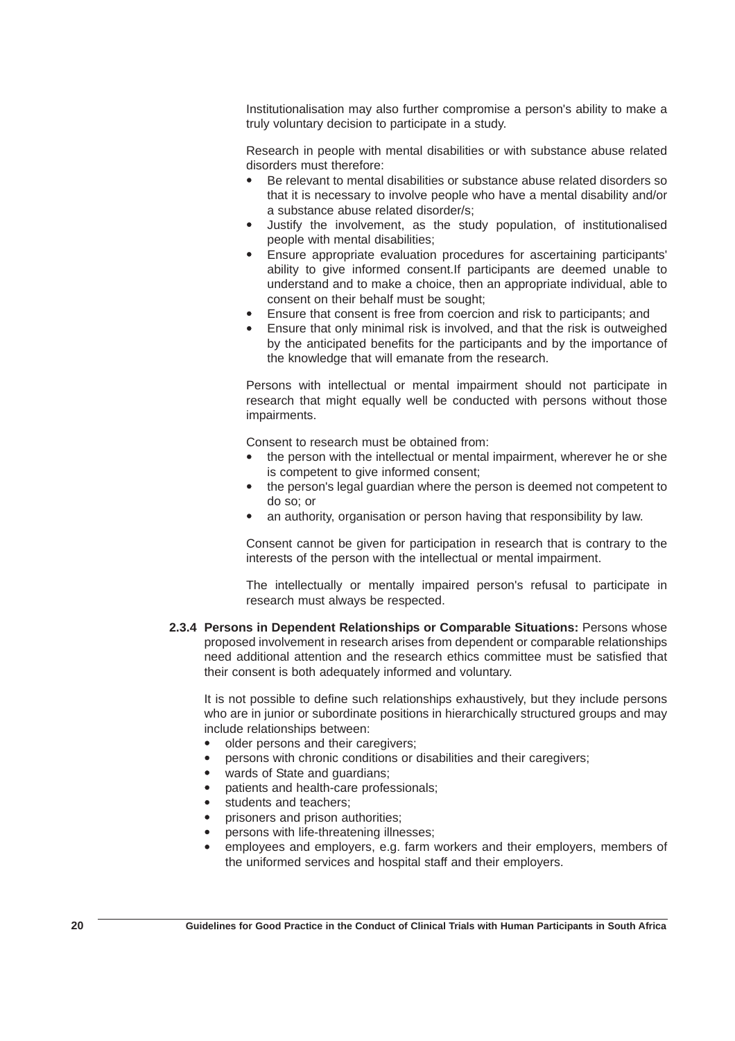Institutionalisation may also further compromise a person's ability to make a truly voluntary decision to participate in a study.

Research in people with mental disabilities or with substance abuse related disorders must therefore:

- Be relevant to mental disabilities or substance abuse related disorders so that it is necessary to involve people who have a mental disability and/or a substance abuse related disorder/s;
- Justify the involvement, as the study population, of institutionalised people with mental disabilities;
- Ensure appropriate evaluation procedures for ascertaining participants' ability to give informed consent.If participants are deemed unable to understand and to make a choice, then an appropriate individual, able to consent on their behalf must be sought;
- Ensure that consent is free from coercion and risk to participants; and
- Ensure that only minimal risk is involved, and that the risk is outweighed by the anticipated benefits for the participants and by the importance of the knowledge that will emanate from the research.

Persons with intellectual or mental impairment should not participate in research that might equally well be conducted with persons without those impairments.

Consent to research must be obtained from:

- the person with the intellectual or mental impairment, wherever he or she is competent to give informed consent;
- the person's legal guardian where the person is deemed not competent to do so; or
- an authority, organisation or person having that responsibility by law.

Consent cannot be given for participation in research that is contrary to the interests of the person with the intellectual or mental impairment.

The intellectually or mentally impaired person's refusal to participate in research must always be respected.

**2.3.4 Persons in Dependent Relationships or Comparable Situations:** Persons whose proposed involvement in research arises from dependent or comparable relationships need additional attention and the research ethics committee must be satisfied that their consent is both adequately informed and voluntary.

It is not possible to define such relationships exhaustively, but they include persons who are in junior or subordinate positions in hierarchically structured groups and may include relationships between:

- older persons and their caregivers;
- persons with chronic conditions or disabilities and their caregivers;
- wards of State and guardians;
- patients and health-care professionals;
- students and teachers;
- prisoners and prison authorities;
- persons with life-threatening illnesses;
- employees and employers, e.g. farm workers and their employers, members of the uniformed services and hospital staff and their employers.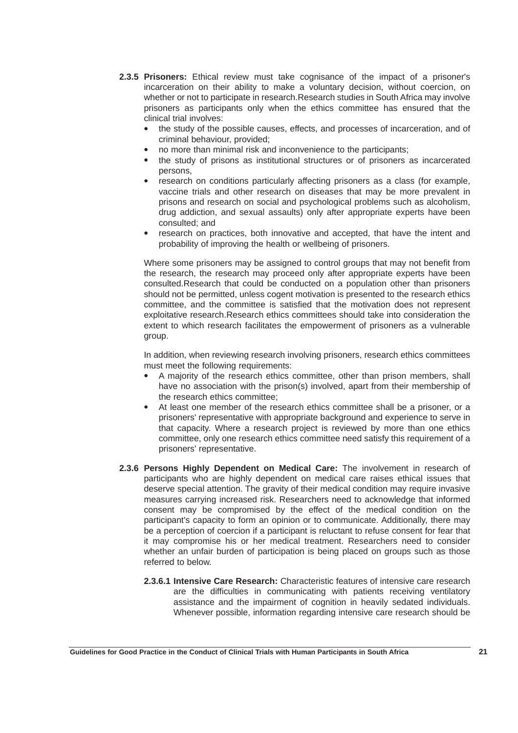**2.3.5 Prisoners:** Ethical review must take cognisance of the impact of a prisoner's incarceration on their ability to make a voluntary decision, without coercion, on whether or not to participate in research.Research studies in South Africa may involve prisoners as participants only when the ethics committee has ensured that the clinical trial involves:

- the study of the possible causes, effects, and processes of incarceration, and of criminal behaviour, provided;
- no more than minimal risk and inconvenience to the participants;
- the study of prisons as institutional structures or of prisoners as incarcerated persons,
- research on conditions particularly affecting prisoners as a class (for example, vaccine trials and other research on diseases that may be more prevalent in prisons and research on social and psychological problems such as alcoholism, drug addiction, and sexual assaults) only after appropriate experts have been consulted; and
- research on practices, both innovative and accepted, that have the intent and probability of improving the health or wellbeing of prisoners.

Where some prisoners may be assigned to control groups that may not benefit from the research, the research may proceed only after appropriate experts have been consulted.Research that could be conducted on a population other than prisoners should not be permitted, unless cogent motivation is presented to the research ethics committee, and the committee is satisfied that the motivation does not represent exploitative research.Research ethics committees should take into consideration the extent to which research facilitates the empowerment of prisoners as a vulnerable group.

In addition, when reviewing research involving prisoners, research ethics committees must meet the following requirements:

- A majority of the research ethics committee, other than prison members, shall have no association with the prison(s) involved, apart from their membership of the research ethics committee;
- At least one member of the research ethics committee shall be a prisoner, or a prisoners' representative with appropriate background and experience to serve in that capacity. Where a research project is reviewed by more than one ethics committee, only one research ethics committee need satisfy this requirement of a prisoners' representative.

**2.3.6 Persons Highly Dependent on Medical Care:** The involvement in research of participants who are highly dependent on medical care raises ethical issues that deserve special attention. The gravity of their medical condition may require invasive measures carrying increased risk. Researchers need to acknowledge that informed consent may be compromised by the effect of the medical condition on the participant's capacity to form an opinion or to communicate. Additionally, there may be a perception of coercion if a participant is reluctant to refuse consent for fear that it may compromise his or her medical treatment. Researchers need to consider whether an unfair burden of participation is being placed on groups such as those referred to below.

**2.3.6.1 Intensive Care Research:** Characteristic features of intensive care research are the difficulties in communicating with patients receiving ventilatory assistance and the impairment of cognition in heavily sedated individuals. Whenever possible, information regarding intensive care research should be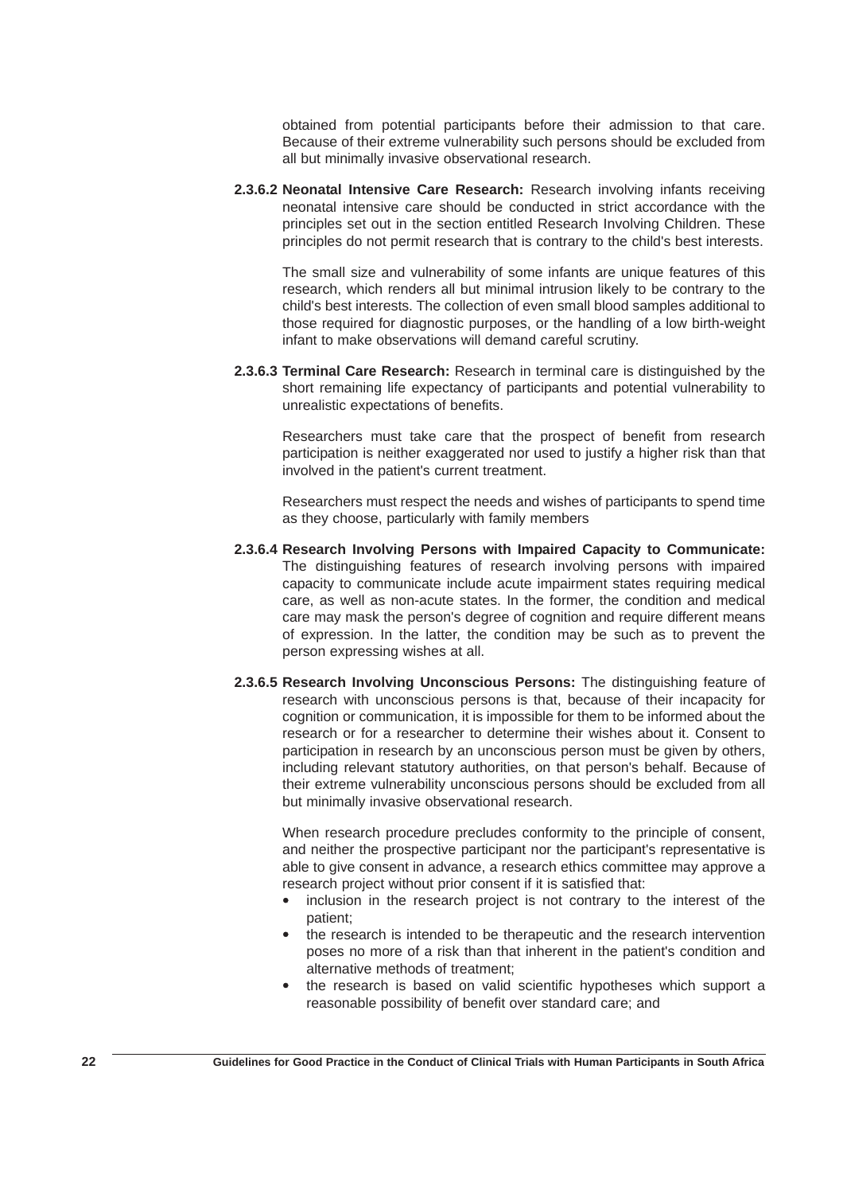obtained from potential participants before their admission to that care. Because of their extreme vulnerability such persons should be excluded from all but minimally invasive observational research.

**2.3.6.2 Neonatal Intensive Care Research:** Research involving infants receiving neonatal intensive care should be conducted in strict accordance with the principles set out in the section entitled Research Involving Children. These principles do not permit research that is contrary to the child's best interests.

The small size and vulnerability of some infants are unique features of this research, which renders all but minimal intrusion likely to be contrary to the child's best interests. The collection of even small blood samples additional to those required for diagnostic purposes, or the handling of a low birth-weight infant to make observations will demand careful scrutiny.

**2.3.6.3 Terminal Care Research:** Research in terminal care is distinguished by the short remaining life expectancy of participants and potential vulnerability to unrealistic expectations of benefits.

Researchers must take care that the prospect of benefit from research participation is neither exaggerated nor used to justify a higher risk than that involved in the patient's current treatment.

Researchers must respect the needs and wishes of participants to spend time as they choose, particularly with family members

**2.3.6.4 Research Involving Persons with Impaired Capacity to Communicate:** The distinguishing features of research involving persons with impaired capacity to communicate include acute impairment states requiring medical care, as well as non-acute states. In the former, the condition and medical care may mask the person's degree of cognition and require different means of expression. In the latter, the condition may be such as to prevent the person expressing wishes at all.

**2.3.6.5 Research Involving Unconscious Persons:** The distinguishing feature of research with unconscious persons is that, because of their incapacity for cognition or communication, it is impossible for them to be informed about the research or for a researcher to determine their wishes about it. Consent to participation in research by an unconscious person must be given by others, including relevant statutory authorities, on that person's behalf. Because of their extreme vulnerability unconscious persons should be excluded from all but minimally invasive observational research.

When research procedure precludes conformity to the principle of consent, and neither the prospective participant nor the participant's representative is able to give consent in advance, a research ethics committee may approve a research project without prior consent if it is satisfied that:

- inclusion in the research project is not contrary to the interest of the patient;
- the research is intended to be therapeutic and the research intervention poses no more of a risk than that inherent in the patient's condition and alternative methods of treatment;
- the research is based on valid scientific hypotheses which support a reasonable possibility of benefit over standard care; and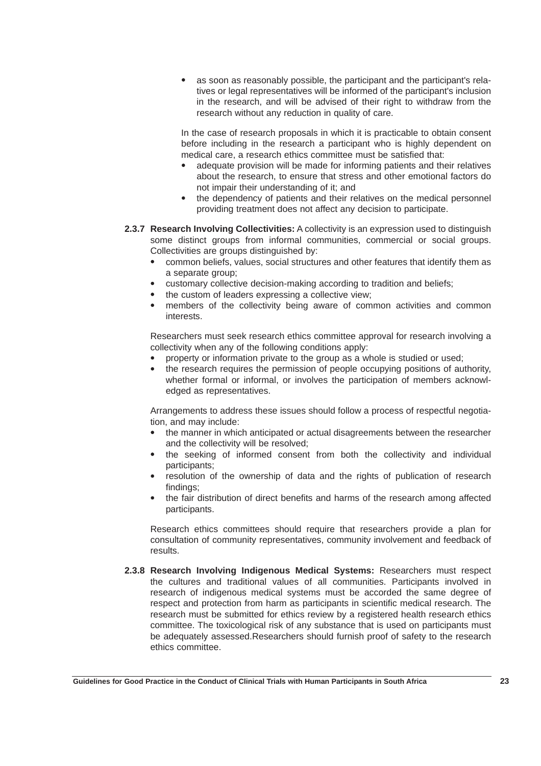- as soon as reasonably possible, the participant and the participant's relatives or legal representatives will be informed of the participant's inclusion in the research, and will be advised of their right to withdraw from the research without any reduction in quality of care.

In the case of research proposals in which it is practicable to obtain consent before including in the research a participant who is highly dependent on medical care, a research ethics committee must be satisfied that:

- adequate provision will be made for informing patients and their relatives about the research, to ensure that stress and other emotional factors do not impair their understanding of it; and
- the dependency of patients and their relatives on the medical personnel providing treatment does not affect any decision to participate.

**2.3.7 Research Involving Collectivities:** A collectivity is an expression used to distinguish some distinct groups from informal communities, commercial or social groups. Collectivities are groups distinguished by:

- common beliefs, values, social structures and other features that identify them as a separate group;
- customary collective decision-making according to tradition and beliefs;
- the custom of leaders expressing a collective view;
- members of the collectivity being aware of common activities and common interests.

Researchers must seek research ethics committee approval for research involving a collectivity when any of the following conditions apply:

- property or information private to the group as a whole is studied or used;
- the research requires the permission of people occupying positions of authority, whether formal or informal, or involves the participation of members acknowledged as representatives.

Arrangements to address these issues should follow a process of respectful negotiation, and may include:

- the manner in which anticipated or actual disagreements between the researcher and the collectivity will be resolved;
- the seeking of informed consent from both the collectivity and individual participants;
- resolution of the ownership of data and the rights of publication of research findings;
- the fair distribution of direct benefits and harms of the research among affected participants.

Research ethics committees should require that researchers provide a plan for consultation of community representatives, community involvement and feedback of results.

**2.3.8 Research Involving Indigenous Medical Systems:** Researchers must respect the cultures and traditional values of all communities. Participants involved in research of indigenous medical systems must be accorded the same degree of respect and protection from harm as participants in scientific medical research. The research must be submitted for ethics review by a registered health research ethics committee. The toxicological risk of any substance that is used on participants must be adequately assessed.Researchers should furnish proof of safety to the research ethics committee.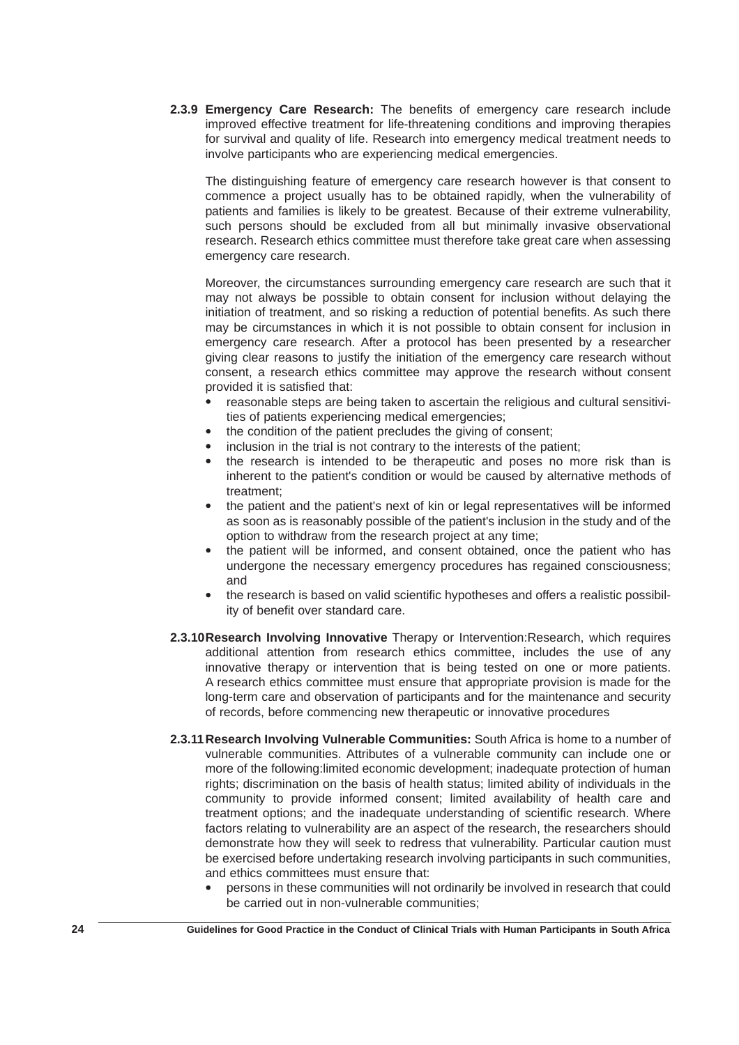**2.3.9 Emergency Care Research:** The benefits of emergency care research include improved effective treatment for life-threatening conditions and improving therapies for survival and quality of life. Research into emergency medical treatment needs to involve participants who are experiencing medical emergencies.

The distinguishing feature of emergency care research however is that consent to commence a project usually has to be obtained rapidly, when the vulnerability of patients and families is likely to be greatest. Because of their extreme vulnerability, such persons should be excluded from all but minimally invasive observational research. Research ethics committee must therefore take great care when assessing emergency care research.

Moreover, the circumstances surrounding emergency care research are such that it may not always be possible to obtain consent for inclusion without delaying the initiation of treatment, and so risking a reduction of potential benefits. As such there may be circumstances in which it is not possible to obtain consent for inclusion in emergency care research. After a protocol has been presented by a researcher giving clear reasons to justify the initiation of the emergency care research without consent, a research ethics committee may approve the research without consent provided it is satisfied that:

- reasonable steps are being taken to ascertain the religious and cultural sensitivities of patients experiencing medical emergencies;
- the condition of the patient precludes the giving of consent;
- inclusion in the trial is not contrary to the interests of the patient;
- the research is intended to be therapeutic and poses no more risk than is inherent to the patient's condition or would be caused by alternative methods of treatment;
- the patient and the patient's next of kin or legal representatives will be informed as soon as is reasonably possible of the patient's inclusion in the study and of the option to withdraw from the research project at any time;
- the patient will be informed, and consent obtained, once the patient who has undergone the necessary emergency procedures has regained consciousness; and
- the research is based on valid scientific hypotheses and offers a realistic possibility of benefit over standard care.

**2.3.10 Research Involving Innovative** Therapy or Intervention:Research, which requires additional attention from research ethics committee, includes the use of any innovative therapy or intervention that is being tested on one or more patients. A research ethics committee must ensure that appropriate provision is made for the long-term care and observation of participants and for the maintenance and security of records, before commencing new therapeutic or innovative procedures

**2.3.11 Research Involving Vulnerable Communities:** South Africa is home to a number of vulnerable communities. Attributes of a vulnerable community can include one or more of the following:limited economic development; inadequate protection of human rights; discrimination on the basis of health status; limited ability of individuals in the community to provide informed consent; limited availability of health care and treatment options; and the inadequate understanding of scientific research. Where factors relating to vulnerability are an aspect of the research, the researchers should demonstrate how they will seek to redress that vulnerability. Particular caution must be exercised before undertaking research involving participants in such communities, and ethics committees must ensure that:

- persons in these communities will not ordinarily be involved in research that could be carried out in non-vulnerable communities;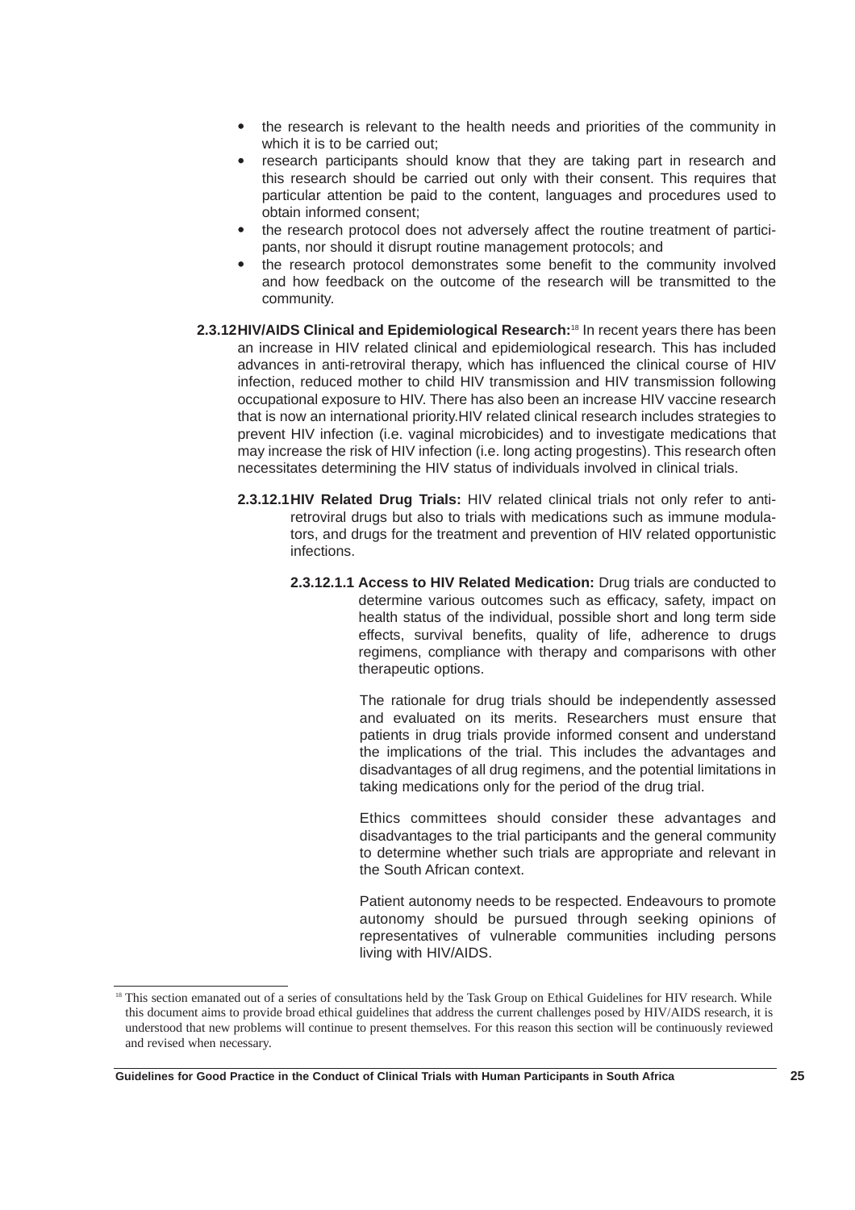- the research is relevant to the health needs and priorities of the community in which it is to be carried out;
- research participants should know that they are taking part in research and this research should be carried out only with their consent. This requires that particular attention be paid to the content, languages and procedures used to obtain informed consent;
- the research protocol does not adversely affect the routine treatment of participants, nor should it disrupt routine management protocols; and
- the research protocol demonstrates some benefit to the community involved and how feedback on the outcome of the research will be transmitted to the community.

**2.3.12 HIV/AIDS Clinical and Epidemiological Research:**[18] In recent years there has been an increase in HIV related clinical and epidemiological research. This has included advances in anti-retroviral therapy, which has influenced the clinical course of HIV infection, reduced mother to child HIV transmission and HIV transmission following occupational exposure to HIV. There has also been an increase HIV vaccine research that is now an international priority.HIV related clinical research includes strategies to prevent HIV infection (i.e. vaginal microbicides) and to investigate medications that may increase the risk of HIV infection (i.e. long acting progestins). This research often necessitates determining the HIV status of individuals involved in clinical trials.

**2.3.12.1 HIV Related Drug Trials:** HIV related clinical trials not only refer to anti-retroviral drugs but also to trials with medications such as immune modulators, and drugs for the treatment and prevention of HIV related opportunistic infections.

**2.3.12.1.1 Access to HIV Related Medication:** Drug trials are conducted to determine various outcomes such as efficacy, safety, impact on health status of the individual, possible short and long term side effects, survival benefits, quality of life, adherence to drugs regimens, compliance with therapy and comparisons with other therapeutic options.

The rationale for drug trials should be independently assessed and evaluated on its merits. Researchers must ensure that patients in drug trials provide informed consent and understand the implications of the trial. This includes the advantages and disadvantages of all drug regimens, and the potential limitations in taking medications only for the period of the drug trial.

Ethics committees should consider these advantages and disadvantages to the trial participants and the general community to determine whether such trials are appropriate and relevant in the South African context.

Patient autonomy needs to be respected. Endeavours to promote autonomy should be pursued through seeking opinions of representatives of vulnerable communities including persons living with HIV/AIDS.

---

[18] This section emanated out of a series of consultations held by the Task Group on Ethical Guidelines for HIV research. While this document aims to provide broad ethical guidelines that address the current challenges posed by HIV/AIDS research, it is understood that new problems will continue to present themselves. For this reason this section will be continuously reviewed and revised when necessary.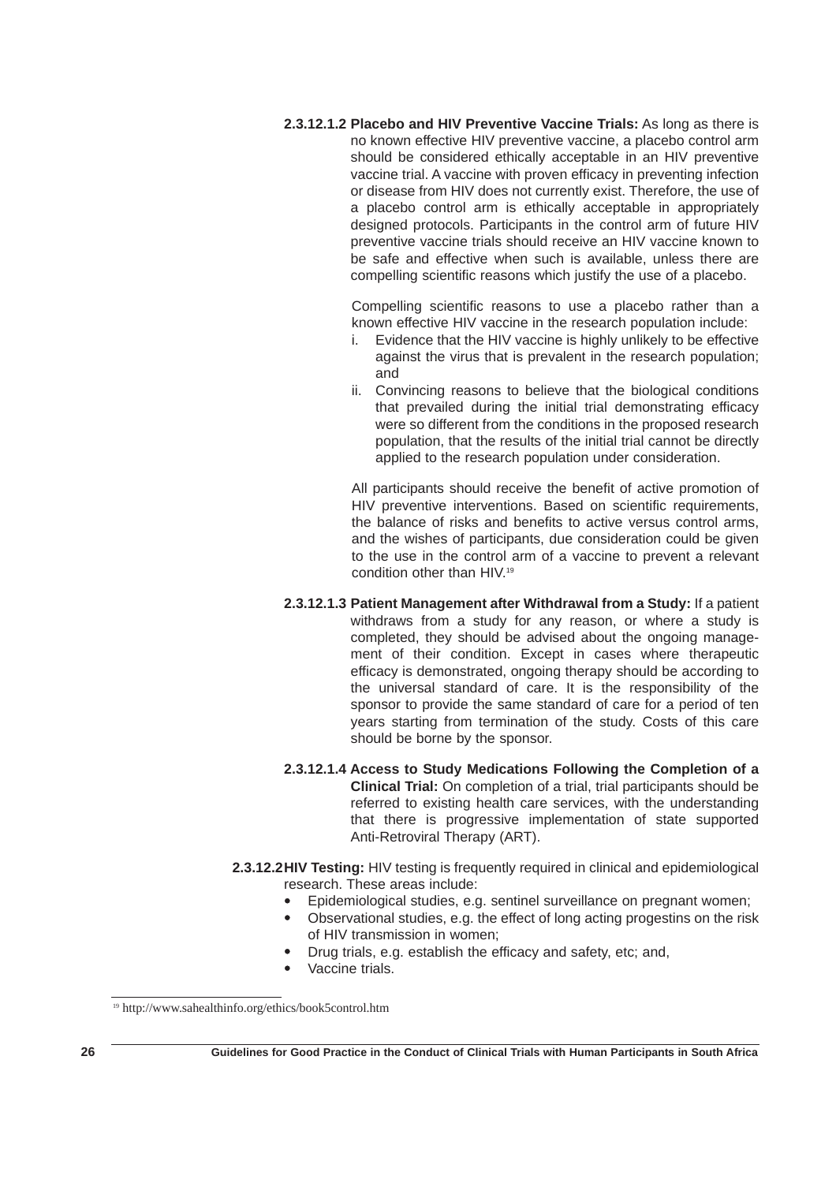**2.3.12.1.2 Placebo and HIV Preventive Vaccine Trials:** As long as there is no known effective HIV preventive vaccine, a placebo control arm should be considered ethically acceptable in an HIV preventive vaccine trial. A vaccine with proven efficacy in preventing infection or disease from HIV does not currently exist. Therefore, the use of a placebo control arm is ethically acceptable in appropriately designed protocols. Participants in the control arm of future HIV preventive vaccine trials should receive an HIV vaccine known to be safe and effective when such is available, unless there are compelling scientific reasons which justify the use of a placebo.

Compelling scientific reasons to use a placebo rather than a known effective HIV vaccine in the research population include:

i. Evidence that the HIV vaccine is highly unlikely to be effective against the virus that is prevalent in the research population; and
ii. Convincing reasons to believe that the biological conditions that prevailed during the initial trial demonstrating efficacy were so different from the conditions in the proposed research population, that the results of the initial trial cannot be directly applied to the research population under consideration.

All participants should receive the benefit of active promotion of HIV preventive interventions. Based on scientific requirements, the balance of risks and benefits to active versus control arms, and the wishes of participants, due consideration could be given to the use in the control arm of a vaccine to prevent a relevant condition other than HIV.[19]

**2.3.12.1.3 Patient Management after Withdrawal from a Study:** If a patient withdraws from a study for any reason, or where a study is completed, they should be advised about the ongoing management of their condition. Except in cases where therapeutic efficacy is demonstrated, ongoing therapy should be according to the universal standard of care. It is the responsibility of the sponsor to provide the same standard of care for a period of ten years starting from termination of the study. Costs of this care should be borne by the sponsor.

**2.3.12.1.4 Access to Study Medications Following the Completion of a Clinical Trial:** On completion of a trial, trial participants should be referred to existing health care services, with the understanding that there is progressive implementation of state supported Anti-Retroviral Therapy (ART).

**2.3.12.2 HIV Testing:** HIV testing is frequently required in clinical and epidemiological research. These areas include:

- Epidemiological studies, e.g. sentinel surveillance on pregnant women;
- Observational studies, e.g. the effect of long acting progestins on the risk of HIV transmission in women;
- Drug trials, e.g. establish the efficacy and safety, etc; and,
- Vaccine trials.

[19] http://www.sahealthinfo.org/ethics/book5control.htm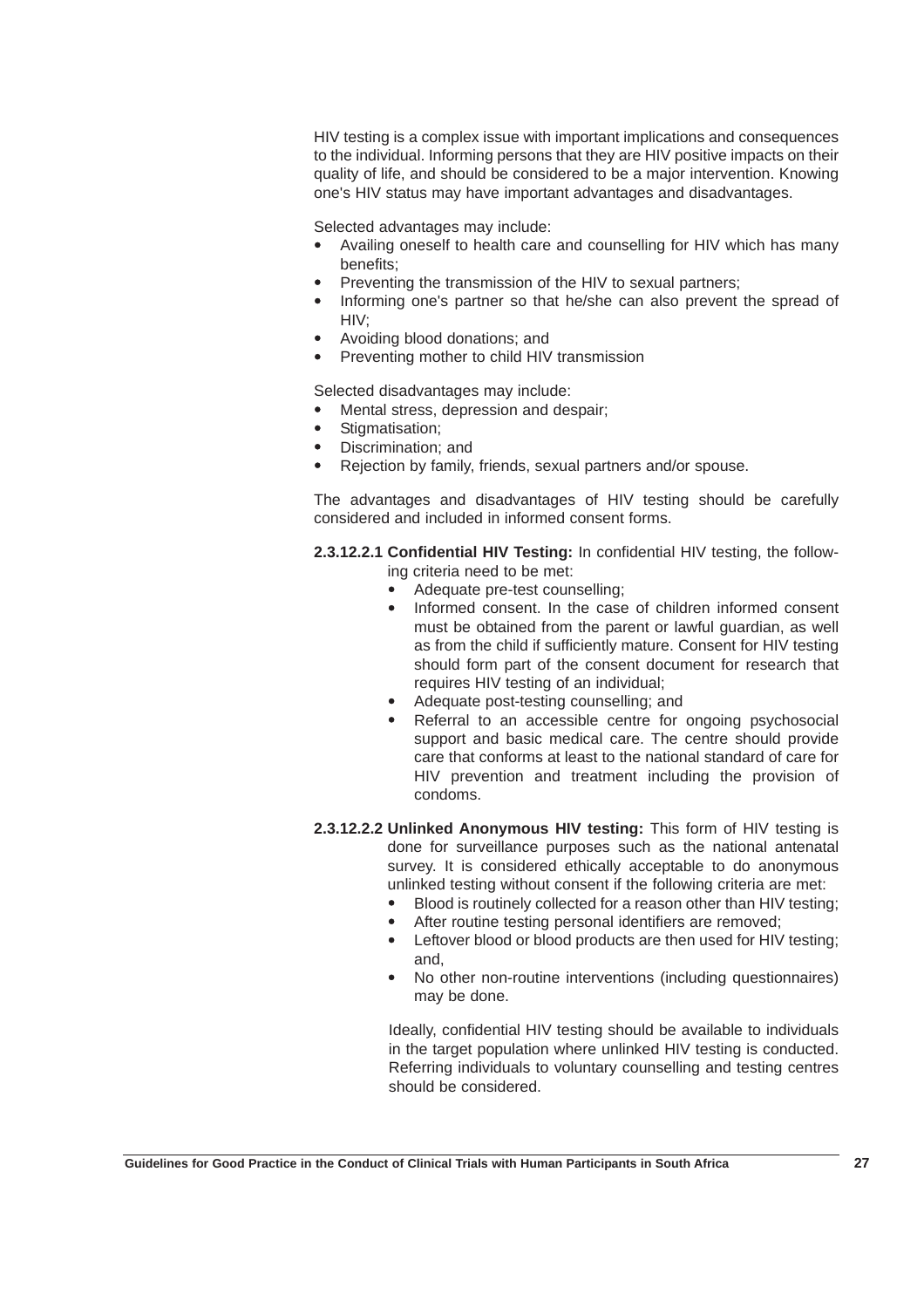HIV testing is a complex issue with important implications and consequences to the individual. Informing persons that they are HIV positive impacts on their quality of life, and should be considered to be a major intervention. Knowing one's HIV status may have important advantages and disadvantages.

Selected advantages may include:

- Availing oneself to health care and counselling for HIV which has many benefits;
- Preventing the transmission of the HIV to sexual partners;
- Informing one's partner so that he/she can also prevent the spread of HIV;
- Avoiding blood donations; and
- Preventing mother to child HIV transmission

Selected disadvantages may include:

- Mental stress, depression and despair;
- Stigmatisation;
- Discrimination; and
- Rejection by family, friends, sexual partners and/or spouse.

The advantages and disadvantages of HIV testing should be carefully considered and included in informed consent forms.

**2.3.12.2.1 Confidential HIV Testing:** In confidential HIV testing, the following criteria need to be met:

- Adequate pre-test counselling;
- Informed consent. In the case of children informed consent must be obtained from the parent or lawful guardian, as well as from the child if sufficiently mature. Consent for HIV testing should form part of the consent document for research that requires HIV testing of an individual;
- Adequate post-testing counselling; and
- Referral to an accessible centre for ongoing psychosocial support and basic medical care. The centre should provide care that conforms at least to the national standard of care for HIV prevention and treatment including the provision of condoms.

**2.3.12.2.2 Unlinked Anonymous HIV testing:** This form of HIV testing is done for surveillance purposes such as the national antenatal survey. It is considered ethically acceptable to do anonymous unlinked testing without consent if the following criteria are met:

- Blood is routinely collected for a reason other than HIV testing;
- After routine testing personal identifiers are removed;
- Leftover blood or blood products are then used for HIV testing; and,
- No other non-routine interventions (including questionnaires) may be done.

Ideally, confidential HIV testing should be available to individuals in the target population where unlinked HIV testing is conducted. Referring individuals to voluntary counselling and testing centres should be considered.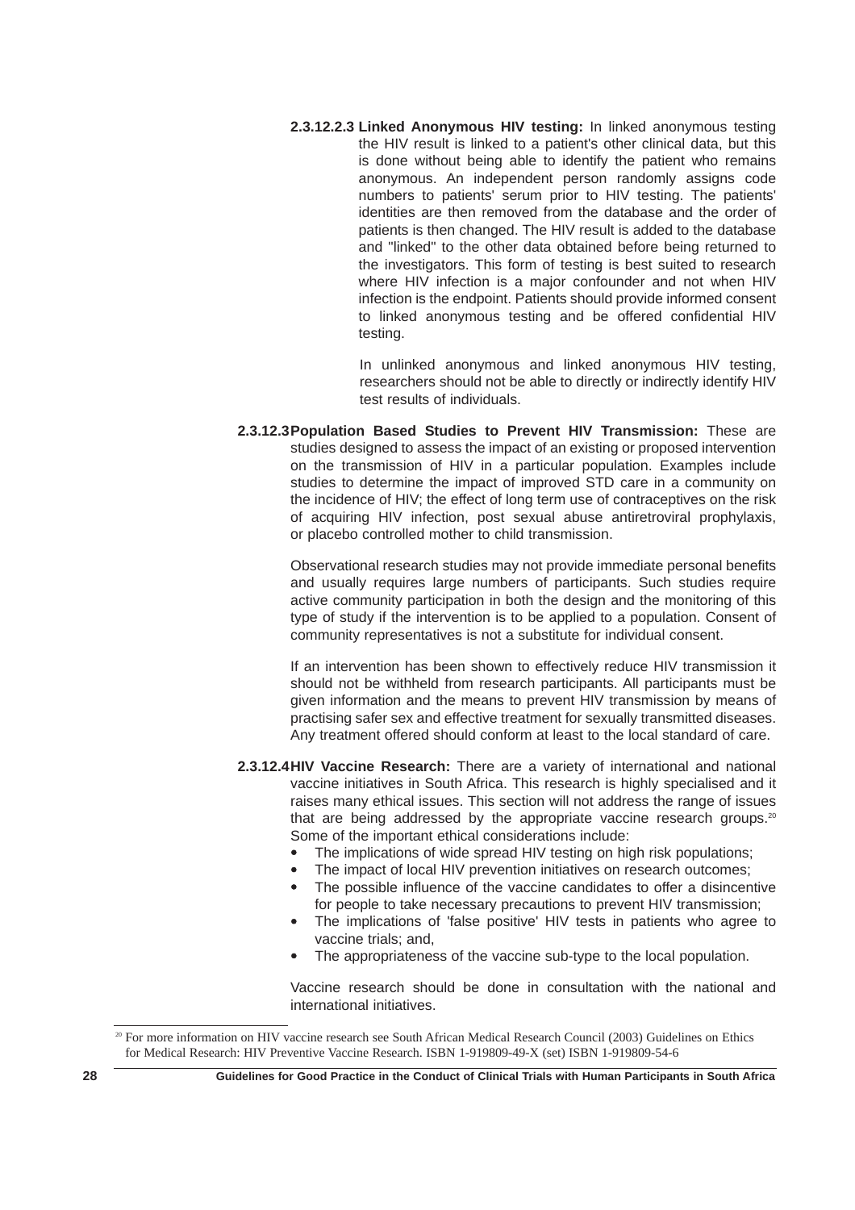**2.3.12.2.3 Linked Anonymous HIV testing:** In linked anonymous testing the HIV result is linked to a patient's other clinical data, but this is done without being able to identify the patient who remains anonymous. An independent person randomly assigns code numbers to patients' serum prior to HIV testing. The patients' identities are then removed from the database and the order of patients is then changed. The HIV result is added to the database and "linked" to the other data obtained before being returned to the investigators. This form of testing is best suited to research where HIV infection is a major confounder and not when HIV infection is the endpoint. Patients should provide informed consent to linked anonymous testing and be offered confidential HIV testing.

In unlinked anonymous and linked anonymous HIV testing, researchers should not be able to directly or indirectly identify HIV test results of individuals.

**2.3.12.3 Population Based Studies to Prevent HIV Transmission:** These are studies designed to assess the impact of an existing or proposed intervention on the transmission of HIV in a particular population. Examples include studies to determine the impact of improved STD care in a community on the incidence of HIV; the effect of long term use of contraceptives on the risk of acquiring HIV infection, post sexual abuse antiretroviral prophylaxis, or placebo controlled mother to child transmission.

Observational research studies may not provide immediate personal benefits and usually requires large numbers of participants. Such studies require active community participation in both the design and the monitoring of this type of study if the intervention is to be applied to a population. Consent of community representatives is not a substitute for individual consent.

If an intervention has been shown to effectively reduce HIV transmission it should not be withheld from research participants. All participants must be given information and the means to prevent HIV transmission by means of practising safer sex and effective treatment for sexually transmitted diseases. Any treatment offered should conform at least to the local standard of care.

**2.3.12.4 HIV Vaccine Research:** There are a variety of international and national vaccine initiatives in South Africa. This research is highly specialised and it raises many ethical issues. This section will not address the range of issues that are being addressed by the appropriate vaccine research groups.[20] Some of the important ethical considerations include:

- The implications of wide spread HIV testing on high risk populations;
- The impact of local HIV prevention initiatives on research outcomes;
- The possible influence of the vaccine candidates to offer a disincentive for people to take necessary precautions to prevent HIV transmission;
- The implications of 'false positive' HIV tests in patients who agree to vaccine trials; and,
- The appropriateness of the vaccine sub-type to the local population.

Vaccine research should be done in consultation with the national and international initiatives.

[20] For more information on HIV vaccine research see South African Medical Research Council (2003) Guidelines on Ethics for Medical Research: HIV Preventive Vaccine Research. ISBN 1-919809-49-X (set) ISBN 1-919809-54-6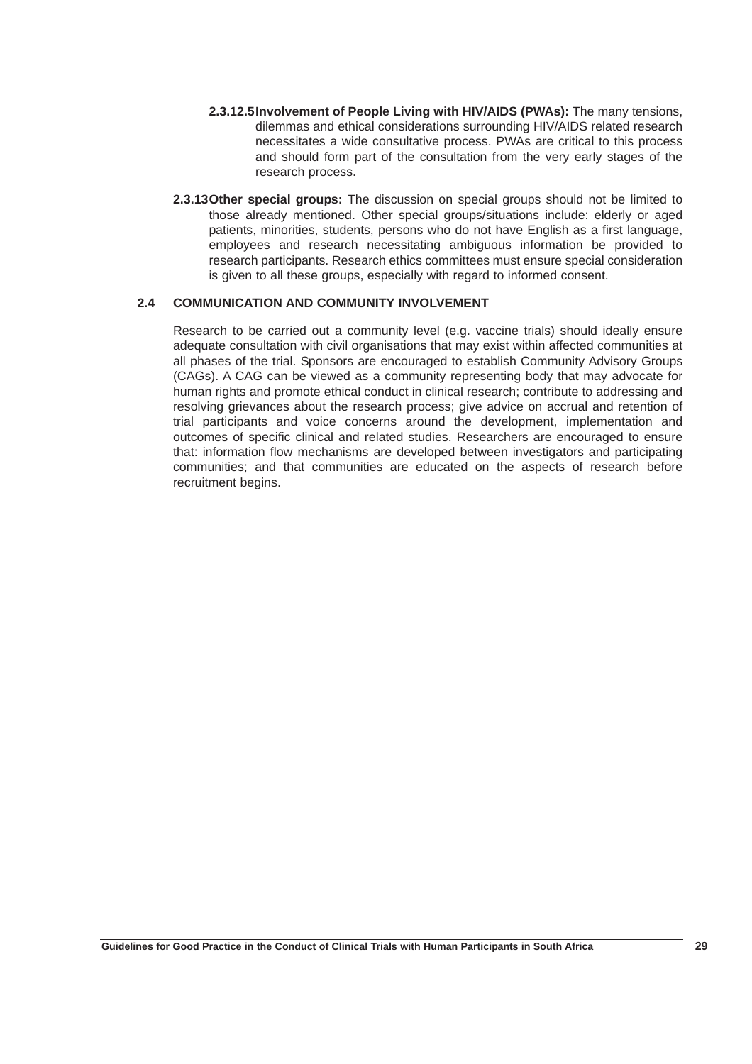**2.3.12.5 Involvement of People Living with HIV/AIDS (PWAs):** The many tensions, dilemmas and ethical considerations surrounding HIV/AIDS related research necessitates a wide consultative process. PWAs are critical to this process and should form part of the consultation from the very early stages of the research process.

**2.3.13 Other special groups:** The discussion on special groups should not be limited to those already mentioned. Other special groups/situations include: elderly or aged patients, minorities, students, persons who do not have English as a first language, employees and research necessitating ambiguous information be provided to research participants. Research ethics committees must ensure special consideration is given to all these groups, especially with regard to informed consent.

## 2.4 COMMUNICATION AND COMMUNITY INVOLVEMENT

Research to be carried out a community level (e.g. vaccine trials) should ideally ensure adequate consultation with civil organisations that may exist within affected communities at all phases of the trial. Sponsors are encouraged to establish Community Advisory Groups (CAGs). A CAG can be viewed as a community representing body that may advocate for human rights and promote ethical conduct in clinical research; contribute to addressing and resolving grievances about the research process; give advice on accrual and retention of trial participants and voice concerns around the development, implementation and outcomes of specific clinical and related studies. Researchers are encouraged to ensure that: information flow mechanisms are developed between investigators and participating communities; and that communities are educated on the aspects of research before recruitment begins.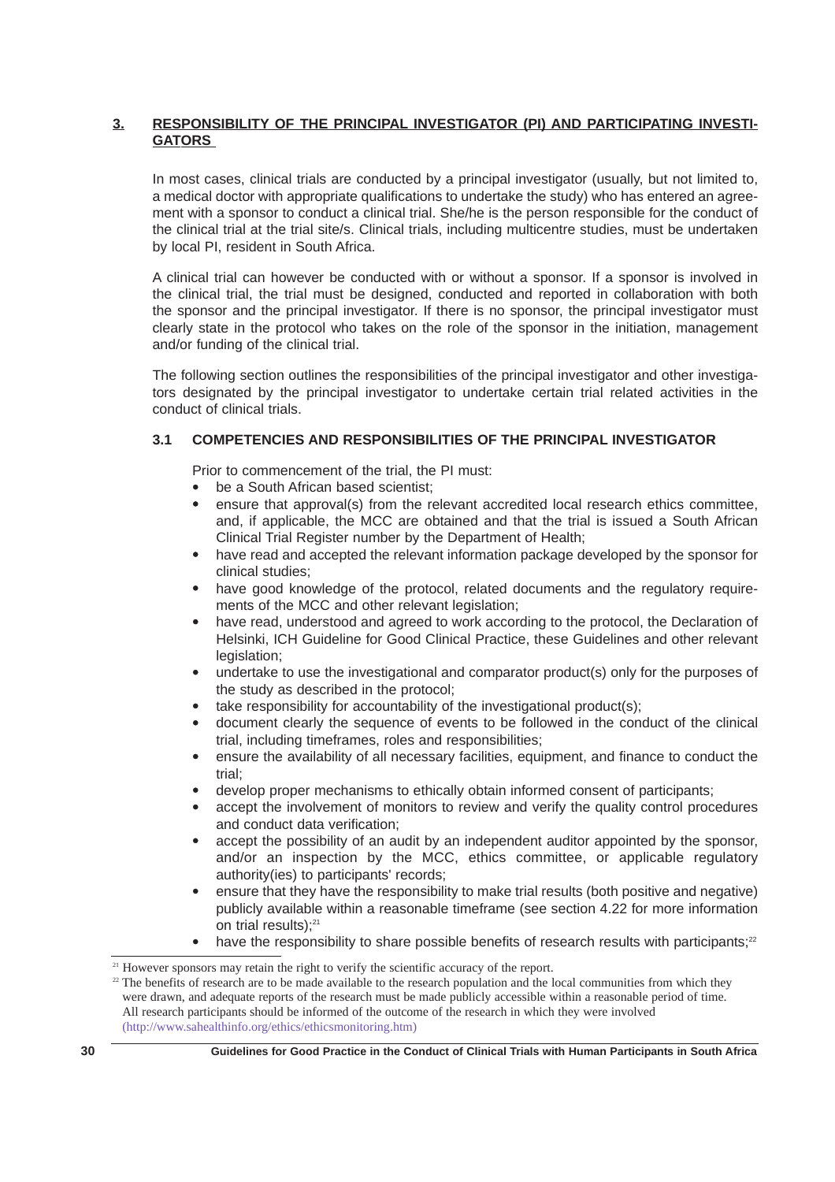## 3. RESPONSIBILITY OF THE PRINCIPAL INVESTIGATOR (PI) AND PARTICIPATING INVESTIGATORS

In most cases, clinical trials are conducted by a principal investigator (usually, but not limited to, a medical doctor with appropriate qualifications to undertake the study) who has entered an agreement with a sponsor to conduct a clinical trial. She/he is the person responsible for the conduct of the clinical trial at the trial site/s. Clinical trials, including multicentre studies, must be undertaken by local PI, resident in South Africa.

A clinical trial can however be conducted with or without a sponsor. If a sponsor is involved in the clinical trial, the trial must be designed, conducted and reported in collaboration with both the sponsor and the principal investigator. If there is no sponsor, the principal investigator must clearly state in the protocol who takes on the role of the sponsor in the initiation, management and/or funding of the clinical trial.

The following section outlines the responsibilities of the principal investigator and other investigators designated by the principal investigator to undertake certain trial related activities in the conduct of clinical trials.

### 3.1 COMPETENCIES AND RESPONSIBILITIES OF THE PRINCIPAL INVESTIGATOR

Prior to commencement of the trial, the PI must:

- be a South African based scientist;
- ensure that approval(s) from the relevant accredited local research ethics committee, and, if applicable, the MCC are obtained and that the trial is issued a South African Clinical Trial Register number by the Department of Health;
- have read and accepted the relevant information package developed by the sponsor for clinical studies;
- have good knowledge of the protocol, related documents and the regulatory requirements of the MCC and other relevant legislation;
- have read, understood and agreed to work according to the protocol, the Declaration of Helsinki, ICH Guideline for Good Clinical Practice, these Guidelines and other relevant legislation;
- undertake to use the investigational and comparator product(s) only for the purposes of the study as described in the protocol;
- take responsibility for accountability of the investigational product(s);
- document clearly the sequence of events to be followed in the conduct of the clinical trial, including timeframes, roles and responsibilities;
- ensure the availability of all necessary facilities, equipment, and finance to conduct the trial;
- develop proper mechanisms to ethically obtain informed consent of participants;
- accept the involvement of monitors to review and verify the quality control procedures and conduct data verification;
- accept the possibility of an audit by an independent auditor appointed by the sponsor, and/or an inspection by the MCC, ethics committee, or applicable regulatory authority(ies) to participants' records;
- ensure that they have the responsibility to make trial results (both positive and negative) publicly available within a reasonable timeframe (see section 4.22 for more information on trial results);[21]
- have the responsibility to share possible benefits of research results with participants;[22]

---

[21] However sponsors may retain the right to verify the scientific accuracy of the report.

[22] The benefits of research are to be made available to the research population and the local communities from which they were drawn, and adequate reports of the research must be made publicly accessible within a reasonable period of time. All research participants should be informed of the outcome of the research in which they were involved (http://www.sahealthinfo.org/ethics/ethicsmonitoring.htm)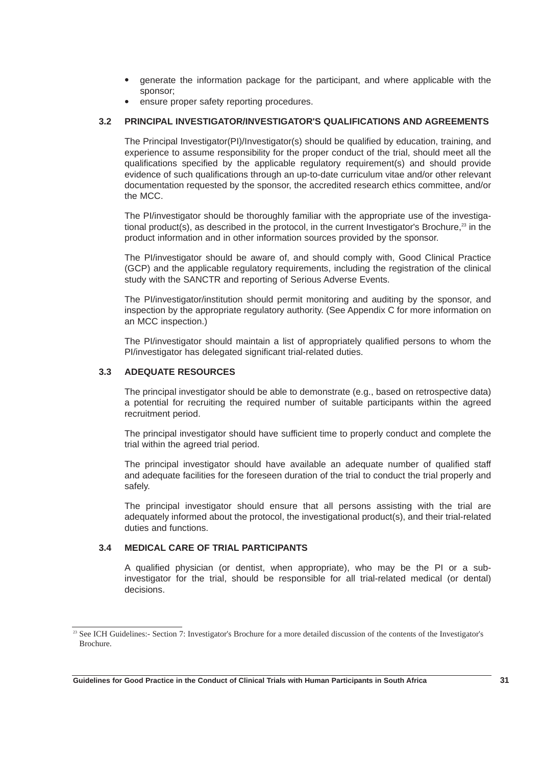- generate the information package for the participant, and where applicable with the sponsor;
- ensure proper safety reporting procedures.

### 3.2 PRINCIPAL INVESTIGATOR/INVESTIGATOR'S QUALIFICATIONS AND AGREEMENTS

The Principal Investigator(PI)/Investigator(s) should be qualified by education, training, and experience to assume responsibility for the proper conduct of the trial, should meet all the qualifications specified by the applicable regulatory requirement(s) and should provide evidence of such qualifications through an up-to-date curriculum vitae and/or other relevant documentation requested by the sponsor, the accredited research ethics committee, and/or the MCC.

The PI/investigator should be thoroughly familiar with the appropriate use of the investigational product(s), as described in the protocol, in the current Investigator's Brochure,[23] in the product information and in other information sources provided by the sponsor.

The PI/investigator should be aware of, and should comply with, Good Clinical Practice (GCP) and the applicable regulatory requirements, including the registration of the clinical study with the SANCTR and reporting of Serious Adverse Events.

The PI/investigator/institution should permit monitoring and auditing by the sponsor, and inspection by the appropriate regulatory authority. (See Appendix C for more information on an MCC inspection.)

The PI/investigator should maintain a list of appropriately qualified persons to whom the PI/investigator has delegated significant trial-related duties.

### 3.3 ADEQUATE RESOURCES

The principal investigator should be able to demonstrate (e.g., based on retrospective data) a potential for recruiting the required number of suitable participants within the agreed recruitment period.

The principal investigator should have sufficient time to properly conduct and complete the trial within the agreed trial period.

The principal investigator should have available an adequate number of qualified staff and adequate facilities for the foreseen duration of the trial to conduct the trial properly and safely.

The principal investigator should ensure that all persons assisting with the trial are adequately informed about the protocol, the investigational product(s), and their trial-related duties and functions.

### 3.4 MEDICAL CARE OF TRIAL PARTICIPANTS

A qualified physician (or dentist, when appropriate), who may be the PI or a sub-investigator for the trial, should be responsible for all trial-related medical (or dental) decisions.

---

[23] See ICH Guidelines:- Section 7: Investigator's Brochure for a more detailed discussion of the contents of the Investigator's Brochure.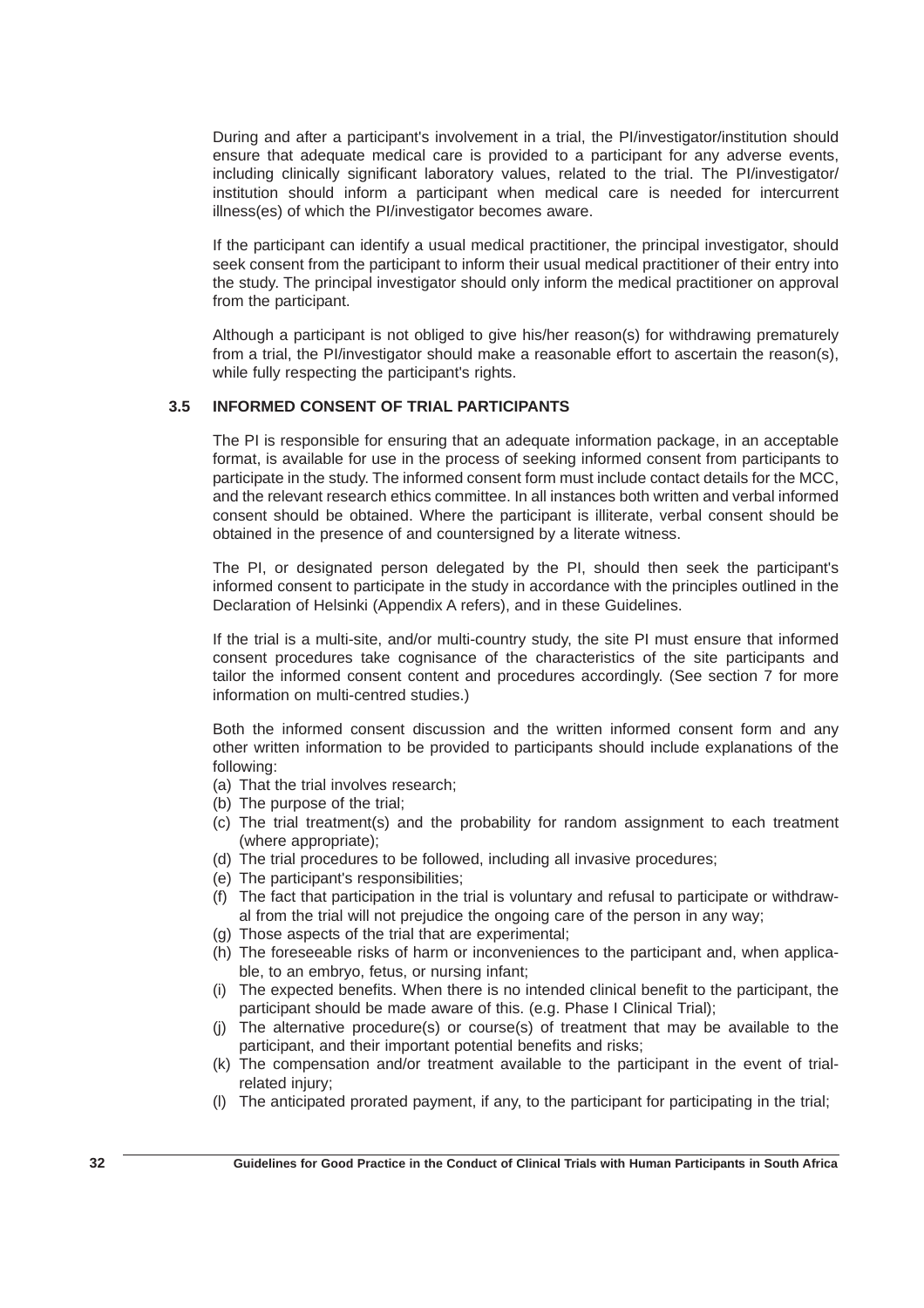During and after a participant's involvement in a trial, the PI/investigator/institution should ensure that adequate medical care is provided to a participant for any adverse events, including clinically significant laboratory values, related to the trial. The PI/investigator/institution should inform a participant when medical care is needed for intercurrent illness(es) of which the PI/investigator becomes aware.

If the participant can identify a usual medical practitioner, the principal investigator, should seek consent from the participant to inform their usual medical practitioner of their entry into the study. The principal investigator should only inform the medical practitioner on approval from the participant.

Although a participant is not obliged to give his/her reason(s) for withdrawing prematurely from a trial, the PI/investigator should make a reasonable effort to ascertain the reason(s), while fully respecting the participant's rights.

### 3.5 INFORMED CONSENT OF TRIAL PARTICIPANTS

The PI is responsible for ensuring that an adequate information package, in an acceptable format, is available for use in the process of seeking informed consent from participants to participate in the study. The informed consent form must include contact details for the MCC, and the relevant research ethics committee. In all instances both written and verbal informed consent should be obtained. Where the participant is illiterate, verbal consent should be obtained in the presence of and countersigned by a literate witness.

The PI, or designated person delegated by the PI, should then seek the participant's informed consent to participate in the study in accordance with the principles outlined in the Declaration of Helsinki (Appendix A refers), and in these Guidelines.

If the trial is a multi-site, and/or multi-country study, the site PI must ensure that informed consent procedures take cognisance of the characteristics of the site participants and tailor the informed consent content and procedures accordingly. (See section 7 for more information on multi-centred studies.)

Both the informed consent discussion and the written informed consent form and any other written information to be provided to participants should include explanations of the following:

(a) That the trial involves research;
(b) The purpose of the trial;
(c) The trial treatment(s) and the probability for random assignment to each treatment (where appropriate);
(d) The trial procedures to be followed, including all invasive procedures;
(e) The participant's responsibilities;
(f) The fact that participation in the trial is voluntary and refusal to participate or withdrawal from the trial will not prejudice the ongoing care of the person in any way;
(g) Those aspects of the trial that are experimental;
(h) The foreseeable risks of harm or inconveniences to the participant and, when applicable, to an embryo, fetus, or nursing infant;
(i) The expected benefits. When there is no intended clinical benefit to the participant, the participant should be made aware of this. (e.g. Phase I Clinical Trial);
(j) The alternative procedure(s) or course(s) of treatment that may be available to the participant, and their important potential benefits and risks;
(k) The compensation and/or treatment available to the participant in the event of trial-related injury;
(l) The anticipated prorated payment, if any, to the participant for participating in the trial;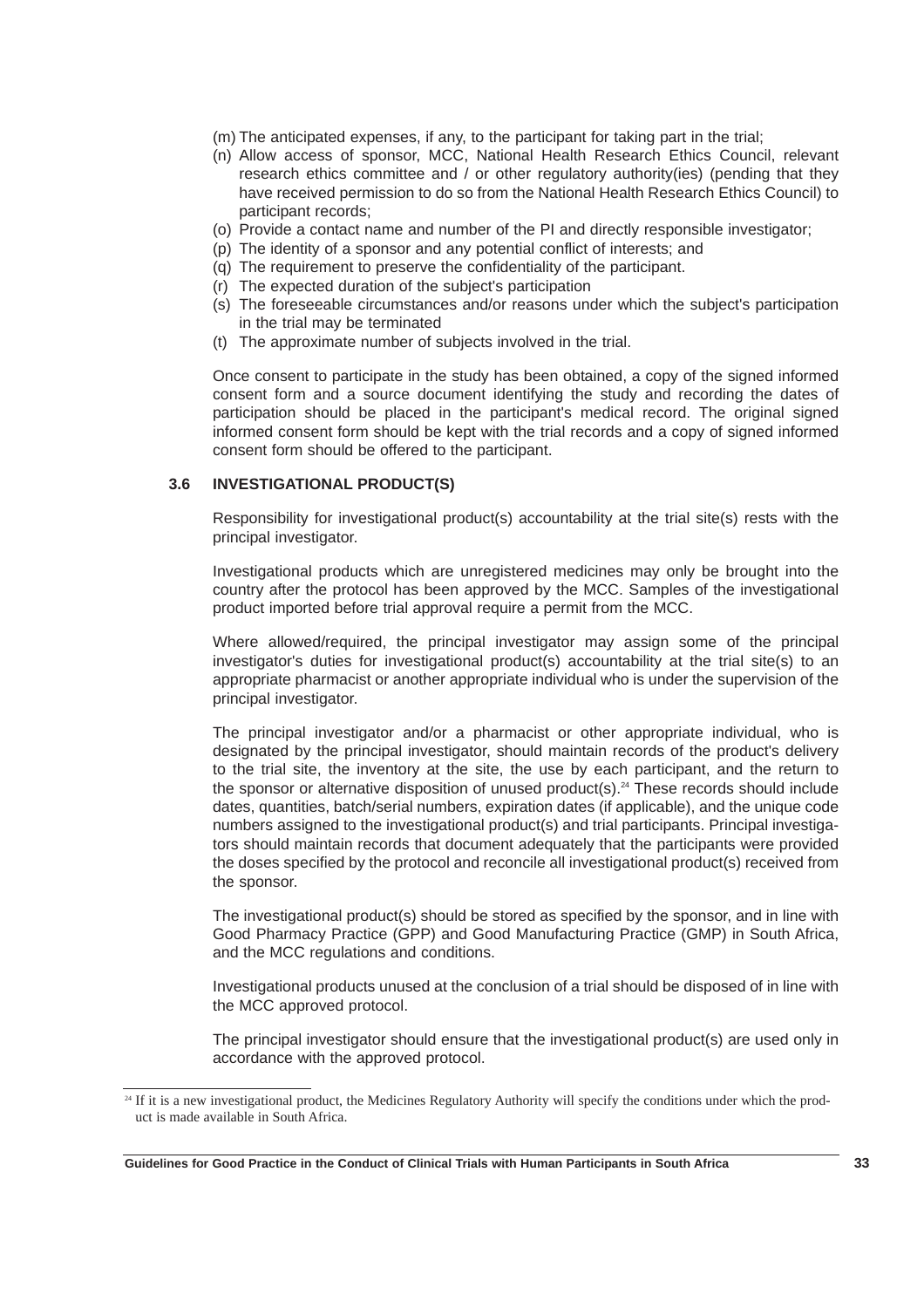(m) The anticipated expenses, if any, to the participant for taking part in the trial;
(n) Allow access of sponsor, MCC, National Health Research Ethics Council, relevant research ethics committee and / or other regulatory authority(ies) (pending that they have received permission to do so from the National Health Research Ethics Council) to participant records;
(o) Provide a contact name and number of the PI and directly responsible investigator;
(p) The identity of a sponsor and any potential conflict of interests; and
(q) The requirement to preserve the confidentiality of the participant.
(r) The expected duration of the subject's participation
(s) The foreseeable circumstances and/or reasons under which the subject's participation in the trial may be terminated
(t) The approximate number of subjects involved in the trial.

Once consent to participate in the study has been obtained, a copy of the signed informed consent form and a source document identifying the study and recording the dates of participation should be placed in the participant's medical record. The original signed informed consent form should be kept with the trial records and a copy of signed informed consent form should be offered to the participant.

### 3.6 INVESTIGATIONAL PRODUCT(S)

Responsibility for investigational product(s) accountability at the trial site(s) rests with the principal investigator.

Investigational products which are unregistered medicines may only be brought into the country after the protocol has been approved by the MCC. Samples of the investigational product imported before trial approval require a permit from the MCC.

Where allowed/required, the principal investigator may assign some of the principal investigator's duties for investigational product(s) accountability at the trial site(s) to an appropriate pharmacist or another appropriate individual who is under the supervision of the principal investigator.

The principal investigator and/or a pharmacist or other appropriate individual, who is designated by the principal investigator, should maintain records of the product's delivery to the trial site, the inventory at the site, the use by each participant, and the return to the sponsor or alternative disposition of unused product(s).[24] These records should include dates, quantities, batch/serial numbers, expiration dates (if applicable), and the unique code numbers assigned to the investigational product(s) and trial participants. Principal investigators should maintain records that document adequately that the participants were provided the doses specified by the protocol and reconcile all investigational product(s) received from the sponsor.

The investigational product(s) should be stored as specified by the sponsor, and in line with Good Pharmacy Practice (GPP) and Good Manufacturing Practice (GMP) in South Africa, and the MCC regulations and conditions.

Investigational products unused at the conclusion of a trial should be disposed of in line with the MCC approved protocol.

The principal investigator should ensure that the investigational product(s) are used only in accordance with the approved protocol.

---

[24] If it is a new investigational product, the Medicines Regulatory Authority will specify the conditions under which the product is made available in South Africa.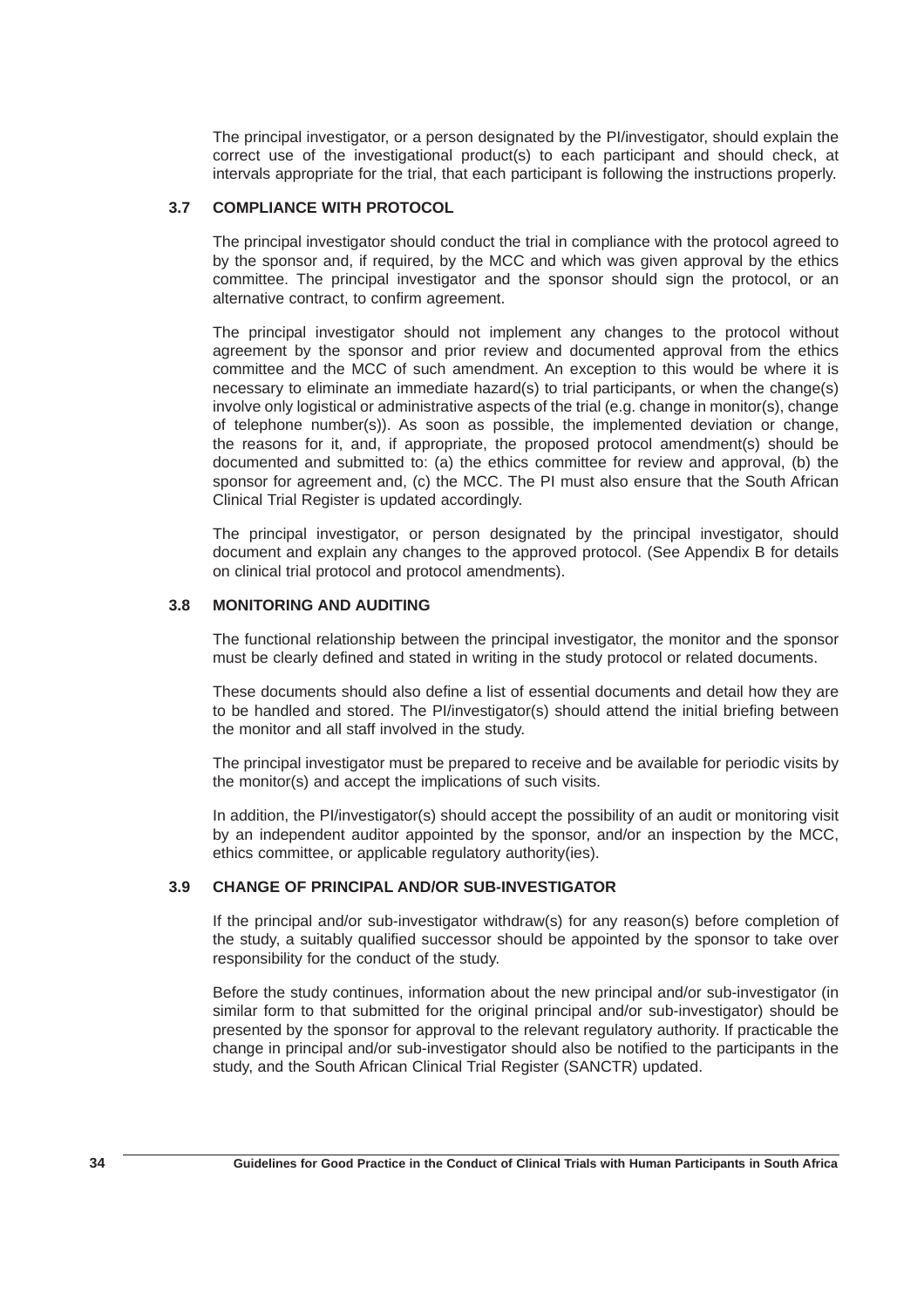The principal investigator, or a person designated by the PI/investigator, should explain the correct use of the investigational product(s) to each participant and should check, at intervals appropriate for the trial, that each participant is following the instructions properly.

### 3.7 COMPLIANCE WITH PROTOCOL

The principal investigator should conduct the trial in compliance with the protocol agreed to by the sponsor and, if required, by the MCC and which was given approval by the ethics committee. The principal investigator and the sponsor should sign the protocol, or an alternative contract, to confirm agreement.

The principal investigator should not implement any changes to the protocol without agreement by the sponsor and prior review and documented approval from the ethics committee and the MCC of such amendment. An exception to this would be where it is necessary to eliminate an immediate hazard(s) to trial participants, or when the change(s) involve only logistical or administrative aspects of the trial (e.g. change in monitor(s), change of telephone number(s)). As soon as possible, the implemented deviation or change, the reasons for it, and, if appropriate, the proposed protocol amendment(s) should be documented and submitted to: (a) the ethics committee for review and approval, (b) the sponsor for agreement and, (c) the MCC. The PI must also ensure that the South African Clinical Trial Register is updated accordingly.

The principal investigator, or person designated by the principal investigator, should document and explain any changes to the approved protocol. (See Appendix B for details on clinical trial protocol and protocol amendments).

### 3.8 MONITORING AND AUDITING

The functional relationship between the principal investigator, the monitor and the sponsor must be clearly defined and stated in writing in the study protocol or related documents.

These documents should also define a list of essential documents and detail how they are to be handled and stored. The PI/investigator(s) should attend the initial briefing between the monitor and all staff involved in the study.

The principal investigator must be prepared to receive and be available for periodic visits by the monitor(s) and accept the implications of such visits.

In addition, the PI/investigator(s) should accept the possibility of an audit or monitoring visit by an independent auditor appointed by the sponsor, and/or an inspection by the MCC, ethics committee, or applicable regulatory authority(ies).

### 3.9 CHANGE OF PRINCIPAL AND/OR SUB-INVESTIGATOR

If the principal and/or sub-investigator withdraw(s) for any reason(s) before completion of the study, a suitably qualified successor should be appointed by the sponsor to take over responsibility for the conduct of the study.

Before the study continues, information about the new principal and/or sub-investigator (in similar form to that submitted for the original principal and/or sub-investigator) should be presented by the sponsor for approval to the relevant regulatory authority. If practicable the change in principal and/or sub-investigator should also be notified to the participants in the study, and the South African Clinical Trial Register (SANCTR) updated.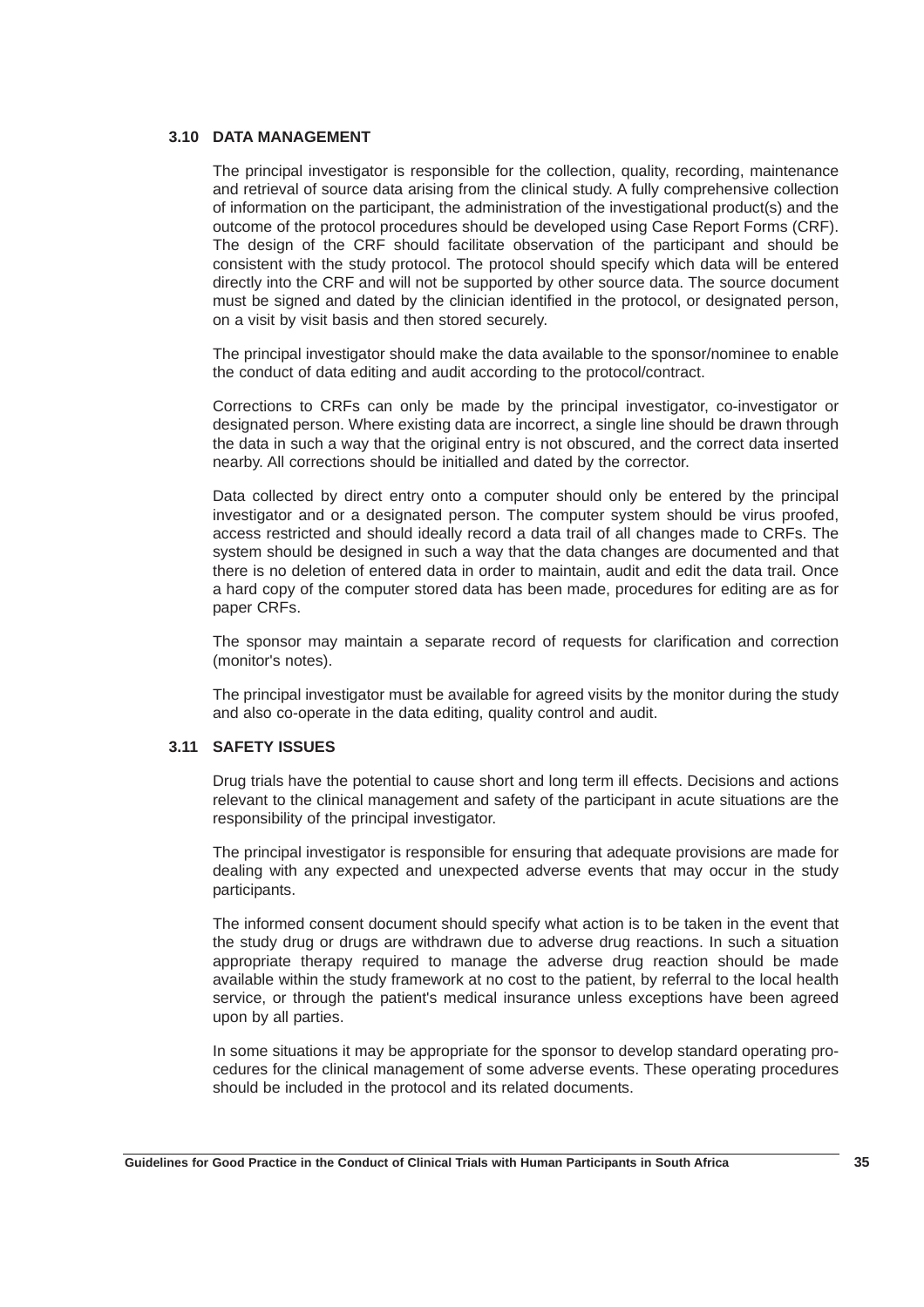### 3.10 DATA MANAGEMENT

The principal investigator is responsible for the collection, quality, recording, maintenance and retrieval of source data arising from the clinical study. A fully comprehensive collection of information on the participant, the administration of the investigational product(s) and the outcome of the protocol procedures should be developed using Case Report Forms (CRF). The design of the CRF should facilitate observation of the participant and should be consistent with the study protocol. The protocol should specify which data will be entered directly into the CRF and will not be supported by other source data. The source document must be signed and dated by the clinician identified in the protocol, or designated person, on a visit by visit basis and then stored securely.

The principal investigator should make the data available to the sponsor/nominee to enable the conduct of data editing and audit according to the protocol/contract.

Corrections to CRFs can only be made by the principal investigator, co-investigator or designated person. Where existing data are incorrect, a single line should be drawn through the data in such a way that the original entry is not obscured, and the correct data inserted nearby. All corrections should be initialled and dated by the corrector.

Data collected by direct entry onto a computer should only be entered by the principal investigator and or a designated person. The computer system should be virus proofed, access restricted and should ideally record a data trail of all changes made to CRFs. The system should be designed in such a way that the data changes are documented and that there is no deletion of entered data in order to maintain, audit and edit the data trail. Once a hard copy of the computer stored data has been made, procedures for editing are as for paper CRFs.

The sponsor may maintain a separate record of requests for clarification and correction (monitor's notes).

The principal investigator must be available for agreed visits by the monitor during the study and also co-operate in the data editing, quality control and audit.

### 3.11 SAFETY ISSUES

Drug trials have the potential to cause short and long term ill effects. Decisions and actions relevant to the clinical management and safety of the participant in acute situations are the responsibility of the principal investigator.

The principal investigator is responsible for ensuring that adequate provisions are made for dealing with any expected and unexpected adverse events that may occur in the study participants.

The informed consent document should specify what action is to be taken in the event that the study drug or drugs are withdrawn due to adverse drug reactions. In such a situation appropriate therapy required to manage the adverse drug reaction should be made available within the study framework at no cost to the patient, by referral to the local health service, or through the patient's medical insurance unless exceptions have been agreed upon by all parties.

In some situations it may be appropriate for the sponsor to develop standard operating procedures for the clinical management of some adverse events. These operating procedures should be included in the protocol and its related documents.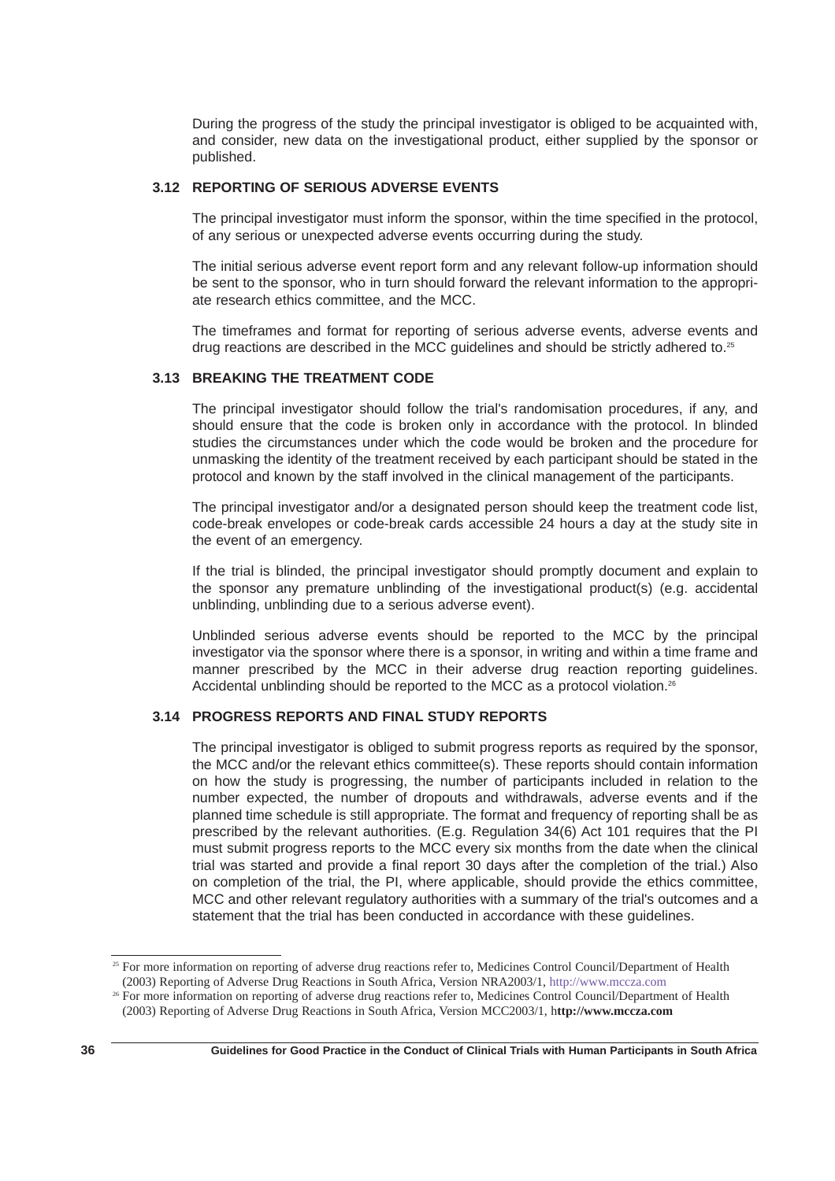During the progress of the study the principal investigator is obliged to be acquainted with, and consider, new data on the investigational product, either supplied by the sponsor or published.

## 3.12 REPORTING OF SERIOUS ADVERSE EVENTS

The principal investigator must inform the sponsor, within the time specified in the protocol, of any serious or unexpected adverse events occurring during the study.

The initial serious adverse event report form and any relevant follow-up information should be sent to the sponsor, who in turn should forward the relevant information to the appropriate research ethics committee, and the MCC.

The timeframes and format for reporting of serious adverse events, adverse events and drug reactions are described in the MCC guidelines and should be strictly adhered to.[25]

## 3.13 BREAKING THE TREATMENT CODE

The principal investigator should follow the trial's randomisation procedures, if any, and should ensure that the code is broken only in accordance with the protocol. In blinded studies the circumstances under which the code would be broken and the procedure for unmasking the identity of the treatment received by each participant should be stated in the protocol and known by the staff involved in the clinical management of the participants.

The principal investigator and/or a designated person should keep the treatment code list, code-break envelopes or code-break cards accessible 24 hours a day at the study site in the event of an emergency.

If the trial is blinded, the principal investigator should promptly document and explain to the sponsor any premature unblinding of the investigational product(s) (e.g. accidental unblinding, unblinding due to a serious adverse event).

Unblinded serious adverse events should be reported to the MCC by the principal investigator via the sponsor where there is a sponsor, in writing and within a time frame and manner prescribed by the MCC in their adverse drug reaction reporting guidelines. Accidental unblinding should be reported to the MCC as a protocol violation.[26]

## 3.14 PROGRESS REPORTS AND FINAL STUDY REPORTS

The principal investigator is obliged to submit progress reports as required by the sponsor, the MCC and/or the relevant ethics committee(s). These reports should contain information on how the study is progressing, the number of participants included in relation to the number expected, the number of dropouts and withdrawals, adverse events and if the planned time schedule is still appropriate. The format and frequency of reporting shall be as prescribed by the relevant authorities. (E.g. Regulation 34(6) Act 101 requires that the PI must submit progress reports to the MCC every six months from the date when the clinical trial was started and provide a final report 30 days after the completion of the trial.) Also on completion of the trial, the PI, where applicable, should provide the ethics committee, MCC and other relevant regulatory authorities with a summary of the trial's outcomes and a statement that the trial has been conducted in accordance with these guidelines.

---

[25] For more information on reporting of adverse drug reactions refer to, Medicines Control Council/Department of Health (2003) Reporting of Adverse Drug Reactions in South Africa, Version NRA2003/1, http://www.mccza.com

[26] For more information on reporting of adverse drug reactions refer to, Medicines Control Council/Department of Health (2003) Reporting of Adverse Drug Reactions in South Africa, Version MCC2003/1, h**ttp://www.mccza.com**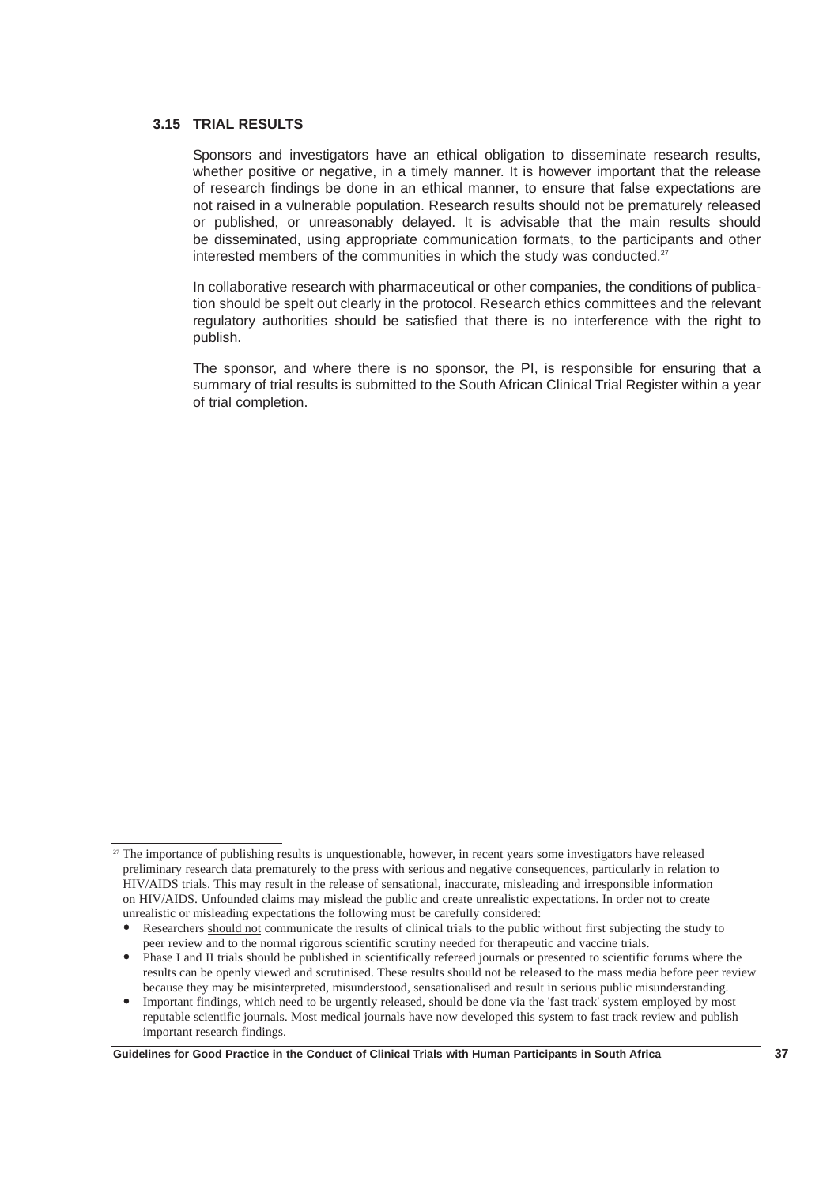### 3.15 TRIAL RESULTS

Sponsors and investigators have an ethical obligation to disseminate research results, whether positive or negative, in a timely manner. It is however important that the release of research findings be done in an ethical manner, to ensure that false expectations are not raised in a vulnerable population. Research results should not be prematurely released or published, or unreasonably delayed. It is advisable that the main results should be disseminated, using appropriate communication formats, to the participants and other interested members of the communities in which the study was conducted.[27]

In collaborative research with pharmaceutical or other companies, the conditions of publication should be spelt out clearly in the protocol. Research ethics committees and the relevant regulatory authorities should be satisfied that there is no interference with the right to publish.

The sponsor, and where there is no sponsor, the PI, is responsible for ensuring that a summary of trial results is submitted to the South African Clinical Trial Register within a year of trial completion.

---

[27] The importance of publishing results is unquestionable, however, in recent years some investigators have released preliminary research data prematurely to the press with serious and negative consequences, particularly in relation to HIV/AIDS trials. This may result in the release of sensational, inaccurate, misleading and irresponsible information on HIV/AIDS. Unfounded claims may mislead the public and create unrealistic expectations. In order not to create unrealistic or misleading expectations the following must be carefully considered:

- Researchers <u>should not</u> communicate the results of clinical trials to the public without first subjecting the study to peer review and to the normal rigorous scientific scrutiny needed for therapeutic and vaccine trials.
- Phase I and II trials should be published in scientifically refereed journals or presented to scientific forums where the results can be openly viewed and scrutinised. These results should not be released to the mass media before peer review because they may be misinterpreted, misunderstood, sensationalised and result in serious public misunderstanding.
- Important findings, which need to be urgently released, should be done via the 'fast track' system employed by most reputable scientific journals. Most medical journals have now developed this system to fast track review and publish important research findings.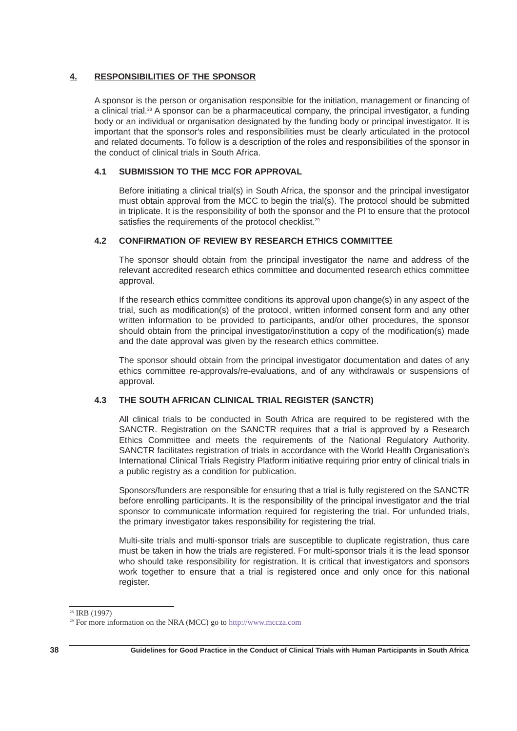## 4. RESPONSIBILITIES OF THE SPONSOR

A sponsor is the person or organisation responsible for the initiation, management or financing of a clinical trial.[28] A sponsor can be a pharmaceutical company, the principal investigator, a funding body or an individual or organisation designated by the funding body or principal investigator. It is important that the sponsor's roles and responsibilities must be clearly articulated in the protocol and related documents. To follow is a description of the roles and responsibilities of the sponsor in the conduct of clinical trials in South Africa.

### 4.1 SUBMISSION TO THE MCC FOR APPROVAL

Before initiating a clinical trial(s) in South Africa, the sponsor and the principal investigator must obtain approval from the MCC to begin the trial(s). The protocol should be submitted in triplicate. It is the responsibility of both the sponsor and the PI to ensure that the protocol satisfies the requirements of the protocol checklist.[29]

### 4.2 CONFIRMATION OF REVIEW BY RESEARCH ETHICS COMMITTEE

The sponsor should obtain from the principal investigator the name and address of the relevant accredited research ethics committee and documented research ethics committee approval.

If the research ethics committee conditions its approval upon change(s) in any aspect of the trial, such as modification(s) of the protocol, written informed consent form and any other written information to be provided to participants, and/or other procedures, the sponsor should obtain from the principal investigator/institution a copy of the modification(s) made and the date approval was given by the research ethics committee.

The sponsor should obtain from the principal investigator documentation and dates of any ethics committee re-approvals/re-evaluations, and of any withdrawals or suspensions of approval.

### 4.3 THE SOUTH AFRICAN CLINICAL TRIAL REGISTER (SANCTR)

All clinical trials to be conducted in South Africa are required to be registered with the SANCTR. Registration on the SANCTR requires that a trial is approved by a Research Ethics Committee and meets the requirements of the National Regulatory Authority. SANCTR facilitates registration of trials in accordance with the World Health Organisation's International Clinical Trials Registry Platform initiative requiring prior entry of clinical trials in a public registry as a condition for publication.

Sponsors/funders are responsible for ensuring that a trial is fully registered on the SANCTR before enrolling participants. It is the responsibility of the principal investigator and the trial sponsor to communicate information required for registering the trial. For unfunded trials, the primary investigator takes responsibility for registering the trial.

Multi-site trials and multi-sponsor trials are susceptible to duplicate registration, thus care must be taken in how the trials are registered. For multi-sponsor trials it is the lead sponsor who should take responsibility for registration. It is critical that investigators and sponsors work together to ensure that a trial is registered once and only once for this national register.

---

[28] IRB (1997)

[29] For more information on the NRA (MCC) go to http://www.mccza.com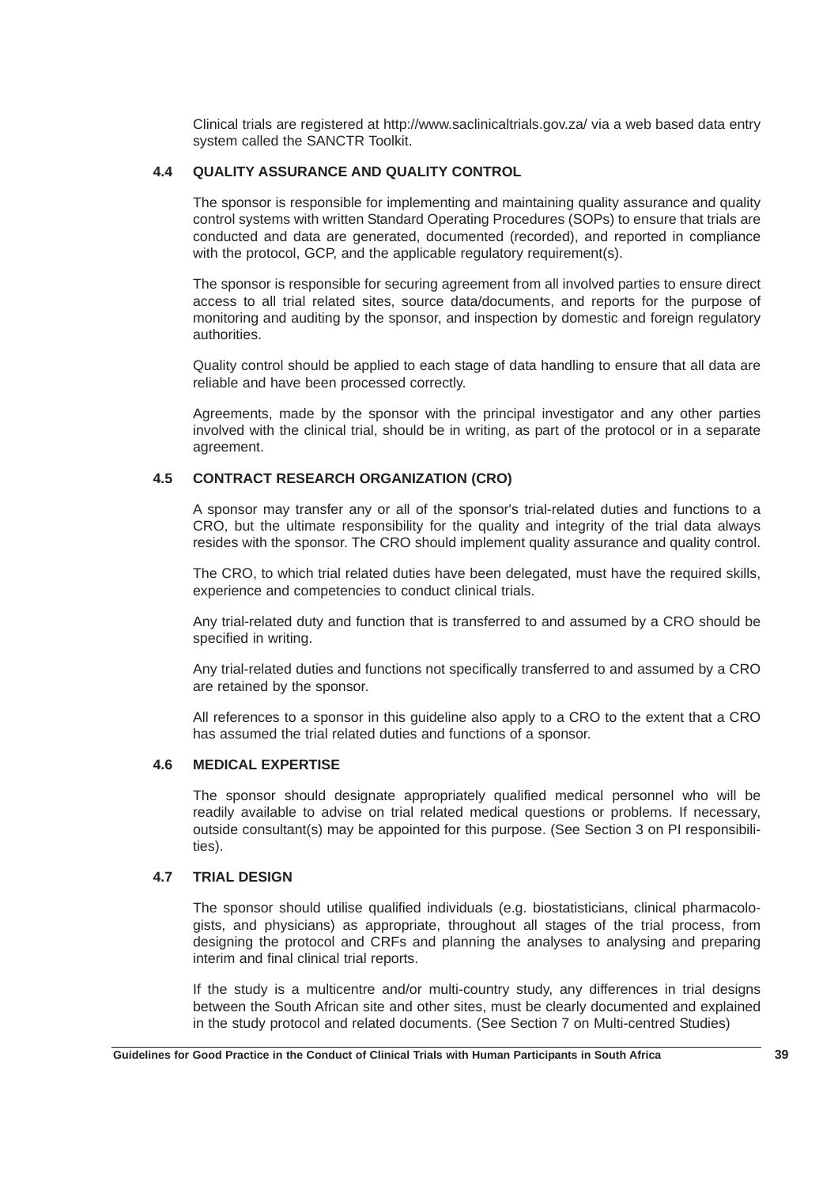Clinical trials are registered at http://www.saclinicaltrials.gov.za/ via a web based data entry system called the SANCTR Toolkit.

### 4.4 QUALITY ASSURANCE AND QUALITY CONTROL

The sponsor is responsible for implementing and maintaining quality assurance and quality control systems with written Standard Operating Procedures (SOPs) to ensure that trials are conducted and data are generated, documented (recorded), and reported in compliance with the protocol, GCP, and the applicable regulatory requirement(s).

The sponsor is responsible for securing agreement from all involved parties to ensure direct access to all trial related sites, source data/documents, and reports for the purpose of monitoring and auditing by the sponsor, and inspection by domestic and foreign regulatory authorities.

Quality control should be applied to each stage of data handling to ensure that all data are reliable and have been processed correctly.

Agreements, made by the sponsor with the principal investigator and any other parties involved with the clinical trial, should be in writing, as part of the protocol or in a separate agreement.

### 4.5 CONTRACT RESEARCH ORGANIZATION (CRO)

A sponsor may transfer any or all of the sponsor's trial-related duties and functions to a CRO, but the ultimate responsibility for the quality and integrity of the trial data always resides with the sponsor. The CRO should implement quality assurance and quality control.

The CRO, to which trial related duties have been delegated, must have the required skills, experience and competencies to conduct clinical trials.

Any trial-related duty and function that is transferred to and assumed by a CRO should be specified in writing.

Any trial-related duties and functions not specifically transferred to and assumed by a CRO are retained by the sponsor.

All references to a sponsor in this guideline also apply to a CRO to the extent that a CRO has assumed the trial related duties and functions of a sponsor.

### 4.6 MEDICAL EXPERTISE

The sponsor should designate appropriately qualified medical personnel who will be readily available to advise on trial related medical questions or problems. If necessary, outside consultant(s) may be appointed for this purpose. (See Section 3 on PI responsibilities).

### 4.7 TRIAL DESIGN

The sponsor should utilise qualified individuals (e.g. biostatisticians, clinical pharmacologists, and physicians) as appropriate, throughout all stages of the trial process, from designing the protocol and CRFs and planning the analyses to analysing and preparing interim and final clinical trial reports.

If the study is a multicentre and/or multi-country study, any differences in trial designs between the South African site and other sites, must be clearly documented and explained in the study protocol and related documents. (See Section 7 on Multi-centred Studies)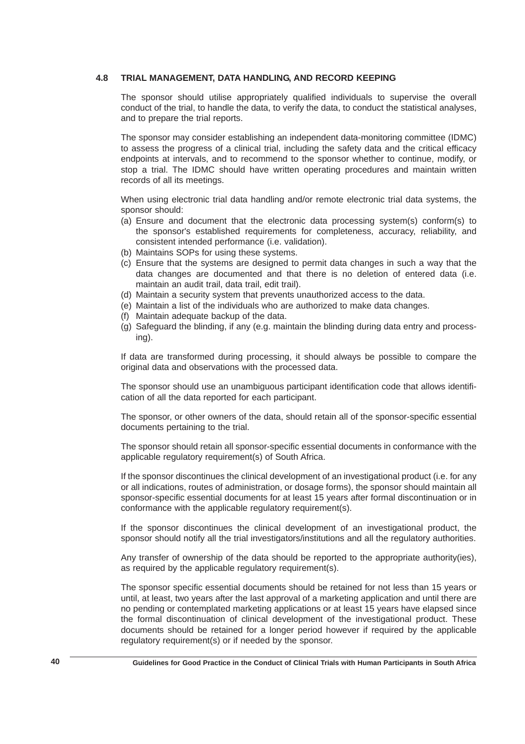### 4.8 TRIAL MANAGEMENT, DATA HANDLING, AND RECORD KEEPING

The sponsor should utilise appropriately qualified individuals to supervise the overall conduct of the trial, to handle the data, to verify the data, to conduct the statistical analyses, and to prepare the trial reports.

The sponsor may consider establishing an independent data-monitoring committee (IDMC) to assess the progress of a clinical trial, including the safety data and the critical efficacy endpoints at intervals, and to recommend to the sponsor whether to continue, modify, or stop a trial. The IDMC should have written operating procedures and maintain written records of all its meetings.

When using electronic trial data handling and/or remote electronic trial data systems, the sponsor should:

(a) Ensure and document that the electronic data processing system(s) conform(s) to the sponsor's established requirements for completeness, accuracy, reliability, and consistent intended performance (i.e. validation).
(b) Maintains SOPs for using these systems.
(c) Ensure that the systems are designed to permit data changes in such a way that the data changes are documented and that there is no deletion of entered data (i.e. maintain an audit trail, data trail, edit trail).
(d) Maintain a security system that prevents unauthorized access to the data.
(e) Maintain a list of the individuals who are authorized to make data changes.
(f) Maintain adequate backup of the data.
(g) Safeguard the blinding, if any (e.g. maintain the blinding during data entry and processing).

If data are transformed during processing, it should always be possible to compare the original data and observations with the processed data.

The sponsor should use an unambiguous participant identification code that allows identification of all the data reported for each participant.

The sponsor, or other owners of the data, should retain all of the sponsor-specific essential documents pertaining to the trial.

The sponsor should retain all sponsor-specific essential documents in conformance with the applicable regulatory requirement(s) of South Africa.

If the sponsor discontinues the clinical development of an investigational product (i.e. for any or all indications, routes of administration, or dosage forms), the sponsor should maintain all sponsor-specific essential documents for at least 15 years after formal discontinuation or in conformance with the applicable regulatory requirement(s).

If the sponsor discontinues the clinical development of an investigational product, the sponsor should notify all the trial investigators/institutions and all the regulatory authorities.

Any transfer of ownership of the data should be reported to the appropriate authority(ies), as required by the applicable regulatory requirement(s).

The sponsor specific essential documents should be retained for not less than 15 years or until, at least, two years after the last approval of a marketing application and until there are no pending or contemplated marketing applications or at least 15 years have elapsed since the formal discontinuation of clinical development of the investigational product. These documents should be retained for a longer period however if required by the applicable regulatory requirement(s) or if needed by the sponsor.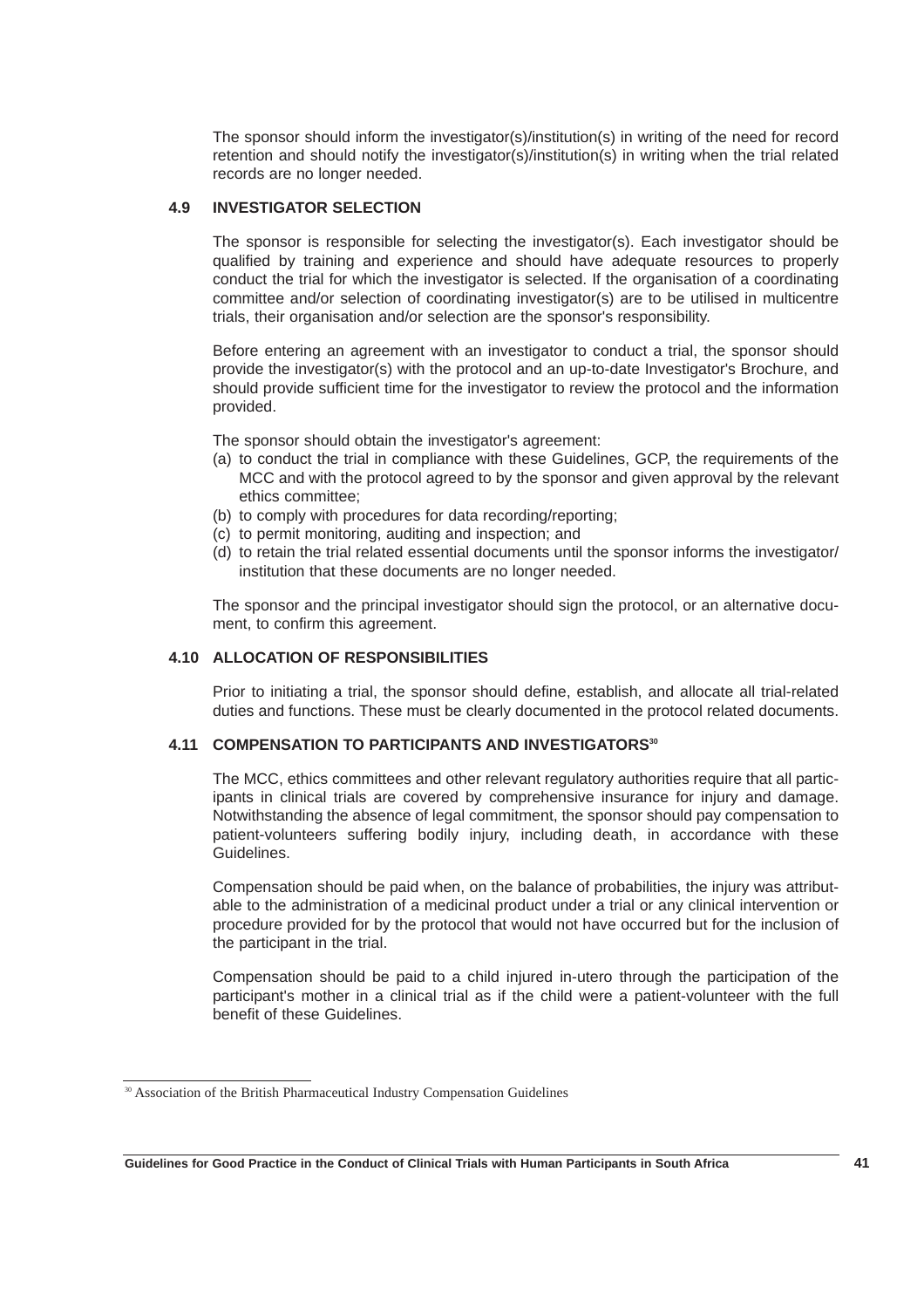The sponsor should inform the investigator(s)/institution(s) in writing of the need for record retention and should notify the investigator(s)/institution(s) in writing when the trial related records are no longer needed.

### 4.9 INVESTIGATOR SELECTION

The sponsor is responsible for selecting the investigator(s). Each investigator should be qualified by training and experience and should have adequate resources to properly conduct the trial for which the investigator is selected. If the organisation of a coordinating committee and/or selection of coordinating investigator(s) are to be utilised in multicentre trials, their organisation and/or selection are the sponsor's responsibility.

Before entering an agreement with an investigator to conduct a trial, the sponsor should provide the investigator(s) with the protocol and an up-to-date Investigator's Brochure, and should provide sufficient time for the investigator to review the protocol and the information provided.

The sponsor should obtain the investigator's agreement:

(a) to conduct the trial in compliance with these Guidelines, GCP, the requirements of the MCC and with the protocol agreed to by the sponsor and given approval by the relevant ethics committee;
(b) to comply with procedures for data recording/reporting;
(c) to permit monitoring, auditing and inspection; and
(d) to retain the trial related essential documents until the sponsor informs the investigator/institution that these documents are no longer needed.

The sponsor and the principal investigator should sign the protocol, or an alternative document, to confirm this agreement.

### 4.10 ALLOCATION OF RESPONSIBILITIES

Prior to initiating a trial, the sponsor should define, establish, and allocate all trial-related duties and functions. These must be clearly documented in the protocol related documents.

### 4.11 COMPENSATION TO PARTICIPANTS AND INVESTIGATORS[30]

The MCC, ethics committees and other relevant regulatory authorities require that all participants in clinical trials are covered by comprehensive insurance for injury and damage. Notwithstanding the absence of legal commitment, the sponsor should pay compensation to patient-volunteers suffering bodily injury, including death, in accordance with these Guidelines.

Compensation should be paid when, on the balance of probabilities, the injury was attributable to the administration of a medicinal product under a trial or any clinical intervention or procedure provided for by the protocol that would not have occurred but for the inclusion of the participant in the trial.

Compensation should be paid to a child injured in-utero through the participation of the participant's mother in a clinical trial as if the child were a patient-volunteer with the full benefit of these Guidelines.

[30] Association of the British Pharmaceutical Industry Compensation Guidelines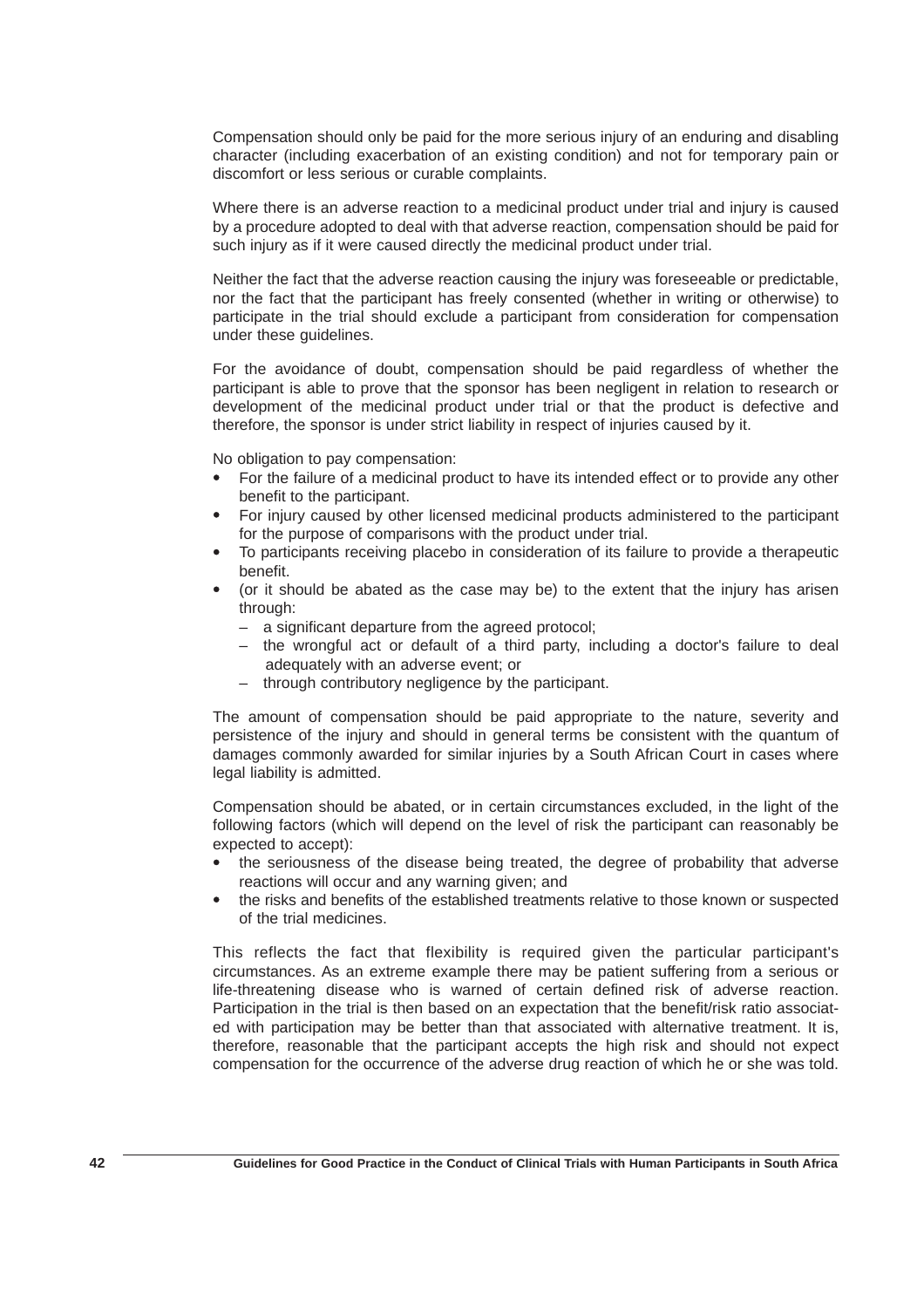Compensation should only be paid for the more serious injury of an enduring and disabling character (including exacerbation of an existing condition) and not for temporary pain or discomfort or less serious or curable complaints.

Where there is an adverse reaction to a medicinal product under trial and injury is caused by a procedure adopted to deal with that adverse reaction, compensation should be paid for such injury as if it were caused directly the medicinal product under trial.

Neither the fact that the adverse reaction causing the injury was foreseeable or predictable, nor the fact that the participant has freely consented (whether in writing or otherwise) to participate in the trial should exclude a participant from consideration for compensation under these guidelines.

For the avoidance of doubt, compensation should be paid regardless of whether the participant is able to prove that the sponsor has been negligent in relation to research or development of the medicinal product under trial or that the product is defective and therefore, the sponsor is under strict liability in respect of injuries caused by it.

No obligation to pay compensation:

- For the failure of a medicinal product to have its intended effect or to provide any other benefit to the participant.
- For injury caused by other licensed medicinal products administered to the participant for the purpose of comparisons with the product under trial.
- To participants receiving placebo in consideration of its failure to provide a therapeutic benefit.
- (or it should be abated as the case may be) to the extent that the injury has arisen through:
  - a significant departure from the agreed protocol;
  - the wrongful act or default of a third party, including a doctor's failure to deal adequately with an adverse event; or
  - through contributory negligence by the participant.

The amount of compensation should be paid appropriate to the nature, severity and persistence of the injury and should in general terms be consistent with the quantum of damages commonly awarded for similar injuries by a South African Court in cases where legal liability is admitted.

Compensation should be abated, or in certain circumstances excluded, in the light of the following factors (which will depend on the level of risk the participant can reasonably be expected to accept):

- the seriousness of the disease being treated, the degree of probability that adverse reactions will occur and any warning given; and
- the risks and benefits of the established treatments relative to those known or suspected of the trial medicines.

This reflects the fact that flexibility is required given the particular participant's circumstances. As an extreme example there may be patient suffering from a serious or life-threatening disease who is warned of certain defined risk of adverse reaction. Participation in the trial is then based on an expectation that the benefit/risk ratio associated with participation may be better than that associated with alternative treatment. It is, therefore, reasonable that the participant accepts the high risk and should not expect compensation for the occurrence of the adverse drug reaction of which he or she was told.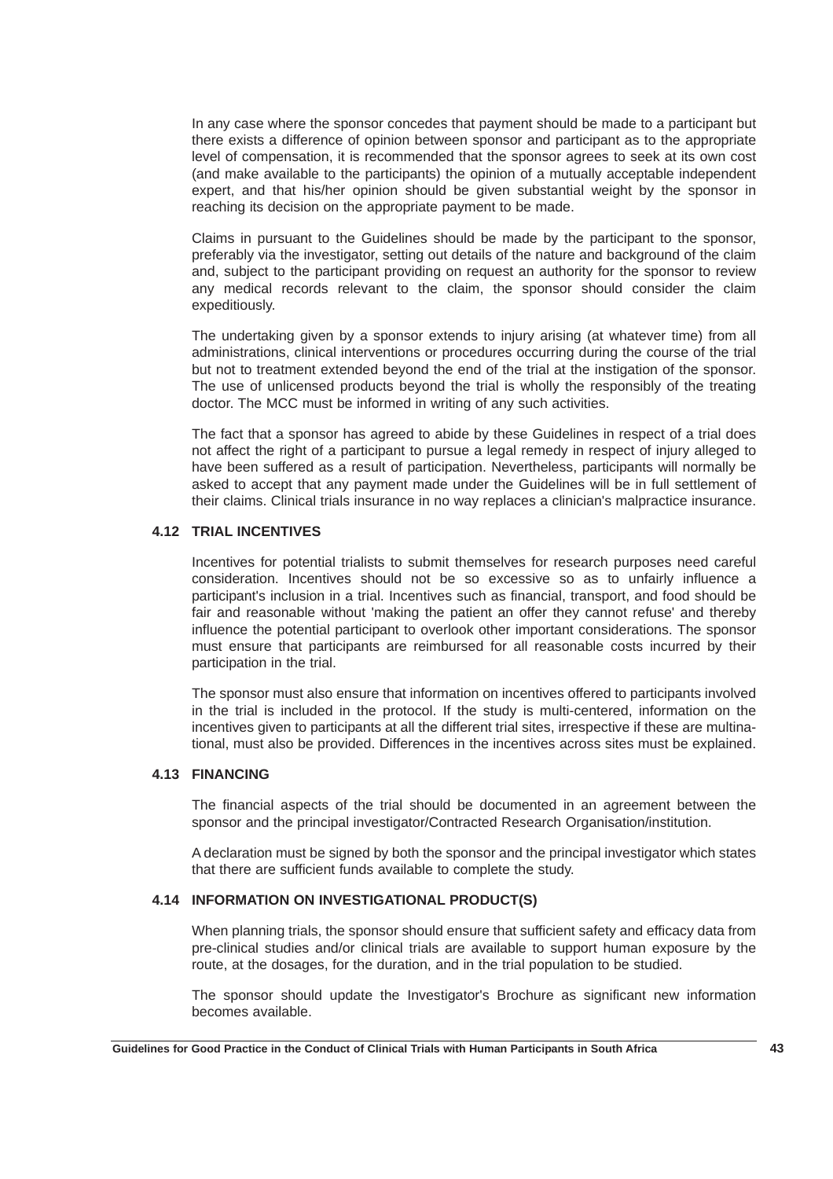In any case where the sponsor concedes that payment should be made to a participant but there exists a difference of opinion between sponsor and participant as to the appropriate level of compensation, it is recommended that the sponsor agrees to seek at its own cost (and make available to the participants) the opinion of a mutually acceptable independent expert, and that his/her opinion should be given substantial weight by the sponsor in reaching its decision on the appropriate payment to be made.

Claims in pursuant to the Guidelines should be made by the participant to the sponsor, preferably via the investigator, setting out details of the nature and background of the claim and, subject to the participant providing on request an authority for the sponsor to review any medical records relevant to the claim, the sponsor should consider the claim expeditiously.

The undertaking given by a sponsor extends to injury arising (at whatever time) from all administrations, clinical interventions or procedures occurring during the course of the trial but not to treatment extended beyond the end of the trial at the instigation of the sponsor. The use of unlicensed products beyond the trial is wholly the responsibly of the treating doctor. The MCC must be informed in writing of any such activities.

The fact that a sponsor has agreed to abide by these Guidelines in respect of a trial does not affect the right of a participant to pursue a legal remedy in respect of injury alleged to have been suffered as a result of participation. Nevertheless, participants will normally be asked to accept that any payment made under the Guidelines will be in full settlement of their claims. Clinical trials insurance in no way replaces a clinician's malpractice insurance.

### 4.12 TRIAL INCENTIVES

Incentives for potential trialists to submit themselves for research purposes need careful consideration. Incentives should not be so excessive so as to unfairly influence a participant's inclusion in a trial. Incentives such as financial, transport, and food should be fair and reasonable without 'making the patient an offer they cannot refuse' and thereby influence the potential participant to overlook other important considerations. The sponsor must ensure that participants are reimbursed for all reasonable costs incurred by their participation in the trial.

The sponsor must also ensure that information on incentives offered to participants involved in the trial is included in the protocol. If the study is multi-centered, information on the incentives given to participants at all the different trial sites, irrespective if these are multinational, must also be provided. Differences in the incentives across sites must be explained.

### 4.13 FINANCING

The financial aspects of the trial should be documented in an agreement between the sponsor and the principal investigator/Contracted Research Organisation/institution.

A declaration must be signed by both the sponsor and the principal investigator which states that there are sufficient funds available to complete the study.

### 4.14 INFORMATION ON INVESTIGATIONAL PRODUCT(S)

When planning trials, the sponsor should ensure that sufficient safety and efficacy data from pre-clinical studies and/or clinical trials are available to support human exposure by the route, at the dosages, for the duration, and in the trial population to be studied.

The sponsor should update the Investigator's Brochure as significant new information becomes available.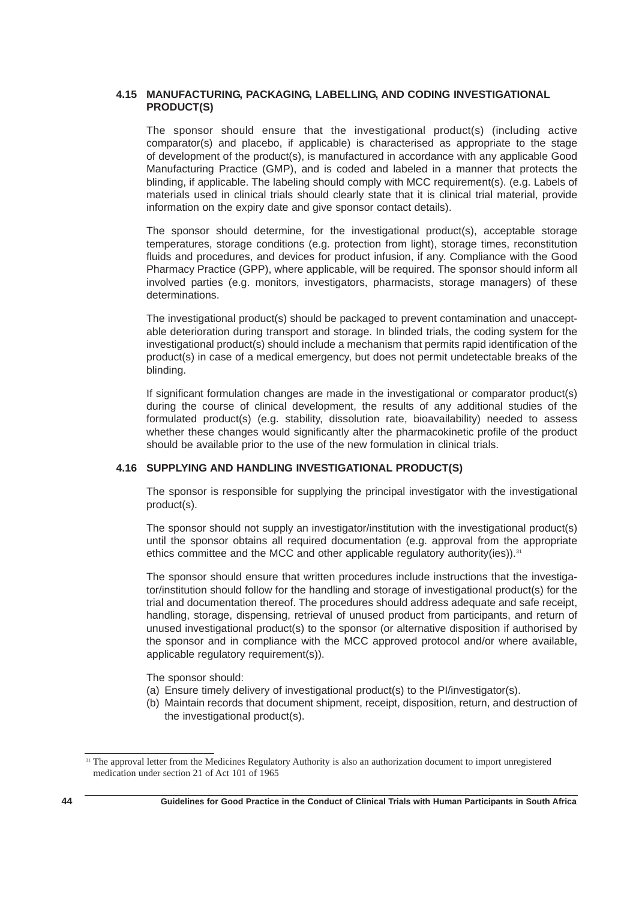### 4.15 MANUFACTURING, PACKAGING, LABELLING, AND CODING INVESTIGATIONAL PRODUCT(S)

The sponsor should ensure that the investigational product(s) (including active comparator(s) and placebo, if applicable) is characterised as appropriate to the stage of development of the product(s), is manufactured in accordance with any applicable Good Manufacturing Practice (GMP), and is coded and labeled in a manner that protects the blinding, if applicable. The labeling should comply with MCC requirement(s). (e.g. Labels of materials used in clinical trials should clearly state that it is clinical trial material, provide information on the expiry date and give sponsor contact details).

The sponsor should determine, for the investigational product(s), acceptable storage temperatures, storage conditions (e.g. protection from light), storage times, reconstitution fluids and procedures, and devices for product infusion, if any. Compliance with the Good Pharmacy Practice (GPP), where applicable, will be required. The sponsor should inform all involved parties (e.g. monitors, investigators, pharmacists, storage managers) of these determinations.

The investigational product(s) should be packaged to prevent contamination and unacceptable deterioration during transport and storage. In blinded trials, the coding system for the investigational product(s) should include a mechanism that permits rapid identification of the product(s) in case of a medical emergency, but does not permit undetectable breaks of the blinding.

If significant formulation changes are made in the investigational or comparator product(s) during the course of clinical development, the results of any additional studies of the formulated product(s) (e.g. stability, dissolution rate, bioavailability) needed to assess whether these changes would significantly alter the pharmacokinetic profile of the product should be available prior to the use of the new formulation in clinical trials.

### 4.16 SUPPLYING AND HANDLING INVESTIGATIONAL PRODUCT(S)

The sponsor is responsible for supplying the principal investigator with the investigational product(s).

The sponsor should not supply an investigator/institution with the investigational product(s) until the sponsor obtains all required documentation (e.g. approval from the appropriate ethics committee and the MCC and other applicable regulatory authority(ies)).[31]

The sponsor should ensure that written procedures include instructions that the investigator/institution should follow for the handling and storage of investigational product(s) for the trial and documentation thereof. The procedures should address adequate and safe receipt, handling, storage, dispensing, retrieval of unused product from participants, and return of unused investigational product(s) to the sponsor (or alternative disposition if authorised by the sponsor and in compliance with the MCC approved protocol and/or where available, applicable regulatory requirement(s)).

The sponsor should:

(a) Ensure timely delivery of investigational product(s) to the PI/investigator(s).

(b) Maintain records that document shipment, receipt, disposition, return, and destruction of the investigational product(s).

---

[31] The approval letter from the Medicines Regulatory Authority is also an authorization document to import unregistered medication under section 21 of Act 101 of 1965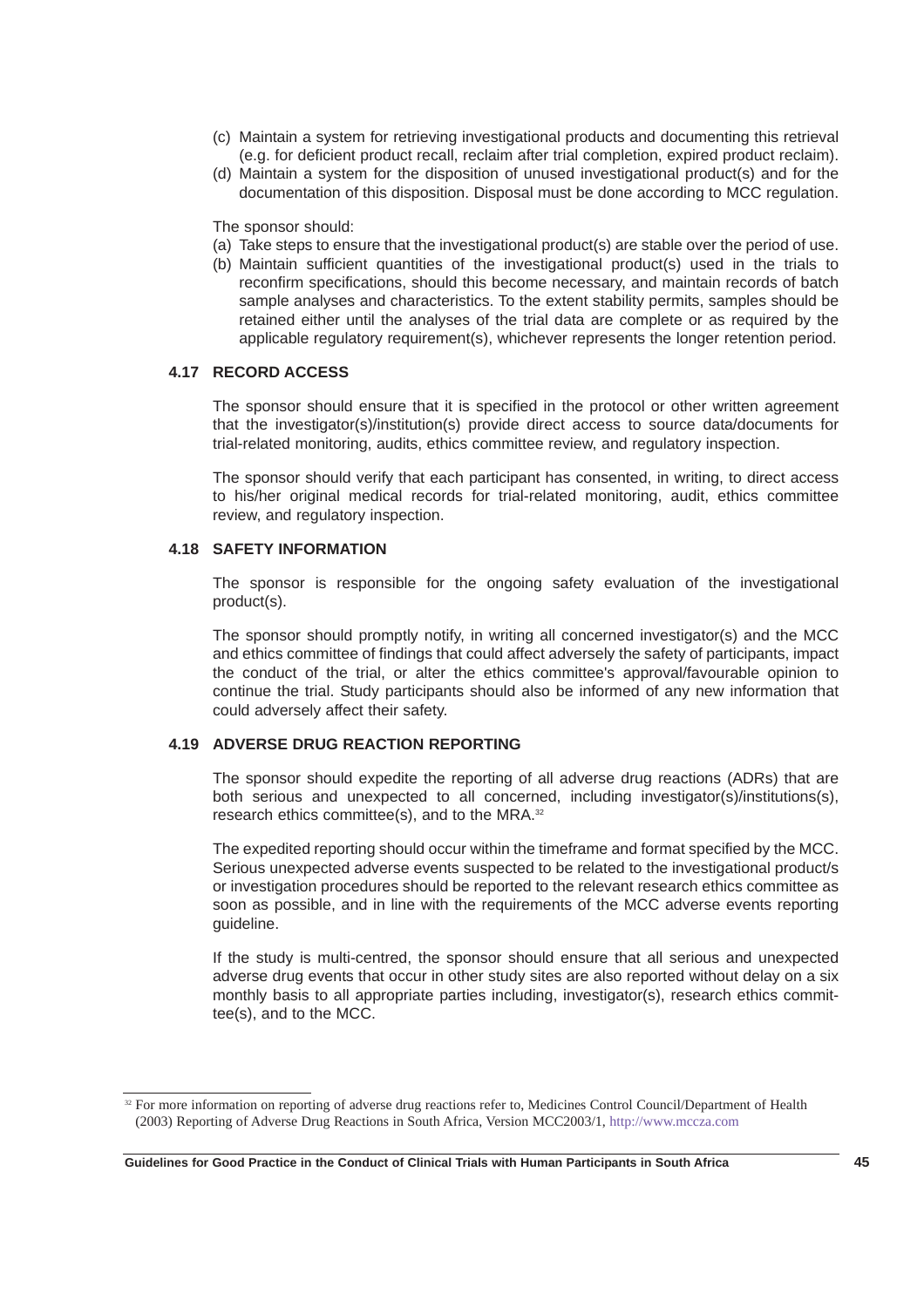(c) Maintain a system for retrieving investigational products and documenting this retrieval (e.g. for deficient product recall, reclaim after trial completion, expired product reclaim).
(d) Maintain a system for the disposition of unused investigational product(s) and for the documentation of this disposition. Disposal must be done according to MCC regulation.

The sponsor should:

(a) Take steps to ensure that the investigational product(s) are stable over the period of use.
(b) Maintain sufficient quantities of the investigational product(s) used in the trials to reconfirm specifications, should this become necessary, and maintain records of batch sample analyses and characteristics. To the extent stability permits, samples should be retained either until the analyses of the trial data are complete or as required by the applicable regulatory requirement(s), whichever represents the longer retention period.

### 4.17 RECORD ACCESS

The sponsor should ensure that it is specified in the protocol or other written agreement that the investigator(s)/institution(s) provide direct access to source data/documents for trial-related monitoring, audits, ethics committee review, and regulatory inspection.

The sponsor should verify that each participant has consented, in writing, to direct access to his/her original medical records for trial-related monitoring, audit, ethics committee review, and regulatory inspection.

### 4.18 SAFETY INFORMATION

The sponsor is responsible for the ongoing safety evaluation of the investigational product(s).

The sponsor should promptly notify, in writing all concerned investigator(s) and the MCC and ethics committee of findings that could affect adversely the safety of participants, impact the conduct of the trial, or alter the ethics committee's approval/favourable opinion to continue the trial. Study participants should also be informed of any new information that could adversely affect their safety.

### 4.19 ADVERSE DRUG REACTION REPORTING

The sponsor should expedite the reporting of all adverse drug reactions (ADRs) that are both serious and unexpected to all concerned, including investigator(s)/institutions(s), research ethics committee(s), and to the MRA.[32]

The expedited reporting should occur within the timeframe and format specified by the MCC. Serious unexpected adverse events suspected to be related to the investigational product/s or investigation procedures should be reported to the relevant research ethics committee as soon as possible, and in line with the requirements of the MCC adverse events reporting guideline.

If the study is multi-centred, the sponsor should ensure that all serious and unexpected adverse drug events that occur in other study sites are also reported without delay on a six monthly basis to all appropriate parties including, investigator(s), research ethics committee(s), and to the MCC.

---

[32] For more information on reporting of adverse drug reactions refer to, Medicines Control Council/Department of Health (2003) Reporting of Adverse Drug Reactions in South Africa, Version MCC2003/1, http://www.mccza.com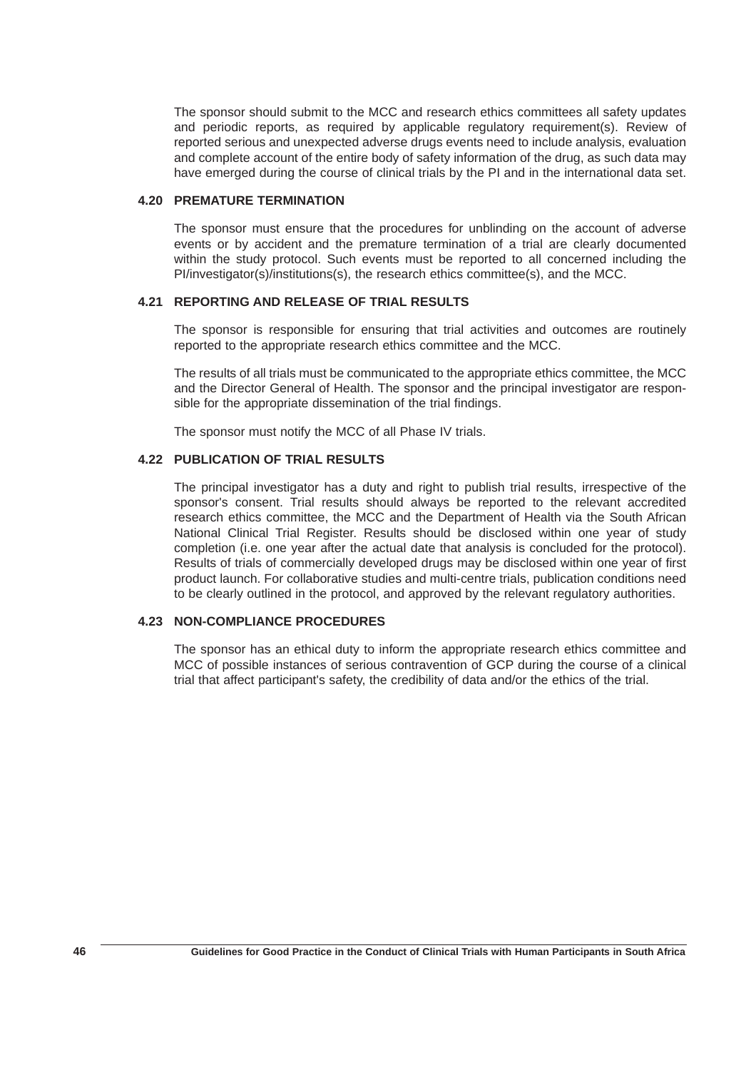The sponsor should submit to the MCC and research ethics committees all safety updates and periodic reports, as required by applicable regulatory requirement(s). Review of reported serious and unexpected adverse drugs events need to include analysis, evaluation and complete account of the entire body of safety information of the drug, as such data may have emerged during the course of clinical trials by the PI and in the international data set.

### 4.20 PREMATURE TERMINATION

The sponsor must ensure that the procedures for unblinding on the account of adverse events or by accident and the premature termination of a trial are clearly documented within the study protocol. Such events must be reported to all concerned including the PI/investigator(s)/institutions(s), the research ethics committee(s), and the MCC.

### 4.21 REPORTING AND RELEASE OF TRIAL RESULTS

The sponsor is responsible for ensuring that trial activities and outcomes are routinely reported to the appropriate research ethics committee and the MCC.

The results of all trials must be communicated to the appropriate ethics committee, the MCC and the Director General of Health. The sponsor and the principal investigator are responsible for the appropriate dissemination of the trial findings.

The sponsor must notify the MCC of all Phase IV trials.

### 4.22 PUBLICATION OF TRIAL RESULTS

The principal investigator has a duty and right to publish trial results, irrespective of the sponsor's consent. Trial results should always be reported to the relevant accredited research ethics committee, the MCC and the Department of Health via the South African National Clinical Trial Register. Results should be disclosed within one year of study completion (i.e. one year after the actual date that analysis is concluded for the protocol). Results of trials of commercially developed drugs may be disclosed within one year of first product launch. For collaborative studies and multi-centre trials, publication conditions need to be clearly outlined in the protocol, and approved by the relevant regulatory authorities.

### 4.23 NON-COMPLIANCE PROCEDURES

The sponsor has an ethical duty to inform the appropriate research ethics committee and MCC of possible instances of serious contravention of GCP during the course of a clinical trial that affect participant's safety, the credibility of data and/or the ethics of the trial.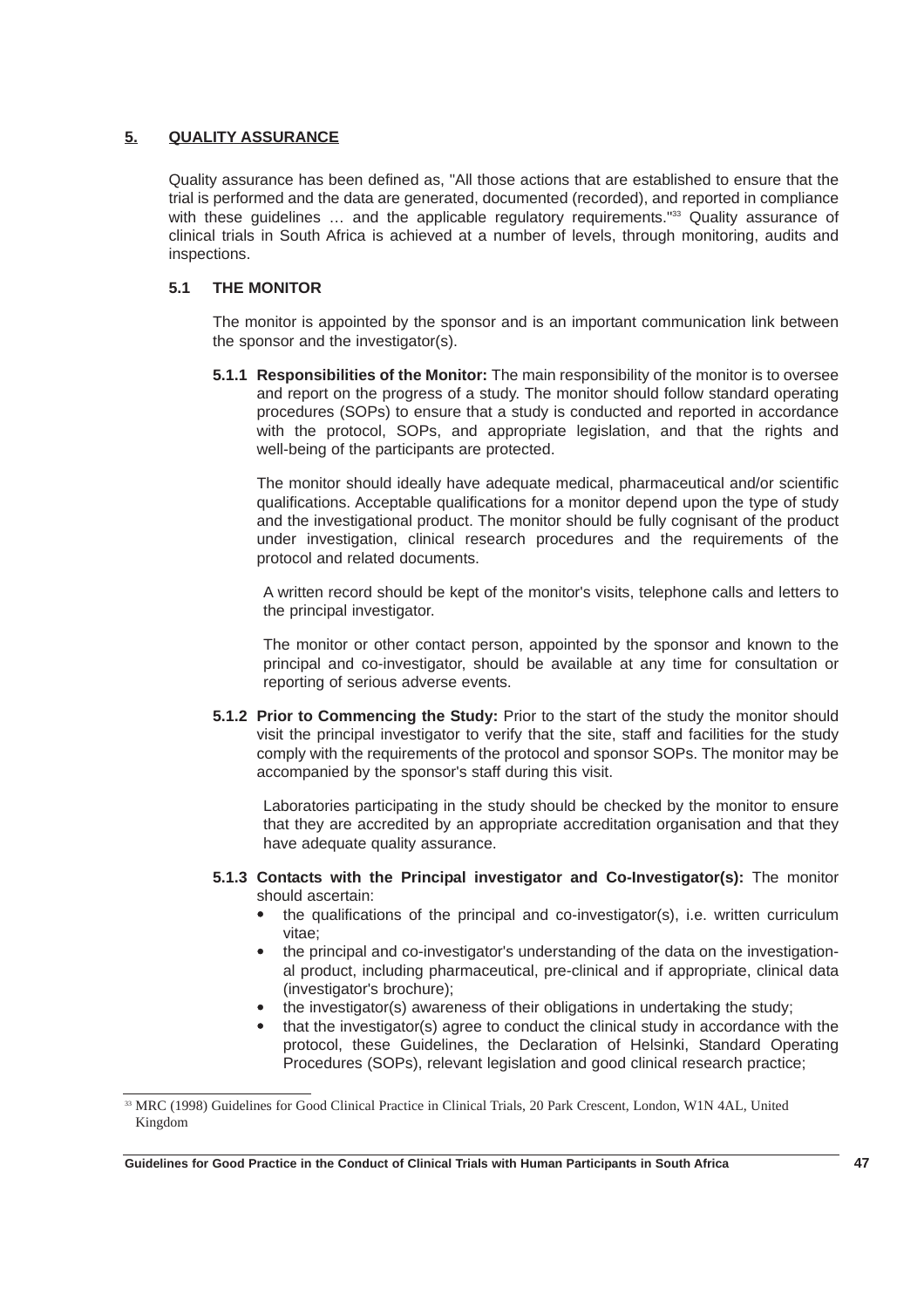## 5. QUALITY ASSURANCE

Quality assurance has been defined as, "All those actions that are established to ensure that the trial is performed and the data are generated, documented (recorded), and reported in compliance with these guidelines … and the applicable regulatory requirements."[33] Quality assurance of clinical trials in South Africa is achieved at a number of levels, through monitoring, audits and inspections.

### 5.1 THE MONITOR

The monitor is appointed by the sponsor and is an important communication link between the sponsor and the investigator(s).

**5.1.1 Responsibilities of the Monitor:** The main responsibility of the monitor is to oversee and report on the progress of a study. The monitor should follow standard operating procedures (SOPs) to ensure that a study is conducted and reported in accordance with the protocol, SOPs, and appropriate legislation, and that the rights and well-being of the participants are protected.

The monitor should ideally have adequate medical, pharmaceutical and/or scientific qualifications. Acceptable qualifications for a monitor depend upon the type of study and the investigational product. The monitor should be fully cognisant of the product under investigation, clinical research procedures and the requirements of the protocol and related documents.

A written record should be kept of the monitor's visits, telephone calls and letters to the principal investigator.

The monitor or other contact person, appointed by the sponsor and known to the principal and co-investigator, should be available at any time for consultation or reporting of serious adverse events.

**5.1.2 Prior to Commencing the Study:** Prior to the start of the study the monitor should visit the principal investigator to verify that the site, staff and facilities for the study comply with the requirements of the protocol and sponsor SOPs. The monitor may be accompanied by the sponsor's staff during this visit.

Laboratories participating in the study should be checked by the monitor to ensure that they are accredited by an appropriate accreditation organisation and that they have adequate quality assurance.

**5.1.3 Contacts with the Principal investigator and Co-Investigator(s):** The monitor should ascertain:

- the qualifications of the principal and co-investigator(s), i.e. written curriculum vitae;
- the principal and co-investigator's understanding of the data on the investigational product, including pharmaceutical, pre-clinical and if appropriate, clinical data (investigator's brochure);
- the investigator(s) awareness of their obligations in undertaking the study;
- that the investigator(s) agree to conduct the clinical study in accordance with the protocol, these Guidelines, the Declaration of Helsinki, Standard Operating Procedures (SOPs), relevant legislation and good clinical research practice;

[33] MRC (1998) Guidelines for Good Clinical Practice in Clinical Trials, 20 Park Crescent, London, W1N 4AL, United Kingdom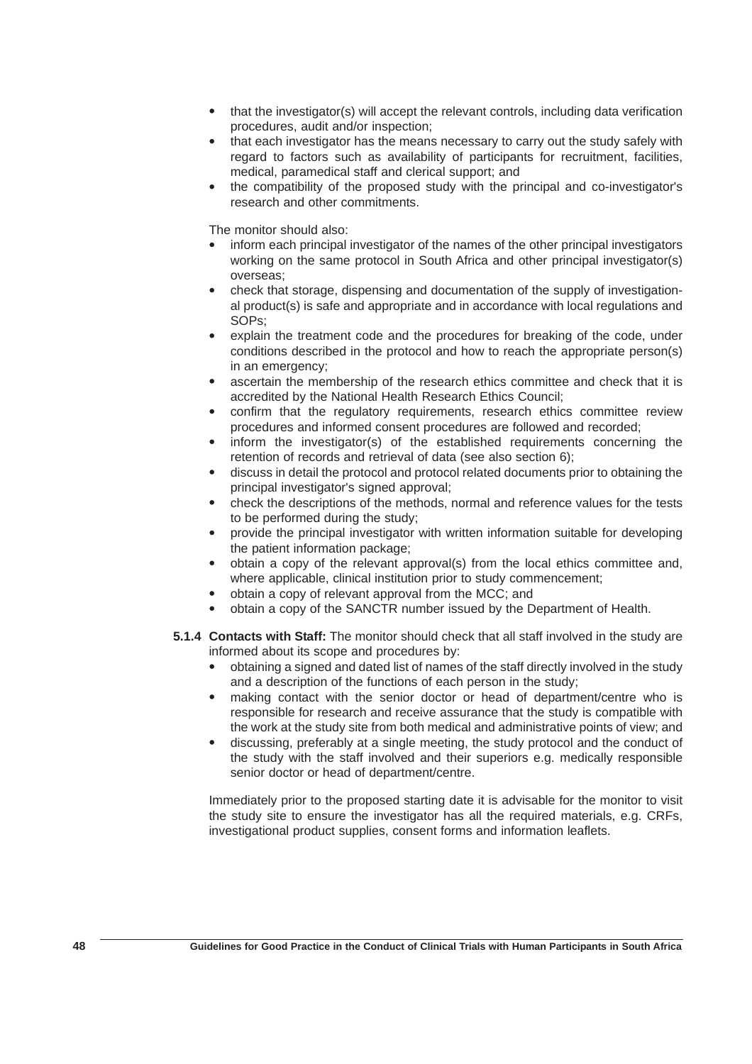- that the investigator(s) will accept the relevant controls, including data verification procedures, audit and/or inspection;
- that each investigator has the means necessary to carry out the study safely with regard to factors such as availability of participants for recruitment, facilities, medical, paramedical staff and clerical support; and
- the compatibility of the proposed study with the principal and co-investigator's research and other commitments.

The monitor should also:

- inform each principal investigator of the names of the other principal investigators working on the same protocol in South Africa and other principal investigator(s) overseas;
- check that storage, dispensing and documentation of the supply of investigational product(s) is safe and appropriate and in accordance with local regulations and SOPs;
- explain the treatment code and the procedures for breaking of the code, under conditions described in the protocol and how to reach the appropriate person(s) in an emergency;
- ascertain the membership of the research ethics committee and check that it is accredited by the National Health Research Ethics Council;
- confirm that the regulatory requirements, research ethics committee review procedures and informed consent procedures are followed and recorded;
- inform the investigator(s) of the established requirements concerning the retention of records and retrieval of data (see also section 6);
- discuss in detail the protocol and protocol related documents prior to obtaining the principal investigator's signed approval;
- check the descriptions of the methods, normal and reference values for the tests to be performed during the study;
- provide the principal investigator with written information suitable for developing the patient information package;
- obtain a copy of the relevant approval(s) from the local ethics committee and, where applicable, clinical institution prior to study commencement;
- obtain a copy of relevant approval from the MCC; and
- obtain a copy of the SANCTR number issued by the Department of Health.

**5.1.4 Contacts with Staff:** The monitor should check that all staff involved in the study are informed about its scope and procedures by:

- obtaining a signed and dated list of names of the staff directly involved in the study and a description of the functions of each person in the study;
- making contact with the senior doctor or head of department/centre who is responsible for research and receive assurance that the study is compatible with the work at the study site from both medical and administrative points of view; and
- discussing, preferably at a single meeting, the study protocol and the conduct of the study with the staff involved and their superiors e.g. medically responsible senior doctor or head of department/centre.

Immediately prior to the proposed starting date it is advisable for the monitor to visit the study site to ensure the investigator has all the required materials, e.g. CRFs, investigational product supplies, consent forms and information leaflets.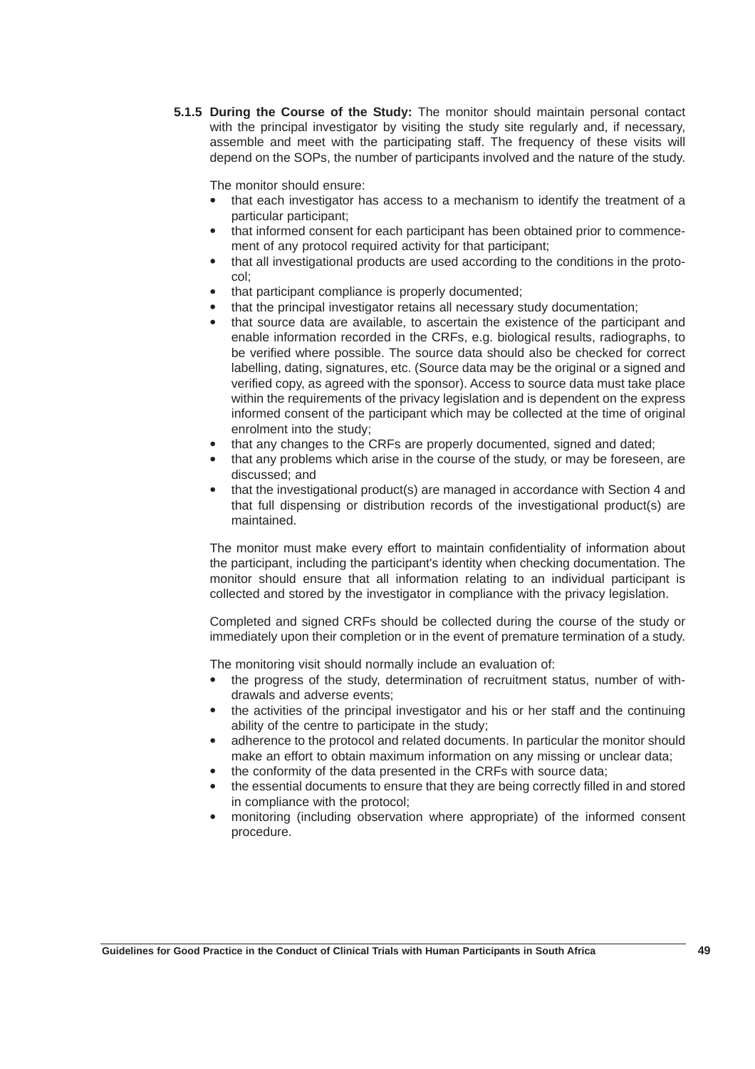**5.1.5 During the Course of the Study:** The monitor should maintain personal contact with the principal investigator by visiting the study site regularly and, if necessary, assemble and meet with the participating staff. The frequency of these visits will depend on the SOPs, the number of participants involved and the nature of the study.

The monitor should ensure:

- that each investigator has access to a mechanism to identify the treatment of a particular participant;
- that informed consent for each participant has been obtained prior to commencement of any protocol required activity for that participant;
- that all investigational products are used according to the conditions in the protocol;
- that participant compliance is properly documented;
- that the principal investigator retains all necessary study documentation;
- that source data are available, to ascertain the existence of the participant and enable information recorded in the CRFs, e.g. biological results, radiographs, to be verified where possible. The source data should also be checked for correct labelling, dating, signatures, etc. (Source data may be the original or a signed and verified copy, as agreed with the sponsor). Access to source data must take place within the requirements of the privacy legislation and is dependent on the express informed consent of the participant which may be collected at the time of original enrolment into the study;
- that any changes to the CRFs are properly documented, signed and dated;
- that any problems which arise in the course of the study, or may be foreseen, are discussed; and
- that the investigational product(s) are managed in accordance with Section 4 and that full dispensing or distribution records of the investigational product(s) are maintained.

The monitor must make every effort to maintain confidentiality of information about the participant, including the participant's identity when checking documentation. The monitor should ensure that all information relating to an individual participant is collected and stored by the investigator in compliance with the privacy legislation.

Completed and signed CRFs should be collected during the course of the study or immediately upon their completion or in the event of premature termination of a study.

The monitoring visit should normally include an evaluation of:

- the progress of the study, determination of recruitment status, number of withdrawals and adverse events;
- the activities of the principal investigator and his or her staff and the continuing ability of the centre to participate in the study;
- adherence to the protocol and related documents. In particular the monitor should make an effort to obtain maximum information on any missing or unclear data;
- the conformity of the data presented in the CRFs with source data;
- the essential documents to ensure that they are being correctly filled in and stored in compliance with the protocol;
- monitoring (including observation where appropriate) of the informed consent procedure.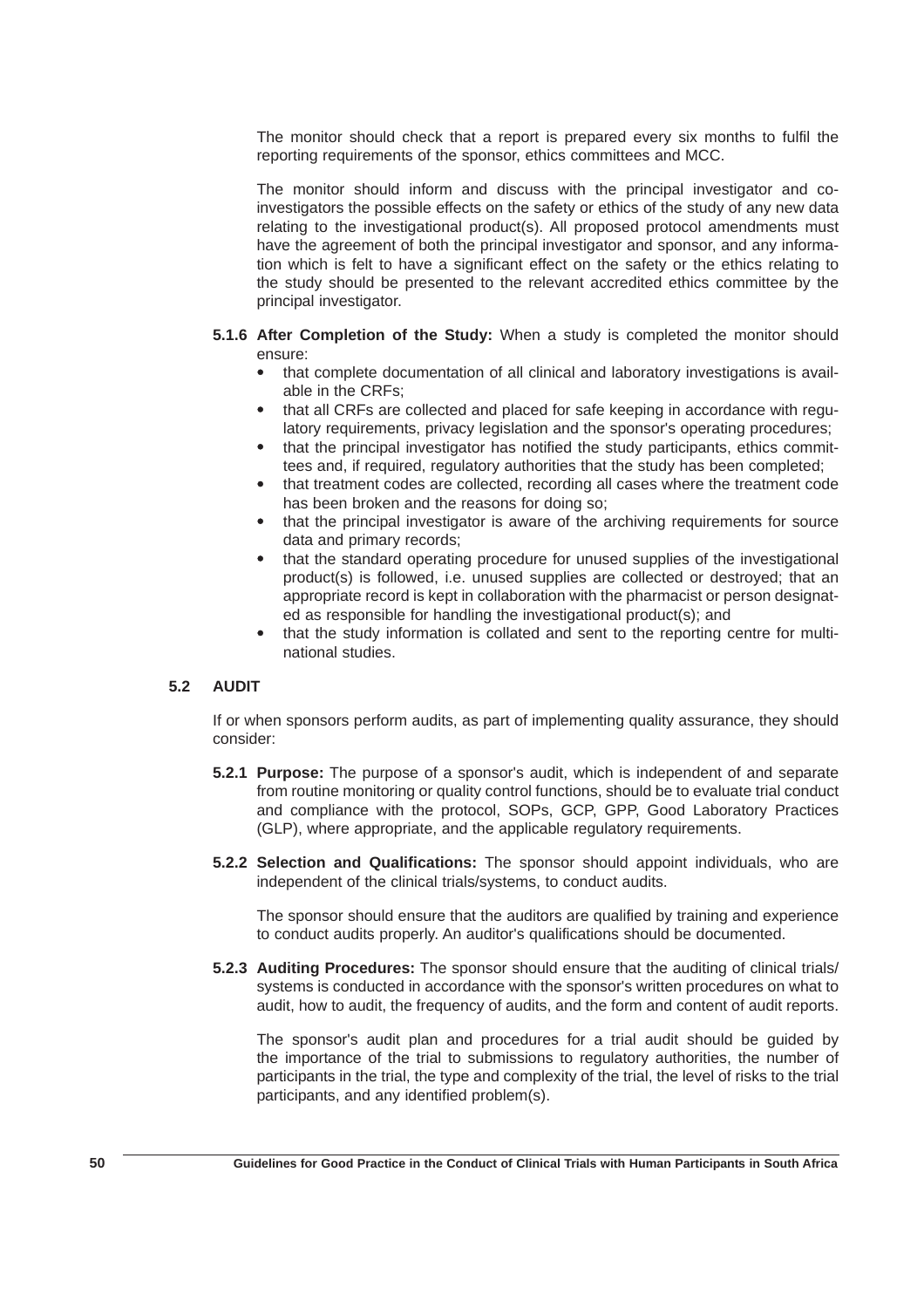The monitor should check that a report is prepared every six months to fulfil the reporting requirements of the sponsor, ethics committees and MCC.

The monitor should inform and discuss with the principal investigator and co-investigators the possible effects on the safety or ethics of the study of any new data relating to the investigational product(s). All proposed protocol amendments must have the agreement of both the principal investigator and sponsor, and any information which is felt to have a significant effect on the safety or the ethics relating to the study should be presented to the relevant accredited ethics committee by the principal investigator.

**5.1.6 After Completion of the Study:** When a study is completed the monitor should ensure:

- that complete documentation of all clinical and laboratory investigations is available in the CRFs;
- that all CRFs are collected and placed for safe keeping in accordance with regulatory requirements, privacy legislation and the sponsor's operating procedures;
- that the principal investigator has notified the study participants, ethics committees and, if required, regulatory authorities that the study has been completed;
- that treatment codes are collected, recording all cases where the treatment code has been broken and the reasons for doing so;
- that the principal investigator is aware of the archiving requirements for source data and primary records;
- that the standard operating procedure for unused supplies of the investigational product(s) is followed, i.e. unused supplies are collected or destroyed; that an appropriate record is kept in collaboration with the pharmacist or person designated as responsible for handling the investigational product(s); and
- that the study information is collated and sent to the reporting centre for multinational studies.

## 5.2 AUDIT

If or when sponsors perform audits, as part of implementing quality assurance, they should consider:

**5.2.1 Purpose:** The purpose of a sponsor's audit, which is independent of and separate from routine monitoring or quality control functions, should be to evaluate trial conduct and compliance with the protocol, SOPs, GCP, GPP, Good Laboratory Practices (GLP), where appropriate, and the applicable regulatory requirements.

**5.2.2 Selection and Qualifications:** The sponsor should appoint individuals, who are independent of the clinical trials/systems, to conduct audits.

The sponsor should ensure that the auditors are qualified by training and experience to conduct audits properly. An auditor's qualifications should be documented.

**5.2.3 Auditing Procedures:** The sponsor should ensure that the auditing of clinical trials/ systems is conducted in accordance with the sponsor's written procedures on what to audit, how to audit, the frequency of audits, and the form and content of audit reports.

The sponsor's audit plan and procedures for a trial audit should be guided by the importance of the trial to submissions to regulatory authorities, the number of participants in the trial, the type and complexity of the trial, the level of risks to the trial participants, and any identified problem(s).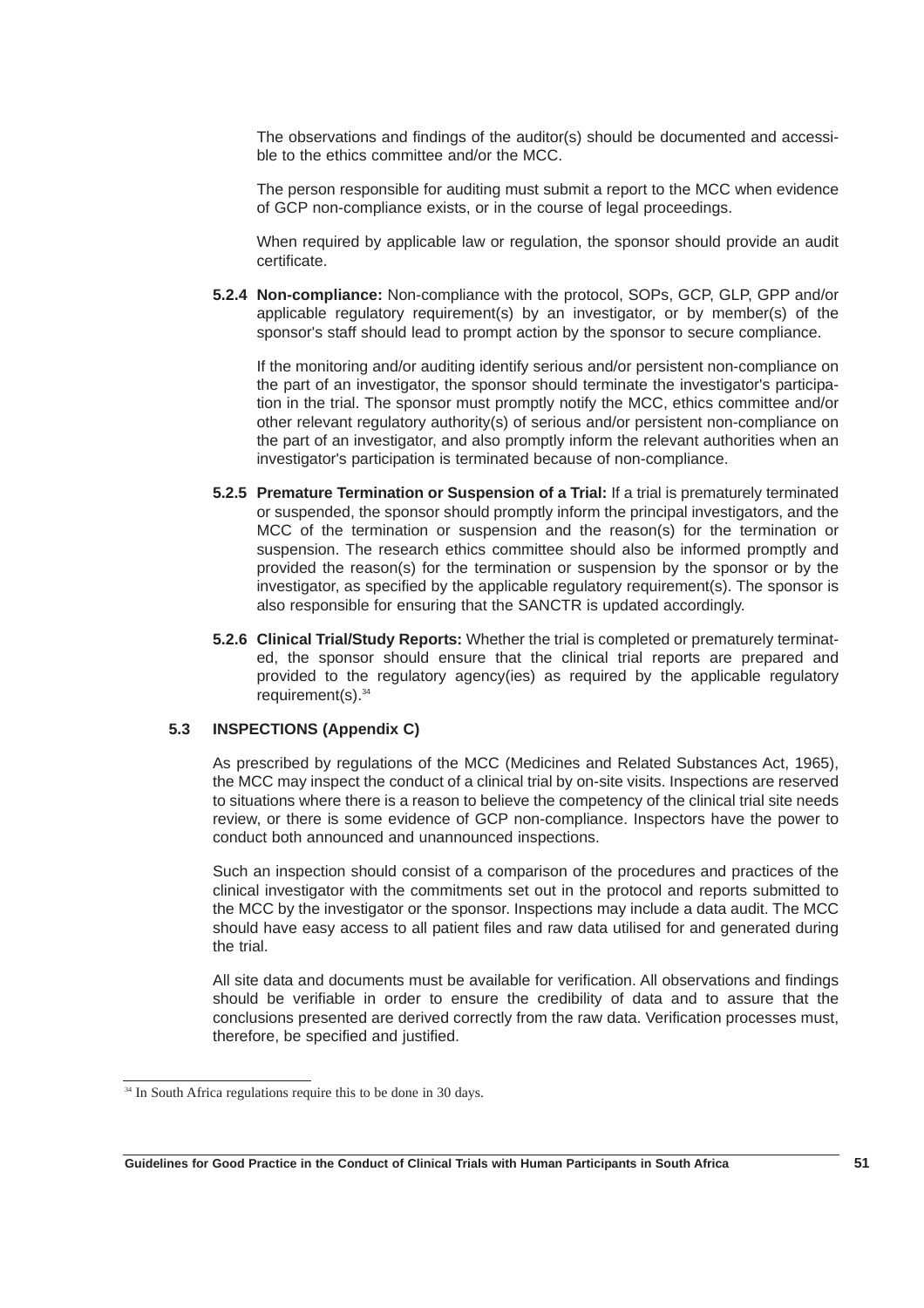The observations and findings of the auditor(s) should be documented and accessible to the ethics committee and/or the MCC.

The person responsible for auditing must submit a report to the MCC when evidence of GCP non-compliance exists, or in the course of legal proceedings.

When required by applicable law or regulation, the sponsor should provide an audit certificate.

**5.2.4 Non-compliance:** Non-compliance with the protocol, SOPs, GCP, GLP, GPP and/or applicable regulatory requirement(s) by an investigator, or by member(s) of the sponsor's staff should lead to prompt action by the sponsor to secure compliance.

If the monitoring and/or auditing identify serious and/or persistent non-compliance on the part of an investigator, the sponsor should terminate the investigator's participation in the trial. The sponsor must promptly notify the MCC, ethics committee and/or other relevant regulatory authority(s) of serious and/or persistent non-compliance on the part of an investigator, and also promptly inform the relevant authorities when an investigator's participation is terminated because of non-compliance.

**5.2.5 Premature Termination or Suspension of a Trial:** If a trial is prematurely terminated or suspended, the sponsor should promptly inform the principal investigators, and the MCC of the termination or suspension and the reason(s) for the termination or suspension. The research ethics committee should also be informed promptly and provided the reason(s) for the termination or suspension by the sponsor or by the investigator, as specified by the applicable regulatory requirement(s). The sponsor is also responsible for ensuring that the SANCTR is updated accordingly.

**5.2.6 Clinical Trial/Study Reports:** Whether the trial is completed or prematurely terminated, the sponsor should ensure that the clinical trial reports are prepared and provided to the regulatory agency(ies) as required by the applicable regulatory requirement(s).[34]

### 5.3 INSPECTIONS (Appendix C)

As prescribed by regulations of the MCC (Medicines and Related Substances Act, 1965), the MCC may inspect the conduct of a clinical trial by on-site visits. Inspections are reserved to situations where there is a reason to believe the competency of the clinical trial site needs review, or there is some evidence of GCP non-compliance. Inspectors have the power to conduct both announced and unannounced inspections.

Such an inspection should consist of a comparison of the procedures and practices of the clinical investigator with the commitments set out in the protocol and reports submitted to the MCC by the investigator or the sponsor. Inspections may include a data audit. The MCC should have easy access to all patient files and raw data utilised for and generated during the trial.

All site data and documents must be available for verification. All observations and findings should be verifiable in order to ensure the credibility of data and to assure that the conclusions presented are derived correctly from the raw data. Verification processes must, therefore, be specified and justified.

---

[34] In South Africa regulations require this to be done in 30 days.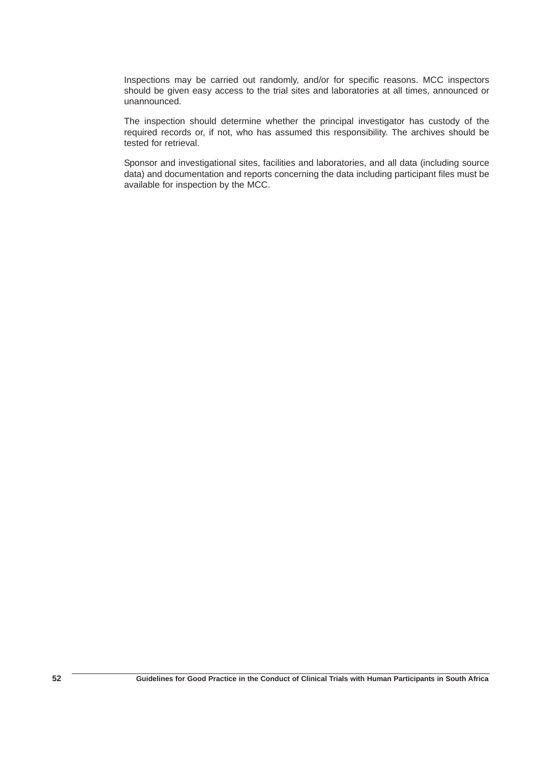Inspections may be carried out randomly, and/or for specific reasons. MCC inspectors should be given easy access to the trial sites and laboratories at all times, announced or unannounced.

The inspection should determine whether the principal investigator has custody of the required records or, if not, who has assumed this responsibility. The archives should be tested for retrieval.

Sponsor and investigational sites, facilities and laboratories, and all data (including source data) and documentation and reports concerning the data including participant files must be available for inspection by the MCC.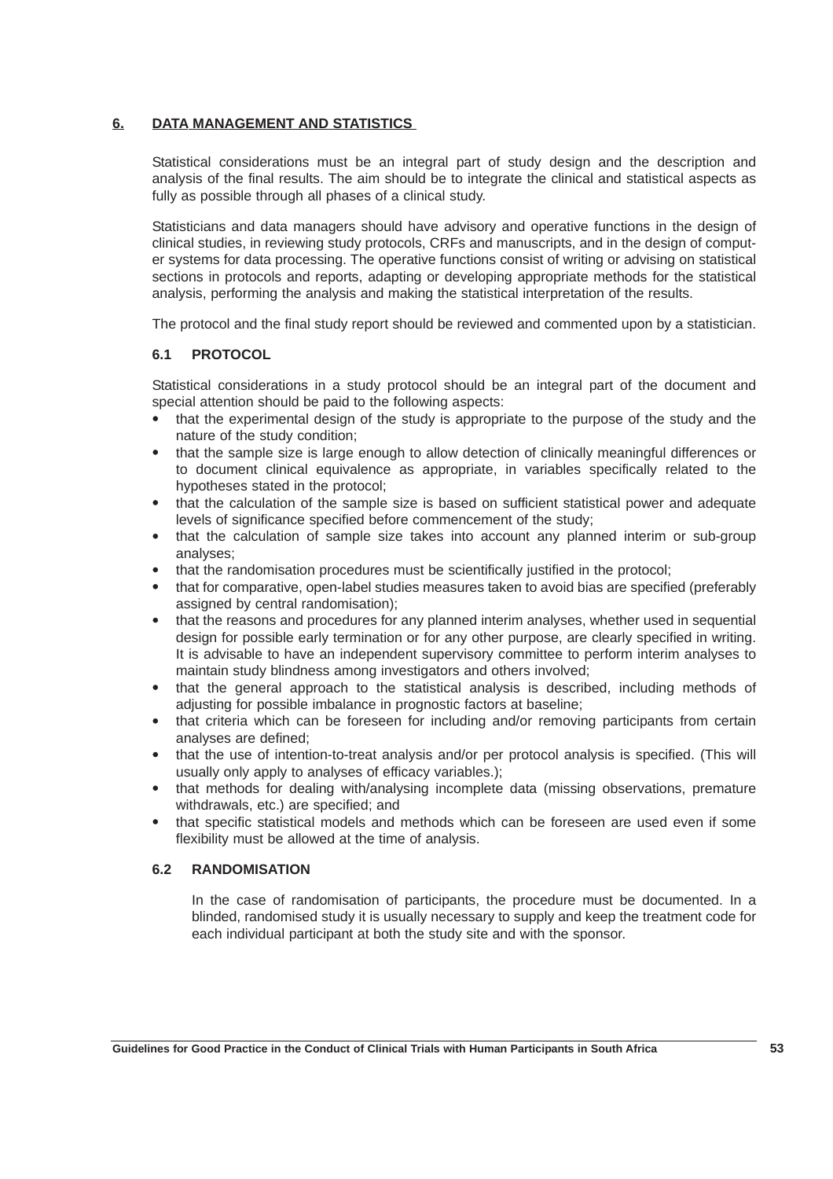## 6. DATA MANAGEMENT AND STATISTICS

Statistical considerations must be an integral part of study design and the description and analysis of the final results. The aim should be to integrate the clinical and statistical aspects as fully as possible through all phases of a clinical study.

Statisticians and data managers should have advisory and operative functions in the design of clinical studies, in reviewing study protocols, CRFs and manuscripts, and in the design of computer systems for data processing. The operative functions consist of writing or advising on statistical sections in protocols and reports, adapting or developing appropriate methods for the statistical analysis, performing the analysis and making the statistical interpretation of the results.

The protocol and the final study report should be reviewed and commented upon by a statistician.

### 6.1 PROTOCOL

Statistical considerations in a study protocol should be an integral part of the document and special attention should be paid to the following aspects:

- that the experimental design of the study is appropriate to the purpose of the study and the nature of the study condition;
- that the sample size is large enough to allow detection of clinically meaningful differences or to document clinical equivalence as appropriate, in variables specifically related to the hypotheses stated in the protocol;
- that the calculation of the sample size is based on sufficient statistical power and adequate levels of significance specified before commencement of the study;
- that the calculation of sample size takes into account any planned interim or sub-group analyses;
- that the randomisation procedures must be scientifically justified in the protocol;
- that for comparative, open-label studies measures taken to avoid bias are specified (preferably assigned by central randomisation);
- that the reasons and procedures for any planned interim analyses, whether used in sequential design for possible early termination or for any other purpose, are clearly specified in writing. It is advisable to have an independent supervisory committee to perform interim analyses to maintain study blindness among investigators and others involved;
- that the general approach to the statistical analysis is described, including methods of adjusting for possible imbalance in prognostic factors at baseline;
- that criteria which can be foreseen for including and/or removing participants from certain analyses are defined;
- that the use of intention-to-treat analysis and/or per protocol analysis is specified. (This will usually only apply to analyses of efficacy variables.);
- that methods for dealing with/analysing incomplete data (missing observations, premature withdrawals, etc.) are specified; and
- that specific statistical models and methods which can be foreseen are used even if some flexibility must be allowed at the time of analysis.

### 6.2 RANDOMISATION

In the case of randomisation of participants, the procedure must be documented. In a blinded, randomised study it is usually necessary to supply and keep the treatment code for each individual participant at both the study site and with the sponsor.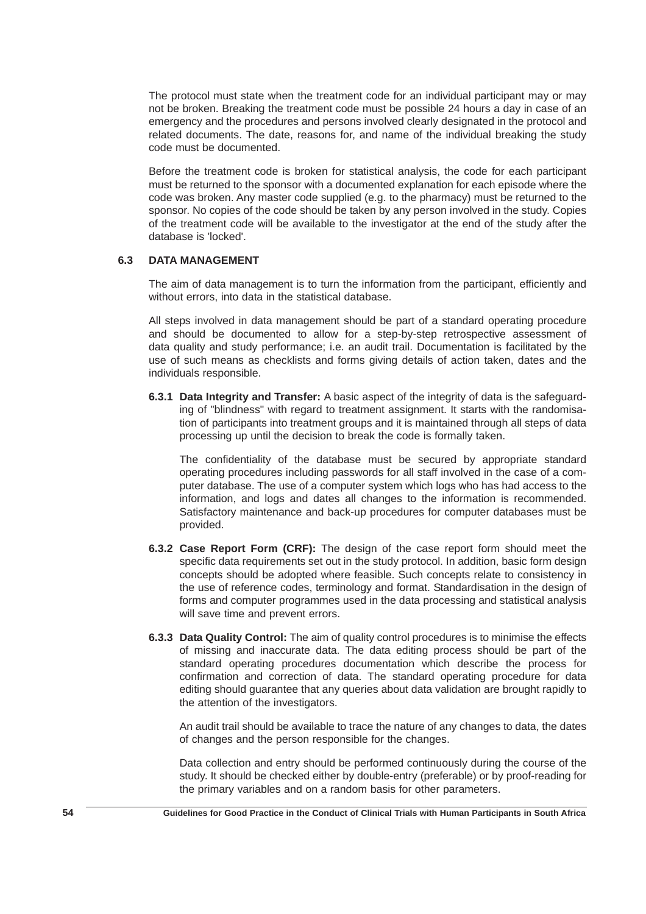The protocol must state when the treatment code for an individual participant may or may not be broken. Breaking the treatment code must be possible 24 hours a day in case of an emergency and the procedures and persons involved clearly designated in the protocol and related documents. The date, reasons for, and name of the individual breaking the study code must be documented.

Before the treatment code is broken for statistical analysis, the code for each participant must be returned to the sponsor with a documented explanation for each episode where the code was broken. Any master code supplied (e.g. to the pharmacy) must be returned to the sponsor. No copies of the code should be taken by any person involved in the study. Copies of the treatment code will be available to the investigator at the end of the study after the database is 'locked'.

### 6.3 DATA MANAGEMENT

The aim of data management is to turn the information from the participant, efficiently and without errors, into data in the statistical database.

All steps involved in data management should be part of a standard operating procedure and should be documented to allow for a step-by-step retrospective assessment of data quality and study performance; i.e. an audit trail. Documentation is facilitated by the use of such means as checklists and forms giving details of action taken, dates and the individuals responsible.

**6.3.1 Data Integrity and Transfer:** A basic aspect of the integrity of data is the safeguarding of "blindness" with regard to treatment assignment. It starts with the randomisation of participants into treatment groups and it is maintained through all steps of data processing up until the decision to break the code is formally taken.

The confidentiality of the database must be secured by appropriate standard operating procedures including passwords for all staff involved in the case of a computer database. The use of a computer system which logs who has had access to the information, and logs and dates all changes to the information is recommended. Satisfactory maintenance and back-up procedures for computer databases must be provided.

**6.3.2 Case Report Form (CRF):** The design of the case report form should meet the specific data requirements set out in the study protocol. In addition, basic form design concepts should be adopted where feasible. Such concepts relate to consistency in the use of reference codes, terminology and format. Standardisation in the design of forms and computer programmes used in the data processing and statistical analysis will save time and prevent errors.

**6.3.3 Data Quality Control:** The aim of quality control procedures is to minimise the effects of missing and inaccurate data. The data editing process should be part of the standard operating procedures documentation which describe the process for confirmation and correction of data. The standard operating procedure for data editing should guarantee that any queries about data validation are brought rapidly to the attention of the investigators.

An audit trail should be available to trace the nature of any changes to data, the dates of changes and the person responsible for the changes.

Data collection and entry should be performed continuously during the course of the study. It should be checked either by double-entry (preferable) or by proof-reading for the primary variables and on a random basis for other parameters.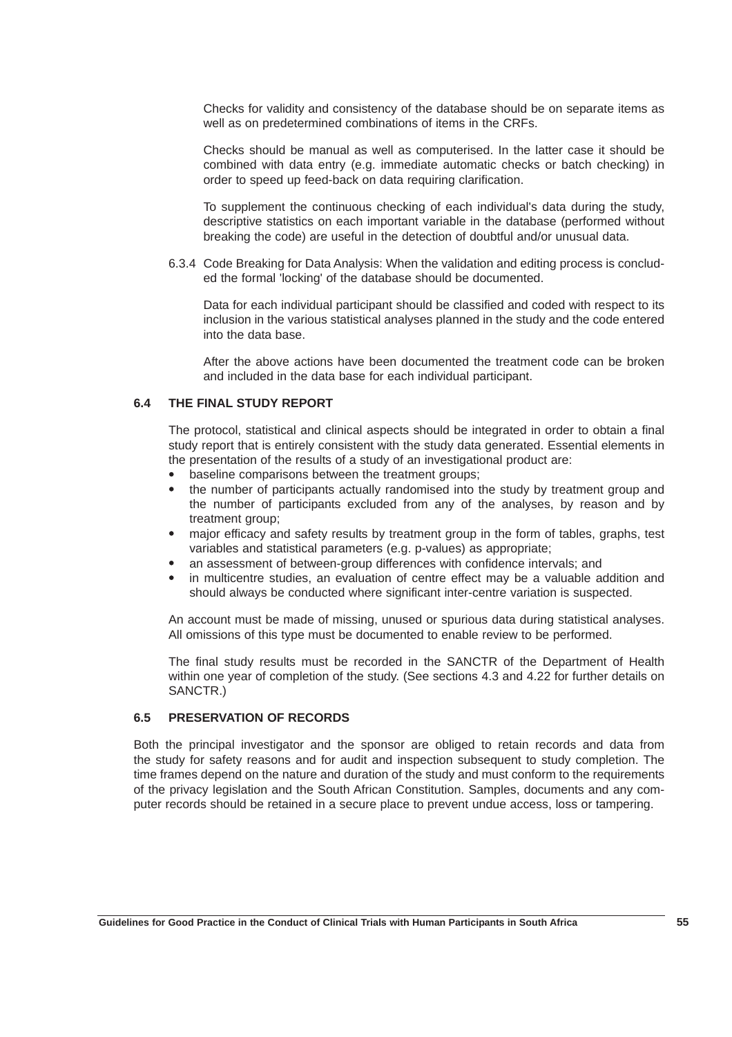Checks for validity and consistency of the database should be on separate items as well as on predetermined combinations of items in the CRFs.

Checks should be manual as well as computerised. In the latter case it should be combined with data entry (e.g. immediate automatic checks or batch checking) in order to speed up feed-back on data requiring clarification.

To supplement the continuous checking of each individual's data during the study, descriptive statistics on each important variable in the database (performed without breaking the code) are useful in the detection of doubtful and/or unusual data.

6.3.4 Code Breaking for Data Analysis: When the validation and editing process is concluded the formal 'locking' of the database should be documented.

Data for each individual participant should be classified and coded with respect to its inclusion in the various statistical analyses planned in the study and the code entered into the data base.

After the above actions have been documented the treatment code can be broken and included in the data base for each individual participant.

### 6.4 THE FINAL STUDY REPORT

The protocol, statistical and clinical aspects should be integrated in order to obtain a final study report that is entirely consistent with the study data generated. Essential elements in the presentation of the results of a study of an investigational product are:

- baseline comparisons between the treatment groups;
- the number of participants actually randomised into the study by treatment group and the number of participants excluded from any of the analyses, by reason and by treatment group;
- major efficacy and safety results by treatment group in the form of tables, graphs, test variables and statistical parameters (e.g. p-values) as appropriate;
- an assessment of between-group differences with confidence intervals; and
- in multicentre studies, an evaluation of centre effect may be a valuable addition and should always be conducted where significant inter-centre variation is suspected.

An account must be made of missing, unused or spurious data during statistical analyses. All omissions of this type must be documented to enable review to be performed.

The final study results must be recorded in the SANCTR of the Department of Health within one year of completion of the study. (See sections 4.3 and 4.22 for further details on SANCTR.)

### 6.5 PRESERVATION OF RECORDS

Both the principal investigator and the sponsor are obliged to retain records and data from the study for safety reasons and for audit and inspection subsequent to study completion. The time frames depend on the nature and duration of the study and must conform to the requirements of the privacy legislation and the South African Constitution. Samples, documents and any computer records should be retained in a secure place to prevent undue access, loss or tampering.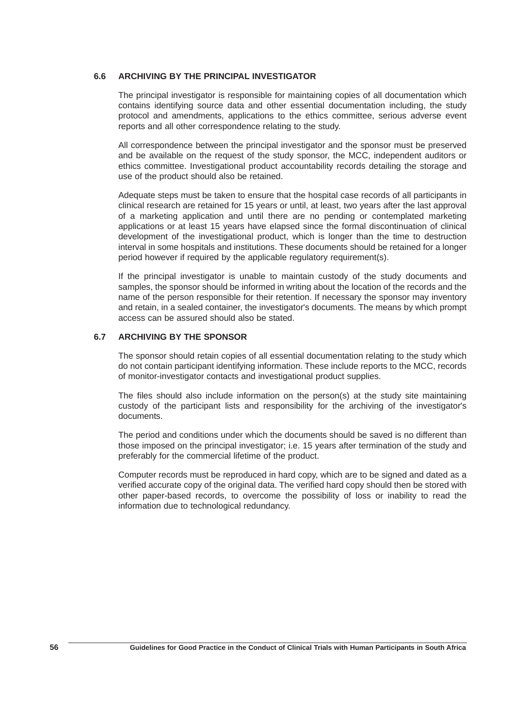### 6.6 ARCHIVING BY THE PRINCIPAL INVESTIGATOR

The principal investigator is responsible for maintaining copies of all documentation which contains identifying source data and other essential documentation including, the study protocol and amendments, applications to the ethics committee, serious adverse event reports and all other correspondence relating to the study.

All correspondence between the principal investigator and the sponsor must be preserved and be available on the request of the study sponsor, the MCC, independent auditors or ethics committee. Investigational product accountability records detailing the storage and use of the product should also be retained.

Adequate steps must be taken to ensure that the hospital case records of all participants in clinical research are retained for 15 years or until, at least, two years after the last approval of a marketing application and until there are no pending or contemplated marketing applications or at least 15 years have elapsed since the formal discontinuation of clinical development of the investigational product, which is longer than the time to destruction interval in some hospitals and institutions. These documents should be retained for a longer period however if required by the applicable regulatory requirement(s).

If the principal investigator is unable to maintain custody of the study documents and samples, the sponsor should be informed in writing about the location of the records and the name of the person responsible for their retention. If necessary the sponsor may inventory and retain, in a sealed container, the investigator's documents. The means by which prompt access can be assured should also be stated.

### 6.7 ARCHIVING BY THE SPONSOR

The sponsor should retain copies of all essential documentation relating to the study which do not contain participant identifying information. These include reports to the MCC, records of monitor-investigator contacts and investigational product supplies.

The files should also include information on the person(s) at the study site maintaining custody of the participant lists and responsibility for the archiving of the investigator's documents.

The period and conditions under which the documents should be saved is no different than those imposed on the principal investigator; i.e. 15 years after termination of the study and preferably for the commercial lifetime of the product.

Computer records must be reproduced in hard copy, which are to be signed and dated as a verified accurate copy of the original data. The verified hard copy should then be stored with other paper-based records, to overcome the possibility of loss or inability to read the information due to technological redundancy.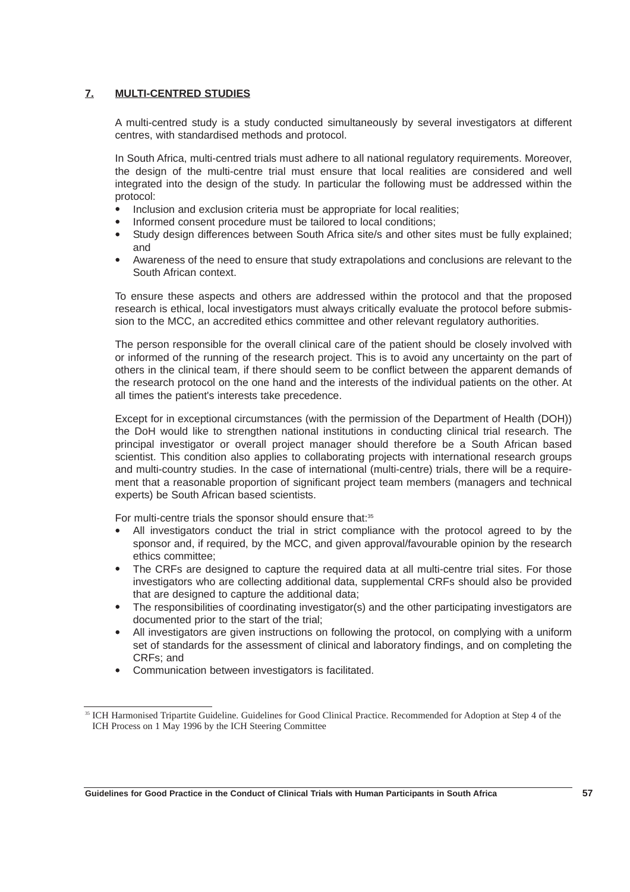## 7. MULTI-CENTRED STUDIES

A multi-centred study is a study conducted simultaneously by several investigators at different centres, with standardised methods and protocol.

In South Africa, multi-centred trials must adhere to all national regulatory requirements. Moreover, the design of the multi-centre trial must ensure that local realities are considered and well integrated into the design of the study. In particular the following must be addressed within the protocol:

- Inclusion and exclusion criteria must be appropriate for local realities;
- Informed consent procedure must be tailored to local conditions;
- Study design differences between South Africa site/s and other sites must be fully explained; and
- Awareness of the need to ensure that study extrapolations and conclusions are relevant to the South African context.

To ensure these aspects and others are addressed within the protocol and that the proposed research is ethical, local investigators must always critically evaluate the protocol before submission to the MCC, an accredited ethics committee and other relevant regulatory authorities.

The person responsible for the overall clinical care of the patient should be closely involved with or informed of the running of the research project. This is to avoid any uncertainty on the part of others in the clinical team, if there should seem to be conflict between the apparent demands of the research protocol on the one hand and the interests of the individual patients on the other. At all times the patient's interests take precedence.

Except for in exceptional circumstances (with the permission of the Department of Health (DOH)) the DoH would like to strengthen national institutions in conducting clinical trial research. The principal investigator or overall project manager should therefore be a South African based scientist. This condition also applies to collaborating projects with international research groups and multi-country studies. In the case of international (multi-centre) trials, there will be a requirement that a reasonable proportion of significant project team members (managers and technical experts) be South African based scientists.

For multi-centre trials the sponsor should ensure that:[35]

- All investigators conduct the trial in strict compliance with the protocol agreed to by the sponsor and, if required, by the MCC, and given approval/favourable opinion by the research ethics committee;
- The CRFs are designed to capture the required data at all multi-centre trial sites. For those investigators who are collecting additional data, supplemental CRFs should also be provided that are designed to capture the additional data;
- The responsibilities of coordinating investigator(s) and the other participating investigators are documented prior to the start of the trial;
- All investigators are given instructions on following the protocol, on complying with a uniform set of standards for the assessment of clinical and laboratory findings, and on completing the CRFs; and
- Communication between investigators is facilitated.

---

[35] ICH Harmonised Tripartite Guideline. Guidelines for Good Clinical Practice. Recommended for Adoption at Step 4 of the ICH Process on 1 May 1996 by the ICH Steering Committee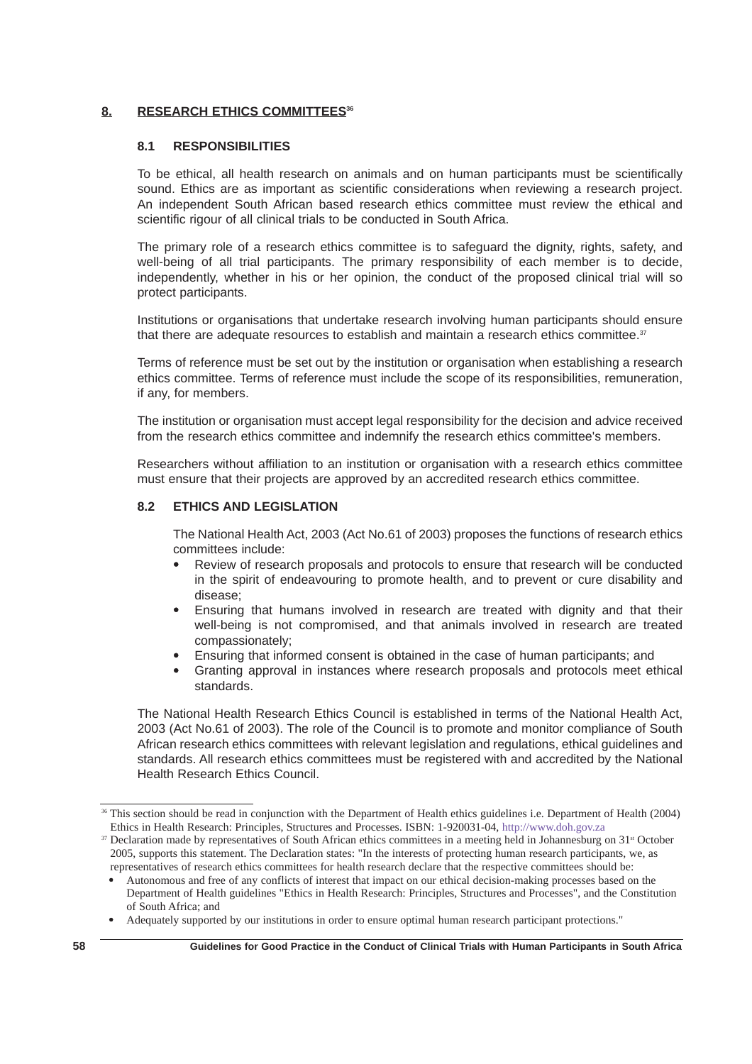## 8. RESEARCH ETHICS COMMITTEES[36]

### 8.1 RESPONSIBILITIES

To be ethical, all health research on animals and on human participants must be scientifically sound. Ethics are as important as scientific considerations when reviewing a research project. An independent South African based research ethics committee must review the ethical and scientific rigour of all clinical trials to be conducted in South Africa.

The primary role of a research ethics committee is to safeguard the dignity, rights, safety, and well-being of all trial participants. The primary responsibility of each member is to decide, independently, whether in his or her opinion, the conduct of the proposed clinical trial will so protect participants.

Institutions or organisations that undertake research involving human participants should ensure that there are adequate resources to establish and maintain a research ethics committee.[37]

Terms of reference must be set out by the institution or organisation when establishing a research ethics committee. Terms of reference must include the scope of its responsibilities, remuneration, if any, for members.

The institution or organisation must accept legal responsibility for the decision and advice received from the research ethics committee and indemnify the research ethics committee's members.

Researchers without affiliation to an institution or organisation with a research ethics committee must ensure that their projects are approved by an accredited research ethics committee.

### 8.2 ETHICS AND LEGISLATION

The National Health Act, 2003 (Act No.61 of 2003) proposes the functions of research ethics committees include:

- Review of research proposals and protocols to ensure that research will be conducted in the spirit of endeavouring to promote health, and to prevent or cure disability and disease;
- Ensuring that humans involved in research are treated with dignity and that their well-being is not compromised, and that animals involved in research are treated compassionately;
- Ensuring that informed consent is obtained in the case of human participants; and
- Granting approval in instances where research proposals and protocols meet ethical standards.

The National Health Research Ethics Council is established in terms of the National Health Act, 2003 (Act No.61 of 2003). The role of the Council is to promote and monitor compliance of South African research ethics committees with relevant legislation and regulations, ethical guidelines and standards. All research ethics committees must be registered with and accredited by the National Health Research Ethics Council.

---

[36] This section should be read in conjunction with the Department of Health ethics guidelines i.e. Department of Health (2004) Ethics in Health Research: Principles, Structures and Processes. ISBN: 1-920031-04, http://www.doh.gov.za

[37] Declaration made by representatives of South African ethics committees in a meeting held in Johannesburg on 31st October 2005, supports this statement. The Declaration states: "In the interests of protecting human research participants, we, as representatives of research ethics committees for health research declare that the respective committees should be:

- Autonomous and free of any conflicts of interest that impact on our ethical decision-making processes based on the Department of Health guidelines "Ethics in Health Research: Principles, Structures and Processes", and the Constitution of South Africa; and
- Adequately supported by our institutions in order to ensure optimal human research participant protections."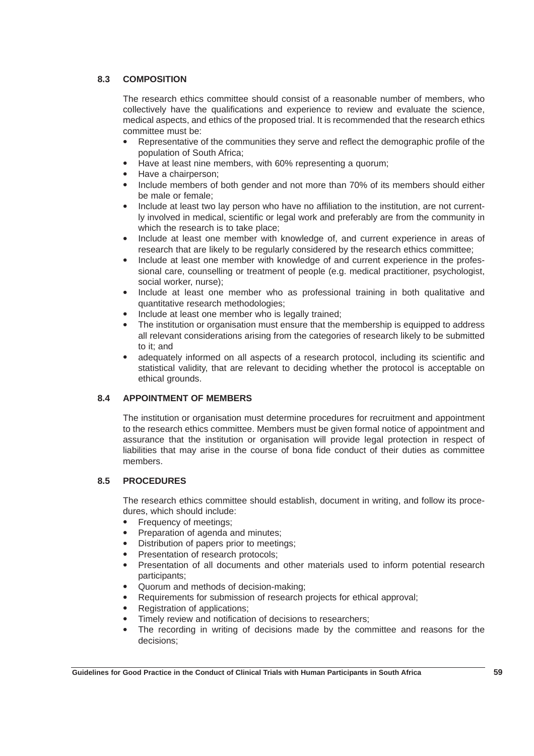### 8.3 COMPOSITION

The research ethics committee should consist of a reasonable number of members, who collectively have the qualifications and experience to review and evaluate the science, medical aspects, and ethics of the proposed trial. It is recommended that the research ethics committee must be:

- Representative of the communities they serve and reflect the demographic profile of the population of South Africa;
- Have at least nine members, with 60% representing a quorum;
- Have a chairperson;
- Include members of both gender and not more than 70% of its members should either be male or female;
- Include at least two lay person who have no affiliation to the institution, are not currently involved in medical, scientific or legal work and preferably are from the community in which the research is to take place;
- Include at least one member with knowledge of, and current experience in areas of research that are likely to be regularly considered by the research ethics committee;
- Include at least one member with knowledge of and current experience in the professional care, counselling or treatment of people (e.g. medical practitioner, psychologist, social worker, nurse);
- Include at least one member who as professional training in both qualitative and quantitative research methodologies;
- Include at least one member who is legally trained;
- The institution or organisation must ensure that the membership is equipped to address all relevant considerations arising from the categories of research likely to be submitted to it; and
- adequately informed on all aspects of a research protocol, including its scientific and statistical validity, that are relevant to deciding whether the protocol is acceptable on ethical grounds.

### 8.4 APPOINTMENT OF MEMBERS

The institution or organisation must determine procedures for recruitment and appointment to the research ethics committee. Members must be given formal notice of appointment and assurance that the institution or organisation will provide legal protection in respect of liabilities that may arise in the course of bona fide conduct of their duties as committee members.

### 8.5 PROCEDURES

The research ethics committee should establish, document in writing, and follow its procedures, which should include:

- Frequency of meetings;
- Preparation of agenda and minutes;
- Distribution of papers prior to meetings;
- Presentation of research protocols;
- Presentation of all documents and other materials used to inform potential research participants;
- Quorum and methods of decision-making;
- Requirements for submission of research projects for ethical approval;
- Registration of applications;
- Timely review and notification of decisions to researchers;
- The recording in writing of decisions made by the committee and reasons for the decisions;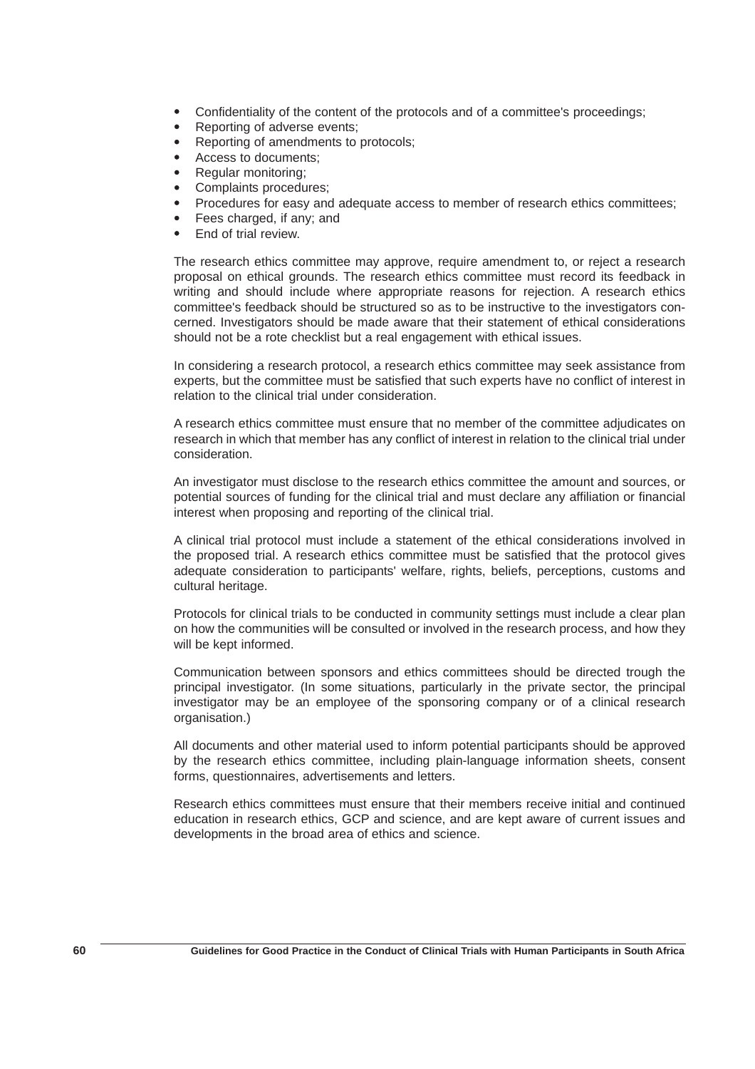- Confidentiality of the content of the protocols and of a committee's proceedings;
- Reporting of adverse events;
- Reporting of amendments to protocols;
- Access to documents;
- Regular monitoring;
- Complaints procedures;
- Procedures for easy and adequate access to member of research ethics committees;
- Fees charged, if any; and
- End of trial review.

The research ethics committee may approve, require amendment to, or reject a research proposal on ethical grounds. The research ethics committee must record its feedback in writing and should include where appropriate reasons for rejection. A research ethics committee's feedback should be structured so as to be instructive to the investigators concerned. Investigators should be made aware that their statement of ethical considerations should not be a rote checklist but a real engagement with ethical issues.

In considering a research protocol, a research ethics committee may seek assistance from experts, but the committee must be satisfied that such experts have no conflict of interest in relation to the clinical trial under consideration.

A research ethics committee must ensure that no member of the committee adjudicates on research in which that member has any conflict of interest in relation to the clinical trial under consideration.

An investigator must disclose to the research ethics committee the amount and sources, or potential sources of funding for the clinical trial and must declare any affiliation or financial interest when proposing and reporting of the clinical trial.

A clinical trial protocol must include a statement of the ethical considerations involved in the proposed trial. A research ethics committee must be satisfied that the protocol gives adequate consideration to participants' welfare, rights, beliefs, perceptions, customs and cultural heritage.

Protocols for clinical trials to be conducted in community settings must include a clear plan on how the communities will be consulted or involved in the research process, and how they will be kept informed.

Communication between sponsors and ethics committees should be directed trough the principal investigator. (In some situations, particularly in the private sector, the principal investigator may be an employee of the sponsoring company or of a clinical research organisation.)

All documents and other material used to inform potential participants should be approved by the research ethics committee, including plain-language information sheets, consent forms, questionnaires, advertisements and letters.

Research ethics committees must ensure that their members receive initial and continued education in research ethics, GCP and science, and are kept aware of current issues and developments in the broad area of ethics and science.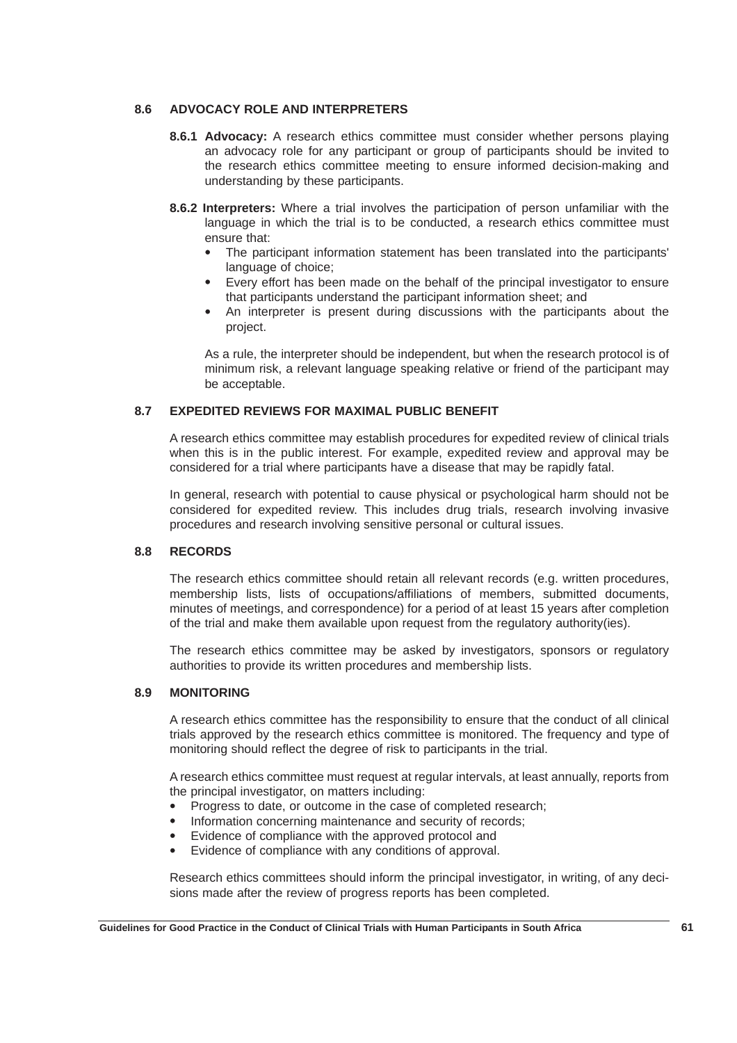### 8.6 ADVOCACY ROLE AND INTERPRETERS

**8.6.1 Advocacy:** A research ethics committee must consider whether persons playing an advocacy role for any participant or group of participants should be invited to the research ethics committee meeting to ensure informed decision-making and understanding by these participants.

**8.6.2 Interpreters:** Where a trial involves the participation of person unfamiliar with the language in which the trial is to be conducted, a research ethics committee must ensure that:

- The participant information statement has been translated into the participants' language of choice;
- Every effort has been made on the behalf of the principal investigator to ensure that participants understand the participant information sheet; and
- An interpreter is present during discussions with the participants about the project.

As a rule, the interpreter should be independent, but when the research protocol is of minimum risk, a relevant language speaking relative or friend of the participant may be acceptable.

### 8.7 EXPEDITED REVIEWS FOR MAXIMAL PUBLIC BENEFIT

A research ethics committee may establish procedures for expedited review of clinical trials when this is in the public interest. For example, expedited review and approval may be considered for a trial where participants have a disease that may be rapidly fatal.

In general, research with potential to cause physical or psychological harm should not be considered for expedited review. This includes drug trials, research involving invasive procedures and research involving sensitive personal or cultural issues.

### 8.8 RECORDS

The research ethics committee should retain all relevant records (e.g. written procedures, membership lists, lists of occupations/affiliations of members, submitted documents, minutes of meetings, and correspondence) for a period of at least 15 years after completion of the trial and make them available upon request from the regulatory authority(ies).

The research ethics committee may be asked by investigators, sponsors or regulatory authorities to provide its written procedures and membership lists.

### 8.9 MONITORING

A research ethics committee has the responsibility to ensure that the conduct of all clinical trials approved by the research ethics committee is monitored. The frequency and type of monitoring should reflect the degree of risk to participants in the trial.

A research ethics committee must request at regular intervals, at least annually, reports from the principal investigator, on matters including:

- Progress to date, or outcome in the case of completed research;
- Information concerning maintenance and security of records;
- Evidence of compliance with the approved protocol and
- Evidence of compliance with any conditions of approval.

Research ethics committees should inform the principal investigator, in writing, of any decisions made after the review of progress reports has been completed.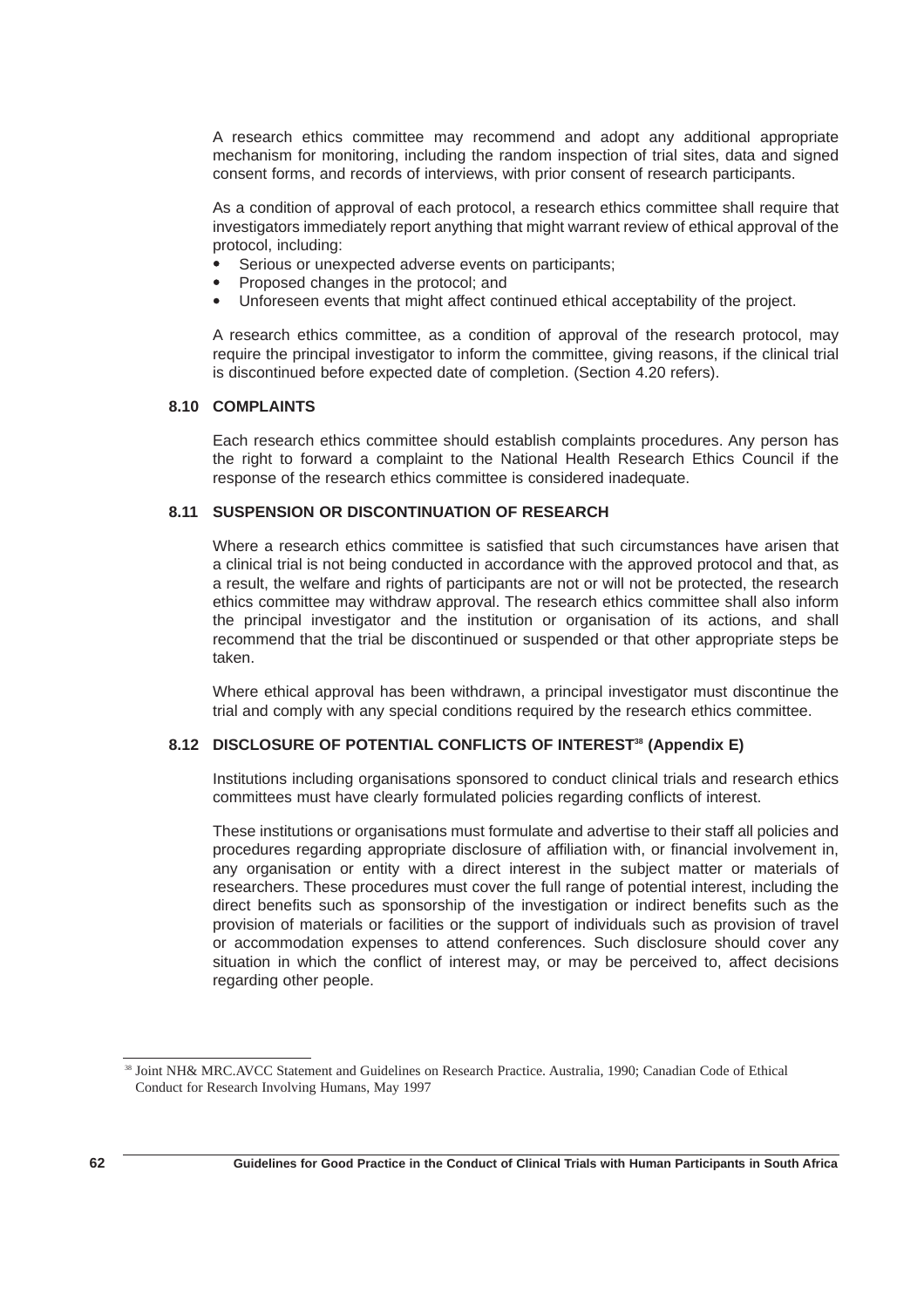A research ethics committee may recommend and adopt any additional appropriate mechanism for monitoring, including the random inspection of trial sites, data and signed consent forms, and records of interviews, with prior consent of research participants.

As a condition of approval of each protocol, a research ethics committee shall require that investigators immediately report anything that might warrant review of ethical approval of the protocol, including:

- Serious or unexpected adverse events on participants;
- Proposed changes in the protocol; and
- Unforeseen events that might affect continued ethical acceptability of the project.

A research ethics committee, as a condition of approval of the research protocol, may require the principal investigator to inform the committee, giving reasons, if the clinical trial is discontinued before expected date of completion. (Section 4.20 refers).

### 8.10 COMPLAINTS

Each research ethics committee should establish complaints procedures. Any person has the right to forward a complaint to the National Health Research Ethics Council if the response of the research ethics committee is considered inadequate.

### 8.11 SUSPENSION OR DISCONTINUATION OF RESEARCH

Where a research ethics committee is satisfied that such circumstances have arisen that a clinical trial is not being conducted in accordance with the approved protocol and that, as a result, the welfare and rights of participants are not or will not be protected, the research ethics committee may withdraw approval. The research ethics committee shall also inform the principal investigator and the institution or organisation of its actions, and shall recommend that the trial be discontinued or suspended or that other appropriate steps be taken.

Where ethical approval has been withdrawn, a principal investigator must discontinue the trial and comply with any special conditions required by the research ethics committee.

### 8.12 DISCLOSURE OF POTENTIAL CONFLICTS OF INTEREST[38] (Appendix E)

Institutions including organisations sponsored to conduct clinical trials and research ethics committees must have clearly formulated policies regarding conflicts of interest.

These institutions or organisations must formulate and advertise to their staff all policies and procedures regarding appropriate disclosure of affiliation with, or financial involvement in, any organisation or entity with a direct interest in the subject matter or materials of researchers. These procedures must cover the full range of potential interest, including the direct benefits such as sponsorship of the investigation or indirect benefits such as the provision of materials or facilities or the support of individuals such as provision of travel or accommodation expenses to attend conferences. Such disclosure should cover any situation in which the conflict of interest may, or may be perceived to, affect decisions regarding other people.

---

[38] Joint NH& MRC.AVCC Statement and Guidelines on Research Practice. Australia, 1990; Canadian Code of Ethical Conduct for Research Involving Humans, May 1997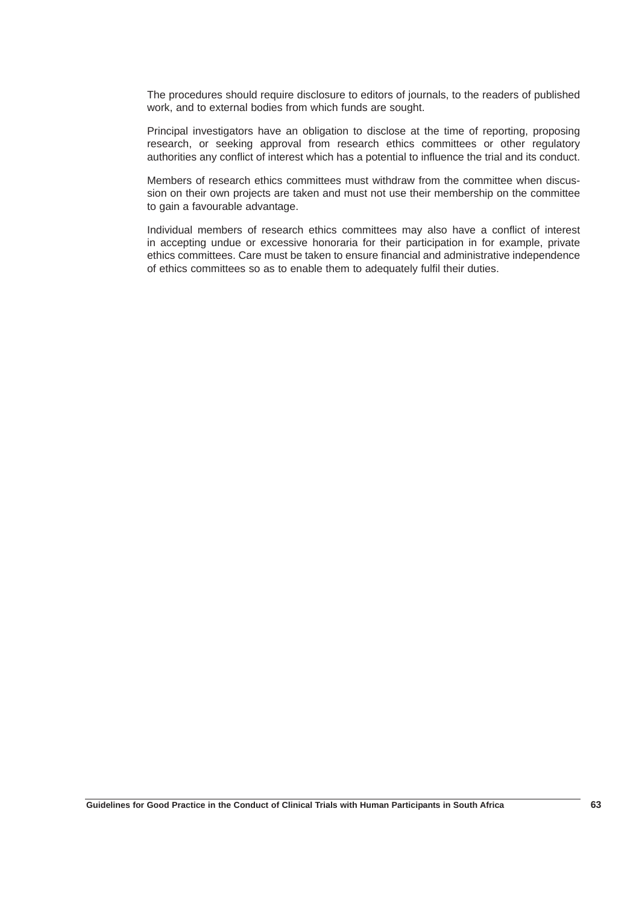The procedures should require disclosure to editors of journals, to the readers of published work, and to external bodies from which funds are sought.

Principal investigators have an obligation to disclose at the time of reporting, proposing research, or seeking approval from research ethics committees or other regulatory authorities any conflict of interest which has a potential to influence the trial and its conduct.

Members of research ethics committees must withdraw from the committee when discussion on their own projects are taken and must not use their membership on the committee to gain a favourable advantage.

Individual members of research ethics committees may also have a conflict of interest in accepting undue or excessive honoraria for their participation in for example, private ethics committees. Care must be taken to ensure financial and administrative independence of ethics committees so as to enable them to adequately fulfil their duties.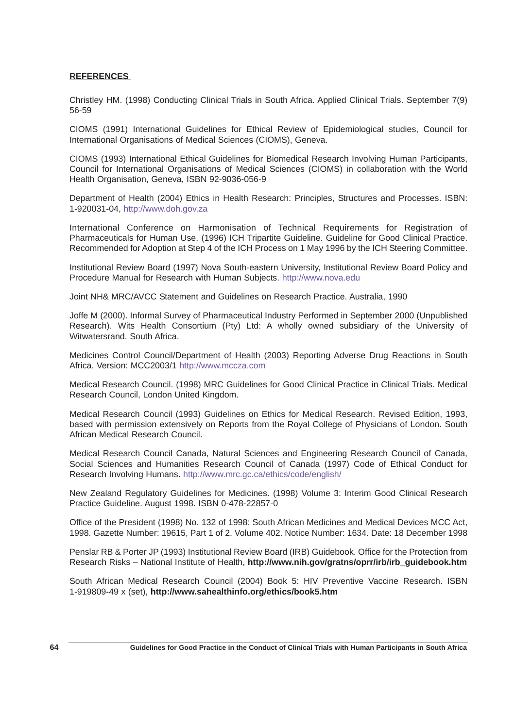**<u>REFERENCES</u>**

Christley HM. (1998) Conducting Clinical Trials in South Africa. Applied Clinical Trials. September 7(9) 56-59

CIOMS (1991) International Guidelines for Ethical Review of Epidemiological studies, Council for International Organisations of Medical Sciences (CIOMS), Geneva.

CIOMS (1993) International Ethical Guidelines for Biomedical Research Involving Human Participants, Council for International Organisations of Medical Sciences (CIOMS) in collaboration with the World Health Organisation, Geneva, ISBN 92-9036-056-9

Department of Health (2004) Ethics in Health Research: Principles, Structures and Processes. ISBN: 1-920031-04, http://www.doh.gov.za

International Conference on Harmonisation of Technical Requirements for Registration of Pharmaceuticals for Human Use. (1996) ICH Tripartite Guideline. Guideline for Good Clinical Practice. Recommended for Adoption at Step 4 of the ICH Process on 1 May 1996 by the ICH Steering Committee.

Institutional Review Board (1997) Nova South-eastern University, Institutional Review Board Policy and Procedure Manual for Research with Human Subjects. http://www.nova.edu

Joint NH& MRC/AVCC Statement and Guidelines on Research Practice. Australia, 1990

Joffe M (2000). Informal Survey of Pharmaceutical Industry Performed in September 2000 (Unpublished Research). Wits Health Consortium (Pty) Ltd: A wholly owned subsidiary of the University of Witwatersrand. South Africa.

Medicines Control Council/Department of Health (2003) Reporting Adverse Drug Reactions in South Africa. Version: MCC2003/1 http://www.mccza.com

Medical Research Council. (1998) MRC Guidelines for Good Clinical Practice in Clinical Trials. Medical Research Council, London United Kingdom.

Medical Research Council (1993) Guidelines on Ethics for Medical Research. Revised Edition, 1993, based with permission extensively on Reports from the Royal College of Physicians of London. South African Medical Research Council.

Medical Research Council Canada, Natural Sciences and Engineering Research Council of Canada, Social Sciences and Humanities Research Council of Canada (1997) Code of Ethical Conduct for Research Involving Humans. http://www.mrc.gc.ca/ethics/code/english/

New Zealand Regulatory Guidelines for Medicines. (1998) Volume 3: Interim Good Clinical Research Practice Guideline. August 1998. ISBN 0-478-22857-0

Office of the President (1998) No. 132 of 1998: South African Medicines and Medical Devices MCC Act, 1998. Gazette Number: 19615, Part 1 of 2. Volume 402. Notice Number: 1634. Date: 18 December 1998

Penslar RB & Porter JP (1993) Institutional Review Board (IRB) Guidebook. Office for the Protection from Research Risks – National Institute of Health, **http://www.nih.gov/gratns/oprr/irb/irb_guidebook.htm**

South African Medical Research Council (2004) Book 5: HIV Preventive Vaccine Research. ISBN 1-919809-49 x (set), **http://www.sahealthinfo.org/ethics/book5.htm**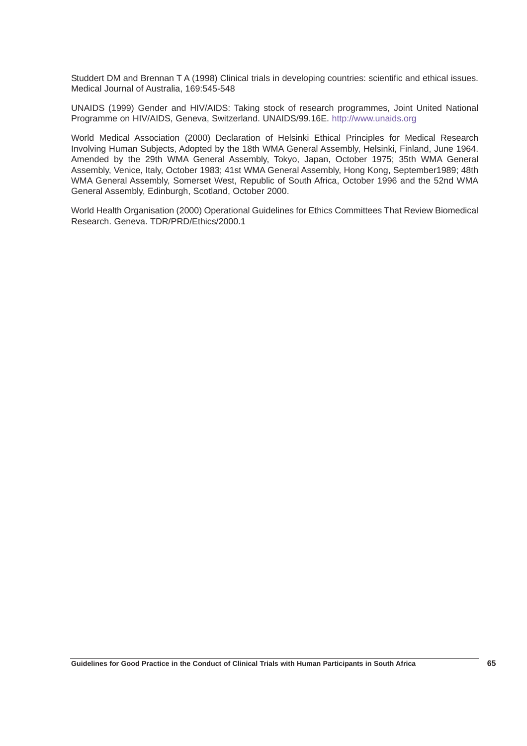Studdert DM and Brennan T A (1998) Clinical trials in developing countries: scientific and ethical issues. Medical Journal of Australia, 169:545-548

UNAIDS (1999) Gender and HIV/AIDS: Taking stock of research programmes, Joint United National Programme on HIV/AIDS, Geneva, Switzerland. UNAIDS/99.16E. http://www.unaids.org

World Medical Association (2000) Declaration of Helsinki Ethical Principles for Medical Research Involving Human Subjects, Adopted by the 18th WMA General Assembly, Helsinki, Finland, June 1964. Amended by the 29th WMA General Assembly, Tokyo, Japan, October 1975; 35th WMA General Assembly, Venice, Italy, October 1983; 41st WMA General Assembly, Hong Kong, September1989; 48th WMA General Assembly, Somerset West, Republic of South Africa, October 1996 and the 52nd WMA General Assembly, Edinburgh, Scotland, October 2000.

World Health Organisation (2000) Operational Guidelines for Ethics Committees That Review Biomedical Research. Geneva. TDR/PRD/Ethics/2000.1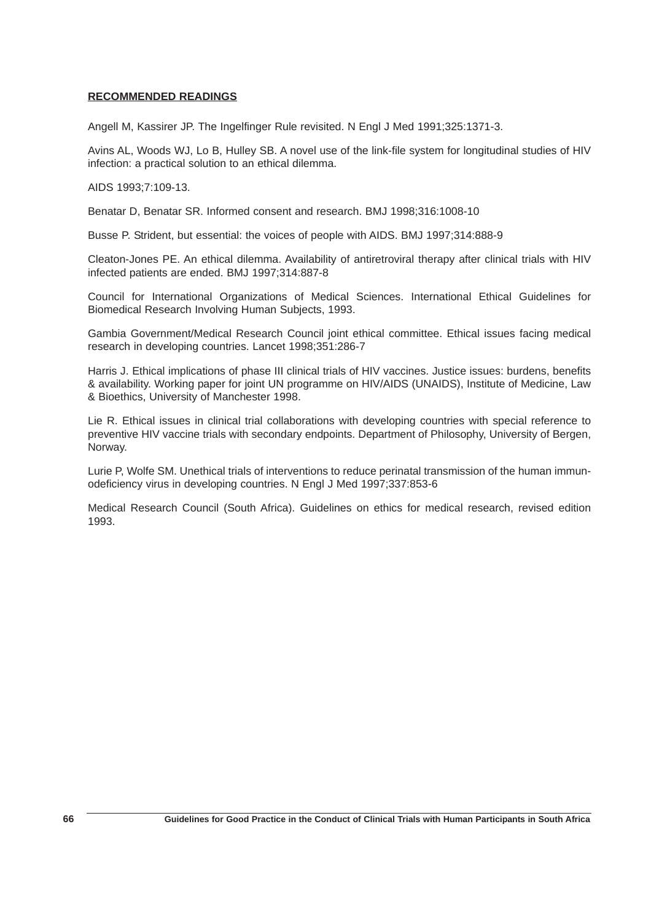**RECOMMENDED READINGS**

Angell M, Kassirer JP. The Ingelfinger Rule revisited. N Engl J Med 1991;325:1371-3.

Avins AL, Woods WJ, Lo B, Hulley SB. A novel use of the link-file system for longitudinal studies of HIV infection: a practical solution to an ethical dilemma.

AIDS 1993;7:109-13.

Benatar D, Benatar SR. Informed consent and research. BMJ 1998;316:1008-10

Busse P. Strident, but essential: the voices of people with AIDS. BMJ 1997;314:888-9

Cleaton-Jones PE. An ethical dilemma. Availability of antiretroviral therapy after clinical trials with HIV infected patients are ended. BMJ 1997;314:887-8

Council for International Organizations of Medical Sciences. International Ethical Guidelines for Biomedical Research Involving Human Subjects, 1993.

Gambia Government/Medical Research Council joint ethical committee. Ethical issues facing medical research in developing countries. Lancet 1998;351:286-7

Harris J. Ethical implications of phase III clinical trials of HIV vaccines. Justice issues: burdens, benefits & availability. Working paper for joint UN programme on HIV/AIDS (UNAIDS), Institute of Medicine, Law & Bioethics, University of Manchester 1998.

Lie R. Ethical issues in clinical trial collaborations with developing countries with special reference to preventive HIV vaccine trials with secondary endpoints. Department of Philosophy, University of Bergen, Norway.

Lurie P, Wolfe SM. Unethical trials of interventions to reduce perinatal transmission of the human immunodeficiency virus in developing countries. N Engl J Med 1997;337:853-6

Medical Research Council (South Africa). Guidelines on ethics for medical research, revised edition 1993.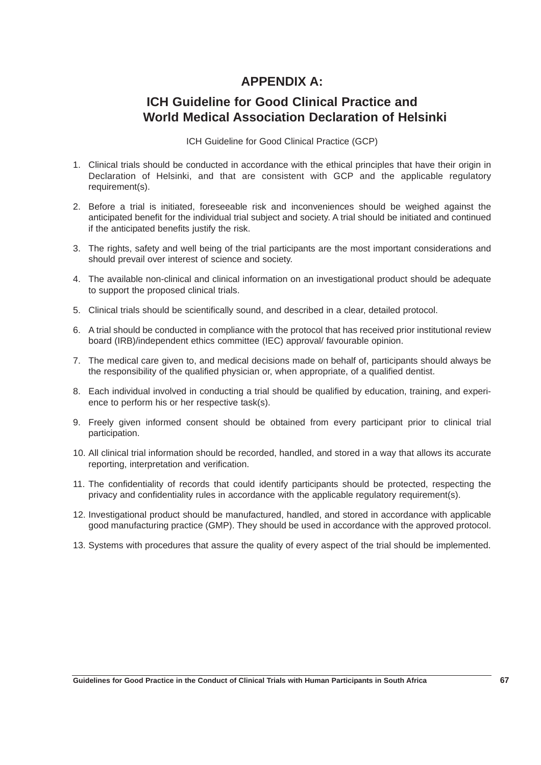# APPENDIX A:

## ICH Guideline for Good Clinical Practice and World Medical Association Declaration of Helsinki

ICH Guideline for Good Clinical Practice (GCP)

1. Clinical trials should be conducted in accordance with the ethical principles that have their origin in Declaration of Helsinki, and that are consistent with GCP and the applicable regulatory requirement(s).
2. Before a trial is initiated, foreseeable risk and inconveniences should be weighed against the anticipated benefit for the individual trial subject and society. A trial should be initiated and continued if the anticipated benefits justify the risk.
3. The rights, safety and well being of the trial participants are the most important considerations and should prevail over interest of science and society.
4. The available non-clinical and clinical information on an investigational product should be adequate to support the proposed clinical trials.
5. Clinical trials should be scientifically sound, and described in a clear, detailed protocol.
6. A trial should be conducted in compliance with the protocol that has received prior institutional review board (IRB)/independent ethics committee (IEC) approval/ favourable opinion.
7. The medical care given to, and medical decisions made on behalf of, participants should always be the responsibility of the qualified physician or, when appropriate, of a qualified dentist.
8. Each individual involved in conducting a trial should be qualified by education, training, and experience to perform his or her respective task(s).
9. Freely given informed consent should be obtained from every participant prior to clinical trial participation.
10. All clinical trial information should be recorded, handled, and stored in a way that allows its accurate reporting, interpretation and verification.
11. The confidentiality of records that could identify participants should be protected, respecting the privacy and confidentiality rules in accordance with the applicable regulatory requirement(s).
12. Investigational product should be manufactured, handled, and stored in accordance with applicable good manufacturing practice (GMP). They should be used in accordance with the approved protocol.
13. Systems with procedures that assure the quality of every aspect of the trial should be implemented.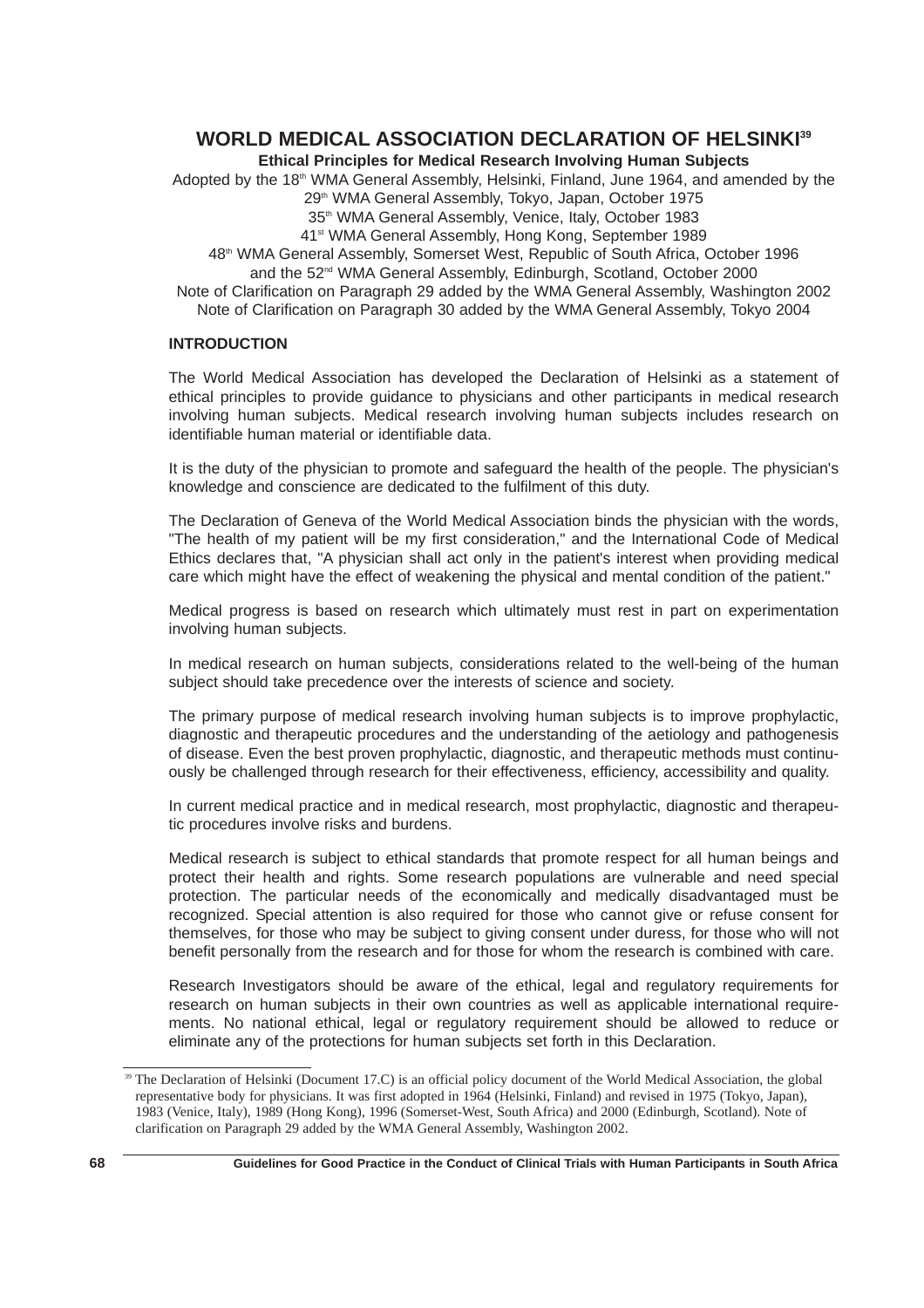# WORLD MEDICAL ASSOCIATION DECLARATION OF HELSINKI[39]

**Ethical Principles for Medical Research Involving Human Subjects**

Adopted by the 18th WMA General Assembly, Helsinki, Finland, June 1964, and amended by the
29th WMA General Assembly, Tokyo, Japan, October 1975
35th WMA General Assembly, Venice, Italy, October 1983
41st WMA General Assembly, Hong Kong, September 1989
48th WMA General Assembly, Somerset West, Republic of South Africa, October 1996
and the 52nd WMA General Assembly, Edinburgh, Scotland, October 2000
Note of Clarification on Paragraph 29 added by the WMA General Assembly, Washington 2002
Note of Clarification on Paragraph 30 added by the WMA General Assembly, Tokyo 2004

## INTRODUCTION

The World Medical Association has developed the Declaration of Helsinki as a statement of ethical principles to provide guidance to physicians and other participants in medical research involving human subjects. Medical research involving human subjects includes research on identifiable human material or identifiable data.

It is the duty of the physician to promote and safeguard the health of the people. The physician's knowledge and conscience are dedicated to the fulfilment of this duty.

The Declaration of Geneva of the World Medical Association binds the physician with the words, "The health of my patient will be my first consideration," and the International Code of Medical Ethics declares that, "A physician shall act only in the patient's interest when providing medical care which might have the effect of weakening the physical and mental condition of the patient."

Medical progress is based on research which ultimately must rest in part on experimentation involving human subjects.

In medical research on human subjects, considerations related to the well-being of the human subject should take precedence over the interests of science and society.

The primary purpose of medical research involving human subjects is to improve prophylactic, diagnostic and therapeutic procedures and the understanding of the aetiology and pathogenesis of disease. Even the best proven prophylactic, diagnostic, and therapeutic methods must continuously be challenged through research for their effectiveness, efficiency, accessibility and quality.

In current medical practice and in medical research, most prophylactic, diagnostic and therapeutic procedures involve risks and burdens.

Medical research is subject to ethical standards that promote respect for all human beings and protect their health and rights. Some research populations are vulnerable and need special protection. The particular needs of the economically and medically disadvantaged must be recognized. Special attention is also required for those who cannot give or refuse consent for themselves, for those who may be subject to giving consent under duress, for those who will not benefit personally from the research and for those for whom the research is combined with care.

Research Investigators should be aware of the ethical, legal and regulatory requirements for research on human subjects in their own countries as well as applicable international requirements. No national ethical, legal or regulatory requirement should be allowed to reduce or eliminate any of the protections for human subjects set forth in this Declaration.

---

[39] The Declaration of Helsinki (Document 17.C) is an official policy document of the World Medical Association, the global representative body for physicians. It was first adopted in 1964 (Helsinki, Finland) and revised in 1975 (Tokyo, Japan), 1983 (Venice, Italy), 1989 (Hong Kong), 1996 (Somerset-West, South Africa) and 2000 (Edinburgh, Scotland). Note of clarification on Paragraph 29 added by the WMA General Assembly, Washington 2002.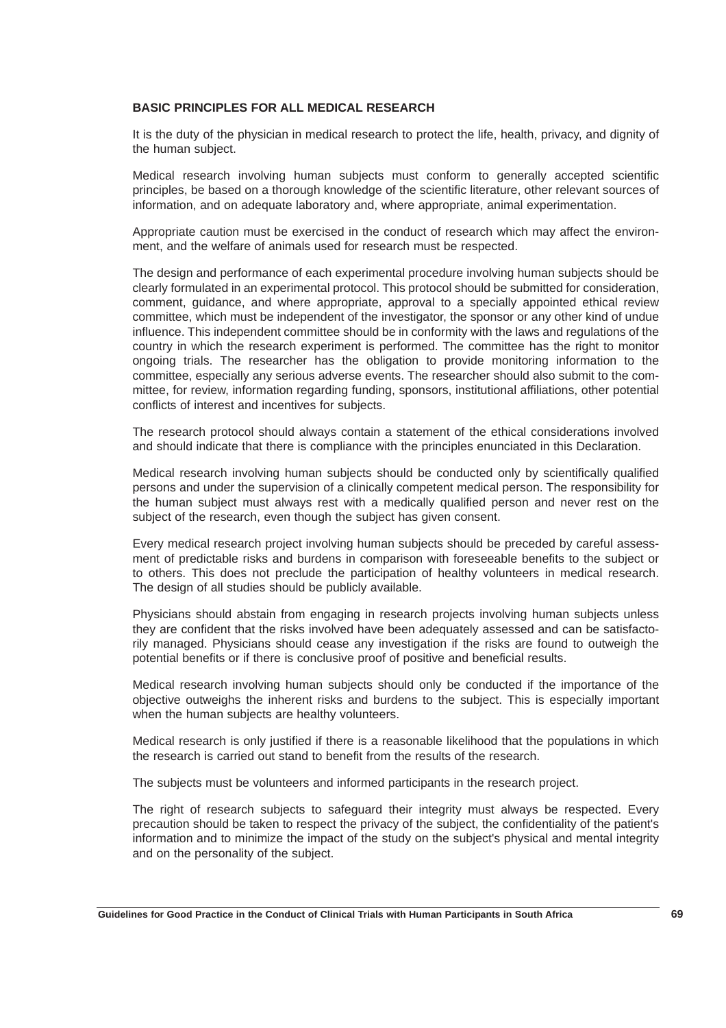## BASIC PRINCIPLES FOR ALL MEDICAL RESEARCH

It is the duty of the physician in medical research to protect the life, health, privacy, and dignity of the human subject.

Medical research involving human subjects must conform to generally accepted scientific principles, be based on a thorough knowledge of the scientific literature, other relevant sources of information, and on adequate laboratory and, where appropriate, animal experimentation.

Appropriate caution must be exercised in the conduct of research which may affect the environment, and the welfare of animals used for research must be respected.

The design and performance of each experimental procedure involving human subjects should be clearly formulated in an experimental protocol. This protocol should be submitted for consideration, comment, guidance, and where appropriate, approval to a specially appointed ethical review committee, which must be independent of the investigator, the sponsor or any other kind of undue influence. This independent committee should be in conformity with the laws and regulations of the country in which the research experiment is performed. The committee has the right to monitor ongoing trials. The researcher has the obligation to provide monitoring information to the committee, especially any serious adverse events. The researcher should also submit to the committee, for review, information regarding funding, sponsors, institutional affiliations, other potential conflicts of interest and incentives for subjects.

The research protocol should always contain a statement of the ethical considerations involved and should indicate that there is compliance with the principles enunciated in this Declaration.

Medical research involving human subjects should be conducted only by scientifically qualified persons and under the supervision of a clinically competent medical person. The responsibility for the human subject must always rest with a medically qualified person and never rest on the subject of the research, even though the subject has given consent.

Every medical research project involving human subjects should be preceded by careful assessment of predictable risks and burdens in comparison with foreseeable benefits to the subject or to others. This does not preclude the participation of healthy volunteers in medical research. The design of all studies should be publicly available.

Physicians should abstain from engaging in research projects involving human subjects unless they are confident that the risks involved have been adequately assessed and can be satisfactorily managed. Physicians should cease any investigation if the risks are found to outweigh the potential benefits or if there is conclusive proof of positive and beneficial results.

Medical research involving human subjects should only be conducted if the importance of the objective outweighs the inherent risks and burdens to the subject. This is especially important when the human subjects are healthy volunteers.

Medical research is only justified if there is a reasonable likelihood that the populations in which the research is carried out stand to benefit from the results of the research.

The subjects must be volunteers and informed participants in the research project.

The right of research subjects to safeguard their integrity must always be respected. Every precaution should be taken to respect the privacy of the subject, the confidentiality of the patient's information and to minimize the impact of the study on the subject's physical and mental integrity and on the personality of the subject.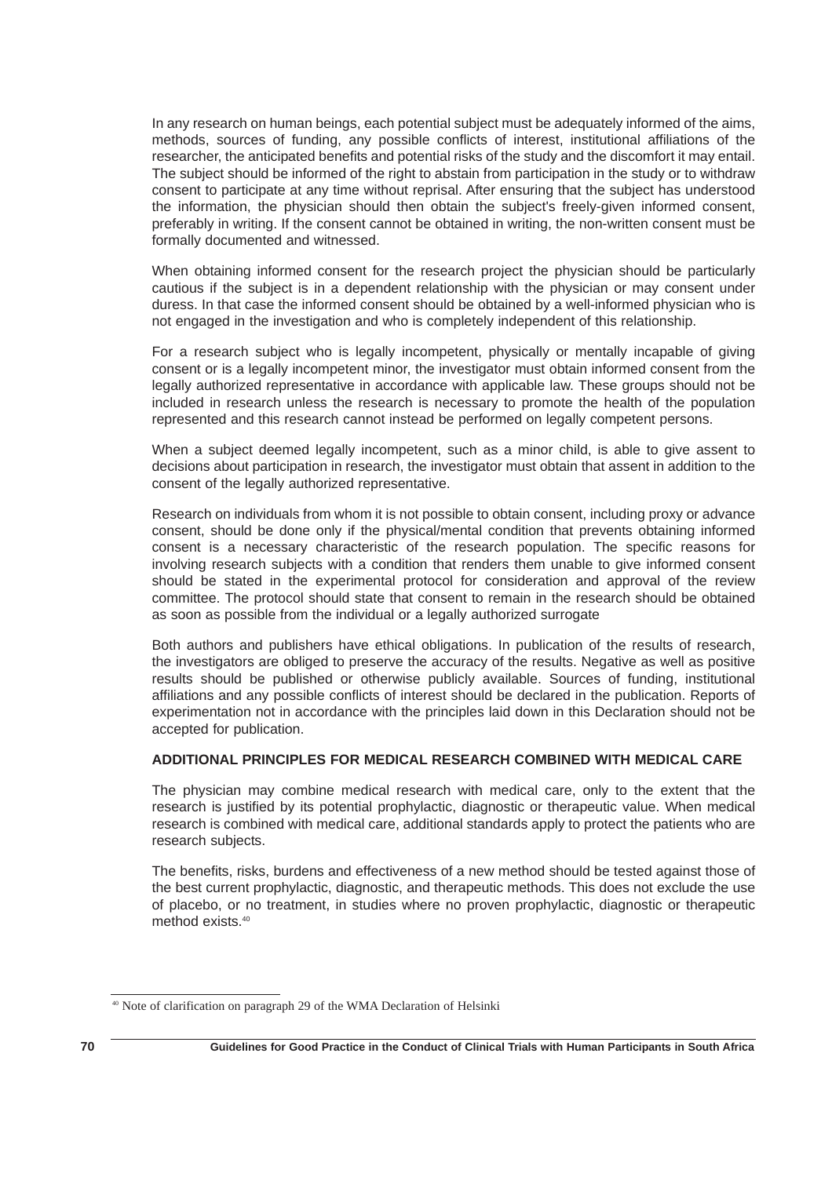In any research on human beings, each potential subject must be adequately informed of the aims, methods, sources of funding, any possible conflicts of interest, institutional affiliations of the researcher, the anticipated benefits and potential risks of the study and the discomfort it may entail. The subject should be informed of the right to abstain from participation in the study or to withdraw consent to participate at any time without reprisal. After ensuring that the subject has understood the information, the physician should then obtain the subject's freely-given informed consent, preferably in writing. If the consent cannot be obtained in writing, the non-written consent must be formally documented and witnessed.

When obtaining informed consent for the research project the physician should be particularly cautious if the subject is in a dependent relationship with the physician or may consent under duress. In that case the informed consent should be obtained by a well-informed physician who is not engaged in the investigation and who is completely independent of this relationship.

For a research subject who is legally incompetent, physically or mentally incapable of giving consent or is a legally incompetent minor, the investigator must obtain informed consent from the legally authorized representative in accordance with applicable law. These groups should not be included in research unless the research is necessary to promote the health of the population represented and this research cannot instead be performed on legally competent persons.

When a subject deemed legally incompetent, such as a minor child, is able to give assent to decisions about participation in research, the investigator must obtain that assent in addition to the consent of the legally authorized representative.

Research on individuals from whom it is not possible to obtain consent, including proxy or advance consent, should be done only if the physical/mental condition that prevents obtaining informed consent is a necessary characteristic of the research population. The specific reasons for involving research subjects with a condition that renders them unable to give informed consent should be stated in the experimental protocol for consideration and approval of the review committee. The protocol should state that consent to remain in the research should be obtained as soon as possible from the individual or a legally authorized surrogate

Both authors and publishers have ethical obligations. In publication of the results of research, the investigators are obliged to preserve the accuracy of the results. Negative as well as positive results should be published or otherwise publicly available. Sources of funding, institutional affiliations and any possible conflicts of interest should be declared in the publication. Reports of experimentation not in accordance with the principles laid down in this Declaration should not be accepted for publication.

**ADDITIONAL PRINCIPLES FOR MEDICAL RESEARCH COMBINED WITH MEDICAL CARE**

The physician may combine medical research with medical care, only to the extent that the research is justified by its potential prophylactic, diagnostic or therapeutic value. When medical research is combined with medical care, additional standards apply to protect the patients who are research subjects.

The benefits, risks, burdens and effectiveness of a new method should be tested against those of the best current prophylactic, diagnostic, and therapeutic methods. This does not exclude the use of placebo, or no treatment, in studies where no proven prophylactic, diagnostic or therapeutic method exists.[40]

[40] Note of clarification on paragraph 29 of the WMA Declaration of Helsinki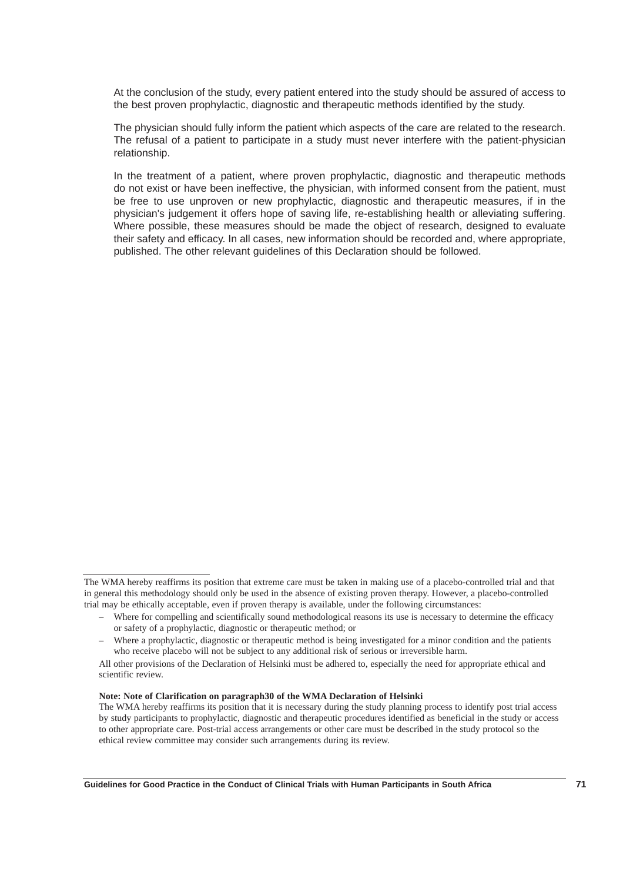At the conclusion of the study, every patient entered into the study should be assured of access to the best proven prophylactic, diagnostic and therapeutic methods identified by the study.

The physician should fully inform the patient which aspects of the care are related to the research. The refusal of a patient to participate in a study must never interfere with the patient-physician relationship.

In the treatment of a patient, where proven prophylactic, diagnostic and therapeutic methods do not exist or have been ineffective, the physician, with informed consent from the patient, must be free to use unproven or new prophylactic, diagnostic and therapeutic measures, if in the physician's judgement it offers hope of saving life, re-establishing health or alleviating suffering. Where possible, these measures should be made the object of research, designed to evaluate their safety and efficacy. In all cases, new information should be recorded and, where appropriate, published. The other relevant guidelines of this Declaration should be followed.

---

The WMA hereby reaffirms its position that extreme care must be taken in making use of a placebo-controlled trial and that in general this methodology should only be used in the absence of existing proven therapy. However, a placebo-controlled trial may be ethically acceptable, even if proven therapy is available, under the following circumstances:

- Where for compelling and scientifically sound methodological reasons its use is necessary to determine the efficacy or safety of a prophylactic, diagnostic or therapeutic method; or
- Where a prophylactic, diagnostic or therapeutic method is being investigated for a minor condition and the patients who receive placebo will not be subject to any additional risk of serious or irreversible harm.

All other provisions of the Declaration of Helsinki must be adhered to, especially the need for appropriate ethical and scientific review.

**Note: Note of Clarification on paragraph30 of the WMA Declaration of Helsinki**

The WMA hereby reaffirms its position that it is necessary during the study planning process to identify post trial access by study participants to prophylactic, diagnostic and therapeutic procedures identified as beneficial in the study or access to other appropriate care. Post-trial access arrangements or other care must be described in the study protocol so the ethical review committee may consider such arrangements during its review.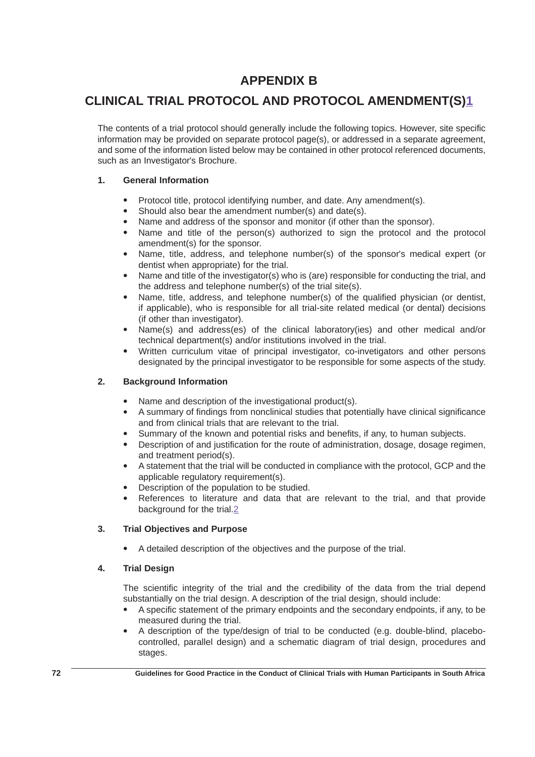# APPENDIX B

# CLINICAL TRIAL PROTOCOL AND PROTOCOL AMENDMENT(S)[1]

The contents of a trial protocol should generally include the following topics. However, site specific information may be provided on separate protocol page(s), or addressed in a separate agreement, and some of the information listed below may be contained in other protocol referenced documents, such as an Investigator's Brochure.

### 1. General Information

- Protocol title, protocol identifying number, and date. Any amendment(s).
- Should also bear the amendment number(s) and date(s).
- Name and address of the sponsor and monitor (if other than the sponsor).
- Name and title of the person(s) authorized to sign the protocol and the protocol amendment(s) for the sponsor.
- Name, title, address, and telephone number(s) of the sponsor's medical expert (or dentist when appropriate) for the trial.
- Name and title of the investigator(s) who is (are) responsible for conducting the trial, and the address and telephone number(s) of the trial site(s).
- Name, title, address, and telephone number(s) of the qualified physician (or dentist, if applicable), who is responsible for all trial-site related medical (or dental) decisions (if other than investigator).
- Name(s) and address(es) of the clinical laboratory(ies) and other medical and/or technical department(s) and/or institutions involved in the trial.
- Written curriculum vitae of principal investigator, co-invetigators and other persons designated by the principal investigator to be responsible for some aspects of the study.

### 2. Background Information

- Name and description of the investigational product(s).
- A summary of findings from nonclinical studies that potentially have clinical significance and from clinical trials that are relevant to the trial.
- Summary of the known and potential risks and benefits, if any, to human subjects.
- Description of and justification for the route of administration, dosage, dosage regimen, and treatment period(s).
- A statement that the trial will be conducted in compliance with the protocol, GCP and the applicable regulatory requirement(s).
- Description of the population to be studied.
- References to literature and data that are relevant to the trial, and that provide background for the trial.[2]

### 3. Trial Objectives and Purpose

- A detailed description of the objectives and the purpose of the trial.

### 4. Trial Design

The scientific integrity of the trial and the credibility of the data from the trial depend substantially on the trial design. A description of the trial design, should include:

- A specific statement of the primary endpoints and the secondary endpoints, if any, to be measured during the trial.
- A description of the type/design of trial to be conducted (e.g. double-blind, placebo-controlled, parallel design) and a schematic diagram of trial design, procedures and stages.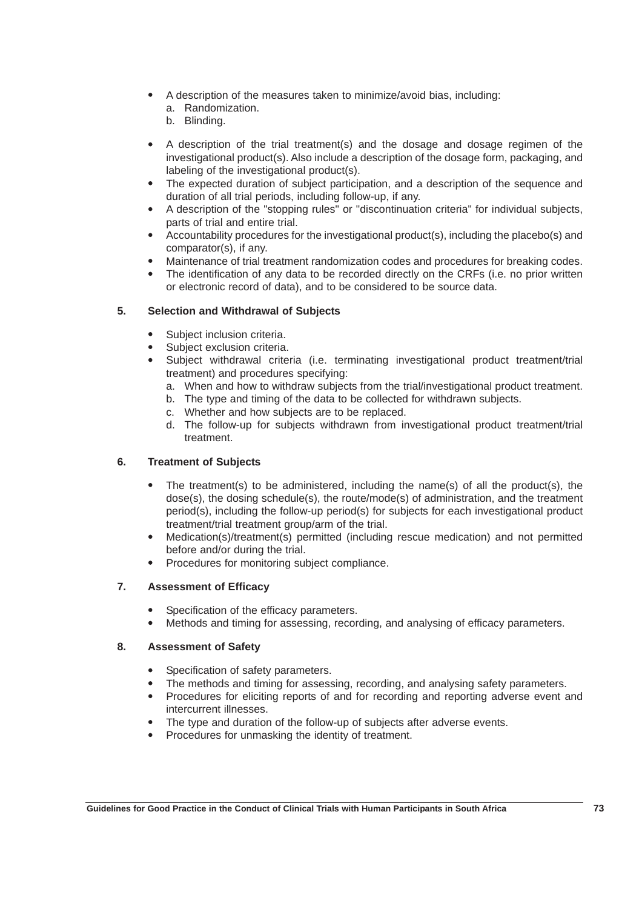- A description of the measures taken to minimize/avoid bias, including:
  a. Randomization.
  b. Blinding.

- A description of the trial treatment(s) and the dosage and dosage regimen of the investigational product(s). Also include a description of the dosage form, packaging, and labeling of the investigational product(s).
- The expected duration of subject participation, and a description of the sequence and duration of all trial periods, including follow-up, if any.
- A description of the "stopping rules" or "discontinuation criteria" for individual subjects, parts of trial and entire trial.
- Accountability procedures for the investigational product(s), including the placebo(s) and comparator(s), if any.
- Maintenance of trial treatment randomization codes and procedures for breaking codes.
- The identification of any data to be recorded directly on the CRFs (i.e. no prior written or electronic record of data), and to be considered to be source data.

## 5. Selection and Withdrawal of Subjects

- Subject inclusion criteria.
- Subject exclusion criteria.
- Subject withdrawal criteria (i.e. terminating investigational product treatment/trial treatment) and procedures specifying:
  a. When and how to withdraw subjects from the trial/investigational product treatment.
  b. The type and timing of the data to be collected for withdrawn subjects.
  c. Whether and how subjects are to be replaced.
  d. The follow-up for subjects withdrawn from investigational product treatment/trial treatment.

## 6. Treatment of Subjects

- The treatment(s) to be administered, including the name(s) of all the product(s), the dose(s), the dosing schedule(s), the route/mode(s) of administration, and the treatment period(s), including the follow-up period(s) for subjects for each investigational product treatment/trial treatment group/arm of the trial.
- Medication(s)/treatment(s) permitted (including rescue medication) and not permitted before and/or during the trial.
- Procedures for monitoring subject compliance.

## 7. Assessment of Efficacy

- Specification of the efficacy parameters.
- Methods and timing for assessing, recording, and analysing of efficacy parameters.

## 8. Assessment of Safety

- Specification of safety parameters.
- The methods and timing for assessing, recording, and analysing safety parameters.
- Procedures for eliciting reports of and for recording and reporting adverse event and intercurrent illnesses.
- The type and duration of the follow-up of subjects after adverse events.
- Procedures for unmasking the identity of treatment.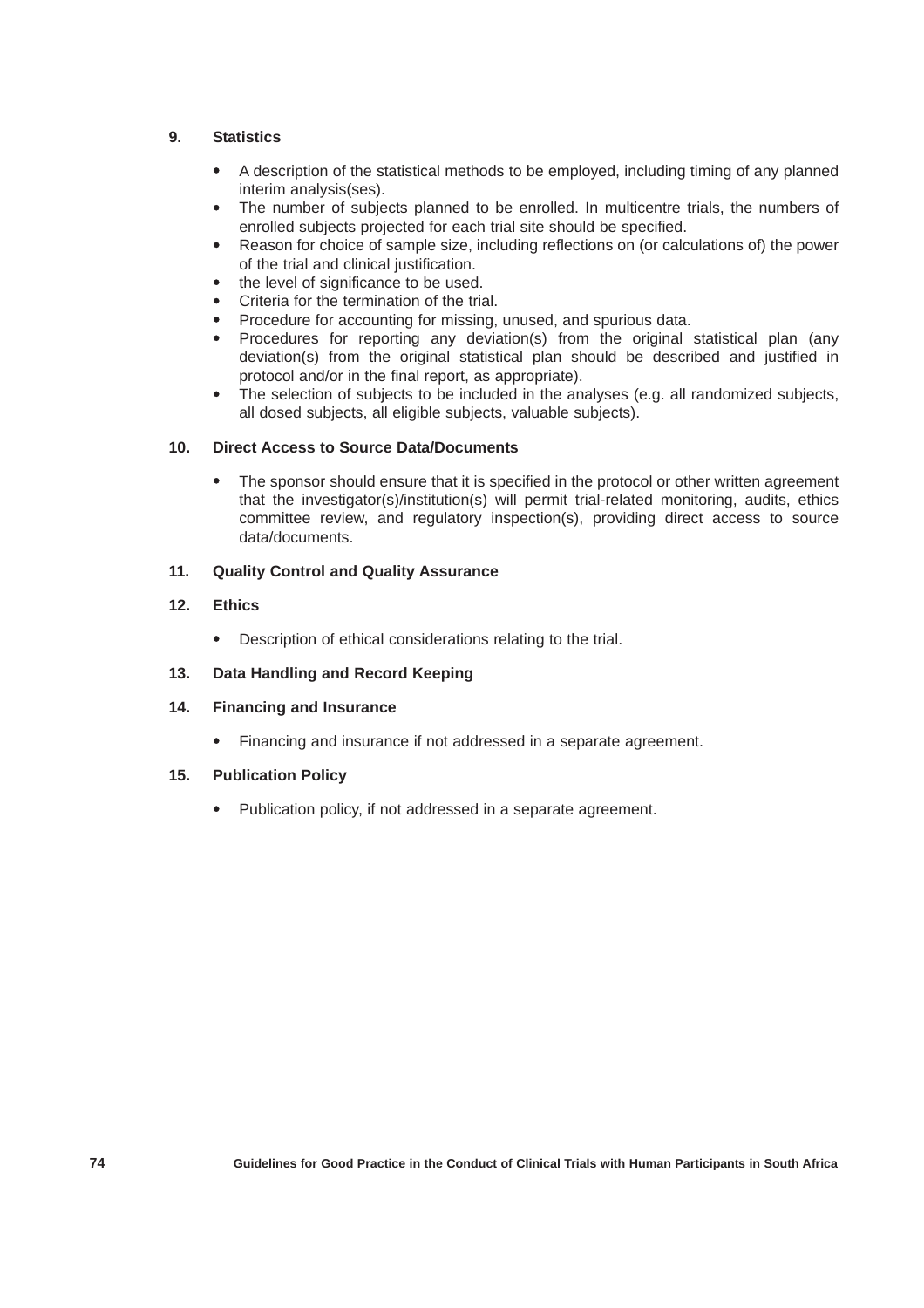## 9. Statistics

- A description of the statistical methods to be employed, including timing of any planned interim analysis(ses).
- The number of subjects planned to be enrolled. In multicentre trials, the numbers of enrolled subjects projected for each trial site should be specified.
- Reason for choice of sample size, including reflections on (or calculations of) the power of the trial and clinical justification.
- the level of significance to be used.
- Criteria for the termination of the trial.
- Procedure for accounting for missing, unused, and spurious data.
- Procedures for reporting any deviation(s) from the original statistical plan (any deviation(s) from the original statistical plan should be described and justified in protocol and/or in the final report, as appropriate).
- The selection of subjects to be included in the analyses (e.g. all randomized subjects, all dosed subjects, all eligible subjects, valuable subjects).

## 10. Direct Access to Source Data/Documents

- The sponsor should ensure that it is specified in the protocol or other written agreement that the investigator(s)/institution(s) will permit trial-related monitoring, audits, ethics committee review, and regulatory inspection(s), providing direct access to source data/documents.

## 11. Quality Control and Quality Assurance

## 12. Ethics

- Description of ethical considerations relating to the trial.

## 13. Data Handling and Record Keeping

## 14. Financing and Insurance

- Financing and insurance if not addressed in a separate agreement.

## 15. Publication Policy

- Publication policy, if not addressed in a separate agreement.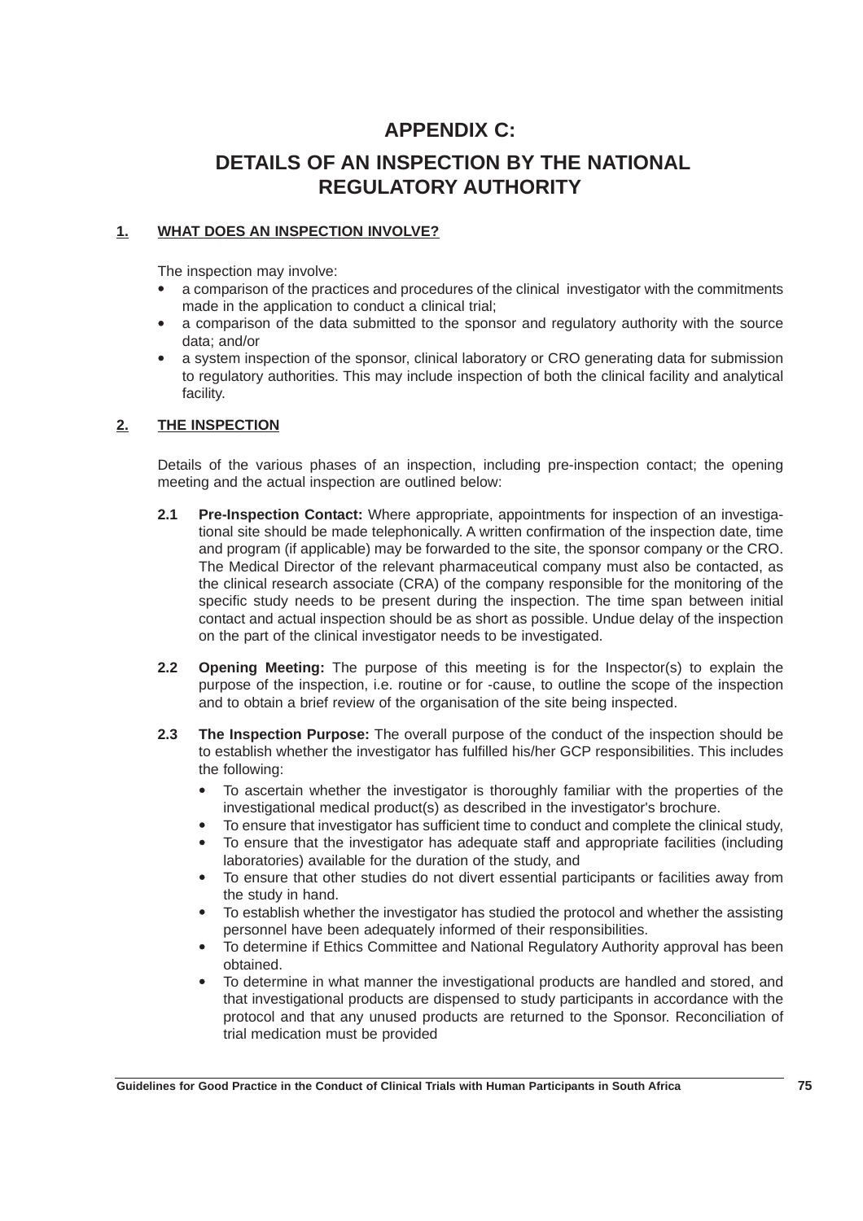# APPENDIX C:

# DETAILS OF AN INSPECTION BY THE NATIONAL REGULATORY AUTHORITY

## 1. WHAT DOES AN INSPECTION INVOLVE?

The inspection may involve:

- a comparison of the practices and procedures of the clinical investigator with the commitments made in the application to conduct a clinical trial;
- a comparison of the data submitted to the sponsor and regulatory authority with the source data; and/or
- a system inspection of the sponsor, clinical laboratory or CRO generating data for submission to regulatory authorities. This may include inspection of both the clinical facility and analytical facility.

## 2. THE INSPECTION

Details of the various phases of an inspection, including pre-inspection contact; the opening meeting and the actual inspection are outlined below:

**2.1 Pre-Inspection Contact:** Where appropriate, appointments for inspection of an investigational site should be made telephonically. A written confirmation of the inspection date, time and program (if applicable) may be forwarded to the site, the sponsor company or the CRO. The Medical Director of the relevant pharmaceutical company must also be contacted, as the clinical research associate (CRA) of the company responsible for the monitoring of the specific study needs to be present during the inspection. The time span between initial contact and actual inspection should be as short as possible. Undue delay of the inspection on the part of the clinical investigator needs to be investigated.

**2.2 Opening Meeting:** The purpose of this meeting is for the Inspector(s) to explain the purpose of the inspection, i.e. routine or for -cause, to outline the scope of the inspection and to obtain a brief review of the organisation of the site being inspected.

**2.3 The Inspection Purpose:** The overall purpose of the conduct of the inspection should be to establish whether the investigator has fulfilled his/her GCP responsibilities. This includes the following:

- To ascertain whether the investigator is thoroughly familiar with the properties of the investigational medical product(s) as described in the investigator's brochure.
- To ensure that investigator has sufficient time to conduct and complete the clinical study,
- To ensure that the investigator has adequate staff and appropriate facilities (including laboratories) available for the duration of the study, and
- To ensure that other studies do not divert essential participants or facilities away from the study in hand.
- To establish whether the investigator has studied the protocol and whether the assisting personnel have been adequately informed of their responsibilities.
- To determine if Ethics Committee and National Regulatory Authority approval has been obtained.
- To determine in what manner the investigational products are handled and stored, and that investigational products are dispensed to study participants in accordance with the protocol and that any unused products are returned to the Sponsor. Reconciliation of trial medication must be provided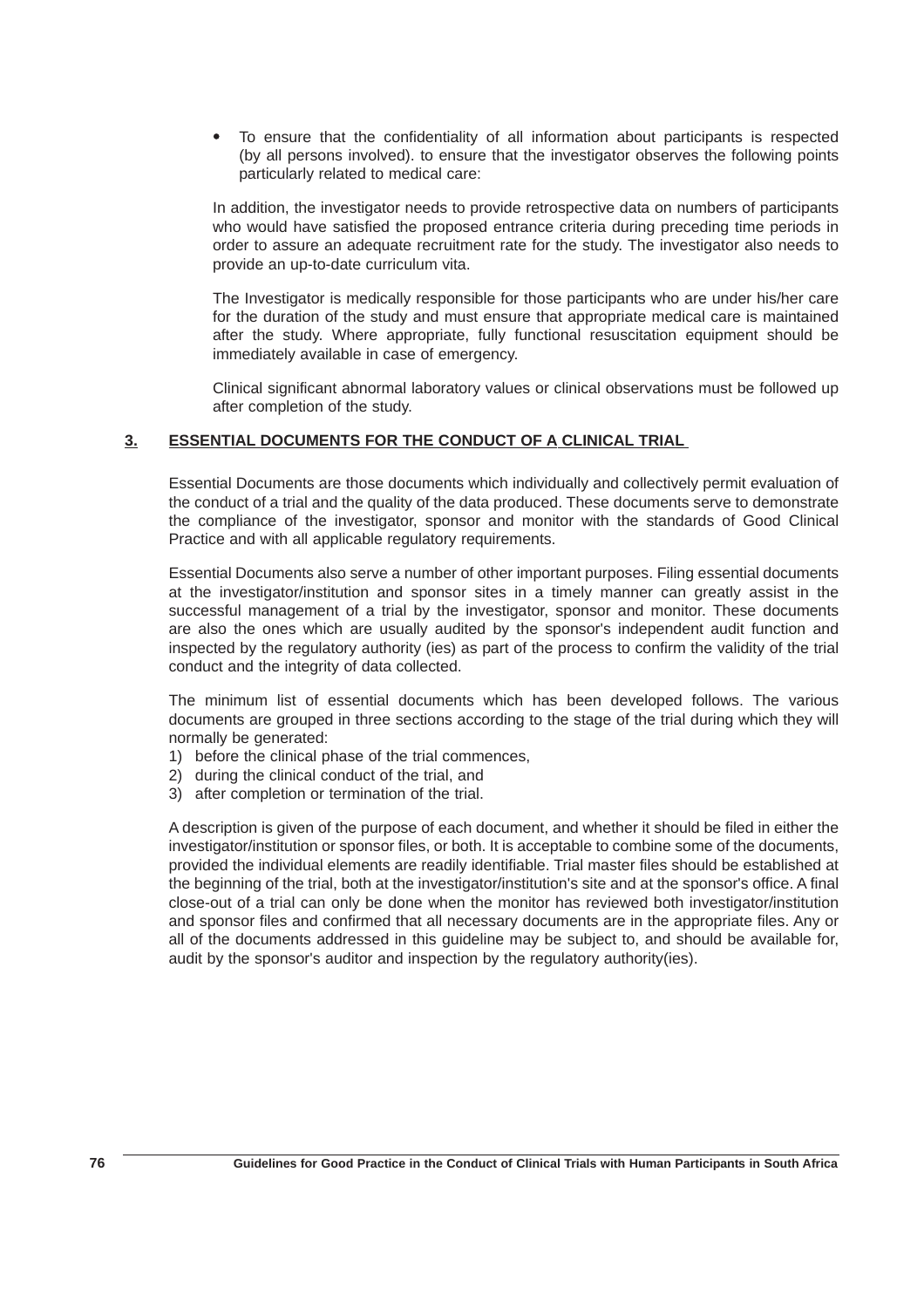- To ensure that the confidentiality of all information about participants is respected (by all persons involved). to ensure that the investigator observes the following points particularly related to medical care:

In addition, the investigator needs to provide retrospective data on numbers of participants who would have satisfied the proposed entrance criteria during preceding time periods in order to assure an adequate recruitment rate for the study. The investigator also needs to provide an up-to-date curriculum vita.

The Investigator is medically responsible for those participants who are under his/her care for the duration of the study and must ensure that appropriate medical care is maintained after the study. Where appropriate, fully functional resuscitation equipment should be immediately available in case of emergency.

Clinical significant abnormal laboratory values or clinical observations must be followed up after completion of the study.

## 3. ESSENTIAL DOCUMENTS FOR THE CONDUCT OF A CLINICAL TRIAL

Essential Documents are those documents which individually and collectively permit evaluation of the conduct of a trial and the quality of the data produced. These documents serve to demonstrate the compliance of the investigator, sponsor and monitor with the standards of Good Clinical Practice and with all applicable regulatory requirements.

Essential Documents also serve a number of other important purposes. Filing essential documents at the investigator/institution and sponsor sites in a timely manner can greatly assist in the successful management of a trial by the investigator, sponsor and monitor. These documents are also the ones which are usually audited by the sponsor's independent audit function and inspected by the regulatory authority (ies) as part of the process to confirm the validity of the trial conduct and the integrity of data collected.

The minimum list of essential documents which has been developed follows. The various documents are grouped in three sections according to the stage of the trial during which they will normally be generated:

1) before the clinical phase of the trial commences,
2) during the clinical conduct of the trial, and
3) after completion or termination of the trial.

A description is given of the purpose of each document, and whether it should be filed in either the investigator/institution or sponsor files, or both. It is acceptable to combine some of the documents, provided the individual elements are readily identifiable. Trial master files should be established at the beginning of the trial, both at the investigator/institution's site and at the sponsor's office. A final close-out of a trial can only be done when the monitor has reviewed both investigator/institution and sponsor files and confirmed that all necessary documents are in the appropriate files. Any or all of the documents addressed in this guideline may be subject to, and should be available for, audit by the sponsor's auditor and inspection by the regulatory authority(ies).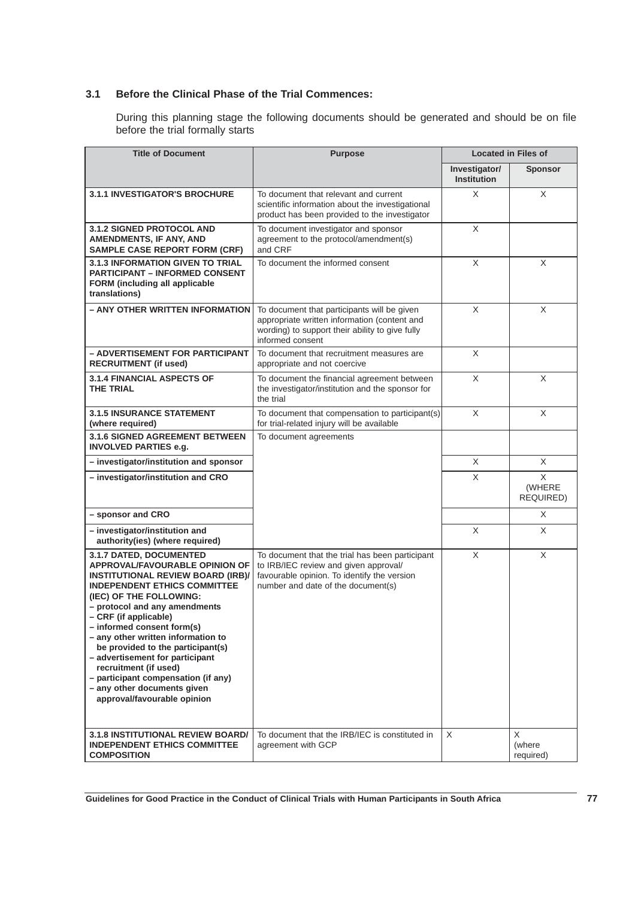### 3.1 Before the Clinical Phase of the Trial Commences:

During this planning stage the following documents should be generated and should be on file before the trial formally starts

| Title of Document | Purpose | Located in Files of | |
|---|---|---|---|
| | | Investigator/ Institution | Sponsor |
| **3.1.1 INVESTIGATOR'S BROCHURE** | To document that relevant and current scientific information about the investigational product has been provided to the investigator | X | X |
| **3.1.2 SIGNED PROTOCOL AND AMENDMENTS, IF ANY, AND SAMPLE CASE REPORT FORM (CRF)** | To document investigator and sponsor agreement to the protocol/amendment(s) and CRF | X | |
| **3.1.3 INFORMATION GIVEN TO TRIAL PARTICIPANT – INFORMED CONSENT FORM (including all applicable translations)** | To document the informed consent | X | X |
| **– ANY OTHER WRITTEN INFORMATION** | To document that participants will be given appropriate written information (content and wording) to support their ability to give fully informed consent | X | X |
| **– ADVERTISEMENT FOR PARTICIPANT RECRUITMENT (if used)** | To document that recruitment measures are appropriate and not coercive | X | |
| **3.1.4 FINANCIAL ASPECTS OF THE TRIAL** | To document the financial agreement between the investigator/institution and the sponsor for the trial | X | X |
| **3.1.5 INSURANCE STATEMENT (where required)** | To document that compensation to participant(s) for trial-related injury will be available | X | X |
| **3.1.6 SIGNED AGREEMENT BETWEEN INVOLVED PARTIES e.g.** | To document agreements | | |
| **– investigator/institution and sponsor** | | X | X |
| **– investigator/institution and CRO** | | X | X (WHERE REQUIRED) |
| **– sponsor and CRO** | | | X |
| **– investigator/institution and authority(ies) (where required)** | | X | X |
| **3.1.7 DATED, DOCUMENTED APPROVAL/FAVOURABLE OPINION OF INSTITUTIONAL REVIEW BOARD (IRB)/ INDEPENDENT ETHICS COMMITTEE (IEC) OF THE FOLLOWING:** <br> **– protocol and any amendments** <br> **– CRF (if applicable)** <br> **– informed consent form(s)** <br> **– any other written information to be provided to the participant(s)** <br> **– advertisement for participant recruitment (if used)** <br> **– participant compensation (if any)** <br> **– any other documents given approval/favourable opinion** | To document that the trial has been participant to IRB/IEC review and given approval/ favourable opinion. To identify the version number and date of the document(s) | X | X |
| **3.1.8 INSTITUTIONAL REVIEW BOARD/ INDEPENDENT ETHICS COMMITTEE COMPOSITION** | To document that the IRB/IEC is constituted in agreement with GCP | X | X (where required) |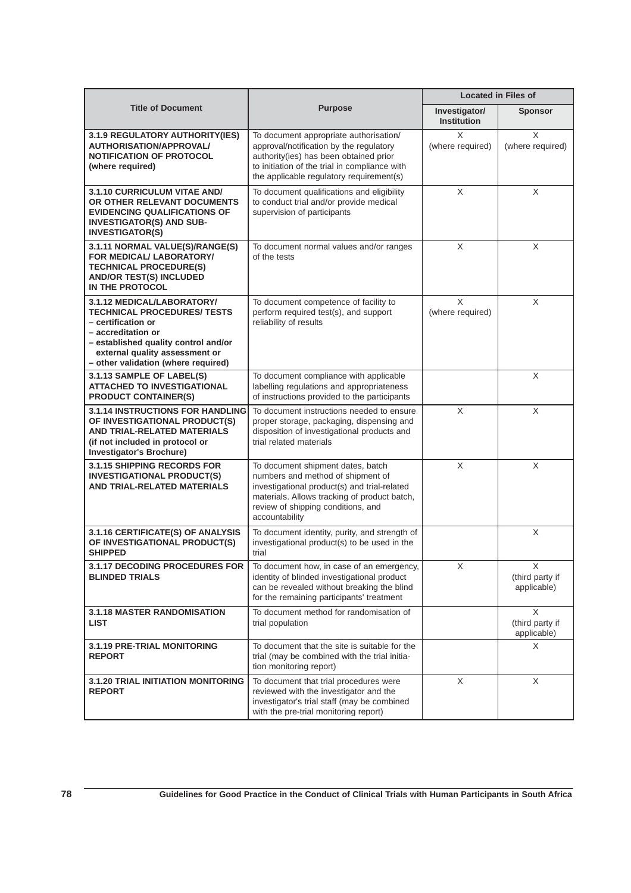| Title of Document | Purpose | Located in Files of | |
|---|---|---|---|
| | | **Investigator/ Institution** | **Sponsor** |
| **3.1.9 REGULATORY AUTHORITY(IES) AUTHORISATION/APPROVAL/ NOTIFICATION OF PROTOCOL (where required)** | To document appropriate authorisation/ approval/notification by the regulatory authority(ies) has been obtained prior to initiation of the trial in compliance with the applicable regulatory requirement(s) | X (where required) | X (where required) |
| **3.1.10 CURRICULUM VITAE AND/ OR OTHER RELEVANT DOCUMENTS EVIDENCING QUALIFICATIONS OF INVESTIGATOR(S) AND SUB-INVESTIGATOR(S)** | To document qualifications and eligibility to conduct trial and/or provide medical supervision of participants | X | X |
| **3.1.11 NORMAL VALUE(S)/RANGE(S) FOR MEDICAL/ LABORATORY/ TECHNICAL PROCEDURE(S) AND/OR TEST(S) INCLUDED IN THE PROTOCOL** | To document normal values and/or ranges of the tests | X | X |
| **3.1.12 MEDICAL/LABORATORY/ TECHNICAL PROCEDURES/ TESTS – certification or – accreditation or – established quality control and/or external quality assessment or – other validation (where required)** | To document competence of facility to perform required test(s), and support reliability of results | X (where required) | X |
| **3.1.13 SAMPLE OF LABEL(S) ATTACHED TO INVESTIGATIONAL PRODUCT CONTAINER(S)** | To document compliance with applicable labelling regulations and appropriateness of instructions provided to the participants | | X |
| **3.1.14 INSTRUCTIONS FOR HANDLING OF INVESTIGATIONAL PRODUCT(S) AND TRIAL-RELATED MATERIALS (if not included in protocol or Investigator's Brochure)** | To document instructions needed to ensure proper storage, packaging, dispensing and disposition of investigational products and trial related materials | X | X |
| **3.1.15 SHIPPING RECORDS FOR INVESTIGATIONAL PRODUCT(S) AND TRIAL-RELATED MATERIALS** | To document shipment dates, batch numbers and method of shipment of investigational product(s) and trial-related materials. Allows tracking of product batch, review of shipping conditions, and accountability | X | X |
| **3.1.16 CERTIFICATE(S) OF ANALYSIS OF INVESTIGATIONAL PRODUCT(S) SHIPPED** | To document identity, purity, and strength of investigational product(s) to be used in the trial | | X |
| **3.1.17 DECODING PROCEDURES FOR BLINDED TRIALS** | To document how, in case of an emergency, identity of blinded investigational product can be revealed without breaking the blind for the remaining participants' treatment | X | X (third party if applicable) |
| **3.1.18 MASTER RANDOMISATION LIST** | To document method for randomisation of trial population | | X (third party if applicable) |
| **3.1.19 PRE-TRIAL MONITORING REPORT** | To document that the site is suitable for the trial (may be combined with the trial initiation monitoring report) | | X |
| **3.1.20 TRIAL INITIATION MONITORING REPORT** | To document that trial procedures were reviewed with the investigator and the investigator's trial staff (may be combined with the pre-trial monitoring report) | X | X |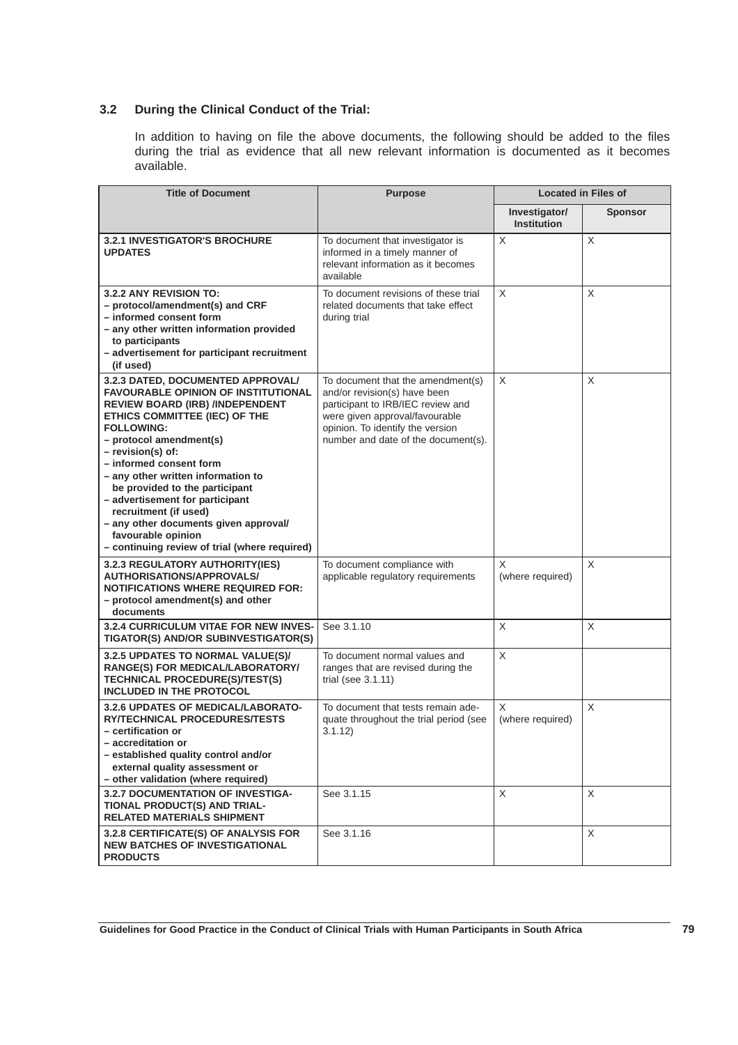### 3.2 During the Clinical Conduct of the Trial:

In addition to having on file the above documents, the following should be added to the files during the trial as evidence that all new relevant information is documented as it becomes available.

| Title of Document | Purpose | Located in Files of | |
|---|---|---|---|
| | | Investigator/ Institution | Sponsor |
| **3.2.1 INVESTIGATOR'S BROCHURE UPDATES** | To document that investigator is informed in a timely manner of relevant information as it becomes available | X | X |
| **3.2.2 ANY REVISION TO:**<br>**– protocol/amendment(s) and CRF**<br>**– informed consent form**<br>**– any other written information provided to participants**<br>**– advertisement for participant recruitment (if used)** | To document revisions of these trial related documents that take effect during trial | X | X |
| **3.2.3 DATED, DOCUMENTED APPROVAL/ FAVOURABLE OPINION OF INSTITUTIONAL REVIEW BOARD (IRB) /INDEPENDENT ETHICS COMMITTEE (IEC) OF THE FOLLOWING:**<br>**– protocol amendment(s)**<br>**– revision(s) of:**<br>**– informed consent form**<br>**– any other written information to be provided to the participant**<br>**– advertisement for participant recruitment (if used)**<br>**– any other documents given approval/ favourable opinion**<br>**– continuing review of trial (where required)** | To document that the amendment(s) and/or revision(s) have been participant to IRB/IEC review and were given approval/favourable opinion. To identify the version number and date of the document(s). | X | X |
| **3.2.3 REGULATORY AUTHORITY(IES) AUTHORISATIONS/APPROVALS/ NOTIFICATIONS WHERE REQUIRED FOR:**<br>**– protocol amendment(s) and other documents** | To document compliance with applicable regulatory requirements | X (where required) | X |
| **3.2.4 CURRICULUM VITAE FOR NEW INVESTIGATOR(S) AND/OR SUBINVESTIGATOR(S)** | See 3.1.10 | X | X |
| **3.2.5 UPDATES TO NORMAL VALUE(S)/ RANGE(S) FOR MEDICAL/LABORATORY/ TECHNICAL PROCEDURE(S)/TEST(S) INCLUDED IN THE PROTOCOL** | To document normal values and ranges that are revised during the trial (see 3.1.11) | X | |
| **3.2.6 UPDATES OF MEDICAL/LABORATORY/TECHNICAL PROCEDURES/TESTS**<br>**– certification or**<br>**– accreditation or**<br>**– established quality control and/or external quality assessment or**<br>**– other validation (where required)** | To document that tests remain adequate throughout the trial period (see 3.1.12) | X (where required) | X |
| **3.2.7 DOCUMENTATION OF INVESTIGATIONAL PRODUCT(S) AND TRIAL-RELATED MATERIALS SHIPMENT** | See 3.1.15 | X | X |
| **3.2.8 CERTIFICATE(S) OF ANALYSIS FOR NEW BATCHES OF INVESTIGATIONAL PRODUCTS** | See 3.1.16 | | X |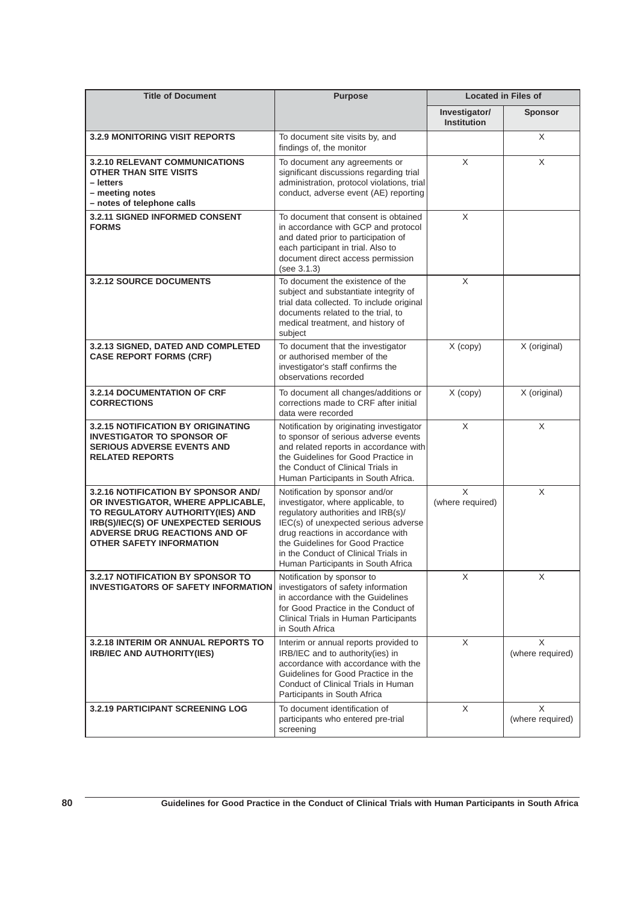| Title of Document | Purpose | Located in Files of | |
|---|---|---|---|
| | | Investigator/ Institution | Sponsor |
| **3.2.9 MONITORING VISIT REPORTS** | To document site visits by, and findings of, the monitor | | X |
| **3.2.10 RELEVANT COMMUNICATIONS OTHER THAN SITE VISITS – letters – meeting notes – notes of telephone calls** | To document any agreements or significant discussions regarding trial administration, protocol violations, trial conduct, adverse event (AE) reporting | X | X |
| **3.2.11 SIGNED INFORMED CONSENT FORMS** | To document that consent is obtained in accordance with GCP and protocol and dated prior to participation of each participant in trial. Also to document direct access permission (see 3.1.3) | X | |
| **3.2.12 SOURCE DOCUMENTS** | To document the existence of the subject and substantiate integrity of trial data collected. To include original documents related to the trial, to medical treatment, and history of subject | X | |
| **3.2.13 SIGNED, DATED AND COMPLETED CASE REPORT FORMS (CRF)** | To document that the investigator or authorised member of the investigator's staff confirms the observations recorded | X (copy) | X (original) |
| **3.2.14 DOCUMENTATION OF CRF CORRECTIONS** | To document all changes/additions or corrections made to CRF after initial data were recorded | X (copy) | X (original) |
| **3.2.15 NOTIFICATION BY ORIGINATING INVESTIGATOR TO SPONSOR OF SERIOUS ADVERSE EVENTS AND RELATED REPORTS** | Notification by originating investigator to sponsor of serious adverse events and related reports in accordance with the Guidelines for Good Practice in the Conduct of Clinical Trials in Human Participants in South Africa. | X | X |
| **3.2.16 NOTIFICATION BY SPONSOR AND/ OR INVESTIGATOR, WHERE APPLICABLE, TO REGULATORY AUTHORITY(IES) AND IRB(S)/IEC(S) OF UNEXPECTED SERIOUS ADVERSE DRUG REACTIONS AND OF OTHER SAFETY INFORMATION** | Notification by sponsor and/or investigator, where applicable, to regulatory authorities and IRB(s)/ IEC(s) of unexpected serious adverse drug reactions in accordance with the Guidelines for Good Practice in the Conduct of Clinical Trials in Human Participants in South Africa | X (where required) | X |
| **3.2.17 NOTIFICATION BY SPONSOR TO INVESTIGATORS OF SAFETY INFORMATION** | Notification by sponsor to investigators of safety information in accordance with the Guidelines for Good Practice in the Conduct of Clinical Trials in Human Participants in South Africa | X | X |
| **3.2.18 INTERIM OR ANNUAL REPORTS TO IRB/IEC AND AUTHORITY(IES)** | Interim or annual reports provided to IRB/IEC and to authority(ies) in accordance with accordance with the Guidelines for Good Practice in the Conduct of Clinical Trials in Human Participants in South Africa | X | X (where required) |
| **3.2.19 PARTICIPANT SCREENING LOG** | To document identification of participants who entered pre-trial screening | X | X (where required) |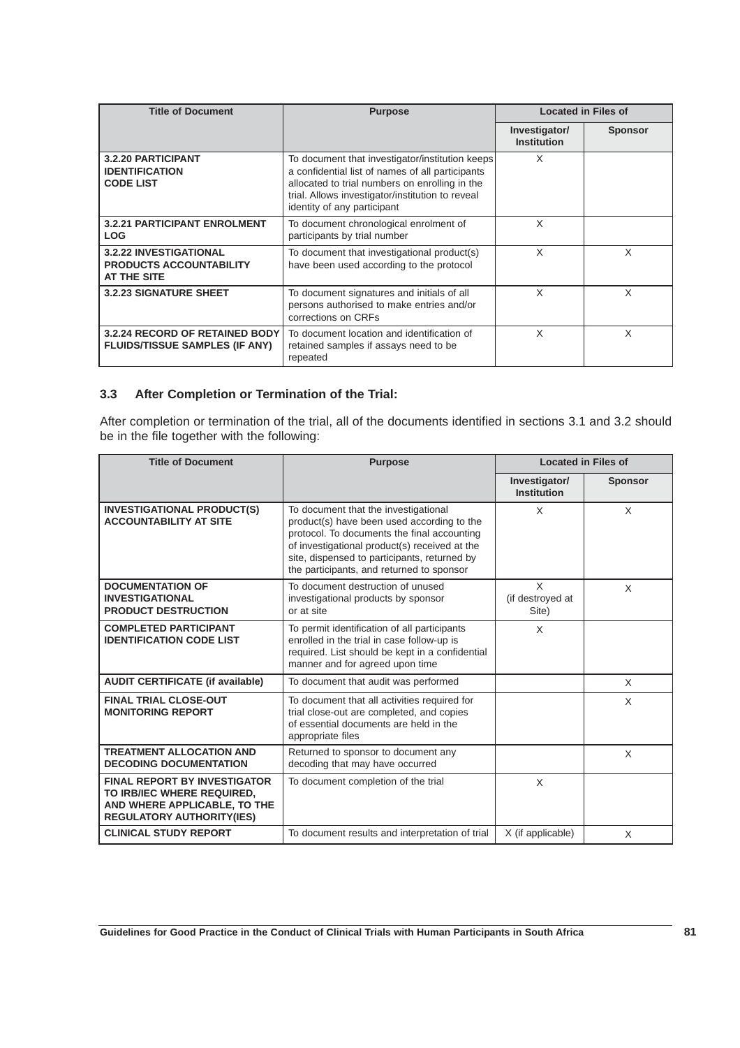| Title of Document | Purpose | Located in Files of | |
|---|---|---|---|
| | | Investigator/ Institution | Sponsor |
| **3.2.20 PARTICIPANT IDENTIFICATION CODE LIST** | To document that investigator/institution keeps a confidential list of names of all participants allocated to trial numbers on enrolling in the trial. Allows investigator/institution to reveal identity of any participant | X | |
| **3.2.21 PARTICIPANT ENROLMENT LOG** | To document chronological enrolment of participants by trial number | X | |
| **3.2.22 INVESTIGATIONAL PRODUCTS ACCOUNTABILITY AT THE SITE** | To document that investigational product(s) have been used according to the protocol | X | X |
| **3.2.23 SIGNATURE SHEET** | To document signatures and initials of all persons authorised to make entries and/or corrections on CRFs | X | X |
| **3.2.24 RECORD OF RETAINED BODY FLUIDS/TISSUE SAMPLES (IF ANY)** | To document location and identification of retained samples if assays need to be repeated | X | X |

### 3.3 After Completion or Termination of the Trial:

After completion or termination of the trial, all of the documents identified in sections 3.1 and 3.2 should be in the file together with the following:

| Title of Document | Purpose | Located in Files of | |
|---|---|---|---|
| | | Investigator/ Institution | Sponsor |
| **INVESTIGATIONAL PRODUCT(S) ACCOUNTABILITY AT SITE** | To document that the investigational product(s) have been used according to the protocol. To documents the final accounting of investigational product(s) received at the site, dispensed to participants, returned by the participants, and returned to sponsor | X | X |
| **DOCUMENTATION OF INVESTIGATIONAL PRODUCT DESTRUCTION** | To document destruction of unused investigational products by sponsor or at site | X (if destroyed at Site) | X |
| **COMPLETED PARTICIPANT IDENTIFICATION CODE LIST** | To permit identification of all participants enrolled in the trial in case follow-up is required. List should be kept in a confidential manner and for agreed upon time | X | |
| **AUDIT CERTIFICATE (if available)** | To document that audit was performed | | X |
| **FINAL TRIAL CLOSE-OUT MONITORING REPORT** | To document that all activities required for trial close-out are completed, and copies of essential documents are held in the appropriate files | | X |
| **TREATMENT ALLOCATION AND DECODING DOCUMENTATION** | Returned to sponsor to document any decoding that may have occurred | | X |
| **FINAL REPORT BY INVESTIGATOR TO IRB/IEC WHERE REQUIRED, AND WHERE APPLICABLE, TO THE REGULATORY AUTHORITY(IES)** | To document completion of the trial | X | |
| **CLINICAL STUDY REPORT** | To document results and interpretation of trial | X (if applicable) | X |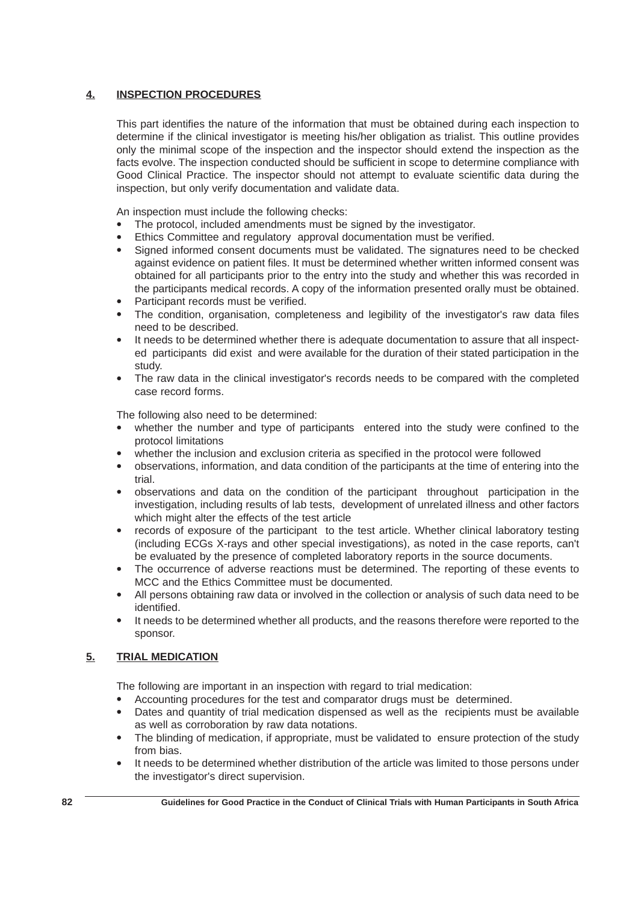## 4. INSPECTION PROCEDURES

This part identifies the nature of the information that must be obtained during each inspection to determine if the clinical investigator is meeting his/her obligation as trialist. This outline provides only the minimal scope of the inspection and the inspector should extend the inspection as the facts evolve. The inspection conducted should be sufficient in scope to determine compliance with Good Clinical Practice. The inspector should not attempt to evaluate scientific data during the inspection, but only verify documentation and validate data.

An inspection must include the following checks:

- The protocol, included amendments must be signed by the investigator.
- Ethics Committee and regulatory approval documentation must be verified.
- Signed informed consent documents must be validated. The signatures need to be checked against evidence on patient files. It must be determined whether written informed consent was obtained for all participants prior to the entry into the study and whether this was recorded in the participants medical records. A copy of the information presented orally must be obtained.
- Participant records must be verified.
- The condition, organisation, completeness and legibility of the investigator's raw data files need to be described.
- It needs to be determined whether there is adequate documentation to assure that all inspected participants did exist and were available for the duration of their stated participation in the study.
- The raw data in the clinical investigator's records needs to be compared with the completed case record forms.

The following also need to be determined:

- whether the number and type of participants entered into the study were confined to the protocol limitations
- whether the inclusion and exclusion criteria as specified in the protocol were followed
- observations, information, and data condition of the participants at the time of entering into the trial.
- observations and data on the condition of the participant throughout participation in the investigation, including results of lab tests, development of unrelated illness and other factors which might alter the effects of the test article
- records of exposure of the participant to the test article. Whether clinical laboratory testing (including ECGs X-rays and other special investigations), as noted in the case reports, can't be evaluated by the presence of completed laboratory reports in the source documents.
- The occurrence of adverse reactions must be determined. The reporting of these events to MCC and the Ethics Committee must be documented.
- All persons obtaining raw data or involved in the collection or analysis of such data need to be identified.
- It needs to be determined whether all products, and the reasons therefore were reported to the sponsor.

## 5. TRIAL MEDICATION

The following are important in an inspection with regard to trial medication:

- Accounting procedures for the test and comparator drugs must be determined.
- Dates and quantity of trial medication dispensed as well as the recipients must be available as well as corroboration by raw data notations.
- The blinding of medication, if appropriate, must be validated to ensure protection of the study from bias.
- It needs to be determined whether distribution of the article was limited to those persons under the investigator's direct supervision.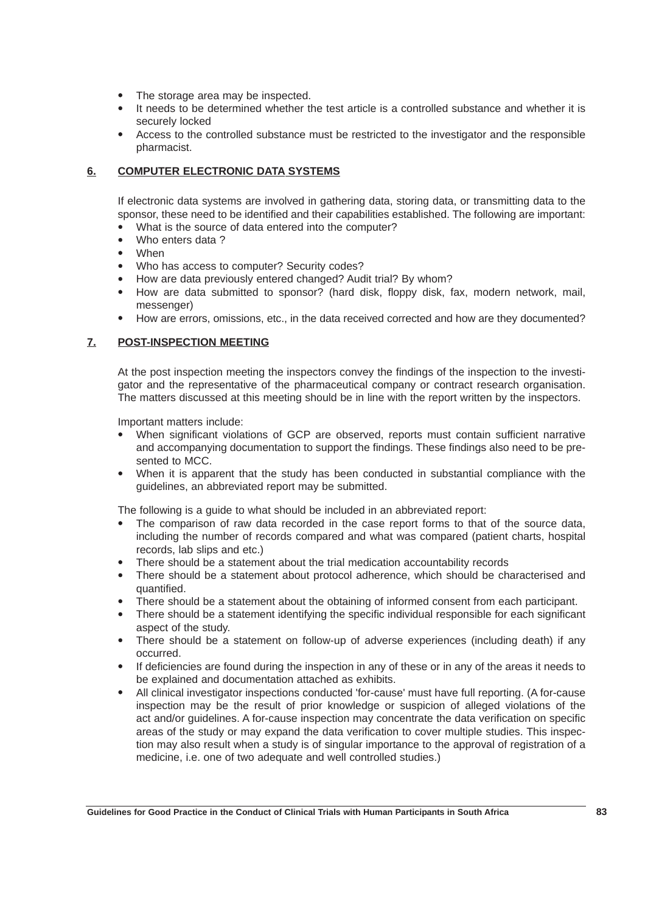- The storage area may be inspected.
- It needs to be determined whether the test article is a controlled substance and whether it is securely locked
- Access to the controlled substance must be restricted to the investigator and the responsible pharmacist.

## 6. COMPUTER ELECTRONIC DATA SYSTEMS

If electronic data systems are involved in gathering data, storing data, or transmitting data to the sponsor, these need to be identified and their capabilities established. The following are important:

- What is the source of data entered into the computer?
- Who enters data ?
- When
- Who has access to computer? Security codes?
- How are data previously entered changed? Audit trial? By whom?
- How are data submitted to sponsor? (hard disk, floppy disk, fax, modern network, mail, messenger)
- How are errors, omissions, etc., in the data received corrected and how are they documented?

## 7. POST-INSPECTION MEETING

At the post inspection meeting the inspectors convey the findings of the inspection to the investigator and the representative of the pharmaceutical company or contract research organisation. The matters discussed at this meeting should be in line with the report written by the inspectors.

Important matters include:

- When significant violations of GCP are observed, reports must contain sufficient narrative and accompanying documentation to support the findings. These findings also need to be presented to MCC.
- When it is apparent that the study has been conducted in substantial compliance with the guidelines, an abbreviated report may be submitted.

The following is a guide to what should be included in an abbreviated report:

- The comparison of raw data recorded in the case report forms to that of the source data, including the number of records compared and what was compared (patient charts, hospital records, lab slips and etc.)
- There should be a statement about the trial medication accountability records
- There should be a statement about protocol adherence, which should be characterised and quantified.
- There should be a statement about the obtaining of informed consent from each participant.
- There should be a statement identifying the specific individual responsible for each significant aspect of the study.
- There should be a statement on follow-up of adverse experiences (including death) if any occurred.
- If deficiencies are found during the inspection in any of these or in any of the areas it needs to be explained and documentation attached as exhibits.
- All clinical investigator inspections conducted 'for-cause' must have full reporting. (A for-cause inspection may be the result of prior knowledge or suspicion of alleged violations of the act and/or guidelines. A for-cause inspection may concentrate the data verification on specific areas of the study or may expand the data verification to cover multiple studies. This inspection may also result when a study is of singular importance to the approval of registration of a medicine, i.e. one of two adequate and well controlled studies.)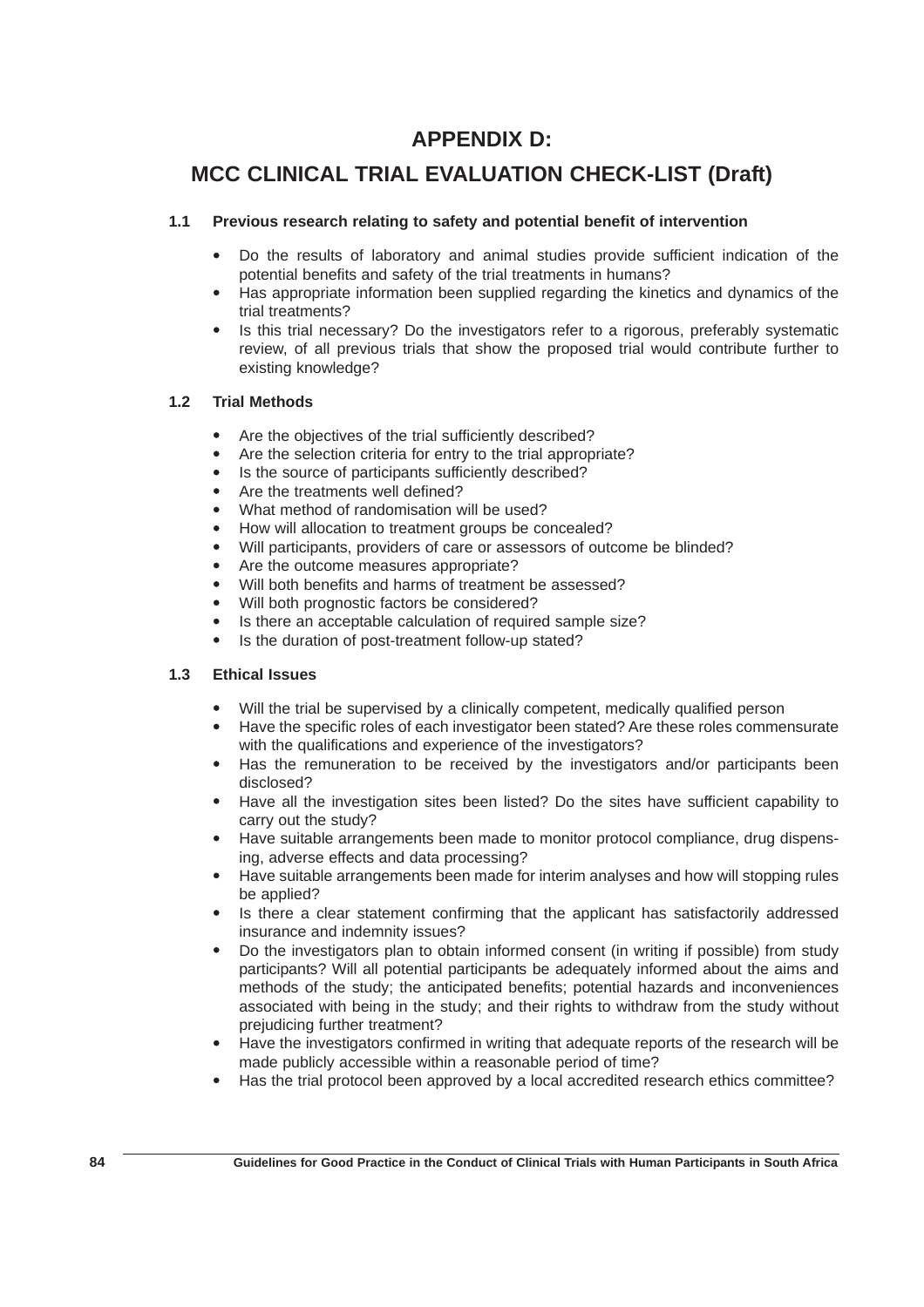# APPENDIX D:

# MCC CLINICAL TRIAL EVALUATION CHECK-LIST (Draft)

### 1.1 Previous research relating to safety and potential benefit of intervention

- Do the results of laboratory and animal studies provide sufficient indication of the potential benefits and safety of the trial treatments in humans?
- Has appropriate information been supplied regarding the kinetics and dynamics of the trial treatments?
- Is this trial necessary? Do the investigators refer to a rigorous, preferably systematic review, of all previous trials that show the proposed trial would contribute further to existing knowledge?

### 1.2 Trial Methods

- Are the objectives of the trial sufficiently described?
- Are the selection criteria for entry to the trial appropriate?
- Is the source of participants sufficiently described?
- Are the treatments well defined?
- What method of randomisation will be used?
- How will allocation to treatment groups be concealed?
- Will participants, providers of care or assessors of outcome be blinded?
- Are the outcome measures appropriate?
- Will both benefits and harms of treatment be assessed?
- Will both prognostic factors be considered?
- Is there an acceptable calculation of required sample size?
- Is the duration of post-treatment follow-up stated?

### 1.3 Ethical Issues

- Will the trial be supervised by a clinically competent, medically qualified person
- Have the specific roles of each investigator been stated? Are these roles commensurate with the qualifications and experience of the investigators?
- Has the remuneration to be received by the investigators and/or participants been disclosed?
- Have all the investigation sites been listed? Do the sites have sufficient capability to carry out the study?
- Have suitable arrangements been made to monitor protocol compliance, drug dispensing, adverse effects and data processing?
- Have suitable arrangements been made for interim analyses and how will stopping rules be applied?
- Is there a clear statement confirming that the applicant has satisfactorily addressed insurance and indemnity issues?
- Do the investigators plan to obtain informed consent (in writing if possible) from study participants? Will all potential participants be adequately informed about the aims and methods of the study; the anticipated benefits; potential hazards and inconveniences associated with being in the study; and their rights to withdraw from the study without prejudicing further treatment?
- Have the investigators confirmed in writing that adequate reports of the research will be made publicly accessible within a reasonable period of time?
- Has the trial protocol been approved by a local accredited research ethics committee?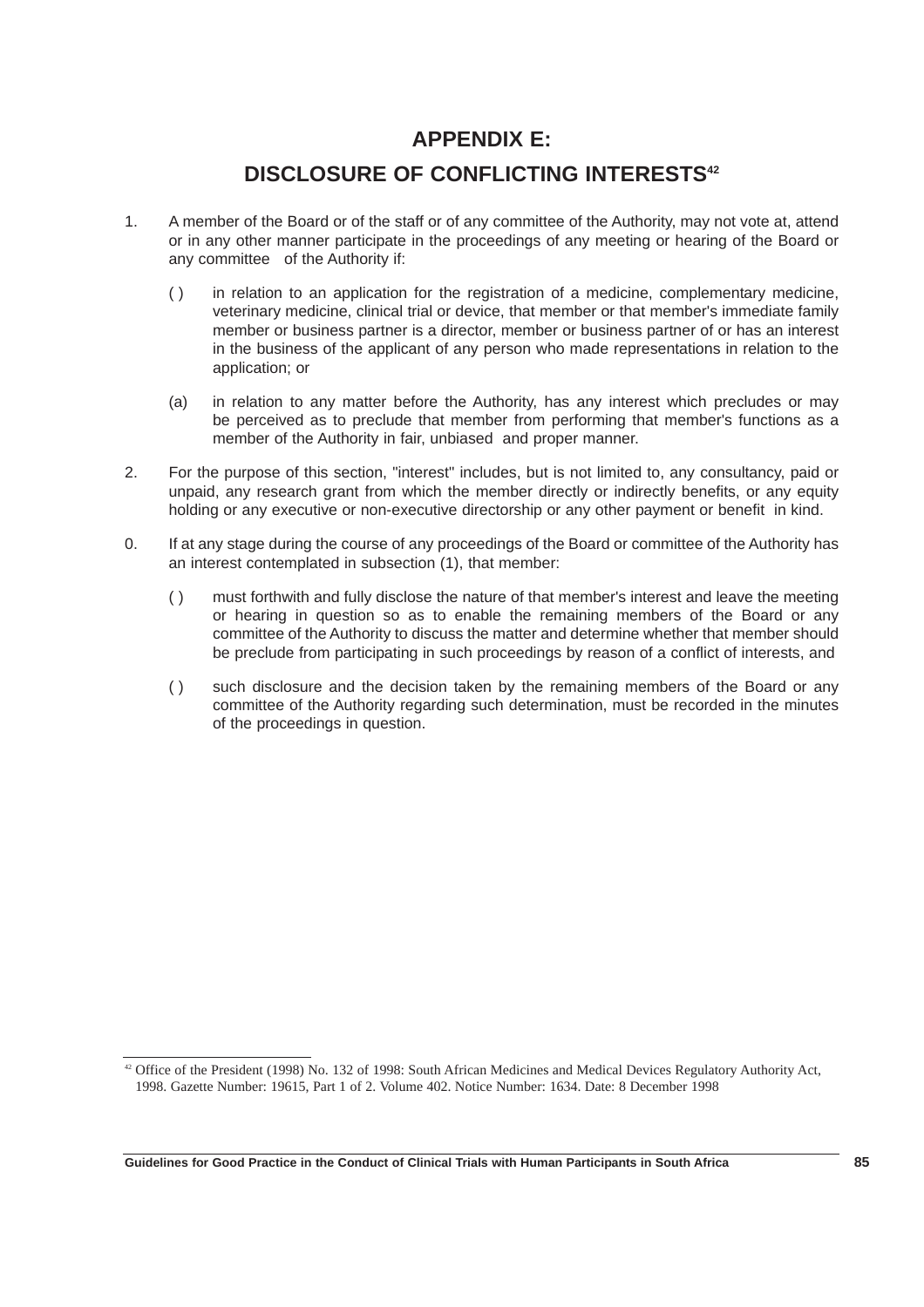# APPENDIX E:

# DISCLOSURE OF CONFLICTING INTERESTS[42]

1. A member of the Board or of the staff or of any committee of the Authority, may not vote at, attend or in any other manner participate in the proceedings of any meeting or hearing of the Board or any committee of the Authority if:

   ( ) in relation to an application for the registration of a medicine, complementary medicine, veterinary medicine, clinical trial or device, that member or that member's immediate family member or business partner is a director, member or business partner of or has an interest in the business of the applicant of any person who made representations in relation to the application; or

   (a) in relation to any matter before the Authority, has any interest which precludes or may be perceived as to preclude that member from performing that member's functions as a member of the Authority in fair, unbiased and proper manner.

2. For the purpose of this section, "interest" includes, but is not limited to, any consultancy, paid or unpaid, any research grant from which the member directly or indirectly benefits, or any equity holding or any executive or non-executive directorship or any other payment or benefit in kind.

0. If at any stage during the course of any proceedings of the Board or committee of the Authority has an interest contemplated in subsection (1), that member:

   ( ) must forthwith and fully disclose the nature of that member's interest and leave the meeting or hearing in question so as to enable the remaining members of the Board or any committee of the Authority to discuss the matter and determine whether that member should be preclude from participating in such proceedings by reason of a conflict of interests, and

   ( ) such disclosure and the decision taken by the remaining members of the Board or any committee of the Authority regarding such determination, must be recorded in the minutes of the proceedings in question.

---

[42] Office of the President (1998) No. 132 of 1998: South African Medicines and Medical Devices Regulatory Authority Act, 1998. Gazette Number: 19615, Part 1 of 2. Volume 402. Notice Number: 1634. Date: 8 December 1998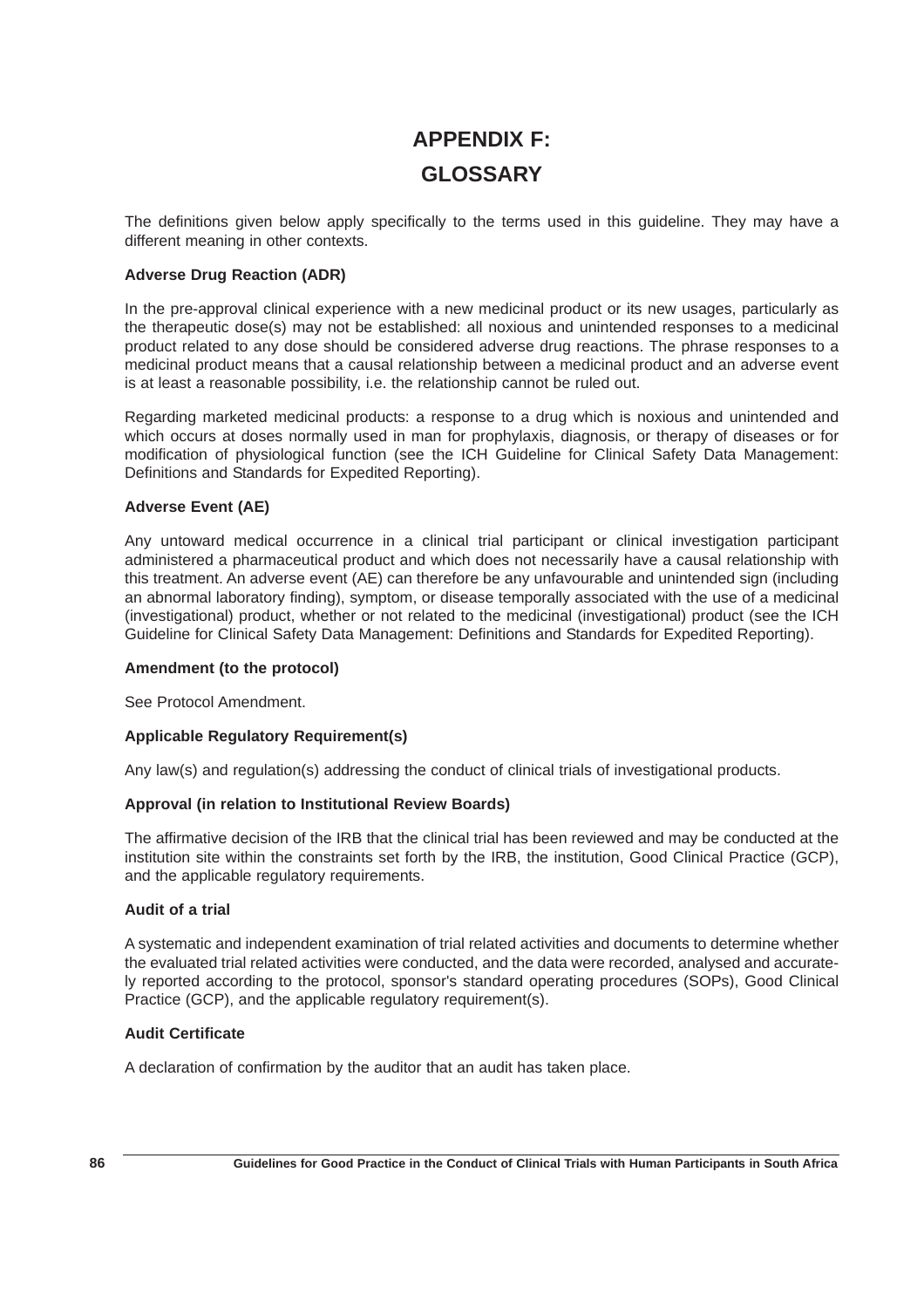# APPENDIX F:

# GLOSSARY

The definitions given below apply specifically to the terms used in this guideline. They may have a different meaning in other contexts.

**Adverse Drug Reaction (ADR)**

In the pre-approval clinical experience with a new medicinal product or its new usages, particularly as the therapeutic dose(s) may not be established: all noxious and unintended responses to a medicinal product related to any dose should be considered adverse drug reactions. The phrase responses to a medicinal product means that a causal relationship between a medicinal product and an adverse event is at least a reasonable possibility, i.e. the relationship cannot be ruled out.

Regarding marketed medicinal products: a response to a drug which is noxious and unintended and which occurs at doses normally used in man for prophylaxis, diagnosis, or therapy of diseases or for modification of physiological function (see the ICH Guideline for Clinical Safety Data Management: Definitions and Standards for Expedited Reporting).

**Adverse Event (AE)**

Any untoward medical occurrence in a clinical trial participant or clinical investigation participant administered a pharmaceutical product and which does not necessarily have a causal relationship with this treatment. An adverse event (AE) can therefore be any unfavourable and unintended sign (including an abnormal laboratory finding), symptom, or disease temporally associated with the use of a medicinal (investigational) product, whether or not related to the medicinal (investigational) product (see the ICH Guideline for Clinical Safety Data Management: Definitions and Standards for Expedited Reporting).

**Amendment (to the protocol)**

See Protocol Amendment.

**Applicable Regulatory Requirement(s)**

Any law(s) and regulation(s) addressing the conduct of clinical trials of investigational products.

**Approval (in relation to Institutional Review Boards)**

The affirmative decision of the IRB that the clinical trial has been reviewed and may be conducted at the institution site within the constraints set forth by the IRB, the institution, Good Clinical Practice (GCP), and the applicable regulatory requirements.

**Audit of a trial**

A systematic and independent examination of trial related activities and documents to determine whether the evaluated trial related activities were conducted, and the data were recorded, analysed and accurately reported according to the protocol, sponsor's standard operating procedures (SOPs), Good Clinical Practice (GCP), and the applicable regulatory requirement(s).

**Audit Certificate**

A declaration of confirmation by the auditor that an audit has taken place.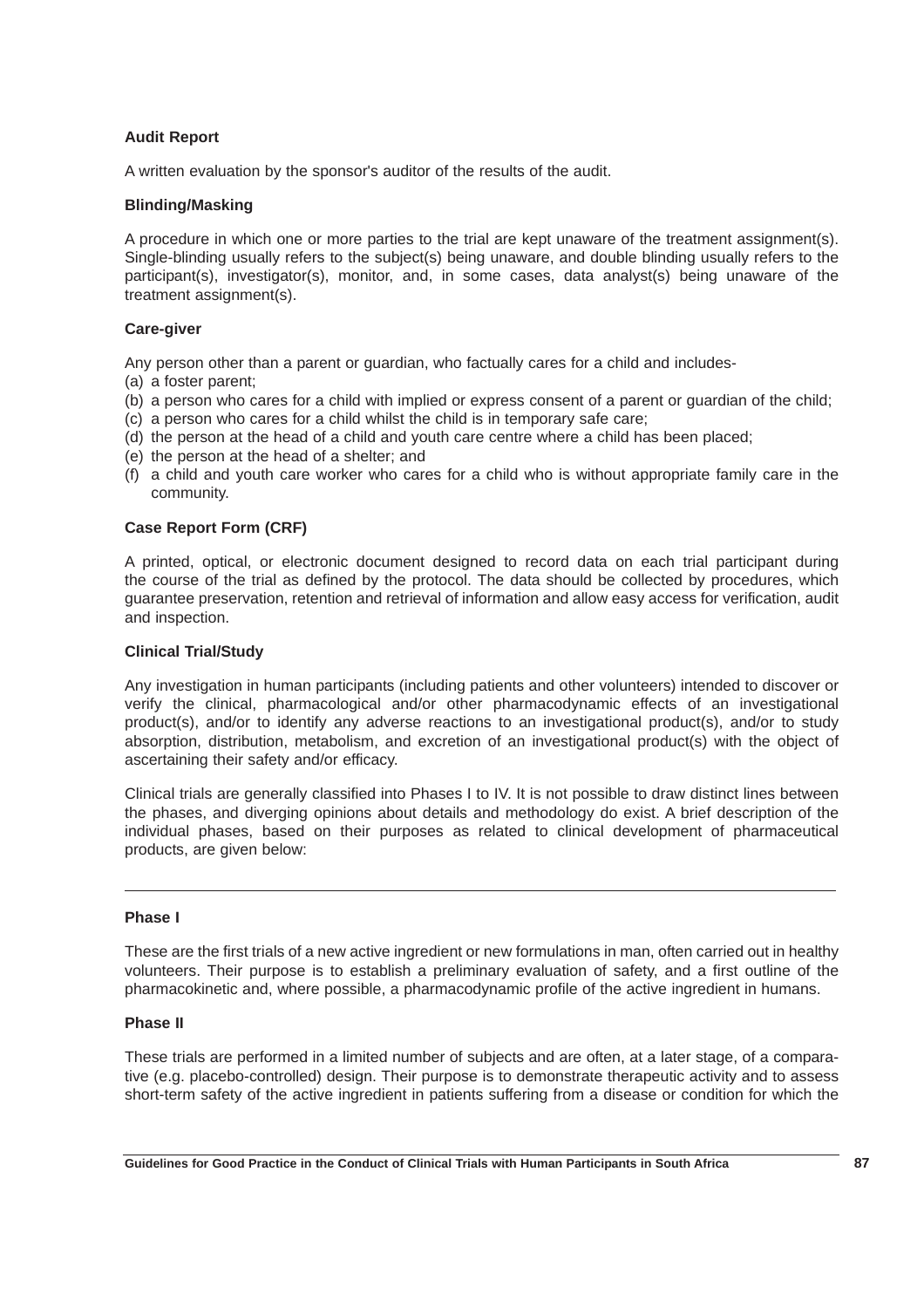**Audit Report**

A written evaluation by the sponsor's auditor of the results of the audit.

**Blinding/Masking**

A procedure in which one or more parties to the trial are kept unaware of the treatment assignment(s). Single-blinding usually refers to the subject(s) being unaware, and double blinding usually refers to the participant(s), investigator(s), monitor, and, in some cases, data analyst(s) being unaware of the treatment assignment(s).

**Care-giver**

Any person other than a parent or guardian, who factually cares for a child and includes-

(a) a foster parent;
(b) a person who cares for a child with implied or express consent of a parent or guardian of the child;
(c) a person who cares for a child whilst the child is in temporary safe care;
(d) the person at the head of a child and youth care centre where a child has been placed;
(e) the person at the head of a shelter; and
(f) a child and youth care worker who cares for a child who is without appropriate family care in the community.

**Case Report Form (CRF)**

A printed, optical, or electronic document designed to record data on each trial participant during the course of the trial as defined by the protocol. The data should be collected by procedures, which guarantee preservation, retention and retrieval of information and allow easy access for verification, audit and inspection.

**Clinical Trial/Study**

Any investigation in human participants (including patients and other volunteers) intended to discover or verify the clinical, pharmacological and/or other pharmacodynamic effects of an investigational product(s), and/or to identify any adverse reactions to an investigational product(s), and/or to study absorption, distribution, metabolism, and excretion of an investigational product(s) with the object of ascertaining their safety and/or efficacy.

Clinical trials are generally classified into Phases I to IV. It is not possible to draw distinct lines between the phases, and diverging opinions about details and methodology do exist. A brief description of the individual phases, based on their purposes as related to clinical development of pharmaceutical products, are given below:

---

**Phase I**

These are the first trials of a new active ingredient or new formulations in man, often carried out in healthy volunteers. Their purpose is to establish a preliminary evaluation of safety, and a first outline of the pharmacokinetic and, where possible, a pharmacodynamic profile of the active ingredient in humans.

**Phase II**

These trials are performed in a limited number of subjects and are often, at a later stage, of a comparative (e.g. placebo-controlled) design. Their purpose is to demonstrate therapeutic activity and to assess short-term safety of the active ingredient in patients suffering from a disease or condition for which the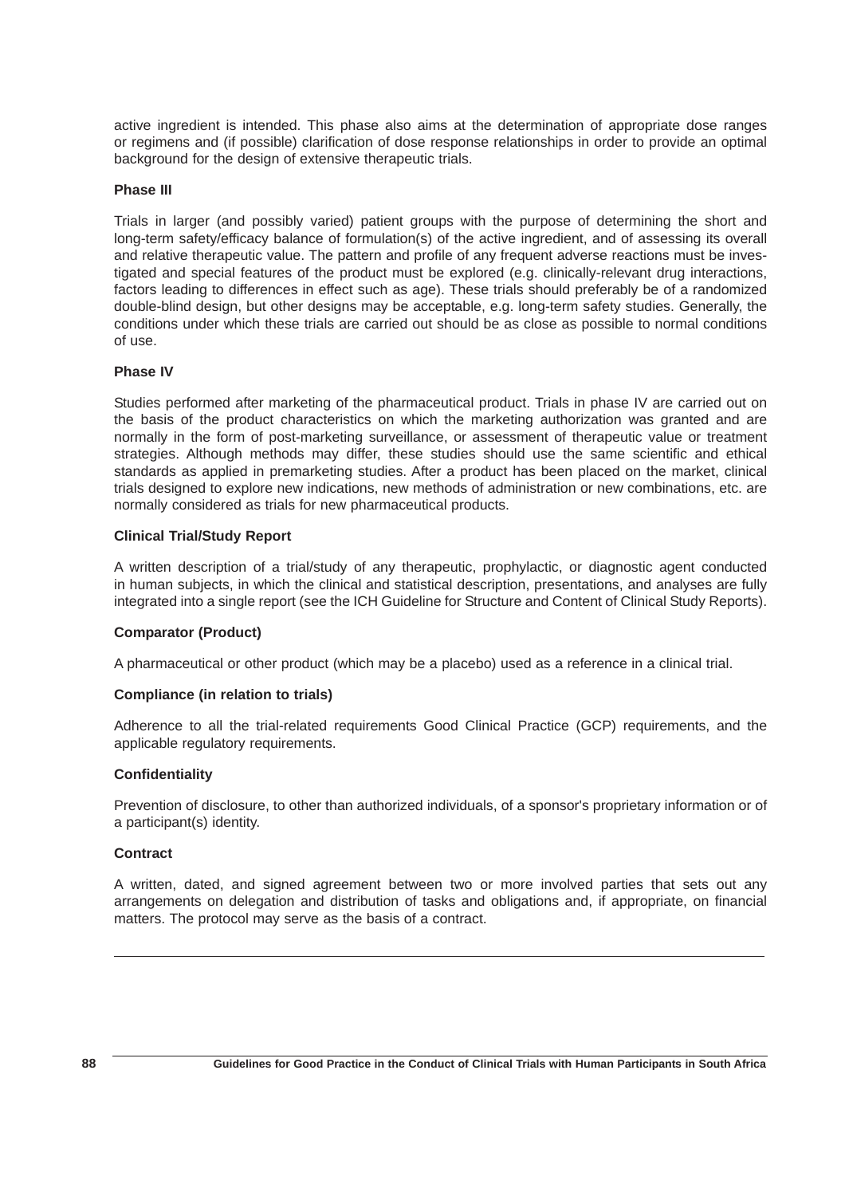active ingredient is intended. This phase also aims at the determination of appropriate dose ranges or regimens and (if possible) clarification of dose response relationships in order to provide an optimal background for the design of extensive therapeutic trials.

**Phase III**

Trials in larger (and possibly varied) patient groups with the purpose of determining the short and long-term safety/efficacy balance of formulation(s) of the active ingredient, and of assessing its overall and relative therapeutic value. The pattern and profile of any frequent adverse reactions must be investigated and special features of the product must be explored (e.g. clinically-relevant drug interactions, factors leading to differences in effect such as age). These trials should preferably be of a randomized double-blind design, but other designs may be acceptable, e.g. long-term safety studies. Generally, the conditions under which these trials are carried out should be as close as possible to normal conditions of use.

**Phase IV**

Studies performed after marketing of the pharmaceutical product. Trials in phase IV are carried out on the basis of the product characteristics on which the marketing authorization was granted and are normally in the form of post-marketing surveillance, or assessment of therapeutic value or treatment strategies. Although methods may differ, these studies should use the same scientific and ethical standards as applied in premarketing studies. After a product has been placed on the market, clinical trials designed to explore new indications, new methods of administration or new combinations, etc. are normally considered as trials for new pharmaceutical products.

**Clinical Trial/Study Report**

A written description of a trial/study of any therapeutic, prophylactic, or diagnostic agent conducted in human subjects, in which the clinical and statistical description, presentations, and analyses are fully integrated into a single report (see the ICH Guideline for Structure and Content of Clinical Study Reports).

**Comparator (Product)**

A pharmaceutical or other product (which may be a placebo) used as a reference in a clinical trial.

**Compliance (in relation to trials)**

Adherence to all the trial-related requirements Good Clinical Practice (GCP) requirements, and the applicable regulatory requirements.

**Confidentiality**

Prevention of disclosure, to other than authorized individuals, of a sponsor's proprietary information or of a participant(s) identity.

**Contract**

A written, dated, and signed agreement between two or more involved parties that sets out any arrangements on delegation and distribution of tasks and obligations and, if appropriate, on financial matters. The protocol may serve as the basis of a contract.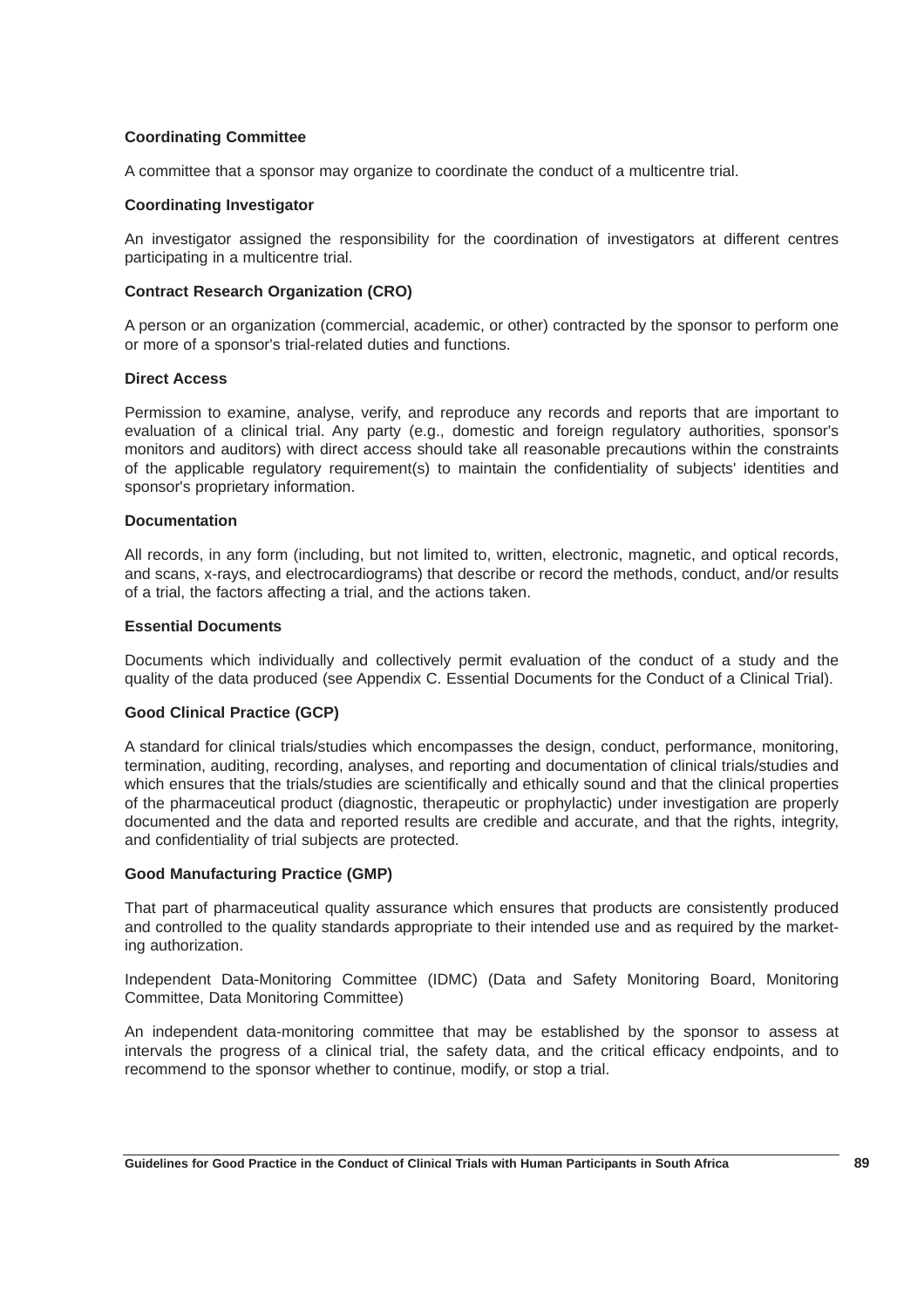**Coordinating Committee**

A committee that a sponsor may organize to coordinate the conduct of a multicentre trial.

**Coordinating Investigator**

An investigator assigned the responsibility for the coordination of investigators at different centres participating in a multicentre trial.

**Contract Research Organization (CRO)**

A person or an organization (commercial, academic, or other) contracted by the sponsor to perform one or more of a sponsor's trial-related duties and functions.

**Direct Access**

Permission to examine, analyse, verify, and reproduce any records and reports that are important to evaluation of a clinical trial. Any party (e.g., domestic and foreign regulatory authorities, sponsor's monitors and auditors) with direct access should take all reasonable precautions within the constraints of the applicable regulatory requirement(s) to maintain the confidentiality of subjects' identities and sponsor's proprietary information.

**Documentation**

All records, in any form (including, but not limited to, written, electronic, magnetic, and optical records, and scans, x-rays, and electrocardiograms) that describe or record the methods, conduct, and/or results of a trial, the factors affecting a trial, and the actions taken.

**Essential Documents**

Documents which individually and collectively permit evaluation of the conduct of a study and the quality of the data produced (see Appendix C. Essential Documents for the Conduct of a Clinical Trial).

**Good Clinical Practice (GCP)**

A standard for clinical trials/studies which encompasses the design, conduct, performance, monitoring, termination, auditing, recording, analyses, and reporting and documentation of clinical trials/studies and which ensures that the trials/studies are scientifically and ethically sound and that the clinical properties of the pharmaceutical product (diagnostic, therapeutic or prophylactic) under investigation are properly documented and the data and reported results are credible and accurate, and that the rights, integrity, and confidentiality of trial subjects are protected.

**Good Manufacturing Practice (GMP)**

That part of pharmaceutical quality assurance which ensures that products are consistently produced and controlled to the quality standards appropriate to their intended use and as required by the marketing authorization.

Independent Data-Monitoring Committee (IDMC) (Data and Safety Monitoring Board, Monitoring Committee, Data Monitoring Committee)

An independent data-monitoring committee that may be established by the sponsor to assess at intervals the progress of a clinical trial, the safety data, and the critical efficacy endpoints, and to recommend to the sponsor whether to continue, modify, or stop a trial.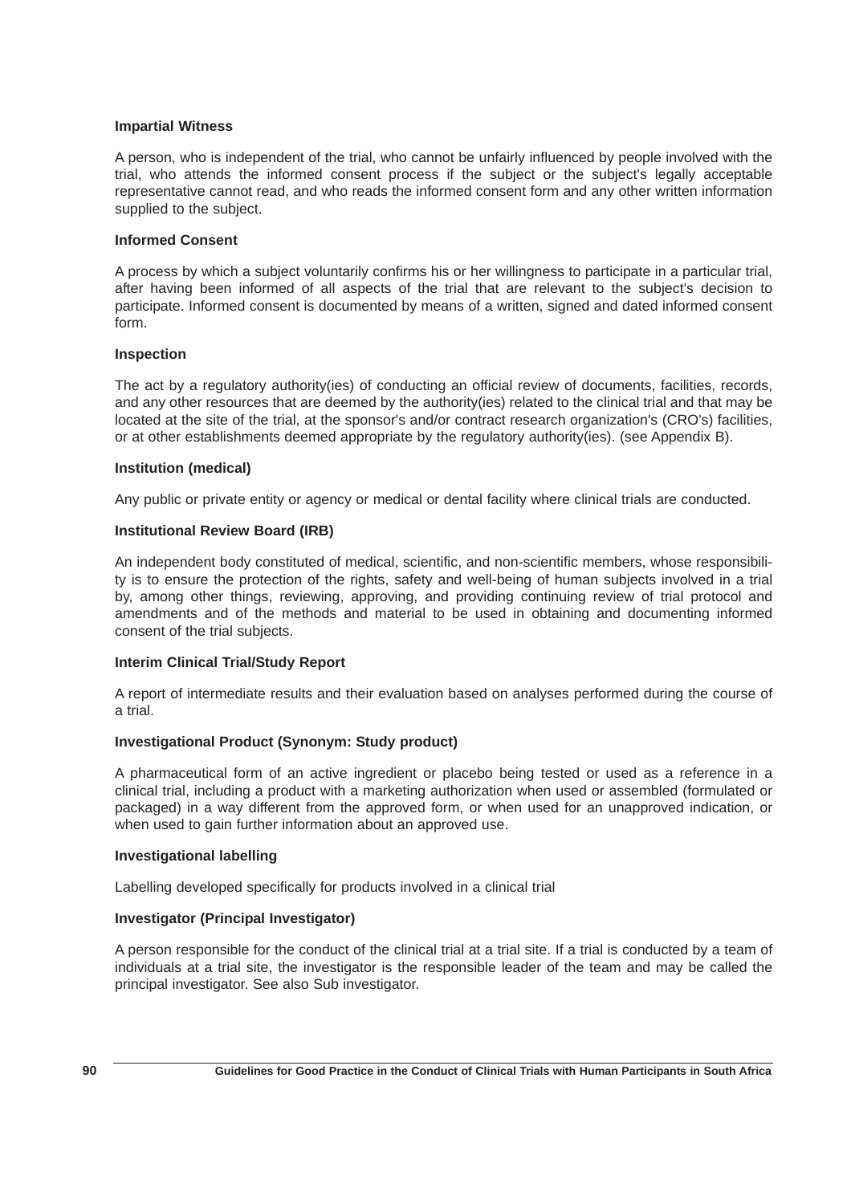**Impartial Witness**

A person, who is independent of the trial, who cannot be unfairly influenced by people involved with the trial, who attends the informed consent process if the subject or the subject's legally acceptable representative cannot read, and who reads the informed consent form and any other written information supplied to the subject.

**Informed Consent**

A process by which a subject voluntarily confirms his or her willingness to participate in a particular trial, after having been informed of all aspects of the trial that are relevant to the subject's decision to participate. Informed consent is documented by means of a written, signed and dated informed consent form.

**Inspection**

The act by a regulatory authority(ies) of conducting an official review of documents, facilities, records, and any other resources that are deemed by the authority(ies) related to the clinical trial and that may be located at the site of the trial, at the sponsor's and/or contract research organization's (CRO's) facilities, or at other establishments deemed appropriate by the regulatory authority(ies). (see Appendix B).

**Institution (medical)**

Any public or private entity or agency or medical or dental facility where clinical trials are conducted.

**Institutional Review Board (IRB)**

An independent body constituted of medical, scientific, and non-scientific members, whose responsibility is to ensure the protection of the rights, safety and well-being of human subjects involved in a trial by, among other things, reviewing, approving, and providing continuing review of trial protocol and amendments and of the methods and material to be used in obtaining and documenting informed consent of the trial subjects.

**Interim Clinical Trial/Study Report**

A report of intermediate results and their evaluation based on analyses performed during the course of a trial.

**Investigational Product (Synonym: Study product)**

A pharmaceutical form of an active ingredient or placebo being tested or used as a reference in a clinical trial, including a product with a marketing authorization when used or assembled (formulated or packaged) in a way different from the approved form, or when used for an unapproved indication, or when used to gain further information about an approved use.

**Investigational labelling**

Labelling developed specifically for products involved in a clinical trial

**Investigator (Principal Investigator)**

A person responsible for the conduct of the clinical trial at a trial site. If a trial is conducted by a team of individuals at a trial site, the investigator is the responsible leader of the team and may be called the principal investigator. See also Sub investigator.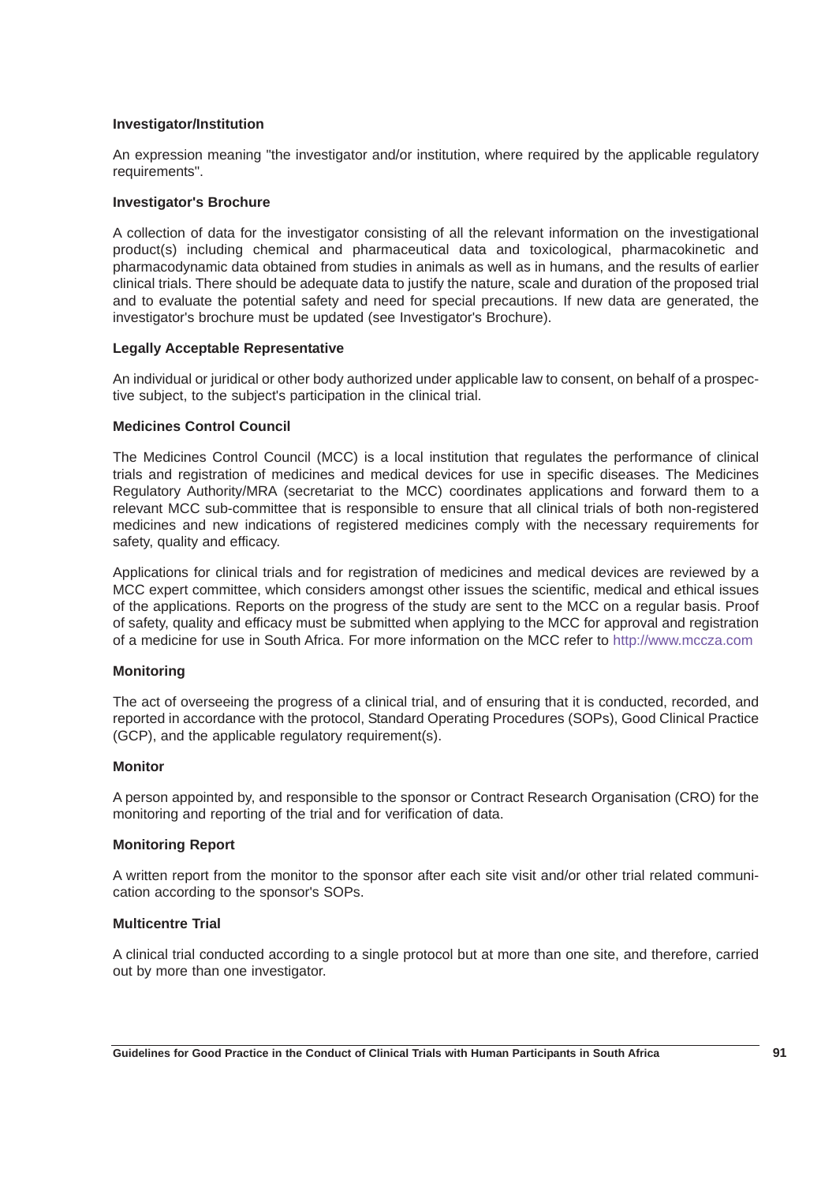**Investigator/Institution**

An expression meaning "the investigator and/or institution, where required by the applicable regulatory requirements".

**Investigator's Brochure**

A collection of data for the investigator consisting of all the relevant information on the investigational product(s) including chemical and pharmaceutical data and toxicological, pharmacokinetic and pharmacodynamic data obtained from studies in animals as well as in humans, and the results of earlier clinical trials. There should be adequate data to justify the nature, scale and duration of the proposed trial and to evaluate the potential safety and need for special precautions. If new data are generated, the investigator's brochure must be updated (see Investigator's Brochure).

**Legally Acceptable Representative**

An individual or juridical or other body authorized under applicable law to consent, on behalf of a prospective subject, to the subject's participation in the clinical trial.

**Medicines Control Council**

The Medicines Control Council (MCC) is a local institution that regulates the performance of clinical trials and registration of medicines and medical devices for use in specific diseases. The Medicines Regulatory Authority/MRA (secretariat to the MCC) coordinates applications and forward them to a relevant MCC sub-committee that is responsible to ensure that all clinical trials of both non-registered medicines and new indications of registered medicines comply with the necessary requirements for safety, quality and efficacy.

Applications for clinical trials and for registration of medicines and medical devices are reviewed by a MCC expert committee, which considers amongst other issues the scientific, medical and ethical issues of the applications. Reports on the progress of the study are sent to the MCC on a regular basis. Proof of safety, quality and efficacy must be submitted when applying to the MCC for approval and registration of a medicine for use in South Africa. For more information on the MCC refer to http://www.mccza.com

**Monitoring**

The act of overseeing the progress of a clinical trial, and of ensuring that it is conducted, recorded, and reported in accordance with the protocol, Standard Operating Procedures (SOPs), Good Clinical Practice (GCP), and the applicable regulatory requirement(s).

**Monitor**

A person appointed by, and responsible to the sponsor or Contract Research Organisation (CRO) for the monitoring and reporting of the trial and for verification of data.

**Monitoring Report**

A written report from the monitor to the sponsor after each site visit and/or other trial related communication according to the sponsor's SOPs.

**Multicentre Trial**

A clinical trial conducted according to a single protocol but at more than one site, and therefore, carried out by more than one investigator.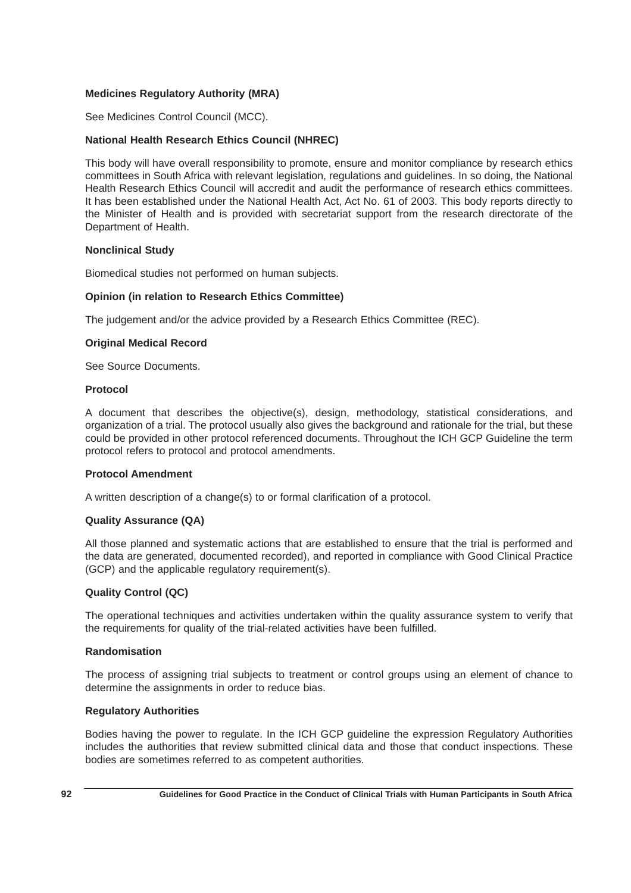**Medicines Regulatory Authority (MRA)**

See Medicines Control Council (MCC).

**National Health Research Ethics Council (NHREC)**

This body will have overall responsibility to promote, ensure and monitor compliance by research ethics committees in South Africa with relevant legislation, regulations and guidelines. In so doing, the National Health Research Ethics Council will accredit and audit the performance of research ethics committees. It has been established under the National Health Act, Act No. 61 of 2003. This body reports directly to the Minister of Health and is provided with secretariat support from the research directorate of the Department of Health.

**Nonclinical Study**

Biomedical studies not performed on human subjects.

**Opinion (in relation to Research Ethics Committee)**

The judgement and/or the advice provided by a Research Ethics Committee (REC).

**Original Medical Record**

See Source Documents.

**Protocol**

A document that describes the objective(s), design, methodology, statistical considerations, and organization of a trial. The protocol usually also gives the background and rationale for the trial, but these could be provided in other protocol referenced documents. Throughout the ICH GCP Guideline the term protocol refers to protocol and protocol amendments.

**Protocol Amendment**

A written description of a change(s) to or formal clarification of a protocol.

**Quality Assurance (QA)**

All those planned and systematic actions that are established to ensure that the trial is performed and the data are generated, documented recorded), and reported in compliance with Good Clinical Practice (GCP) and the applicable regulatory requirement(s).

**Quality Control (QC)**

The operational techniques and activities undertaken within the quality assurance system to verify that the requirements for quality of the trial-related activities have been fulfilled.

**Randomisation**

The process of assigning trial subjects to treatment or control groups using an element of chance to determine the assignments in order to reduce bias.

**Regulatory Authorities**

Bodies having the power to regulate. In the ICH GCP guideline the expression Regulatory Authorities includes the authorities that review submitted clinical data and those that conduct inspections. These bodies are sometimes referred to as competent authorities.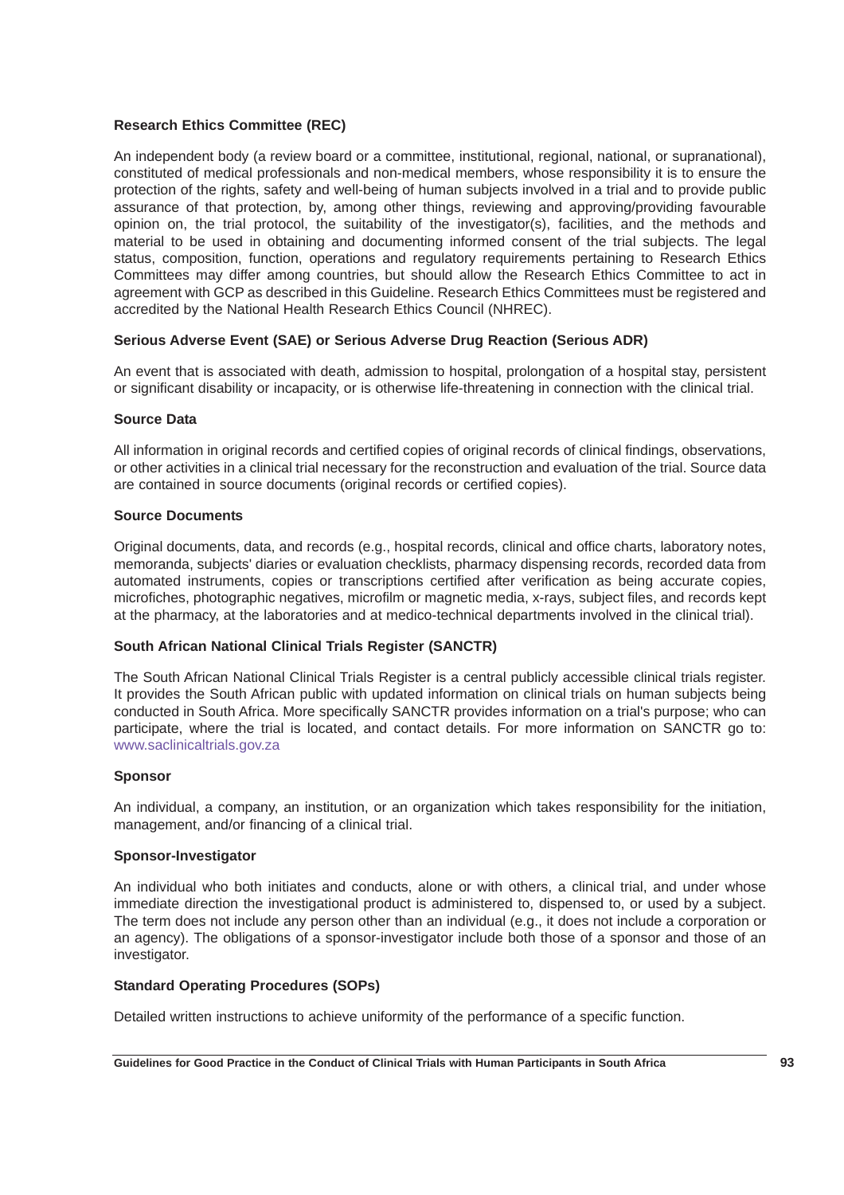**Research Ethics Committee (REC)**

An independent body (a review board or a committee, institutional, regional, national, or supranational), constituted of medical professionals and non-medical members, whose responsibility it is to ensure the protection of the rights, safety and well-being of human subjects involved in a trial and to provide public assurance of that protection, by, among other things, reviewing and approving/providing favourable opinion on, the trial protocol, the suitability of the investigator(s), facilities, and the methods and material to be used in obtaining and documenting informed consent of the trial subjects. The legal status, composition, function, operations and regulatory requirements pertaining to Research Ethics Committees may differ among countries, but should allow the Research Ethics Committee to act in agreement with GCP as described in this Guideline. Research Ethics Committees must be registered and accredited by the National Health Research Ethics Council (NHREC).

**Serious Adverse Event (SAE) or Serious Adverse Drug Reaction (Serious ADR)**

An event that is associated with death, admission to hospital, prolongation of a hospital stay, persistent or significant disability or incapacity, or is otherwise life-threatening in connection with the clinical trial.

**Source Data**

All information in original records and certified copies of original records of clinical findings, observations, or other activities in a clinical trial necessary for the reconstruction and evaluation of the trial. Source data are contained in source documents (original records or certified copies).

**Source Documents**

Original documents, data, and records (e.g., hospital records, clinical and office charts, laboratory notes, memoranda, subjects' diaries or evaluation checklists, pharmacy dispensing records, recorded data from automated instruments, copies or transcriptions certified after verification as being accurate copies, microfiches, photographic negatives, microfilm or magnetic media, x-rays, subject files, and records kept at the pharmacy, at the laboratories and at medico-technical departments involved in the clinical trial).

**South African National Clinical Trials Register (SANCTR)**

The South African National Clinical Trials Register is a central publicly accessible clinical trials register. It provides the South African public with updated information on clinical trials on human subjects being conducted in South Africa. More specifically SANCTR provides information on a trial's purpose; who can participate, where the trial is located, and contact details. For more information on SANCTR go to: www.saclinicaltrials.gov.za

**Sponsor**

An individual, a company, an institution, or an organization which takes responsibility for the initiation, management, and/or financing of a clinical trial.

**Sponsor-Investigator**

An individual who both initiates and conducts, alone or with others, a clinical trial, and under whose immediate direction the investigational product is administered to, dispensed to, or used by a subject. The term does not include any person other than an individual (e.g., it does not include a corporation or an agency). The obligations of a sponsor-investigator include both those of a sponsor and those of an investigator.

**Standard Operating Procedures (SOPs)**

Detailed written instructions to achieve uniformity of the performance of a specific function.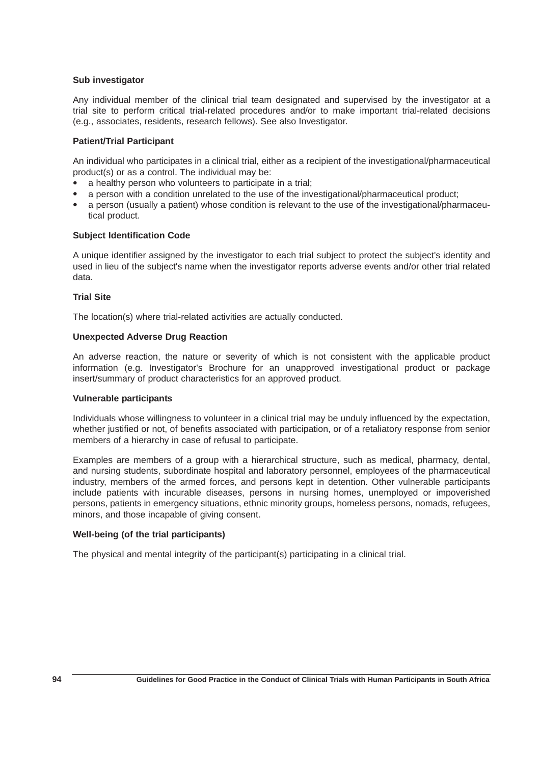**Sub investigator**

Any individual member of the clinical trial team designated and supervised by the investigator at a trial site to perform critical trial-related procedures and/or to make important trial-related decisions (e.g., associates, residents, research fellows). See also Investigator.

**Patient/Trial Participant**

An individual who participates in a clinical trial, either as a recipient of the investigational/pharmaceutical product(s) or as a control. The individual may be:

- a healthy person who volunteers to participate in a trial;
- a person with a condition unrelated to the use of the investigational/pharmaceutical product;
- a person (usually a patient) whose condition is relevant to the use of the investigational/pharmaceutical product.

**Subject Identification Code**

A unique identifier assigned by the investigator to each trial subject to protect the subject's identity and used in lieu of the subject's name when the investigator reports adverse events and/or other trial related data.

**Trial Site**

The location(s) where trial-related activities are actually conducted.

**Unexpected Adverse Drug Reaction**

An adverse reaction, the nature or severity of which is not consistent with the applicable product information (e.g. Investigator's Brochure for an unapproved investigational product or package insert/summary of product characteristics for an approved product.

**Vulnerable participants**

Individuals whose willingness to volunteer in a clinical trial may be unduly influenced by the expectation, whether justified or not, of benefits associated with participation, or of a retaliatory response from senior members of a hierarchy in case of refusal to participate.

Examples are members of a group with a hierarchical structure, such as medical, pharmacy, dental, and nursing students, subordinate hospital and laboratory personnel, employees of the pharmaceutical industry, members of the armed forces, and persons kept in detention. Other vulnerable participants include patients with incurable diseases, persons in nursing homes, unemployed or impoverished persons, patients in emergency situations, ethnic minority groups, homeless persons, nomads, refugees, minors, and those incapable of giving consent.

**Well-being (of the trial participants)**

The physical and mental integrity of the participant(s) participating in a clinical trial.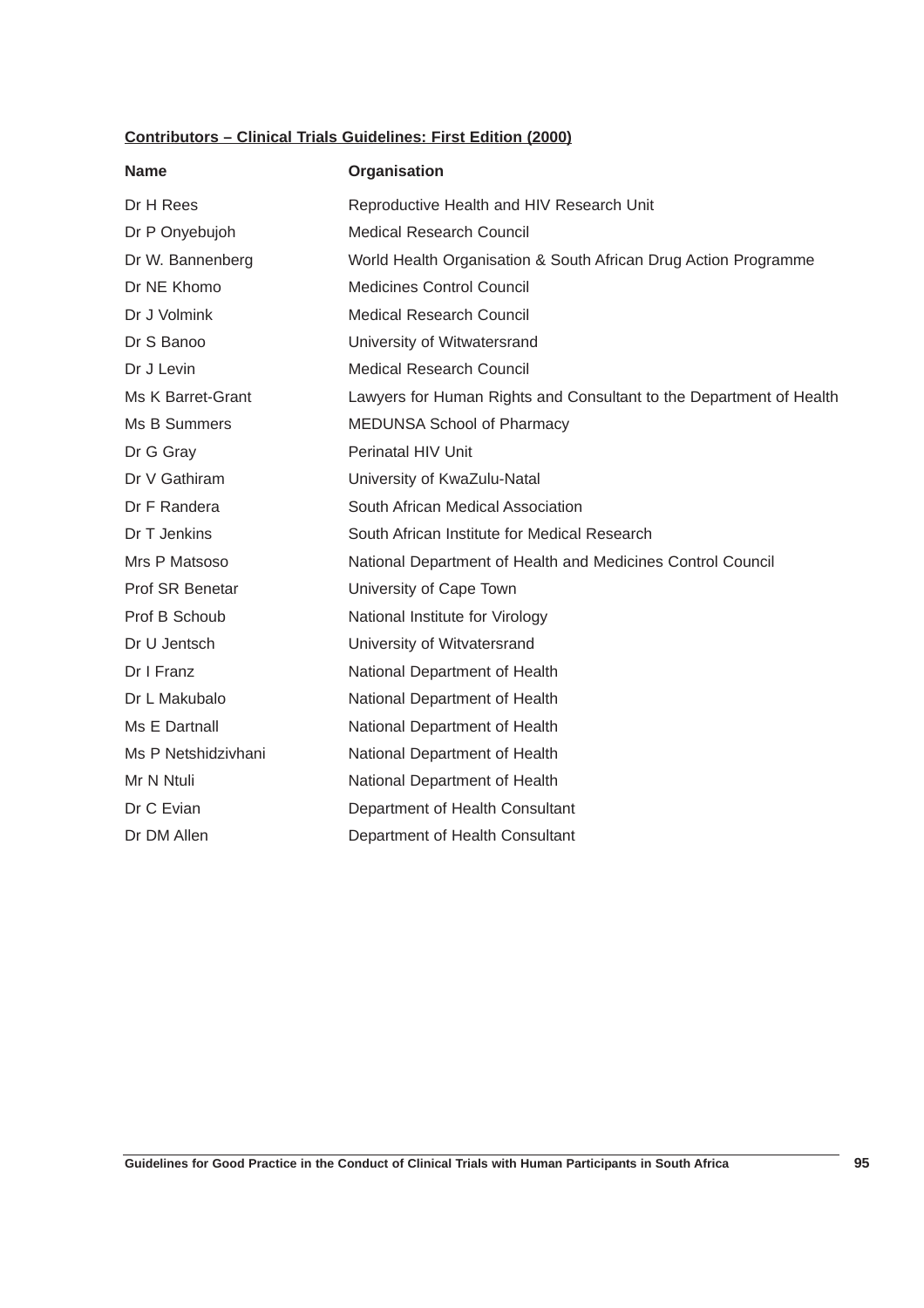**<u>Contributors – Clinical Trials Guidelines: First Edition (2000)</u>**

| Name | Organisation |
|---|---|
| Dr H Rees | Reproductive Health and HIV Research Unit |
| Dr P Onyebujoh | Medical Research Council |
| Dr W. Bannenberg | World Health Organisation & South African Drug Action Programme |
| Dr NE Khomo | Medicines Control Council |
| Dr J Volmink | Medical Research Council |
| Dr S Banoo | University of Witwatersrand |
| Dr J Levin | Medical Research Council |
| Ms K Barret-Grant | Lawyers for Human Rights and Consultant to the Department of Health |
| Ms B Summers | MEDUNSA School of Pharmacy |
| Dr G Gray | Perinatal HIV Unit |
| Dr V Gathiram | University of KwaZulu-Natal |
| Dr F Randera | South African Medical Association |
| Dr T Jenkins | South African Institute for Medical Research |
| Mrs P Matsoso | National Department of Health and Medicines Control Council |
| Prof SR Benetar | University of Cape Town |
| Prof B Schoub | National Institute for Virology |
| Dr U Jentsch | University of Witvatersrand |
| Dr I Franz | National Department of Health |
| Dr L Makubalo | National Department of Health |
| Ms E Dartnall | National Department of Health |
| Ms P Netshidzivhani | National Department of Health |
| Mr N Ntuli | National Department of Health |
| Dr C Evian | Department of Health Consultant |
| Dr DM Allen | Department of Health Consultant |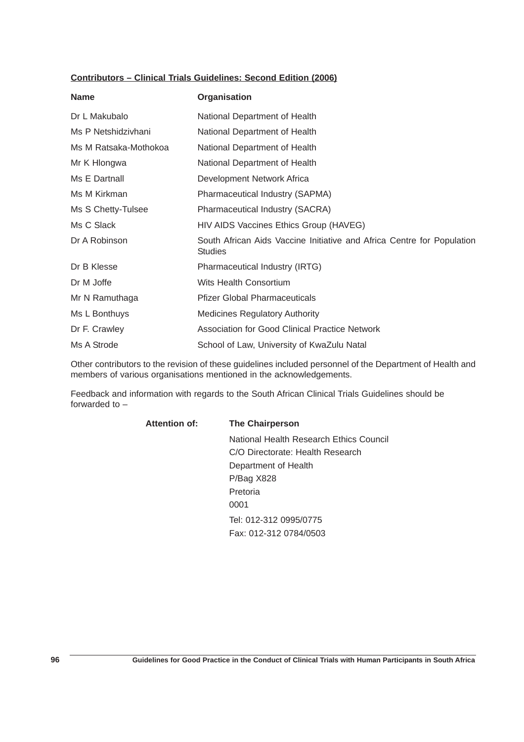**Contributors – Clinical Trials Guidelines: Second Edition (2006)**

| Name | Organisation |
|---|---|
| Dr L Makubalo | National Department of Health |
| Ms P Netshidzivhani | National Department of Health |
| Ms M Ratsaka-Mothokoa | National Department of Health |
| Mr K Hlongwa | National Department of Health |
| Ms E Dartnall | Development Network Africa |
| Ms M Kirkman | Pharmaceutical Industry (SAPMA) |
| Ms S Chetty-Tulsee | Pharmaceutical Industry (SACRA) |
| Ms C Slack | HIV AIDS Vaccines Ethics Group (HAVEG) |
| Dr A Robinson | South African Aids Vaccine Initiative and Africa Centre for Population Studies |
| Dr B Klesse | Pharmaceutical Industry (IRTG) |
| Dr M Joffe | Wits Health Consortium |
| Mr N Ramuthaga | Pfizer Global Pharmaceuticals |
| Ms L Bonthuys | Medicines Regulatory Authority |
| Dr F. Crawley | Association for Good Clinical Practice Network |
| Ms A Strode | School of Law, University of KwaZulu Natal |

Other contributors to the revision of these guidelines included personnel of the Department of Health and members of various organisations mentioned in the acknowledgements.

Feedback and information with regards to the South African Clinical Trials Guidelines should be forwarded to –

**Attention of:** **The Chairperson**

National Health Research Ethics Council
C/O Directorate: Health Research
Department of Health
P/Bag X828
Pretoria
0001

Tel: 012-312 0995/0775
Fax: 012-312 0784/0503